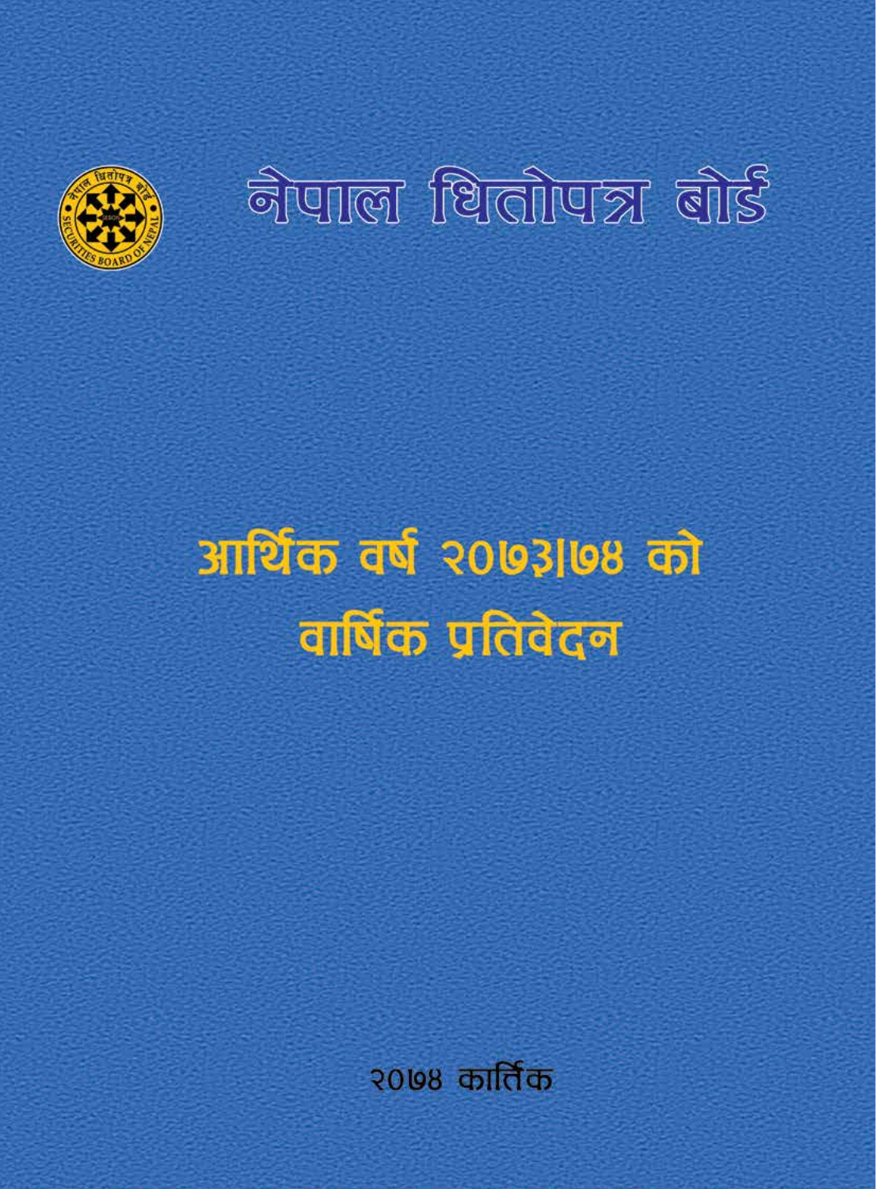# नेपाल धितोपत्र बोर्ड

# आर्थिक वर्ष २०७३।७४ को वार्षिक प्रतिवेदन

२०७४ कार्तिक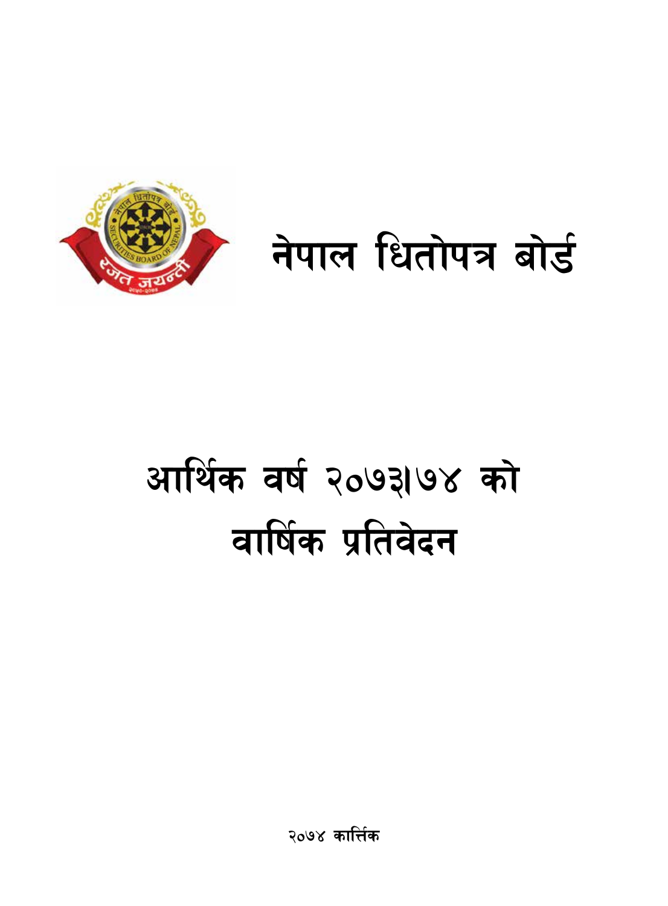# नेपाल धितोपत्र बोर्ड

# आर्थिक वर्ष २०७३।७४ को वार्षिक प्रतिवेदन

**२०७४ कार्तिक**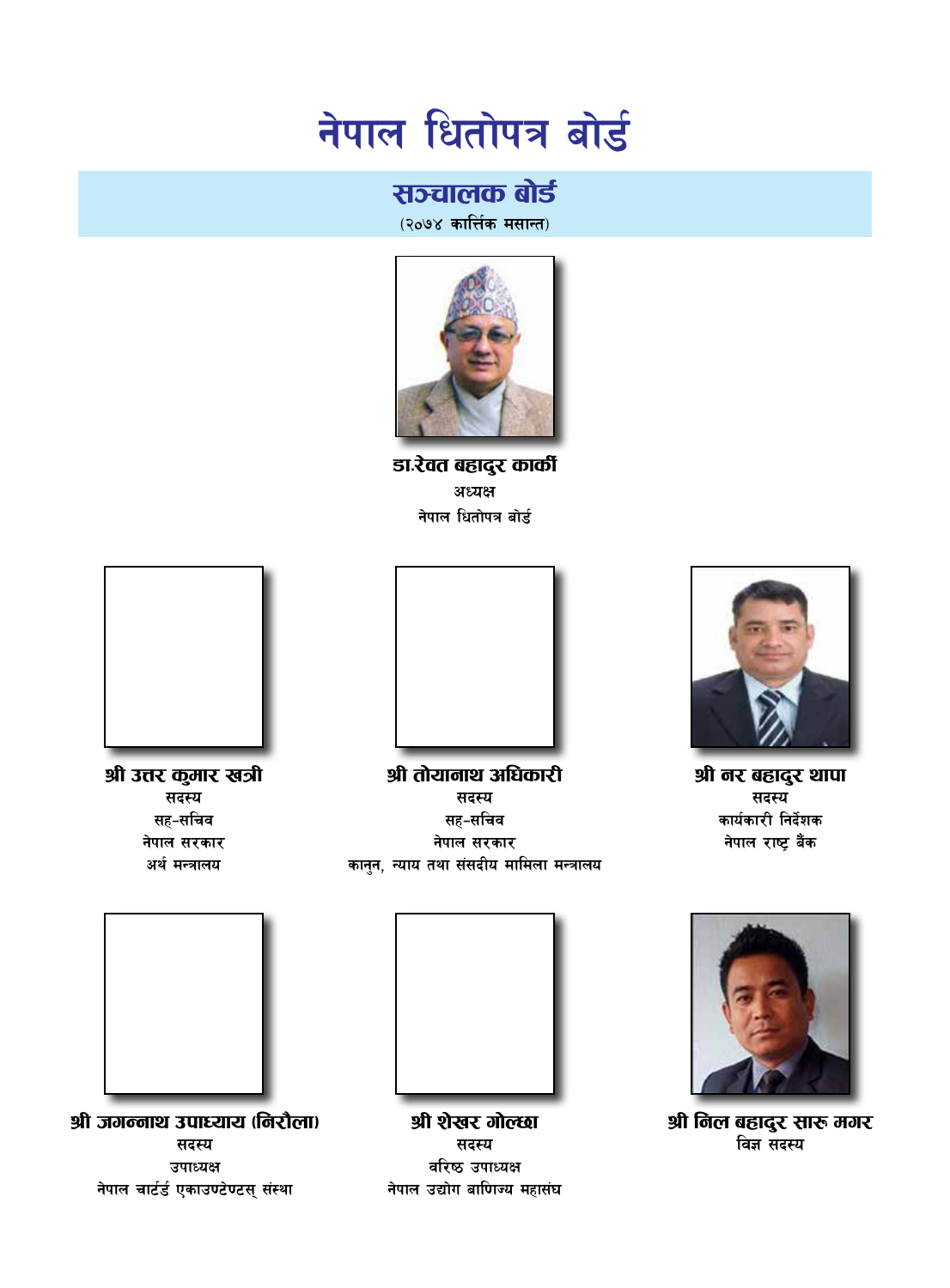# नेपाल धितोपत्र बोर्ड

## सञ्चालक बोर्ड

(२०७४ कार्त्तिक मसान्त)

**डा.रेवत बहादुर कार्की**
अध्यक्ष
नेपाल धितोपत्र बोर्ड

**श्री उत्तर कुमार खत्री**
सदस्य
सह-सचिव
नेपाल सरकार
अर्थ मन्त्रालय

**श्री तोयानाथ अधिकारी**
सदस्य
सह-सचिव
नेपाल सरकार
कानुन, न्याय तथा संसदीय मामिला मन्त्रालय

**श्री नर बहादुर थापा**
सदस्य
कार्यकारी निर्देशक
नेपाल राष्ट्र बैंक

**श्री जगन्नाथ उपाध्याय (निरौला)**
सदस्य
उपाध्यक्ष
नेपाल चार्टर्ड एकाउण्टेण्टस् संस्था

**श्री शेखर गोल्छा**
सदस्य
वरिष्ठ उपाध्यक्ष
नेपाल उद्योग बाणिज्य महासंघ

**श्री निल बहादुर सारु मगर**
विज्ञ सदस्य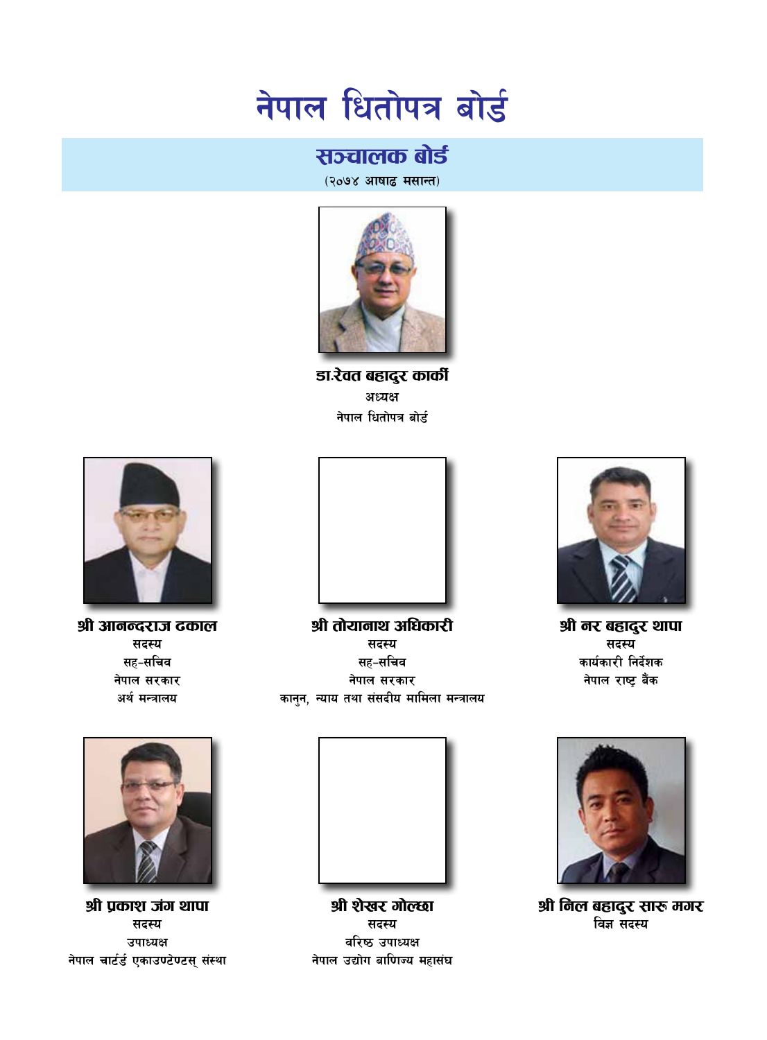# नेपाल धितोपत्र बोर्ड

## सञ्चालक बोर्ड

(२०७४ आषाढ मसान्त)

**डा.रेवत बहादुर कार्की**
अध्यक्ष
नेपाल धितोपत्र बोर्ड

**श्री आनन्दराज ढकाल**
सदस्य
सह–सचिव
नेपाल सरकार
अर्थ मन्त्रालय

**श्री तोयानाथ अधिकारी**
सदस्य
सह–सचिव
नेपाल सरकार
कानुन, न्याय तथा संसदीय मामिला मन्त्रालय

**श्री नर बहादुर थापा**
सदस्य
कार्यकारी निर्देशक
नेपाल राष्ट्र बैंक

**श्री प्रकाश जंग थापा**
सदस्य
उपाध्यक्ष
नेपाल चार्टर्ड एकाउण्टेण्टस् संस्था

**श्री शेखर गोल्छा**
सदस्य
वरिष्ठ उपाध्यक्ष
नेपाल उद्योग बाणिज्य महासंघ

**श्री निल बहादुर सारु मगर**
विज्ञ सदस्य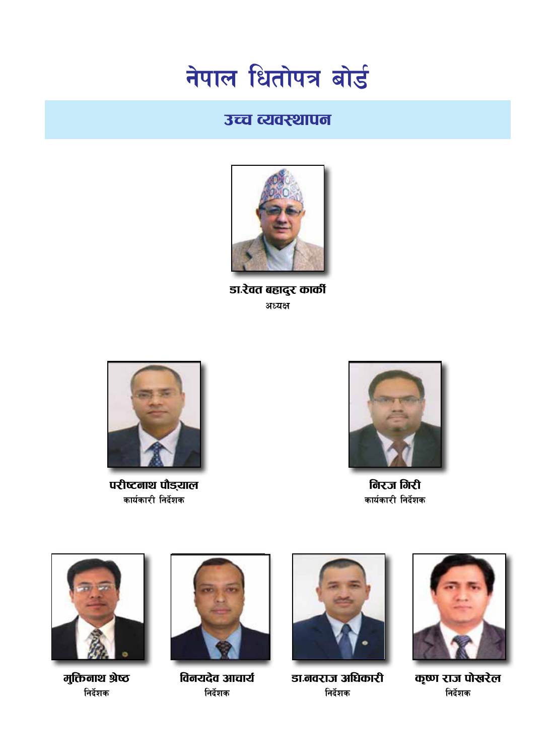# नेपाल धितोपत्र बोर्ड

## उच्च व्यवस्थापन

**डा.रेवत बहादुर कार्की**
अध्यक्ष

**परीष्टनाथ पौड्याल**
कार्यकारी निर्देशक

**निरज गिरी**
कार्यकारी निर्देशक

**मुक्तिनाथ श्रेष्ठ**
निर्देशक

**विनयदेव आचार्य**
निर्देशक

**डा.नवराज अधिकारी**
निर्देशक

**कृष्ण राज पोखरेल**
निर्देशक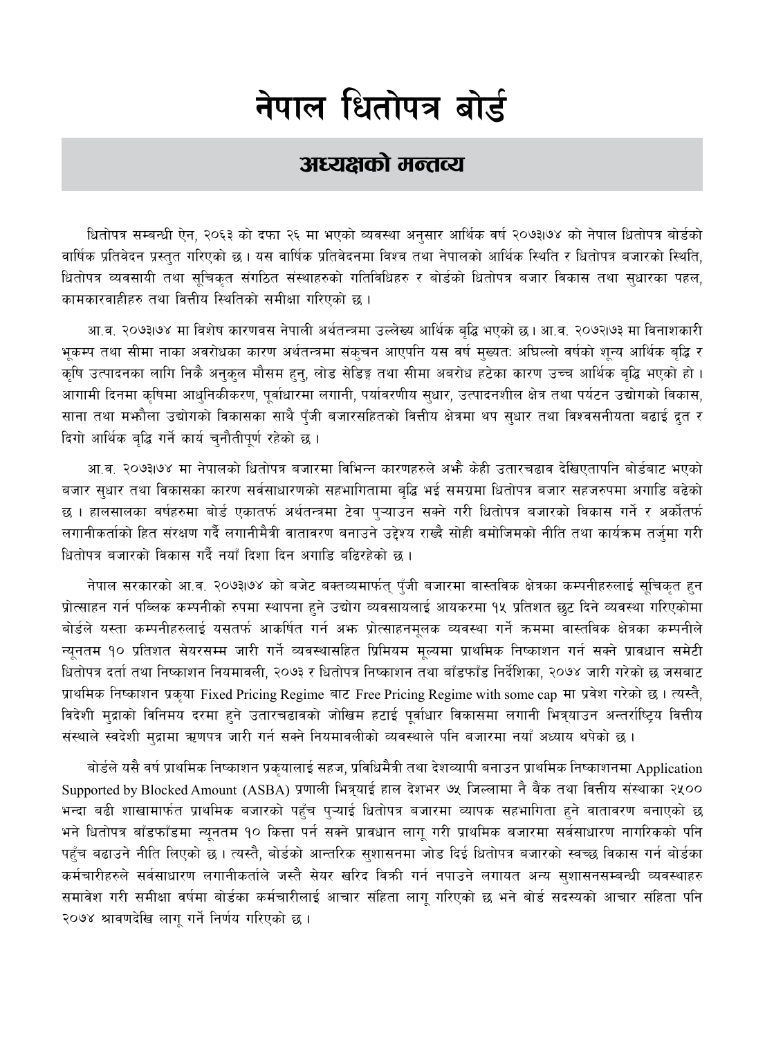# नेपाल धितोपत्र बोर्ड

## अध्यक्षको मन्तव्य

धितोपत्र सम्बन्धी ऐन, २०६३ को दफा २६ मा भएको व्यवस्था अनुसार आर्थिक वर्ष २०७३।७४ को नेपाल धितोपत्र बोर्डको वार्षिक प्रतिवेदन प्रस्तुत गरिएको छ । यस वार्षिक प्रतिवेदनमा विश्व तथा नेपालको आर्थिक स्थिति र धितोपत्र बजारको स्थिति, धितोपत्र व्यवसायी तथा सूचिकृत संगठित संस्थाहरुको गतिविधिहरु र बोर्डको धितोपत्र बजार विकास तथा सुधारका पहल, कामकारवाहीहरु तथा वित्तीय स्थितिको समीक्षा गरिएको छ ।

आ.व. २०७३।७४ मा विशेष कारणवस नेपाली अर्थतन्त्रमा उल्लेख्य आर्थिक बृद्धि भएको छ । आ.व. २०७२।७३ मा विनाशकारी भूकम्प तथा सीमा नाका अवरोधका कारण अर्थतन्त्रमा संकुचन आएपनि यस वर्ष मुख्यत: अघिल्लो वर्षको शून्य आर्थिक बृद्धि र कृषि उत्पादनका लागि निकै अनुकुल मौसम हुनु, लोड सेडिङ्ग तथा सीमा अवरोध हटेका कारण उच्च आर्थिक बृद्धि भएको हो । आगामी दिनमा कृषिमा आधुनिकीकरण, पूर्वाधारमा लगानी, पर्यावरणीय सुधार, उत्पादनशील क्षेत्र तथा पर्यटन उद्योगको विकास, साना तथा मझौला उद्योगको विकासका साथै पुँजी बजारसहितको वित्तीय क्षेत्रमा थप सुधार तथा विश्वसनीयता बढाई द्रुत र दिगो आर्थिक बृद्धि गर्ने कार्य चुनौतीपूर्ण रहेको छ ।

आ.व. २०७३।७४ मा नेपालको धितोपत्र बजारमा विभिन्न कारणहरुले अझै केही उतारचढाव देखिएतापनि बोर्डबाट भएको बजार सुधार तथा विकासका कारण सर्वसाधारणको सहभागितामा बृद्धि भई समग्रमा धितोपत्र बजार सहजरुपमा अगाडि बढेको छ । हालसालका वर्षहरुमा बोर्ड एकातर्फ अर्थतन्त्रमा टेवा पुऱ्याउन सक्ने गरी धितोपत्र बजारको विकास गर्ने र अर्कोतर्फ लगानीकर्ताको हित संरक्षण गर्दै लगानीमैत्री वातावरण बनाउने उद्देश्य राख्दै सोही बमोजिमको नीति तथा कार्यक्रम तर्जुमा गरी धितोपत्र बजारको विकास गर्दै नयाँ दिशा दिन अगाडि बढिरहेको छ ।

नेपाल सरकारको आ.व. २०७३।७४ को बजेट बक्तव्यमार्फत् पुँजी बजारमा वास्तविक क्षेत्रका कम्पनीहरुलाई सूचिकृत हुन प्रोत्साहन गर्न पब्लिक कम्पनीको रुपमा स्थापना हुने उद्योग व्यवसायलाई आयकरमा १५ प्रतिशत छुट दिने व्यवस्था गरिएकोमा बोर्डले यस्ता कम्पनीहरुलाई यसतर्फ आकर्षित गर्न अझ प्रोत्साहनमूलक व्यवस्था गर्ने क्रममा वास्तविक क्षेत्रका कम्पनीले न्यूनतम १० प्रतिशत सेयरसम्म जारी गर्ने व्यवस्थासहित प्रिमियम मूल्यमा प्राथमिक निष्काशन गर्न सक्ने प्रावधान समेटी धितोपत्र दर्ता तथा निष्काशन नियमावली, २०७३ र धितोपत्र निष्काशन तथा बाँडफाँड निर्देशिका, २०७४ जारी गरेको छ जसबाट प्राथमिक निष्काशन प्रकृया Fixed Pricing Regime बाट Free Pricing Regime with some cap मा प्रवेश गरेको छ । त्यस्तै, विदेशी मुद्राको विनिमय दरमा हुने उतारचढावको जोखिम हटाई पूर्वाधार विकासमा लगानी भित्र्याउन अन्तर्राष्ट्रिय वित्तीय संस्थाले स्वदेशी मुद्रामा ऋणपत्र जारी गर्न सक्ने नियमावलीको व्यवस्थाले पनि बजारमा नयाँ अध्याय थपेको छ ।

बोर्डले यसै वर्ष प्राथमिक निष्काशन प्रकृयालाई सहज, प्रविधिमैत्री तथा देशव्यापी बनाउन प्राथमिक निष्काशनमा Application Supported by Blocked Amount (ASBA) प्रणाली भित्र्याई हाल देशभर ७५ जिल्लामा नै बैंक तथा वित्तीय संस्थाका २५०० भन्दा बढी शाखामार्फत प्राथमिक बजारको पहुँच पुऱ्याई धितोपत्र बजारमा व्यापक सहभागिता हुने वातावरण बनाएको छ भने धितोपत्र बाँडफाँडमा न्यूनतम १० कित्ता पर्न सक्ने प्रावधान लागू गरी प्राथमिक बजारमा सर्वसाधारण नागरिकको पनि पहुँच बढाउने नीति लिएको छ । त्यस्तै, बोर्डको आन्तरिक सुशासनमा जोड दिई धितोपत्र बजारको स्वच्छ विकास गर्न बोर्डका कर्मचारीहरुले सर्वसाधारण लगानीकर्ताले जस्तै सेयर खरिद बिक्री गर्न नपाउने लगायत अन्य सुशासनसम्बन्धी व्यवस्थाहरु समावेश गरी समीक्षा वर्षमा बोर्डका कर्मचारीलाई आचार संहिता लागू गरिएको छ भने बोर्ड सदस्यको आचार संहिता पनि २०७४ श्रावणदेखि लागू गर्ने निर्णय गरिएको छ ।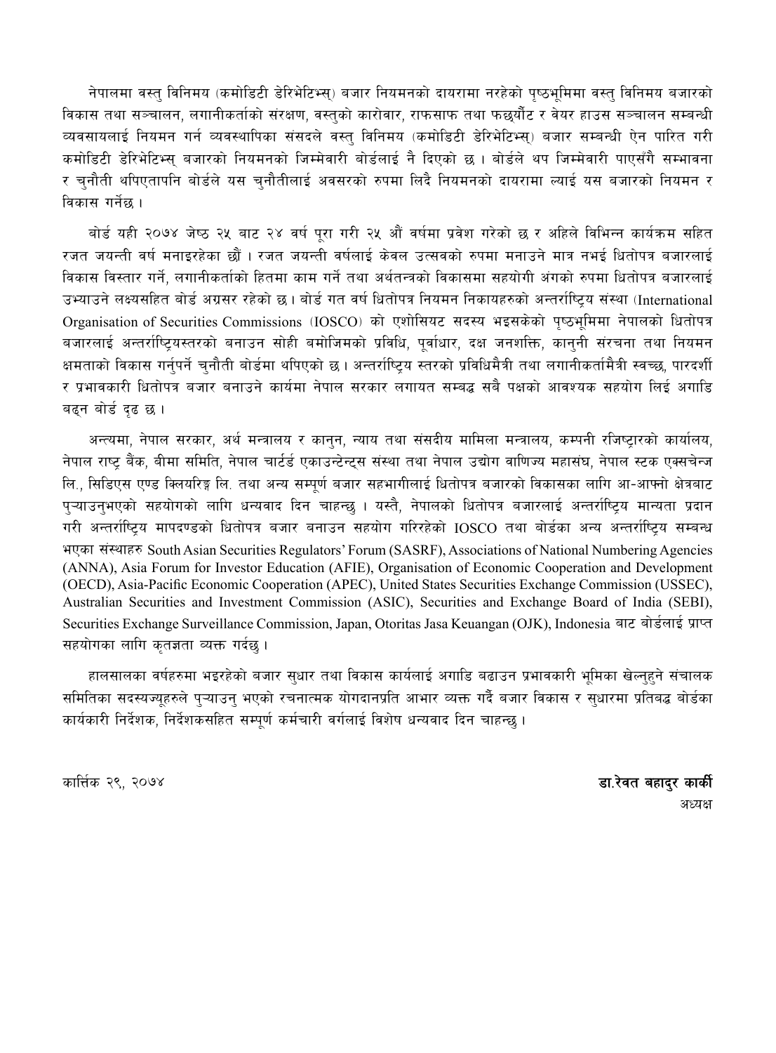नेपालमा वस्तु विनिमय (कमोडिटी डेरिभेटिभ्स्) बजार नियमनको दायरामा नरहेको पृष्ठभूमिमा वस्तु विनिमय बजारको विकास तथा सञ्चालन, लगानीकर्ताको संरक्षण, वस्तुको कारोवार, राफसाफ तथा फछ्र्यौट र वेयर हाउस सञ्चालन सम्बन्धी व्यवसायलाई नियमन गर्न व्यवस्थापिका संसदले वस्तु विनिमय (कमोडिटी डेरिभेटिभ्स्) बजार सम्बन्धी ऐन पारित गरी कमोडिटी डेरिभेटिभ्स् बजारको नियमनको जिम्मेवारी बोर्डलाई नै दिएको छ । बोर्डले थप जिम्मेवारी पाएसँगै सम्भावना र चुनौती थपिएतापनि बोर्डले यस चुनौतीलाई अवसरको रुपमा लिदै नियमनको दायरामा ल्याई यस बजारको नियमन र विकास गर्नेछ ।

बोर्ड यही २०७४ जेष्ठ २५ बाट २४ वर्ष पूरा गरी २५ औं वर्षमा प्रवेश गरेको छ र अहिले विभिन्न कार्यक्रम सहित रजत जयन्ती वर्ष मनाइरहेका छौं । रजत जयन्ती वर्षलाई केवल उत्सवको रुपमा मनाउने मात्र नभई धितोपत्र बजारलाई विकास विस्तार गर्ने, लगानीकर्ताको हितमा काम गर्ने तथा अर्थतन्त्रको विकासमा सहयोगी अंगको रुपमा धितोपत्र बजारलाई उभ्याउने लक्ष्यसहित बोर्ड अग्रसर रहेको छ। बोर्ड गत वर्ष धितोपत्र नियमन निकायहरुको अन्तर्राष्ट्रिय संस्था (International Organisation of Securities Commissions (IOSCO) को एशोसियट सदस्य भइसकेको पृष्ठभूमिमा नेपालको धितोपत्र बजारलाई अन्तर्राष्ट्रियस्तरको बनाउन सोही बमोजिमको प्रविधि, पूर्वाधार, दक्ष जनशक्ति, कानुनी संरचना तथा नियमन क्षमताको विकास गर्नुपर्ने चुनौती बोर्डमा थपिएको छ। अन्तर्राष्ट्रिय स्तरको प्रविधिमैत्री तथा लगानीकर्तामैत्री स्वच्छ, पारदर्शी र प्रभावकारी धितोपत्र बजार बनाउने कार्यमा नेपाल सरकार लगायत सम्बद्ध सबै पक्षको आवश्यक सहयोग लिई अगाडि बढ्न बोर्ड दृढ छ ।

अन्त्यमा, नेपाल सरकार, अर्थ मन्त्रालय र कानुन, न्याय तथा संसदीय मामिला मन्त्रालय, कम्पनी रजिष्ट्रारको कार्यालय, नेपाल राष्ट्र बैंक, बीमा समिति, नेपाल चार्टर्ड एकाउन्टेन्ट्स संस्था तथा नेपाल उद्योग वाणिज्य महासंघ, नेपाल स्टक एक्सचेन्ज लि., सिडिएस एण्ड क्लियरिङ्ग लि. तथा अन्य सम्पूर्ण बजार सहभागीलाई धितोपत्र बजारको विकासका लागि आ-आफ्नो क्षेत्रबाट पुऱ्याउनुभएको सहयोगको लागि धन्यवाद दिन चाहन्छु । यस्तै, नेपालको धितोपत्र बजारलाई अन्तर्राष्ट्रिय मान्यता प्रदान गरी अन्तर्राष्ट्रिय मापदण्डको धितोपत्र बजार बनाउन सहयोग गरिरहेको IOSCO तथा बोर्डका अन्य अन्तर्राष्ट्रिय सम्बन्ध भएका संस्थाहरु South Asian Securities Regulators' Forum (SASRF), Associations of National Numbering Agencies (ANNA), Asia Forum for Investor Education (AFIE), Organisation of Economic Cooperation and Development (OECD), Asia-Pacific Economic Cooperation (APEC), United States Securities Exchange Commission (USSEC), Australian Securities and Investment Commission (ASIC), Securities and Exchange Board of India (SEBI), Securities Exchange Surveillance Commission, Japan, Otoritas Jasa Keuangan (OJK), Indonesia बाट बोर्डलाई प्राप्त सहयोगका लागि कृतज्ञता व्यक्त गर्दछु ।

हालसालका वर्षहरुमा भइरहेको बजार सुधार तथा विकास कार्यलाई अगाडि बढाउन प्रभावकारी भूमिका खेल्नुहुने संचालक समितिका सदस्यज्यूहरुले पुऱ्याउनु भएको रचनात्मक योगदानप्रति आभार व्यक्त गर्दै बजार विकास र सुधारमा प्रतिबद्ध बोर्डका कार्यकारी निर्देशक, निर्देशकसहित सम्पूर्ण कर्मचारी वर्गलाई विशेष धन्यवाद दिन चाहन्छु ।

कार्त्तिक २९, २०७४

**डा.रेवत बहादुर कार्की**
अध्यक्ष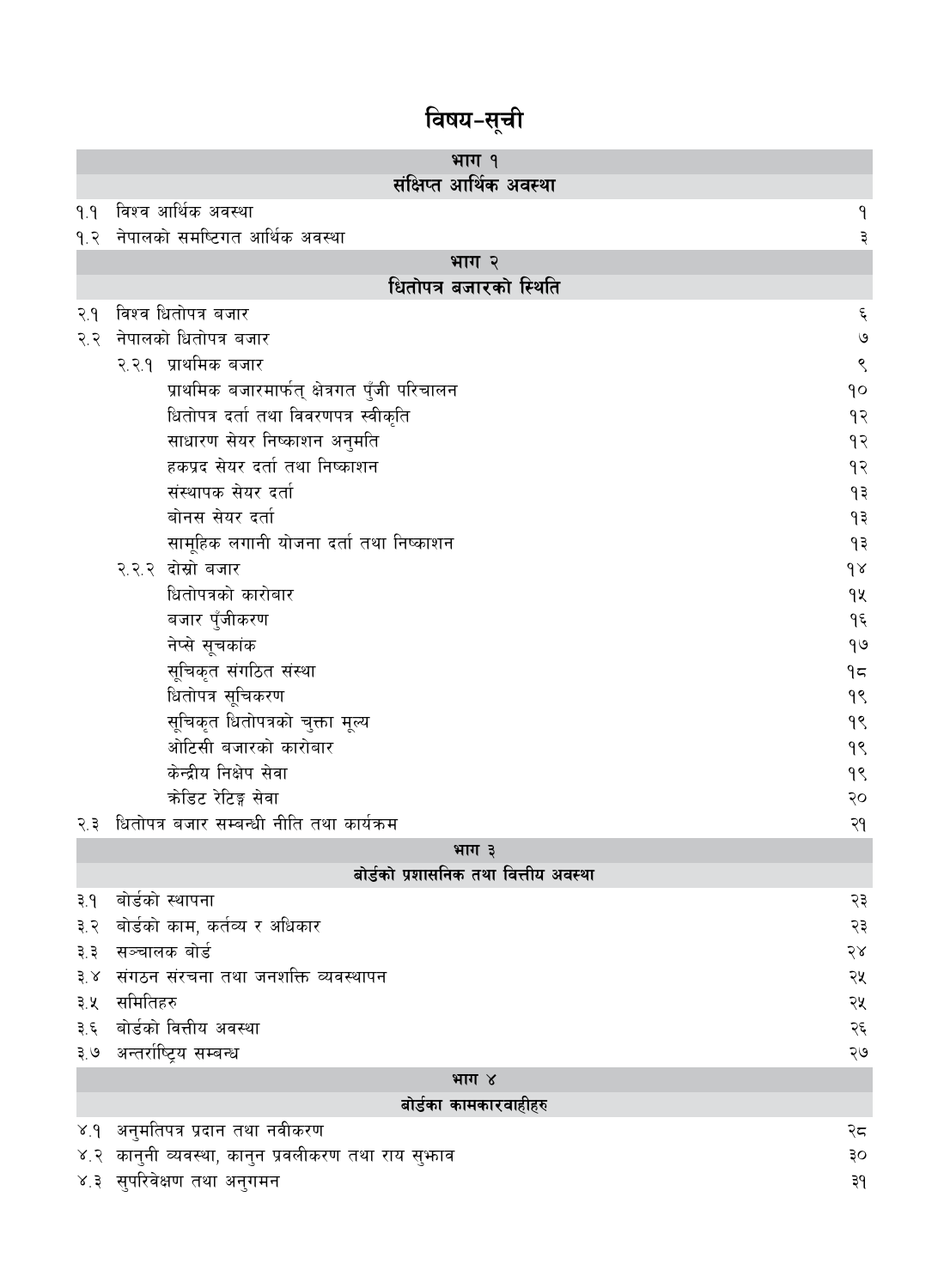# विषय-सूची

| भाग १ | |
|---|---|
| **संक्षिप्त आर्थिक अवस्था** | |
| १.१ विश्व आर्थिक अवस्था | १ |
| १.२ नेपालको समष्टिगत आर्थिक अवस्था | ३ |
| **भाग २** | |
| **धितोपत्र बजारको स्थिति** | |
| २.१ विश्व धितोपत्र बजार | ६ |
| २.२ नेपालको धितोपत्र बजार | ७ |
| २.२.१ प्राथमिक बजार | ९ |
| प्राथमिक बजारमार्फत् क्षेत्रगत पुँजी परिचालन | १० |
| धितोपत्र दर्ता तथा विवरणपत्र स्वीकृति | १२ |
| साधारण सेयर निष्काशन अनुमति | १२ |
| हकप्रद सेयर दर्ता तथा निष्काशन | १२ |
| संस्थापक सेयर दर्ता | १३ |
| बोनस सेयर दर्ता | १३ |
| सामूहिक लगानी योजना दर्ता तथा निष्काशन | १३ |
| २.२.२ दोस्रो बजार | १४ |
| धितोपत्रको कारोबार | १५ |
| बजार पुँजीकरण | १६ |
| नेप्से सूचकांक | १७ |
| सूचिकृत संगठित संस्था | १८ |
| धितोपत्र सूचिकरण | १९ |
| सूचिकृत धितोपत्रको चुक्ता मूल्य | १९ |
| ओटिसी बजारको कारोबार | १९ |
| केन्द्रीय निक्षेप सेवा | १९ |
| क्रेडिट रेटिङ्ग सेवा | २० |
| २.३ धितोपत्र बजार सम्बन्धी नीति तथा कार्यक्रम | २१ |
| **भाग ३** | |
| **बोर्डको प्रशासनिक तथा वित्तीय अवस्था** | |
| ३.१ बोर्डको स्थापना | २३ |
| ३.२ बोर्डको काम, कर्तव्य र अधिकार | २३ |
| ३.३ सञ्चालक बोर्ड | २४ |
| ३.४ संगठन संरचना तथा जनशक्ति व्यवस्थापन | २५ |
| ३.५ समितिहरु | २५ |
| ३.६ बोर्डको वित्तीय अवस्था | २६ |
| ३.७ अन्तर्राष्ट्रिय सम्बन्ध | २७ |
| **भाग ४** | |
| **बोर्डका कामकारवाहीहरु** | |
| ४.१ अनुमतिपत्र प्रदान तथा नवीकरण | २८ |
| ४.२ कानुनी व्यवस्था, कानुन प्रवलीकरण तथा राय सुझाव | ३० |
| ४.३ सुपरिवेक्षण तथा अनुगमन | ३१ |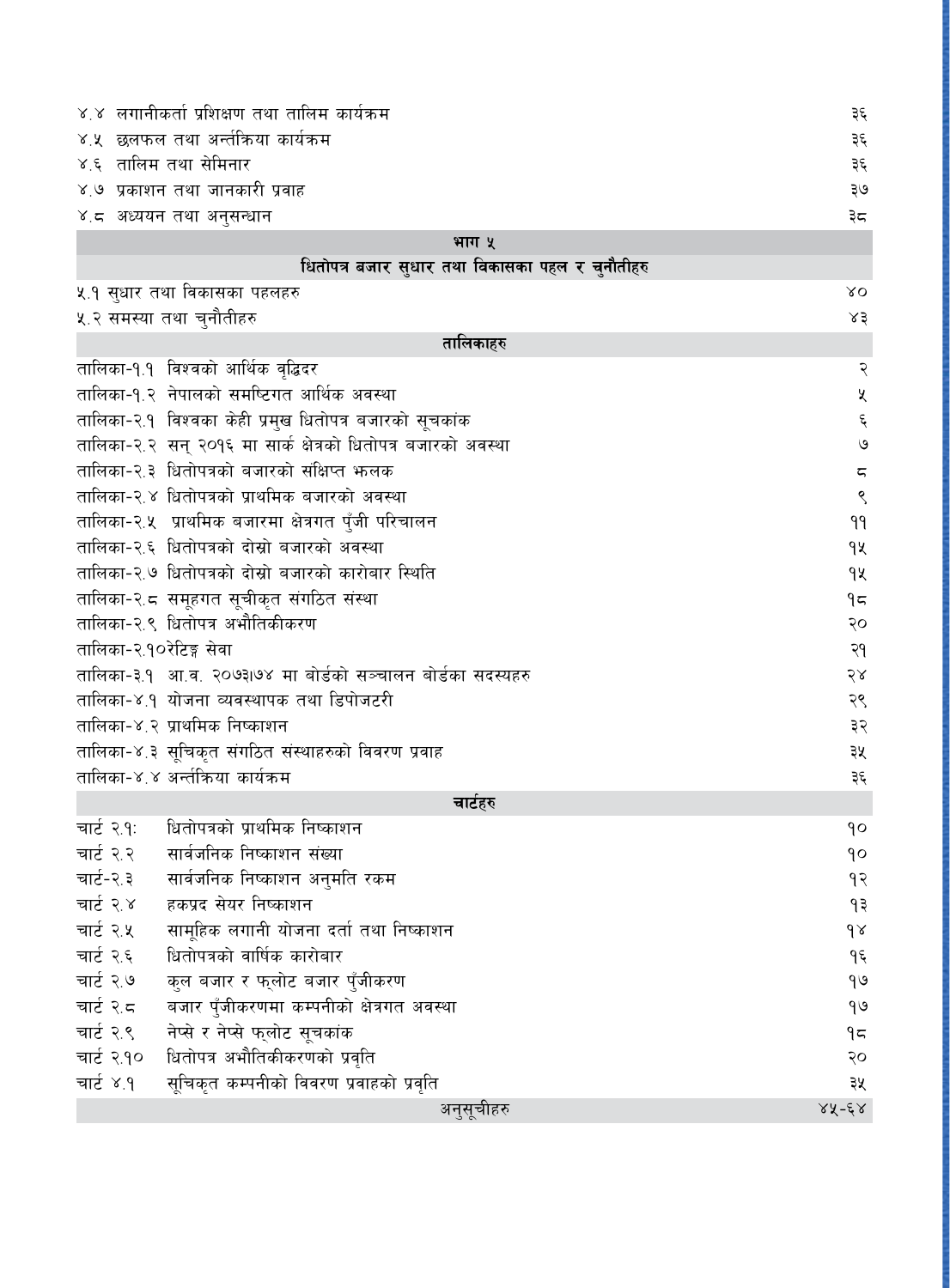| | |
|---|---|
| ४.४ लगानीकर्ता प्रशिक्षण तथा तालिम कार्यक्रम | ३६ |
| ४.५ छलफल तथा अर्न्तक्रिया कार्यक्रम | ३६ |
| ४.६ तालिम तथा सेमिनार | ३६ |
| ४.७ प्रकाशन तथा जानकारी प्रवाह | ३७ |
| ४.८ अध्ययन तथा अनुसन्धान | ३८ |
| **भाग ५** | |
| **धितोपत्र बजार सुधार तथा विकासका पहल र चुनौतीहरु** | |
| ५.१ सुधार तथा विकासका पहलहरु | ४० |
| ५.२ समस्या तथा चुनौतीहरु | ४३ |
| **तालिकाहरु** | |
| तालिका-१.१ विश्वको आर्थिक वृद्धिदर | २ |
| तालिका-१.२ नेपालको समष्टिगत आर्थिक अवस्था | ५ |
| तालिका-२.१ विश्वका केही प्रमुख धितोपत्र बजारको सूचकांक | ६ |
| तालिका-२.२ सन् २०१६ मा सार्क क्षेत्रको धितोपत्र बजारको अवस्था | ७ |
| तालिका-२.३ धितोपत्रको बजारको संक्षिप्त झलक | ८ |
| तालिका-२.४ धितोपत्रको प्राथमिक बजारको अवस्था | ९ |
| तालिका-२.५ प्राथमिक बजारमा क्षेत्रगत पुँजी परिचालन | ११ |
| तालिका-२.६ धितोपत्रको दोस्रो बजारको अवस्था | १५ |
| तालिका-२.७ धितोपत्रको दोस्रो बजारको कारोबार स्थिति | १५ |
| तालिका-२.८ समूहगत सूचीकृत संगठित संस्था | १८ |
| तालिका-२.९ धितोपत्र अभौतिकीकरण | २० |
| तालिका-२.१०रेटिङ्ग सेवा | २१ |
| तालिका-३.१ आ.व. २०७३।७४ मा बोर्डको सञ्चालन बोर्डका सदस्यहरु | २४ |
| तालिका-४.१ योजना व्यवस्थापक तथा डिपोजटरी | २९ |
| तालिका-४.२ प्राथमिक निष्काशन | ३२ |
| तालिका-४.३ सूचिकृत संगठित संस्थाहरुको विवरण प्रवाह | ३५ |
| तालिका-४.४ अर्न्तक्रिया कार्यक्रम | ३६ |
| **चार्टहरु** | |
| चार्ट २.१: धितोपत्रको प्राथमिक निष्काशन | १० |
| चार्ट २.२ सार्वजनिक निष्काशन संख्या | १० |
| चार्ट-२.३ सार्वजनिक निष्काशन अनुमति रकम | १२ |
| चार्ट २.४ हकप्रद सेयर निष्काशन | १३ |
| चार्ट २.५ सामूहिक लगानी योजना दर्ता तथा निष्काशन | १४ |
| चार्ट २.६ धितोपत्रको वार्षिक कारोबार | १६ |
| चार्ट २.७ कुल बजार र फ्लोट बजार पुँजीकरण | १७ |
| चार्ट २.८ बजार पुँजीकरणमा कम्पनीको क्षेत्रगत अवस्था | १७ |
| चार्ट २.९ नेप्से र नेप्से फ्लोट सूचकांक | १८ |
| चार्ट २.१० धितोपत्र अभौतिकीकरणको प्रवृति | २० |
| चार्ट ४.१ सूचिकृत कम्पनीको विवरण प्रवाहको प्रवृति | ३५ |
| अनुसूचीहरु | ४५-६४ |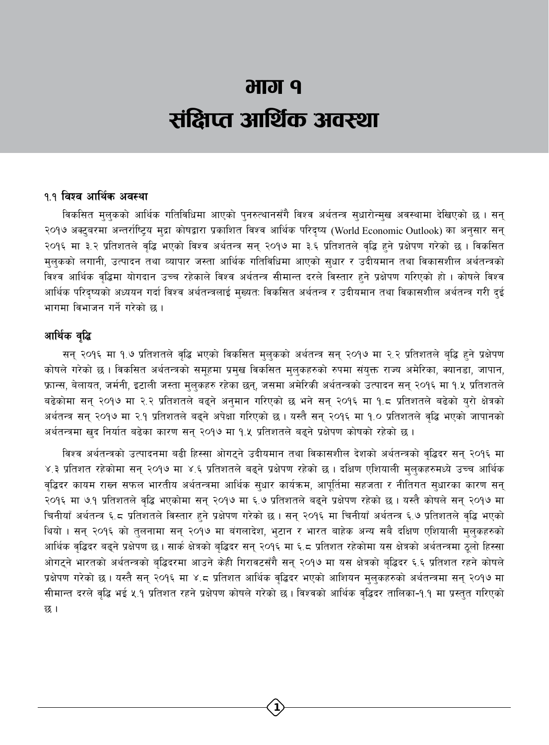# भाग १
# संक्षिप्त आर्थिक अवस्था

## १.१ विश्व आर्थिक अवस्था

विकसित मुलुकको आर्थिक गतिविधिमा आएको पुनरुत्थानसँगै विश्व अर्थतन्त्र सुधारोन्मुख अवस्थामा देखिएको छ । सन् २०१७ अक्टुबरमा अन्तर्राष्ट्रिय मुद्रा कोषद्वारा प्रकाशित विश्व आर्थिक परिदृष्य (World Economic Outlook) का अनुसार सन् २०१६ मा ३.२ प्रतिशतले वृद्धि भएको विश्व अर्थतन्त्र सन् २०१७ मा ३.६ प्रतिशतले वृद्धि हुने प्रक्षेपण गरेको छ । विकसित मुलुकको लगानी, उत्पादन तथा व्यापार जस्ता आर्थिक गतिविधिमा आएको सुधार र उदीयमान तथा विकासशील अर्थतन्त्रको विश्व आर्थिक वृद्धिमा योगदान उच्च रहेकाले विश्व अर्थतन्त्र सीमान्त दरले विस्तार हुने प्रक्षेपण गरिएको हो । कोषले विश्व आर्थिक परिदृष्यको अध्ययन गर्दा विश्व अर्थतन्त्रलाई मुख्यतः विकसित अर्थतन्त्र र उदीयमान तथा विकासशील अर्थतन्त्र गरी दुई भागमा विभाजन गर्ने गरेको छ ।

### आर्थिक वृद्धि

सन् २०१६ मा १.७ प्रतिशतले वृद्धि भएको विकसित मुलुकको अर्थतन्त्र सन् २०१७ मा २.२ प्रतिशतले बृद्धि हुने प्रक्षेपण कोषले गरेको छ । विकसित अर्थतन्त्रको समूहमा प्रमुख विकसित मुलुकहरुको रुपमा संयुक्त राज्य अमेरिका, क्यानडा, जापान, फ्रान्स, बेलायत, जर्मनी, इटाली जस्ता मुलुकहरु रहेका छन्, जसमा अमेरिकी अर्थतन्त्रको उत्पादन सन् २०१६ मा १.५ प्रतिशतले बढेकोमा सन् २०१७ मा २.२ प्रतिशतले बढ्ने अनुमान गरिएको छ भने सन् २०१६ मा १.८ प्रतिशतले बढेको युरो क्षेत्रको अर्थतन्त्र सन् २०१७ मा २.१ प्रतिशतले बढ्ने अपेक्षा गरिएको छ । यस्तै सन् २०१६ मा १.० प्रतिशतले वृद्धि भएको जापानको अर्थतन्त्रमा खुद निर्यात बढेका कारण सन् २०१७ मा १.५ प्रतिशतले बढ्ने प्रक्षेपण कोषको रहेको छ ।

विश्व अर्थतन्त्रको उत्पादनमा बढी हिस्सा ओगट्ने उदीयमान तथा विकासशील देशको अर्थतन्त्रको वृद्धिदर सन् २०१६ मा ४.३ प्रतिशत रहेकोमा सन् २०१७ मा ४.६ प्रतिशतले बढ्ने प्रक्षेपण रहेको छ । दक्षिण एशियाली मुलुकहरुमध्ये उच्च आर्थिक वृद्धिदर कायम राख्न सफल भारतीय अर्थतन्त्रमा आर्थिक सुधार कार्यक्रम, आपूर्तिमा सहजता र नीतिगत सुधारका कारण सन् २०१६ मा ७.१ प्रतिशतले वृद्धि भएकोमा सन् २०१७ मा ६.७ प्रतिशतले बढ्ने प्रक्षेपण रहेको छ । यस्तै कोषले सन् २०१७ मा चिनीयाँ अर्थतन्त्र ६.८ प्रतिशतले विस्तार हुने प्रक्षेपण गरेको छ । सन् २०१६ मा चिनीयाँ अर्थतन्त्र ६.७ प्रतिशतले वृद्धि भएको थियो । सन् २०१६ को तुलनामा सन् २०१७ मा बंगलादेश, भुटान र भारत बाहेक अन्य सबै दक्षिण एशियाली मुलुकहरुको आर्थिक वृद्धिदर बढ्ने प्रक्षेपण छ । सार्क क्षेत्रको बृद्धिदर सन् २०१६ मा ६.८ प्रतिशत रहेकोमा यस क्षेत्रको अर्थतन्त्रमा ठूलो हिस्सा ओगट्ने भारतको अर्थतन्त्रको बृद्धिदरमा आउने केही गिरावटसँगै सन् २०१७ मा यस क्षेत्रको बृद्धिदर ६.६ प्रतिशत रहने कोषले प्रक्षेपण गरेको छ । यस्तै सन् २०१६ मा ४.८ प्रतिशत आर्थिक वृद्धिदर भएको आशियन मुलुकहरुको अर्थतन्त्रमा सन् २०१७ मा सीमान्त दरले वृद्धि भई ५.१ प्रतिशत रहने प्रक्षेपण कोषले गरेको छ । विश्वको आर्थिक वृद्धिदर तालिका-१.१ मा प्रस्तुत गरिएको छ ।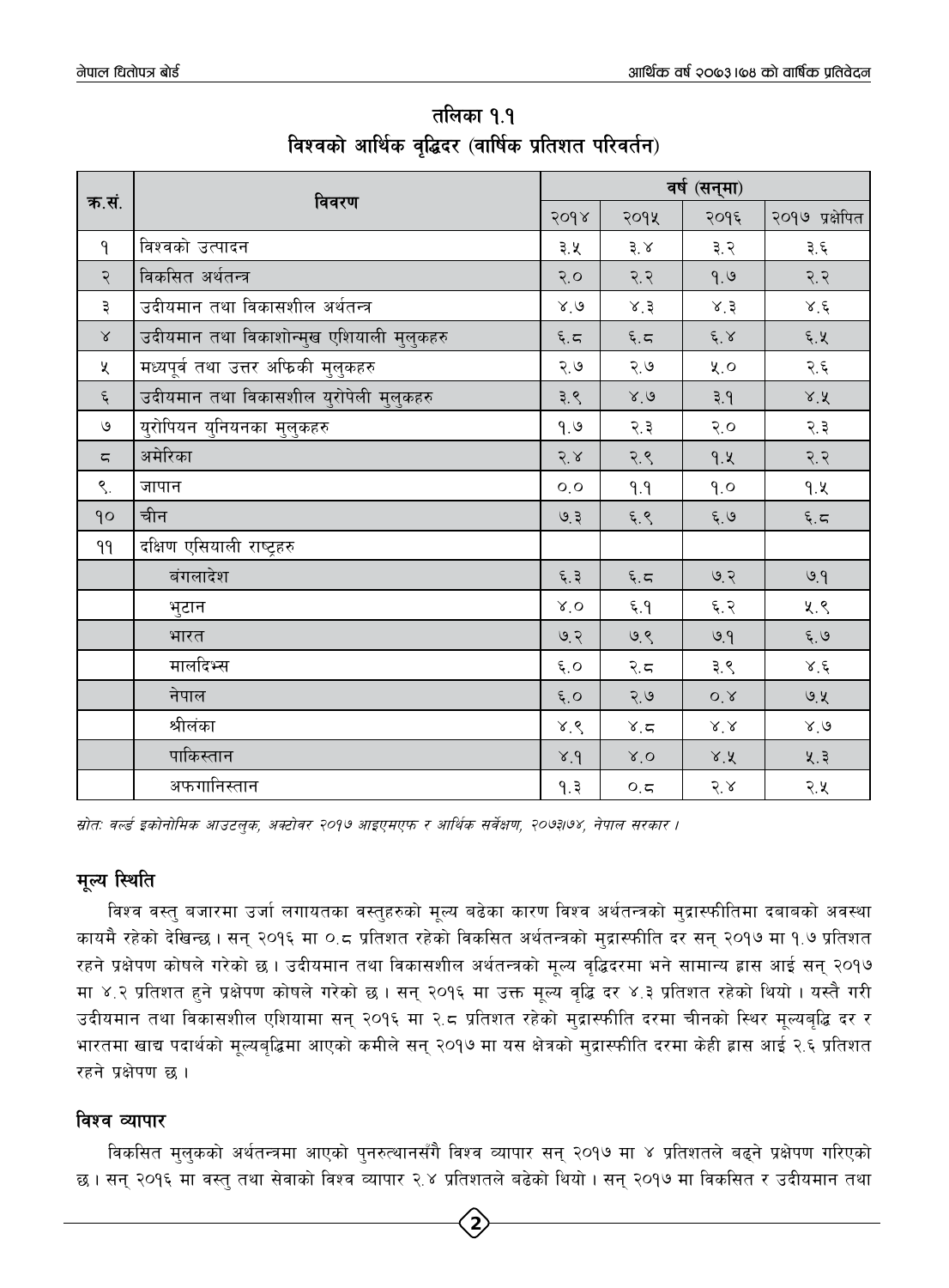## तलिका १.१
## विश्वको आर्थिक वृद्धिदर (वार्षिक प्रतिशत परिवर्तन)

| क्र.सं. | विवरण | वर्ष (सन्‌मा) | | | |
|---|---|---|---|---|---|
| | | २०१४ | २०१५ | २०१६ | २०१७ प्रक्षेपित |
| १ | विश्वको उत्पादन | ३.५ | ३.४ | ३.२ | ३.६ |
| २ | विकसित अर्थतन्त्र | २.० | २.२ | १.७ | २.२ |
| ३ | उदीयमान तथा विकासशील अर्थतन्त्र | ४.७ | ४.३ | ४.३ | ४.६ |
| ४ | उदीयमान तथा विकासोन्मुख एशियाली मुलुकहरु | ६.८ | ६.८ | ६.४ | ६.५ |
| ५ | मध्यपूर्व तथा उत्तर अफ्रिकी मुलुकहरु | २.७ | २.७ | ५.० | २.६ |
| ६ | उदीयमान तथा विकासशील युरोपेली मुलुकहरु | ३.९ | ४.७ | ३.१ | ४.५ |
| ७ | युरोपियन युनियनका मुलुकहरु | १.७ | २.३ | २.० | २.३ |
| ८ | अमेरिका | २.४ | २.९ | १.५ | २.२ |
| ९. | जापान | ०.० | १.१ | १.० | १.५ |
| १० | चीन | ७.३ | ६.९ | ६.७ | ६.८ |
| ११ | दक्षिण एसियाली राष्ट्रहरु | | | | |
| | बंगलादेश | ६.३ | ६.८ | ७.२ | ७.१ |
| | भुटान | ४.० | ६.१ | ६.२ | ५.९ |
| | भारत | ७.२ | ७.९ | ७.१ | ६.७ |
| | मालदिभ्स | ६.० | २.८ | ३.९ | ४.६ |
| | नेपाल | ६.० | २.७ | ०.४ | ७.५ |
| | श्रीलंका | ४.९ | ४.८ | ४.४ | ४.७ |
| | पाकिस्तान | ४.१ | ४.० | ४.५ | ५.३ |
| | अफगानिस्तान | १.३ | ०.८ | २.४ | २.५ |

*स्रोतः वर्ल्ड इकोनोमिक आउटलुक, अक्टोबर २०१७ आइएमएफ र आर्थिक सर्वेक्षण, २०७३।७४, नेपाल सरकार ।*

### मूल्य स्थिति

विश्व वस्तु बजारमा उर्जा लगायतका वस्तुहरुको मूल्य बढेका कारण विश्व अर्थतन्त्रको मुद्रास्फीतिमा दवाबको अवस्था कायमै रहेको देखिन्छ । सन् २०१६ मा ०.८ प्रतिशत रहेको विकसित अर्थतन्त्रको मुद्रास्फीति दर सन् २०१७ मा १.७ प्रतिशत रहने प्रक्षेपण कोषले गरेको छ । उदीयमान तथा विकासशील अर्थतन्त्रको मूल्य वृद्धिदरमा भने सामान्य ह्रास आई सन् २०१७ मा ४.२ प्रतिशत हुने प्रक्षेपण कोषले गरेको छ । सन् २०१६ मा उक्त मूल्य वृद्धि दर ४.३ प्रतिशत रहेको थियो । यस्तै गरी उदीयमान तथा विकासशील एशियामा सन् २०१६ मा २.८ प्रतिशत रहेको मुद्रास्फीति दरमा चीनको स्थिर मूल्यबृद्धि दर र भारतमा खाद्य पदार्थको मूल्यबृद्धिमा आएको कमीले सन् २०१७ मा यस क्षेत्रको मुद्रास्फीति दरमा केही ह्रास आई २.६ प्रतिशत रहने प्रक्षेपण छ ।

### विश्व व्यापार

विकसित मुलुकको अर्थतन्त्रमा आएको पुनरुत्थानसँगै विश्व व्यापार सन् २०१७ मा ४ प्रतिशतले बढ्ने प्रक्षेपण गरिएको छ । सन् २०१६ मा वस्तु तथा सेवाको विश्व व्यापार २.४ प्रतिशतले बढेको थियो । सन् २०१७ मा विकसित र उदीयमान तथा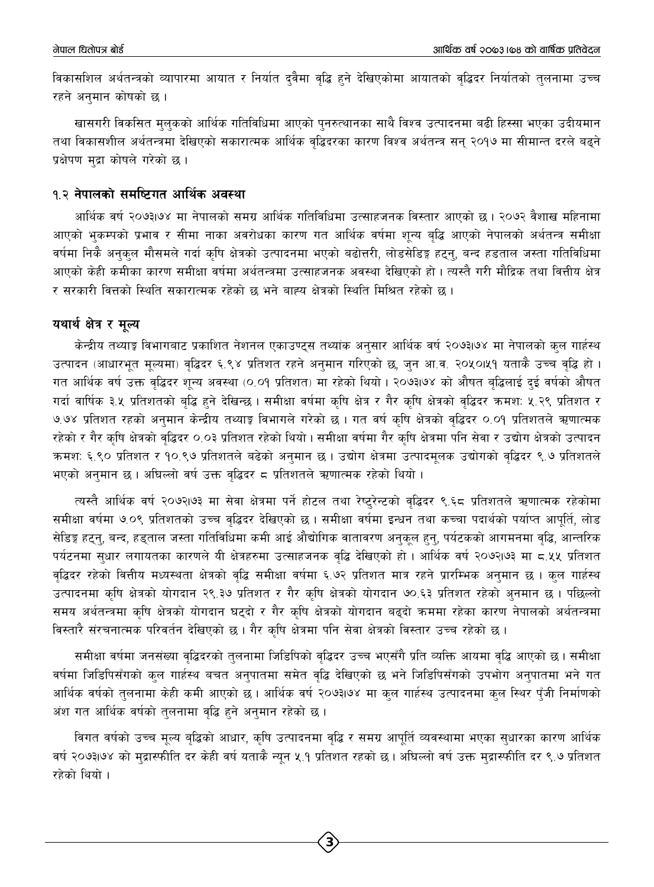विकासशिल अर्थतन्त्रको व्यापारमा आयात र निर्यात दुवैमा वृद्धि हुने देखिएकोमा आयातको वृद्धिदर निर्यातको तुलनामा उच्च रहने अनुमान कोषको छ ।

खासगरी विकसित मुलुकको आर्थिक गतिविधिमा आएको पुनरुत्थानका साथै विश्व उत्पादनमा बढी हिस्सा भएका उदीयमान तथा विकासशील अर्थतन्त्रमा देखिएको सकारात्मक आर्थिक वृद्धिदरका कारण विश्व अर्थतन्त्र सन् २०१७ मा सीमान्त दरले बढ्ने प्रक्षेपण मुद्रा कोषले गरेको छ ।

## १.२ नेपालको समष्टिगत आर्थिक अवस्था

आर्थिक वर्ष २०७३।७४ मा नेपालको समग्र आर्थिक गतिविधिमा उत्साहजनक विस्तार आएको छ । २०७२ वैशाख महिनामा आएको भुकम्पको प्रभाव र सीमा नाका अवरोधका कारण गत आर्थिक वर्षमा शून्य वृद्धि आएको नेपालको अर्थतन्त्र समीक्षा वर्षमा निकै अनुकुल मौसमले गर्दा कृषि क्षेत्रको उत्पादनमा भएको बढोत्तरी, लोडसेडिङ्ग हट्नु, बन्द हडताल जस्ता गतिविधिमा आएको केही कमीका कारण समीक्षा वर्षमा अर्थतन्त्रमा उत्साहजनक अवस्था देखिएको हो । त्यस्तै गरी मौद्रिक तथा वित्तीय क्षेत्र र सरकारी वित्तको स्थिति सकारात्मक रहेको छ भने बाह्य क्षेत्रको स्थिति मिश्रित रहेको छ ।

### यथार्थ क्षेत्र र मूल्य

केन्द्रीय तथ्याङ्क विभागबाट प्रकाशित नेशनल एकाउण्ट्स तथ्यांक अनुसार आर्थिक वर्ष २०७३।७४ मा नेपालको कुल गार्हस्थ उत्पादन (आधारभूत मूल्यमा) वृद्धिदर ६.९४ प्रतिशत रहने अनुमान गरिएको छ, जुन आ.व. २०५०।५१ यताकै उच्च वृद्धि हो । गत आर्थिक वर्ष उक्त वृद्धिदर शून्य अवस्था (०.०१ प्रतिशत) मा रहेको थियो । २०७३।७४ को औसत बृद्धिलाई दुई वर्षको औषत गर्दा वार्षिक ३.५ प्रतिशतको बृद्धि हुने देखिन्छ । समीक्षा वर्षमा कृषि क्षेत्र र गैर कृषि क्षेत्रको वृद्धिदर क्रमश: ५.२९ प्रतिशत र ७.७४ प्रतिशत रहको अनुमान केन्द्रीय तथ्याङ्क विभागले गरेको छ । गत वर्ष कृषि क्षेत्रको वृद्धिदर ०.०१ प्रतिशतले ऋणात्मक रहेको र गैर कृषि क्षेत्रको वृद्धिदर ०.०३ प्रतिशत रहेको थियो । समीक्षा वर्षमा गैर कृषि क्षेत्रमा पनि सेवा र उद्योग क्षेत्रको उत्पादन क्रमश: ६.९० प्रतिशत र १०.९७ प्रतिशतले बढेको अनुमान छ । उद्योग क्षेत्रमा उत्पादमूलक उद्योगको वृद्धिदर ९.७ प्रतिशतले भएको अनुमान छ । अघिल्लो वर्ष उक्त वृद्धिदर ८ प्रतिशतले ऋणात्मक रहेको थियो ।

त्यस्तै आर्थिक वर्ष २०७२।७३ मा सेवा क्षेत्रमा पर्ने होटल तथा रेष्टुरेन्टको वृद्धिदर ९.६८ प्रतिशतले ऋणात्मक रहेकोमा समीक्षा वर्षमा ७.०९ प्रतिशतको उच्च वृद्धिदर देखिएको छ । समीक्षा वर्षमा इन्धन तथा कच्चा पदार्थको पर्याप्त आपूर्ति, लोड सेडिङ्ग हट्नु, बन्द, हड्ताल जस्ता गतिविधिमा कमी आई औद्योगिक वातावरण अनुकूल हुनु, पर्यटकको आगमनमा वृद्धि, आन्तरिक पर्यटनमा सुधार लगायतका कारणले यी क्षेत्रहरुमा उत्साहजनक वृद्धि देखिएको हो । आर्थिक वर्ष २०७२।७३ मा ८.५५ प्रतिशत वृद्धिदर रहेको वित्तीय मध्यस्थता क्षेत्रको वृद्धि समीक्षा वर्षमा ६.७२ प्रतिशत मात्र रहने प्रारम्भिक अनुमान छ । कुल गार्हस्थ उत्पादनमा कृषि क्षेत्रको योगदान २९.३७ प्रतिशत र गैर कृषि क्षेत्रको योगदान ७०.६३ प्रतिशत रहेको अनुमान छ । पछिल्लो समय अर्थतन्त्रमा कृषि क्षेत्रको योगदान घट्दो र गैर कृषि क्षेत्रको योगदान बढ्दो क्रममा रहेका कारण नेपालको अर्थतन्त्रमा विस्तारै संरचनात्मक परिवर्तन देखिएको छ । गैर कृषि क्षेत्रमा पनि सेवा क्षेत्रको विस्तार उच्च रहेको छ ।

समीक्षा वर्षमा जनसंख्या वृद्धिदरको तुलनामा जिडिपिको वृद्धिदर उच्च भएसँगै प्रति व्यक्ति आयमा वृद्धि आएको छ । समीक्षा वर्षमा जिडिपिसँगको कुल गार्हस्थ बचत अनुपातमा समेत वृद्धि देखिएको छ भने जिडिपिसँगको उपभोग अनुपातमा भने गत आर्थिक वर्षको तुलनामा केही कमी आएको छ । आर्थिक वर्ष २०७३।७४ मा कुल गार्हस्थ उत्पादनमा कुल स्थिर पुँजी निर्माणको अंश गत आर्थिक वर्षको तुलनामा वृद्धि हुने अनुमान रहेको छ ।

विगत वर्षको उच्च मूल्य बृद्धिको आधार, कृषि उत्पादनमा वृद्धि र समग्र आपूर्ति व्यवस्थामा भएका सुधारका कारण आर्थिक वर्ष २०७३।७४ को मुद्रास्फीति दर केही वर्ष यताकै न्यून ५.१ प्रतिशत रहको छ । अघिल्लो वर्ष उक्त मुद्रास्फीति दर ९.७ प्रतिशत रहेको थियो ।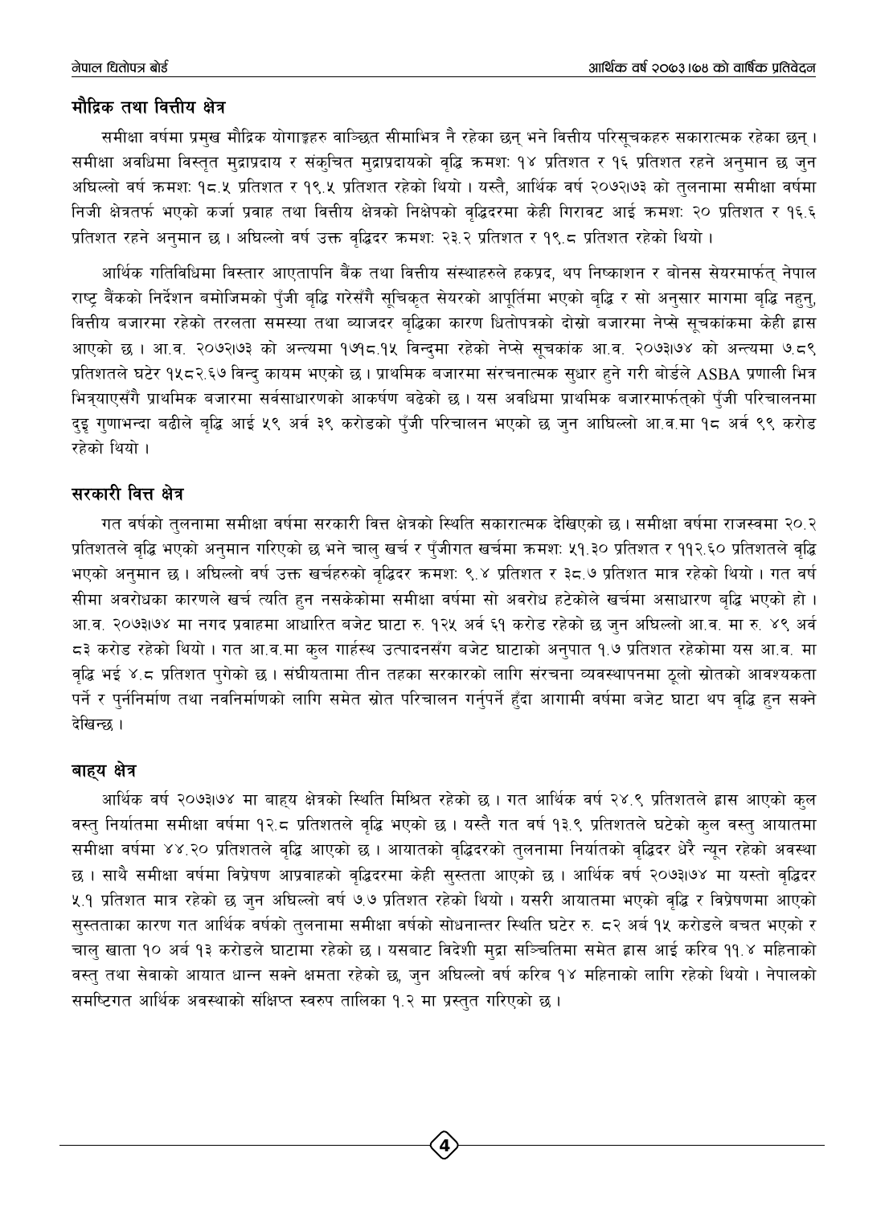## मौद्रिक तथा वित्तीय क्षेत्र

समीक्षा वर्षमा प्रमुख मौद्रिक योगाङ्कहरु वाञ्छित सीमाभित्र नै रहेका छन् भने वित्तीय परिसूचकहरु सकारात्मक रहेका छन् । समीक्षा अवधिमा विस्तृत मुद्राप्रदाय र संकुचित मुद्राप्रदायको वृद्धि क्रमशः १४ प्रतिशत र १६ प्रतिशत रहने अनुमान छ जुन अघिल्लो वर्ष क्रमशः १८.५ प्रतिशत र १९.५ प्रतिशत रहेको थियो । यस्तै, आर्थिक वर्ष २०७२।७३ को तुलनामा समीक्षा वर्षमा निजी क्षेत्रतर्फ भएको कर्जा प्रवाह तथा वित्तीय क्षेत्रको निक्षेपको वृद्धिदरमा केही गिरावट आई क्रमशः २० प्रतिशत र १६.६ प्रतिशत रहने अनुमान छ । अघिल्लो वर्ष उक्त वृद्धिदर क्रमशः २३.२ प्रतिशत र १९.८ प्रतिशत रहेको थियो ।

आर्थिक गतिविधिमा विस्तार आएतापनि बैंक तथा वित्तीय संस्थाहरुले हकप्रद, थप निष्काशन र बोनस सेयरमार्फत् नेपाल राष्ट्र बैंकको निर्देशन बमोजिमको पुँजी बृद्धि गरेसँगै सूचिकृत सेयरको आपूर्तिमा भएको बृद्धि र सो अनुसार मागमा बृद्धि नहुनु, वित्तीय बजारमा रहेको तरलता समस्या तथा ब्याजदर बृद्धिका कारण धितोपत्रको दोस्रो बजारमा नेप्से सूचकांकमा केही ह्रास आएको छ । आ.व. २०७२।७३ को अन्त्यमा १७१८.१५ विन्दुमा रहेको नेप्से सूचकांक आ.व. २०७३।७४ को अन्त्यमा ७.८९ प्रतिशतले घटेर १५८२.६७ विन्दु कायम भएको छ । प्राथमिक बजारमा संरचनात्मक सुधार हुने गरी बोर्डले ASBA प्रणाली भित्र भित्र्याएसँगै प्राथमिक बजारमा सर्वसाधारणको आकर्षण बढेको छ । यस अवधिमा प्राथमिक बजारमार्फत्को पुँजी परिचालनमा दुइ गुणाभन्दा बढीले बृद्धि आई ५९ अर्ब ३९ करोडको पुँजी परिचालन भएको छ जुन आघिल्लो आ.व.मा १८ अर्ब ९९ करोड रहेको थियो ।

## सरकारी वित्त क्षेत्र

गत वर्षको तुलनामा समीक्षा वर्षमा सरकारी वित्त क्षेत्रको स्थिति सकारात्मक देखिएको छ । समीक्षा वर्षमा राजस्वमा २०.२ प्रतिशतले वृद्धि भएको अनुमान गरिएको छ भने चालु खर्च र पुँजीगत खर्चमा क्रमशः ५१.३० प्रतिशत र ११२.६० प्रतिशतले वृद्धि भएको अनुमान छ । अघिल्लो वर्ष उक्त खर्चहरुको वृद्धिदर क्रमशः ९.४ प्रतिशत र ३८.७ प्रतिशत मात्र रहेको थियो । गत वर्ष सीमा अवरोधका कारणले खर्च त्यति हुन नसकेकोमा समीक्षा वर्षमा सो अवरोध हटेकोले खर्चमा असाधारण बृद्धि भएको हो । आ.व. २०७३।७४ मा नगद प्रवाहमा आधारित बजेट घाटा रु. १२५ अर्ब ६१ करोड रहेको छ जुन अघिल्लो आ.व. मा रु. ४९ अर्ब ८३ करोड रहेको थियो । गत आ.व.मा कुल गार्हस्थ उत्पादनसँग बजेट घाटाको अनुपात १.७ प्रतिशत रहेकोमा यस आ.व. मा वृद्धि भई ४.८ प्रतिशत पुगेको छ । संघीयतामा तीन तहका सरकारको लागि संरचना व्यवस्थापनमा ठूलो स्रोतको आवश्यकता पर्ने र पुर्ननिर्माण तथा नवनिर्माणको लागि समेत स्रोत परिचालन गर्नुपर्ने हुँदा आगामी वर्षमा बजेट घाटा थप वृद्धि हुन सक्ने देखिन्छ ।

## बाह्य क्षेत्र

आर्थिक वर्ष २०७३।७४ मा बाह्य क्षेत्रको स्थिति मिश्रित रहेको छ । गत आर्थिक वर्ष २४.९ प्रतिशतले ह्रास आएको कुल वस्तु निर्यातमा समीक्षा वर्षमा १२.८ प्रतिशतले वृद्धि भएको छ । यस्तै गत वर्ष १३.९ प्रतिशतले घटेको कुल वस्तु आयातमा समीक्षा वर्षमा ४४.२० प्रतिशतले वृद्धि आएको छ । आयातको वृद्धिदरको तुलनामा निर्यातको वृद्धिदर धेरै न्यून रहेको अवस्था छ । साथै समीक्षा वर्षमा विप्रेषण आप्रवाहको वृद्धिदरमा केही सुस्तता आएको छ । आर्थिक वर्ष २०७३।७४ मा यस्तो वृद्धिदर ५.१ प्रतिशत मात्र रहेको छ जुन अघिल्लो वर्ष ७.७ प्रतिशत रहेको थियो । यसरी आयातमा भएको वृद्धि र विप्रेषणमा आएको सुस्तताका कारण गत आर्थिक वर्षको तुलनामा समीक्षा वर्षको सोधनान्तर स्थिति घटेर रु. ८२ अर्ब १५ करोडले बचत भएको र चालु खाता १० अर्ब १३ करोडले घाटामा रहेको छ । यसबाट विदेशी मुद्रा सञ्चितिमा समेत ह्रास आई करिब ११.४ महिनाको वस्तु तथा सेवाको आयात धान्न सक्ने क्षमता रहेको छ, जुन अघिल्लो वर्ष करिब १४ महिनाको लागि रहेको थियो । नेपालको समष्टिगत आर्थिक अवस्थाको संक्षिप्त स्वरुप तालिका १.२ मा प्रस्तुत गरिएको छ ।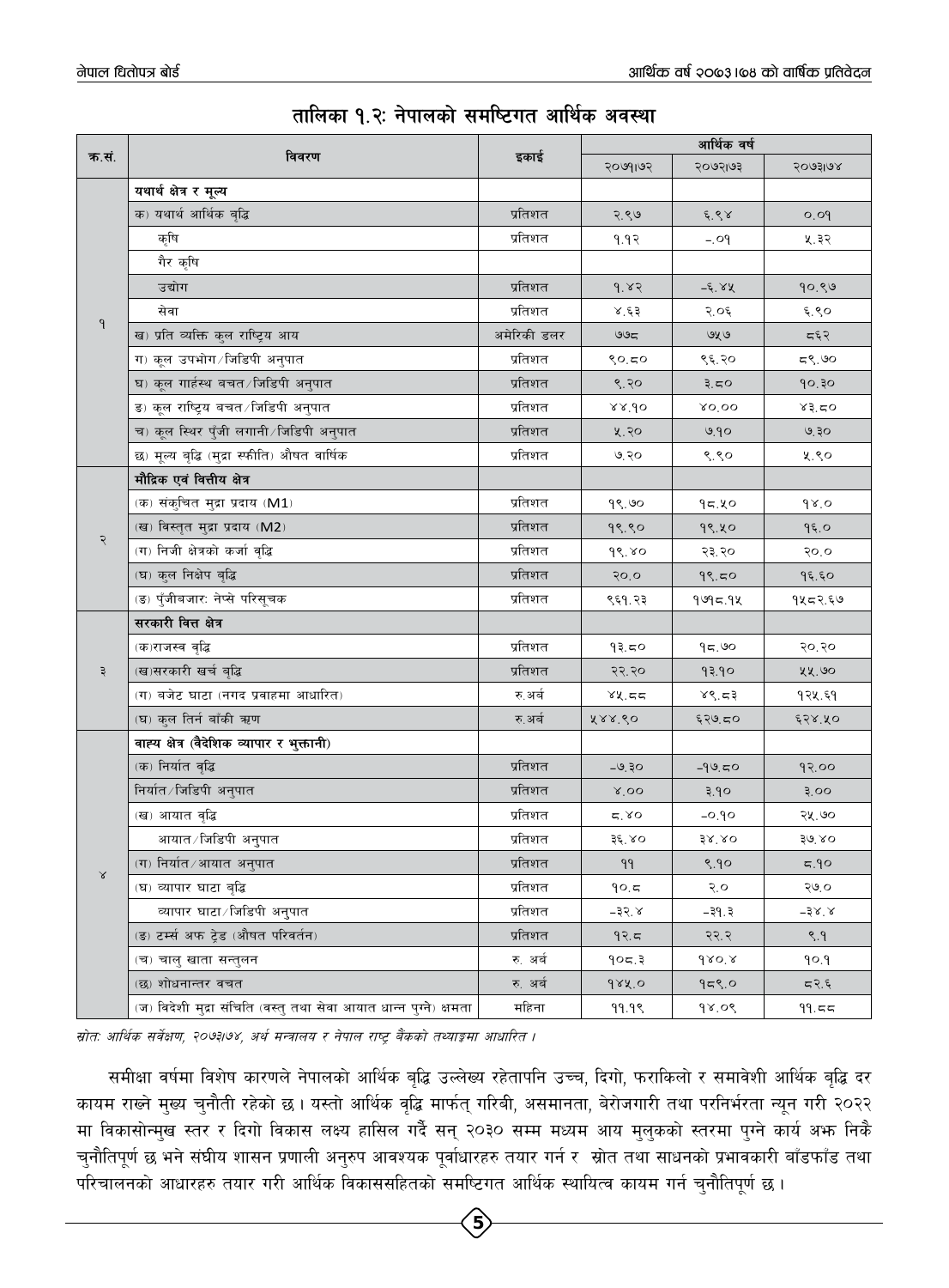## तालिका १.२: नेपालको समष्टिगत आर्थिक अवस्था

| क.सं. | विवरण | इकाई | आर्थिक वर्ष | | |
|---|---|---|---|---|---|
| | | | २०७१।७२ | २०७२।७३ | २०७३।७४ |
| १ | **यथार्थ क्षेत्र र मूल्य** | | | | |
| | क) यथार्थ आर्थिक वृद्धि | प्रतिशत | २.९७ | ६.९४ | ०.०१ |
| | कृषि | प्रतिशत | १.१२ | -.०१ | ५.३२ |
| | गैर कृषि | | | | |
| | उद्योग | प्रतिशत | १.४२ | -६.४५ | १०.९७ |
| | सेवा | प्रतिशत | ४.६३ | २.०६ | ६.९० |
| | ख) प्रति व्यक्ति कुल राष्ट्रिय आय | अमेरिकी डलर | ७७८ | ७५७ | ८६२ |
| | ग) कूल उपभोग/जिडिपी अनुपात | प्रतिशत | ९०.८० | ९६.२० | ८९.७० |
| | घ) कूल गार्हस्थ बचत/जिडिपी अनुपात | प्रतिशत | ९.२० | ३.८० | १०.३० |
| | ङ) कूल राष्ट्रिय बचत/जिडिपी अनुपात | प्रतिशत | ४४.१० | ४०.०० | ४३.८० |
| | च) कूल स्थिर पुंजी लगानी/जिडिपी अनुपात | प्रतिशत | ५.२० | ७.१० | ७.३० |
| | छ) मूल्य वृद्धि (मुद्रा स्फीति) औसत वार्षिक | प्रतिशत | ७.२० | ९.९० | ५.९० |
| २ | **मौद्रिक एवं वित्तीय क्षेत्र** | | | | |
| | (क) संकुचित मुद्रा प्रदाय (M1) | प्रतिशत | १९.७० | १८.५० | १४.० |
| | (ख) विस्तृत मुद्रा प्रदाय (M2) | प्रतिशत | १९.९० | १९.५० | १६.० |
| | (ग) निजी क्षेत्रको कर्जा वृद्धि | प्रतिशत | १९.४० | २३.२० | २०.० |
| | (घ) कुल निक्षेप बृद्धि | प्रतिशत | २०.० | १९.८० | १६.६० |
| | (ङ) पुंजीबजार: नेप्से परिसूचक | प्रतिशत | ९६१.२३ | १७१८.१५ | १५८२.६७ |
| ३ | **सरकारी वित्त क्षेत्र** | | | | |
| | (क)राजस्व वृद्धि | प्रतिशत | १३.८० | १८.७० | २०.२० |
| | (ख)सरकारी खर्च वृद्धि | प्रतिशत | २२.२० | १३.१० | ५५.७० |
| | (ग) बजेट घाटा (नगद प्रवाहमा आधारित) | रु.अर्ब | ४५.८८ | ४९.८३ | १२५.६१ |
| | (घ) कुल तिर्न बाँकी ऋण | रु.अर्ब | ५४४.९० | ६२७.८० | ६२४.५० |
| ४ | **वाह्य क्षेत्र (वैदेशिक व्यापार र भुक्तानी)** | | | | |
| | (क) निर्यात वृद्धि | प्रतिशत | -७.३० | -१७.८० | १२.०० |
| | निर्यात/जिडिपी अनुपात | प्रतिशत | ४.०० | ३.१० | ३.०० |
| | (ख) आयात वृद्धि | प्रतिशत | ८.४० | -०.१० | २५.७० |
| | आयात/जिडिपी अनुपात | प्रतिशत | ३६.४० | ३४.४० | ३७.४० |
| | (ग) निर्यात/आयात अनुपात | प्रतिशत | ११ | ९.१० | ८.१० |
| | (घ) व्यापार घाटा बृद्धि | प्रतिशत | १०.८ | २.० | २७.० |
| | व्यापार घाटा/जिडिपी अनुपात | प्रतिशत | -३२.४ | -३१.३ | -३४.४ |
| | (ङ) टर्म्स अफ ट्रेड (औसत परिवर्तन) | प्रतिशत | १२.८ | २२.२ | ९.१ |
| | (च) चालु खाता सन्तुलन | रु. अर्ब | १०८.३ | १४०.४ | १०.१ |
| | (छ) शोधनान्तर बचत | रु. अर्ब | १४५.० | १८९.० | ८२.६ |
| | (ज) विदेशी मुद्रा संचिति (वस्तु तथा सेवा आयात धान्न पुग्ने) क्षमता | महिना | ११.१९ | १४.०९ | ११.८८ |

*स्रोत: आर्थिक सर्वेक्षण, २०७३।७४, अर्थ मन्त्रालय र नेपाल राष्ट्र बैंकको तथ्याङ्कमा आधारित ।*

समीक्षा वर्षमा विशेष कारणले नेपालको आर्थिक वृद्धि उल्लेख्य रहेतापनि उच्च, दिगो, फराकिलो र समावेशी आर्थिक बृद्धि दर कायम राख्ने मुख्य चुनौती रहेको छ । यस्तो आर्थिक वृद्धि मार्फत् गरिबी, असमानता, बेरोजगारी तथा परनिर्भरता न्यून गरी २०२२ मा विकासोन्मुख स्तर र दिगो विकास लक्ष्य हासिल गर्दै सन् २०३० सम्म मध्यम आय मुलुकको स्तरमा पुग्ने कार्य अझ निकै चुनौतिपूर्ण छ भने संघीय शासन प्रणाली अनुरुप आवश्यक पूर्वाधारहरु तयार गर्न र स्रोत तथा साधनको प्रभावकारी बाँडफाँड तथा परिचालनको आधारहरु तयार गरी आर्थिक विकाससहितको समष्टिगत आर्थिक स्थायित्व कायम गर्न चुनौतिपूर्ण छ ।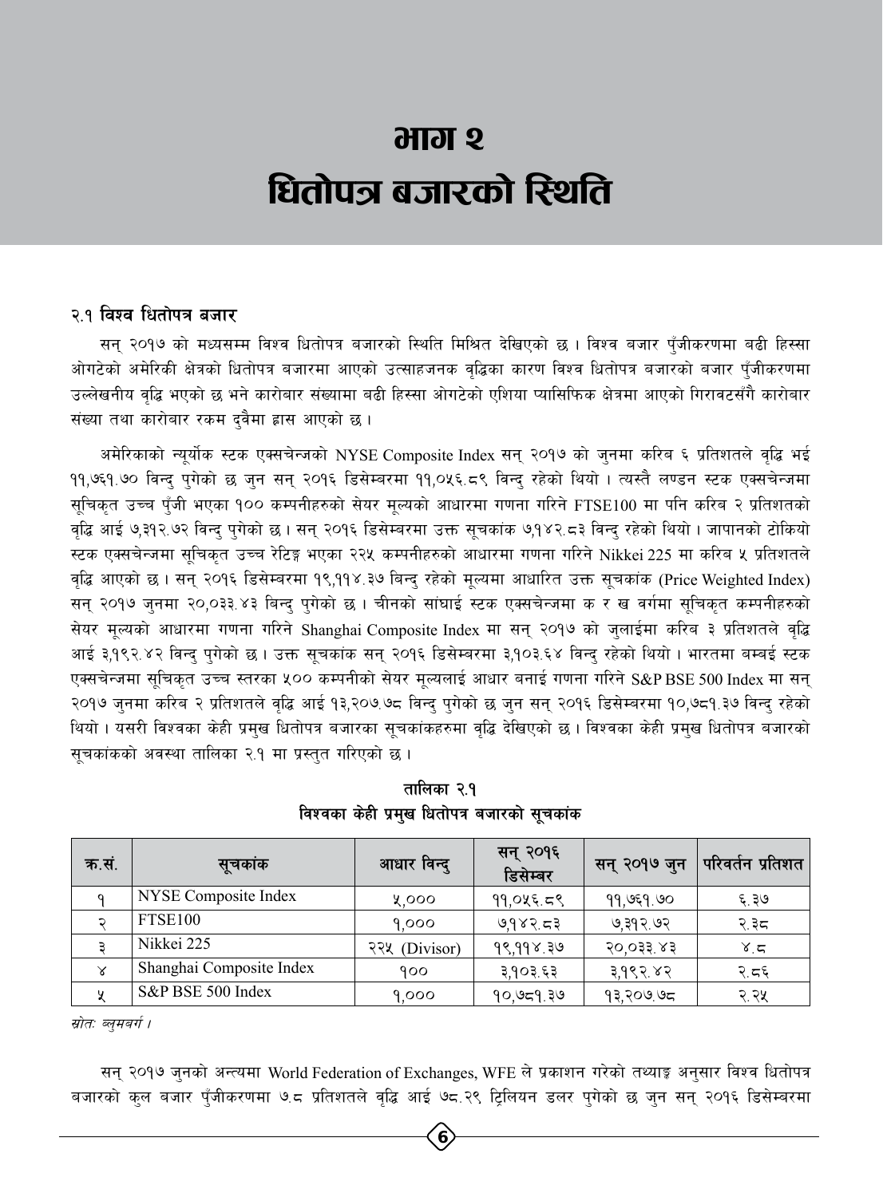# भाग २
# धितोपत्र बजारको स्थिति

## २.१ विश्व धितोपत्र बजार

सन् २०१७ को मध्यसम्म विश्व धितोपत्र बजारको स्थिति मिश्रित देखिएको छ । विश्व बजार पुँजीकरणमा बढी हिस्सा ओगटेको अमेरिकी क्षेत्रको धितोपत्र बजारमा आएको उत्साहजनक वृद्धिका कारण विश्व धितोपत्र बजारको बजार पुँजीकरणमा उल्लेखनीय वृद्धि भएको छ भने कारोबार संख्यामा बढी हिस्सा ओगटेको एशिया प्यासिफिक क्षेत्रमा आएको गिरावटसँगै कारोबार संख्या तथा कारोबार रकम दुवैमा ह्रास आएको छ ।

अमेरिकाको न्यूर्योक स्टक एक्सचेन्जको NYSE Composite Index सन् २०१७ को जुनमा करिब ६ प्रतिशतले वृद्धि भई ११,७६१.७० विन्दु पुगेको छ जुन सन् २०१६ डिसेम्बरमा ११,०५६.८९ विन्दु रहेको थियो । त्यस्तै लण्डन स्टक एक्सचेन्जमा सूचिकृत उच्च पुँजी भएका १०० कम्पनीहरुको सेयर मूल्यको आधारमा गणना गरिने FTSE100 मा पनि करिब २ प्रतिशतको वृद्धि आई ७,३१२.७२ विन्दु पुगेको छ । सन् २०१६ डिसेम्बरमा उक्त सूचकांक ७,१४२.८३ विन्दु रहेको थियो । जापानको टोकियो स्टक एक्सचेन्जमा सूचिकृत उच्च रेटिङ्ग भएका २२५ कम्पनीहरुको आधारमा गणना गरिने Nikkei 225 मा करिब ५ प्रतिशतले वृद्धि आएको छ । सन् २०१६ डिसेम्बरमा १९,११४.३७ बिन्दु रहेको मूल्यमा आधारित उक्त सूचकांक (Price Weighted Index) सन् २०१७ जुनमा २०,०३३.४३ बिन्दु पुगेको छ । चीनको सांघाई स्टक एक्सचेन्जमा क र ख वर्गमा सूचिकृत कम्पनीहरुको सेयर मूल्यको आधारमा गणना गरिने Shanghai Composite Index मा सन् २०१७ को जुलाईमा करिब ३ प्रतिशतले वृद्धि आई ३,१९२.४२ विन्दु पुगेको छ । उक्त सूचकांक सन् २०१६ डिसेम्बरमा ३,१०३.६४ विन्दु रहेको थियो । भारतमा बम्बई स्टक एक्सचेन्जमा सूचिकृत उच्च स्तरका ५०० कम्पनीको सेयर मूल्यलाई आधार बनाई गणना गरिने S&P BSE 500 Index मा सन् २०१७ जुनमा करिब २ प्रतिशतले वृद्धि आई १३,२०७.७८ विन्दु पुगेको छ जुन सन् २०१६ डिसेम्बरमा १०,७८१.३७ विन्दु रहेको थियो । यसरी विश्वका केही प्रमुख धितोपत्र बजारका सूचकांकहरुमा वृद्धि देखिएको छ । विश्वका केही प्रमुख धितोपत्र बजारको सूचकांकको अवस्था तालिका २.१ मा प्रस्तुत गरिएको छ ।

**तालिका २.१**
**विश्वका केही प्रमुख धितोपत्र बजारको सूचकांक**

| क्र.सं. | सूचकांक | आधार विन्दु | सन् २०१६ डिसेम्बर | सन् २०१७ जुन | परिवर्तन प्रतिशत |
|---|---|---|---|---|---|
| १ | NYSE Composite Index | ५,००० | ११,०५६.८९ | ११,७६१.७० | ६.३७ |
| २ | FTSE100 | १,००० | ७,१४२.८३ | ७,३१२.७२ | २.३८ |
| ३ | Nikkei 225 | २२५ (Divisor) | १९,११४.३७ | २०,०३३.४३ | ४.८ |
| ४ | Shanghai Composite Index | १०० | ३,१०३.६३ | ३,१९२.४२ | २.८६ |
| ५ | S&P BSE 500 Index | १,००० | १०,७८१.३७ | १३,२०७.७८ | २.२५ |

*स्रोत: ब्लुमबर्ग ।*

सन् २०१७ जुनको अन्त्यमा World Federation of Exchanges, WFE ले प्रकाशन गरेको तथ्याङ्क अनुसार विश्व धितोपत्र बजारको कुल बजार पुँजीकरणमा ७.८ प्रतिशतले वृद्धि आई ७८.२९ ट्रिलियन डलर पुगेको छ जुन सन् २०१६ डिसेम्बरमा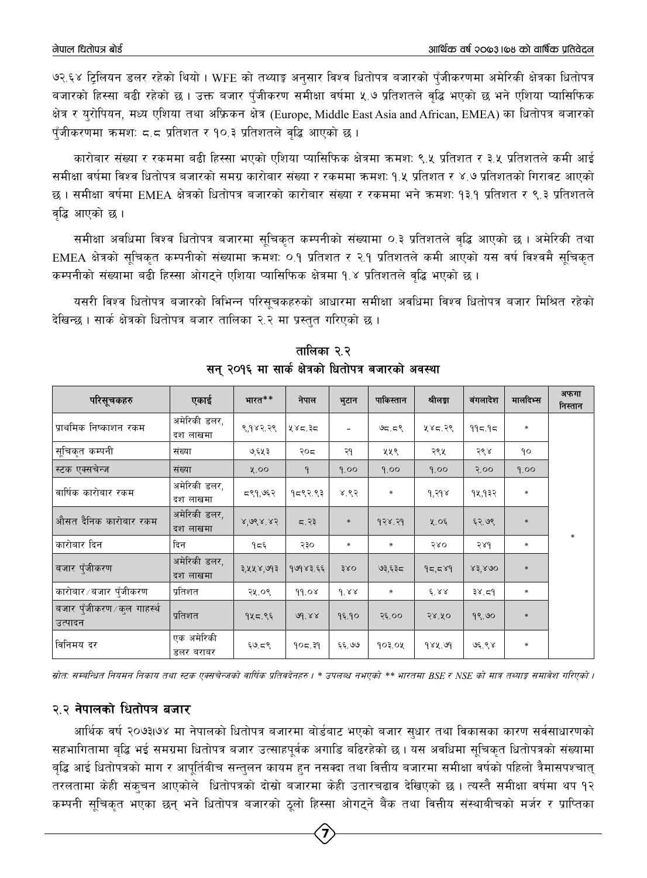७२.६४ ट्रिलियन डलर रहेको थियो । WFE को तथ्याङ्क अनुसार विश्व धितोपत्र बजारको पुँजीकरणमा अमेरिकी क्षेत्रका धितोपत्र बजारको हिस्सा बढी रहेको छ । उक्त बजार पुँजीकरण समीक्षा वर्षमा ५.७ प्रतिशतले वृद्धि भएको छ भने एशिया प्यासिफिक क्षेत्र र युरोपियन, मध्य एशिया तथा अफ्रिकन क्षेत्र (Europe, Middle East Asia and African, EMEA) का धितोपत्र बजारको पुँजीकरणमा क्रमशः ८.८ प्रतिशत र १०.३ प्रतिशतले वृद्धि आएको छ ।

कारोबार संख्या र रकममा बढी हिस्सा भएको एशिया प्यासिफिक क्षेत्रमा क्रमशः ९.५ प्रतिशत र ३.५ प्रतिशतले कमी आई समीक्षा वर्षमा विश्व धितोपत्र बजारको समग्र कारोबार संख्या र रकममा क्रमशः १.५ प्रतिशत र ४.७ प्रतिशतको गिरावट आएको छ । समीक्षा वर्षमा EMEA क्षेत्रको धितोपत्र बजारको कारोबार संख्या र रकममा भने क्रमशः १३.१ प्रतिशत र ९.३ प्रतिशतले वृद्धि आएको छ ।

समीक्षा अवधिमा विश्व धितोपत्र बजारमा सूचिकृत कम्पनीको संख्यामा ०.३ प्रतिशतले वृद्धि आएको छ । अमेरिकी तथा EMEA क्षेत्रको सूचिकृत कम्पनीको संख्यामा क्रमशः ०.१ प्रतिशत र २.१ प्रतिशतले कमी आएको यस वर्ष विश्वमै सूचिकृत कम्पनीको संख्यामा बढी हिस्सा ओगट्ने एशिया प्यासिफिक क्षेत्रमा १.४ प्रतिशतले वृद्धि भएको छ ।

यसरी विश्व धितोपत्र बजारको विभिन्न परिसूचकहरुको आधारमा समीक्षा अवधिमा विश्व धितोपत्र बजार मिश्रित रहेको देखिन्छ । सार्क क्षेत्रको धितोपत्र बजार तालिका २.२ मा प्रस्तुत गरिएको छ ।

**तालिका २.२**
**सन् २०१६ मा सार्क क्षेत्रको धितोपत्र बजारको अवस्था**

| परिसूचकहरु | एकाई | भारत** | नेपाल | भुटान | पाकिस्तान | श्रीलङ्का | बंगलादेश | मालदिभ्स | अफगानिस्तान |
|---|---|---|---|---|---|---|---|---|---|
| प्राथमिक निष्काशन रकम | अमेरिकी डलर, दश लाखमा | ९,१४२.२९ | ५४८.३८ | - | ७८.८९ | ५४८.२९ | ११८.१८ | * | * |
| सूचिकृत कम्पनी | संख्या | ७,६५३ | २०८ | २१ | ५५९ | २९५ | २९४ | १० | |
| स्टक एक्सचेन्ज | संख्या | ५.०० | १ | १.०० | १.०० | १.०० | २.०० | १.०० | |
| वार्षिक कारोबार रकम | अमेरिकी डलर, दश लाखमा | ८९१,७६२ | १८९२.९३ | ४.९२ | * | १,२१४ | १५,१३२ | * | |
| औसत दैनिक कारोबार रकम | अमेरिकी डलर, दश लाखमा | ४,७९४.४२ | ८.२३ | * | १२४.२१ | ५.०६ | ६२.७९ | * | |
| कारोबार दिन | दिन | १८६ | २३० | * | * | २४० | २४१ | * | |
| बजार पुँजीकरण | अमेरिकी डलर, दश लाखमा | ३,५५४,७१३ | १७१४३.६६ | ३४० | ७३,६३८ | १८,८४१ | ४३,४७० | * | |
| कारोबार/बजार पुँजीकरण | प्रतिशत | २५.०९ | ११.०४ | १.४४ | * | ६.४४ | ३४.८१ | * | |
| बजार पुँजीकरण/कुल गाहर्स्थ उत्पादन | प्रतिशत | १५८.९६ | ७१.४४ | १६.१० | २६.०० | २४.५० | १९.७० | * | |
| विनिमय दर | एक अमेरिकी डलर बराबर | ६७.८९ | १०८.३१ | ६६.७७ | १०३.०५ | १४५.७१ | ७६.९४ | * | |

*स्रोतः सम्बन्धित नियमन निकाय तथा स्टक एक्सचेन्जको वार्षिक प्रतिवेदनहरु । * उपलब्ध नभएको ** भारतमा BSE र NSE को मात्र तथ्याङ्क समावेश गरिएको ।*

## २.२ नेपालको धितोपत्र बजार

आर्थिक वर्ष २०७३।७४ मा नेपालको धितोपत्र बजारमा बोर्डबाट भएको बजार सुधार तथा विकासका कारण सर्वसाधारणको सहभागितामा वृद्धि भई समग्रमा धितोपत्र बजार उत्साहपूर्वक अगाडि बढिरहेको छ । यस अवधिमा सूचिकृत धितोपत्रको संख्यामा वृद्धि आई धितोपत्रको माग र आपूर्तिबीच सन्तुलन कायम हुन नसक्दा तथा वित्तीय बजारमा समीक्षा वर्षको पहिलो त्रैमासपश्चात् तरलतामा केही संकुचन आएकोले धितोपत्रको दोस्रो बजारमा केही उतारचढाव देखिएको छ । त्यस्तै समीक्षा वर्षमा थप १२ कम्पनी सूचिकृत भएका छन् भने धितोपत्र बजारको ठूलो हिस्सा ओगट्ने बैंक तथा वित्तीय संस्थाबीचको मर्जर र प्राप्तिका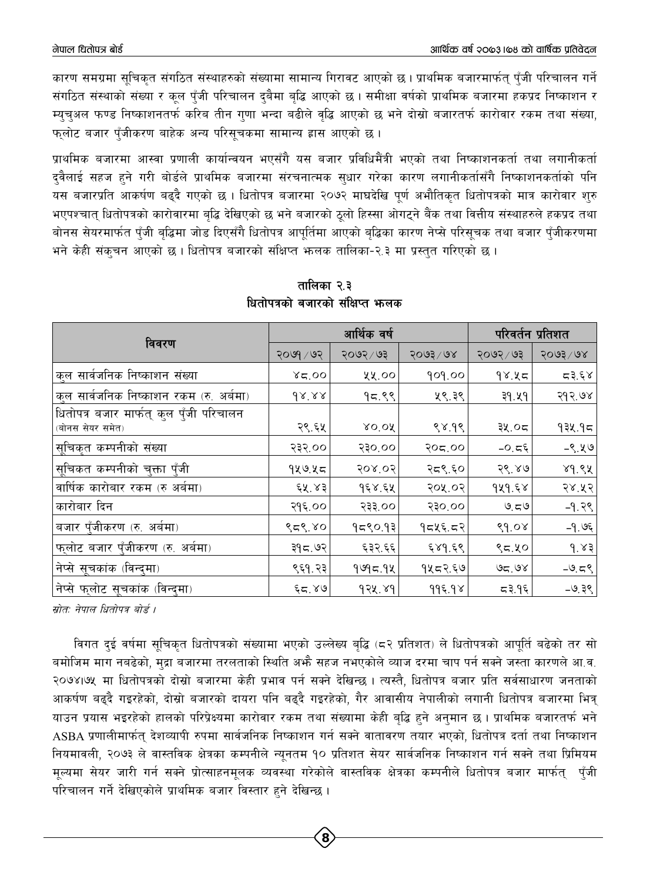कारण समग्रमा सूचिकृत संगठित संस्थाहरुको संख्यामा सामान्य गिरावट आएको छ। प्राथमिक बजारमार्फत् पुँजी परिचालन गर्ने संगठित संस्थाको संख्या र कूल पुँजी परिचालन दुवैमा बृद्धि आएको छ। समीक्षा वर्षको प्राथमिक बजारमा हकप्रद निष्काशन र म्युचुअल फण्ड निष्काशनतर्फ करिब तीन गुणा भन्दा बढीले वृद्धि आएको छ भने दोस्रो बजारतर्फ कारोवार रकम तथा संख्या, फ्लोट बजार पुँजीकरण बाहेक अन्य परिसूचकमा सामान्य ह्रास आएको छ।

प्राथमिक बजारमा आस्वा प्रणाली कार्यान्वयन भएसँगै यस बजार प्रविधिमैत्री भएको तथा निष्काशनकर्ता तथा लगानीकर्ता दुवैलाई सहज हुने गरी बोर्डले प्राथमिक बजारमा संरचनात्मक सुधार गरेका कारण लगानीकर्तासँगै निष्काशनकर्ताको पनि यस बजारप्रति आकर्षण बढ्दै गएको छ। धितोपत्र बजारमा २०७२ माघदेखि पूर्ण अभौतिकृत धितोपत्रको मात्र कारोवार शुरु भएपश्चात् धितोपत्रको कारोवारमा बृद्धि देखिएको छ भने बजारको ठूलो हिस्सा ओगट्ने बैंक तथा वित्तीय संस्थाहरुले हकप्रद तथा बोनस सेयरमार्फत पुँजी बृद्धिमा जोड दिएसँगै धितोपत्र आपूर्तिमा आएको बृद्धिका कारण नेप्से परिसूचक तथा बजार पुँजीकरणमा भने केही संकुचन आएको छ। धितोपत्र बजारको संक्षिप्त झलक तालिका-२.३ मा प्रस्तुत गरिएको छ।

**तालिका २.३**
**धितोपत्रको बजारको संक्षिप्त झलक**

| विवरण | आर्थिक वर्ष | | | परिवर्तन प्रतिशत | |
|---|---|---|---|---|---|
| | २०७१/७२ | २०७२/७३ | २०७३/७४ | २०७२/७३ | २०७३/७४ |
| कुल सार्वजनिक निष्काशन संख्या | ४८.०० | ५५.०० | १०१.०० | १४.५८ | ८३.६४ |
| कुल सार्वजनिक निष्काशन रकम (रु. अर्बमा) | १४.४४ | १८.९९ | ५९.३९ | ३१.५१ | २१२.७४ |
| धितोपत्र बजार मार्फत् कुल पुँजी परिचालन (बोनस सेयर समेत) | २९.६५ | ४०.०५ | ९४.१९ | ३५.०८ | १३५.१८ |
| सूचिकृत कम्पनीको संख्या | २३२.०० | २३०.०० | २०८.०० | -०.८६ | -९.५७ |
| सूचिकत कम्पनीको चुक्ता पुँजी | १५७.५८ | २०४.०२ | २८९.६० | २९.४७ | ४१.९५ |
| वार्षिक कारोबार रकम (रु अर्बमा) | ६५.४३ | १६४.६५ | २०५.०२ | १५१.६४ | २४.५२ |
| कारोबार दिन | २१६.०० | २३३.०० | २३०.०० | ७.८७ | -१.२९ |
| बजार पुँजीकरण (रु. अर्बमा) | ९८९.४० | १८९०.१३ | १८५६.८२ | ९१.०४ | -१.७६ |
| फ्लोट बजार पुँजीकरण (रु. अर्बमा) | ३१८.७२ | ६३२.६६ | ६४१.६९ | ९८.५० | १.४३ |
| नेप्से सूचकांक (विन्दुमा) | ९६१.२३ | १७१८.१५ | १५८२.६७ | ७८.७४ | -७.८९ |
| नेप्से फ्लोट सूचकांक (विन्दुमा) | ६८.४७ | १२५.४१ | ११६.१४ | ८३.१६ | -७.३९ |

*स्रोत: नेपाल धितोपत्र बोर्ड।*

विगत दुई वर्षमा सूचिकृत धितोपत्रको संख्यामा भएको उल्लेख्य बृद्धि (८२ प्रतिशत) ले धितोपत्रको आपूर्ति बढेको तर सो बमोजिम माग नबढेको, मुद्रा बजारमा तरलताको स्थिति अझै सहज नभएकोले ब्याज दरमा चाप पर्न सक्ने जस्ता कारणले आ.व. २०७४।७५ मा धितोपत्रको दोस्रो बजारमा केही प्रभाव पर्न सक्ने देखिन्छ। त्यस्तै, धितोपत्र बजार प्रति सर्वसाधारण जनताको आकर्षण बढ्दै गइरहेको, दोस्रो बजारको दायरा पनि बढ्दै गइरहेको, गैर आवासीय नेपालीको लगानी धितोपत्र बजारमा भित्र्याउन प्रयास भइरहेको हालको परिप्रेक्ष्यमा कारोवार रकम तथा संख्यामा केही बृद्धि हुने अनुमान छ। प्राथमिक बजारतर्फ भने ASBA प्रणालीमार्फत् देशव्यापी रुपमा सार्वजनिक निष्काशन गर्न सक्ने वातावरण तयार भएको, धितोपत्र दर्ता तथा निष्काशन नियमावली, २०७३ ले वास्तविक क्षेत्रका कम्पनीले न्यूनतम १० प्रतिशत सेयर सार्वजनिक निष्काशन गर्न सक्ने तथा प्रिमियम मूल्यमा सेयर जारी गर्न सक्ने प्रोत्साहनमूलक व्यवस्था गरेकोले वास्तविक क्षेत्रका कम्पनीले धितोपत्र बजार मार्फत् पुँजी परिचालन गर्ने देखिएकोले प्राथमिक बजार विस्तार हुने देखिन्छ।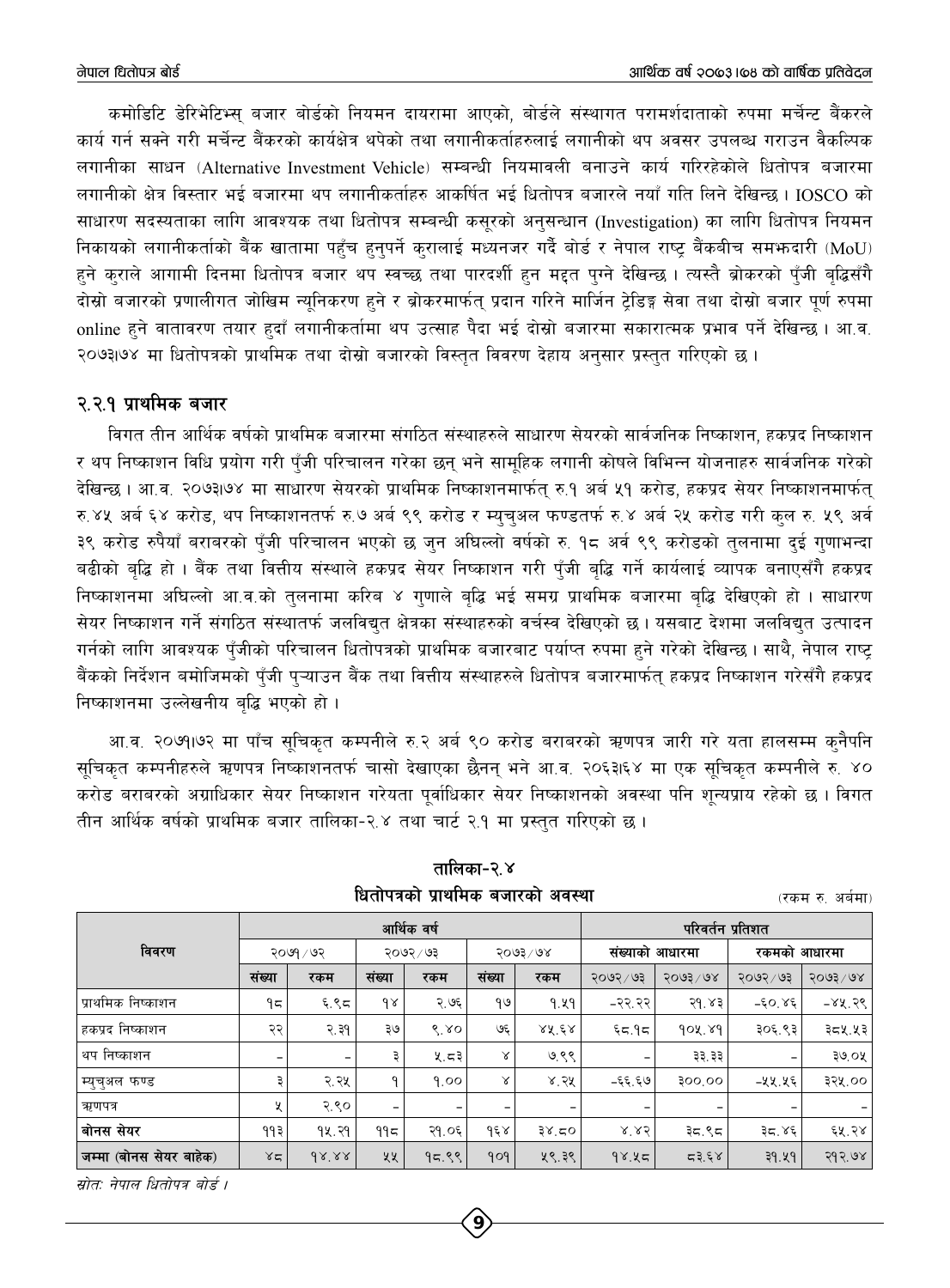कमोडिटि डेरिभेटिभ्स् बजार बोर्डको नियमन दायरामा आएको, बोर्डले संस्थागत परामर्शदाताको रुपमा मर्चेन्ट बैंकरले कार्य गर्न सक्ने गरी मर्चेन्ट बैंकरको कार्यक्षेत्र थपेको तथा लगानीकर्ताहरुलाई लगानीको थप अवसर उपलब्ध गराउन वैकल्पिक लगानीका साधन (Alternative Investment Vehicle) सम्बन्धी नियमावली बनाउने कार्य गरिरहेकोले धितोपत्र बजारमा लगानीको क्षेत्र विस्तार भई बजारमा थप लगानीकर्ताहरु आकर्षित भई धितोपत्र बजारले नयाँ गति लिने देखिन्छ। IOSCO को साधारण सदस्यताका लागि आवश्यक तथा धितोपत्र सम्बन्धी कसूरको अनुसन्धान (Investigation) का लागि धितोपत्र नियमन निकायको लगानीकर्ताको बैंक खातामा पहुँच हुनुपर्ने कुरालाई मध्यनजर गर्दै बोर्ड र नेपाल राष्ट्र बैंकबीच समझदारी (MoU) हुने कुराले आगामी दिनमा धितोपत्र बजार थप स्वच्छ तथा पारदर्शी हुन मद्दत पुग्ने देखिन्छ। त्यस्तै ब्रोकरको पुँजी वृद्धिसँगै दोस्रो बजारको प्रणालीगत जोखिम न्यूनिकरण हुने र ब्रोकरमार्फत् प्रदान गरिने मार्जिन ट्रेडिङ्ग सेवा तथा दोस्रो बजार पूर्ण रुपमा online हुने वातावरण तयार हुदाँ लगानीकर्तामा थप उत्साह पैदा भई दोस्रो बजारमा सकारात्मक प्रभाव पर्ने देखिन्छ। आ.व. २०७३।७४ मा धितोपत्रको प्राथमिक तथा दोस्रो बजारको विस्तृत विवरण देहाय अनुसार प्रस्तुत गरिएको छ।

### २.२.१ प्राथमिक बजार

विगत तीन आर्थिक वर्षको प्राथमिक बजारमा संगठित संस्थाहरुले साधारण सेयरको सार्वजनिक निष्काशन, हकप्रद निष्काशन र थप निष्काशन विधि प्रयोग गरी पुँजी परिचालन गरेका छन् भने सामूहिक लगानी कोषले विभिन्न योजनाहरु सार्वजनिक गरेको देखिन्छ। आ.व. २०७३।७४ मा साधारण सेयरको प्राथमिक निष्काशनमार्फत् रु.१ अर्ब ५१ करोड, हकप्रद सेयर निष्काशनमार्फत् रु.४५ अर्ब ६४ करोड, थप निष्काशनतर्फ रु.७ अर्ब ९९ करोड र म्युचुअल फण्डतर्फ रु.४ अर्ब २५ करोड गरी कुल रु. ५९ अर्ब ३९ करोड रुपैयाँ बराबरको पुँजी परिचालन भएको छ जुन अघिल्लो वर्षको रु. १८ अर्ब ९९ करोडको तुलनामा दुई गुणाभन्दा बढीको वृद्धि हो। बैंक तथा वित्तीय संस्थाले हकप्रद सेयर निष्काशन गरी पुँजी वृद्धि गर्ने कार्यलाई व्यापक बनाएसँगै हकप्रद निष्काशनमा अघिल्लो आ.व.को तुलनामा करिब ४ गुणाले वृद्धि भई समग्र प्राथमिक बजारमा वृद्धि देखिएको हो। साधारण सेयर निष्काशन गर्ने संगठित संस्थातर्फ जलविद्युत क्षेत्रका संस्थाहरुको वर्चस्व देखिएको छ। यसबाट देशमा जलविद्युत उत्पादन गर्नको लागि आवश्यक पुँजीको परिचालन धितोपत्रको प्राथमिक बजारबाट पर्याप्त रुपमा हुने गरेको देखिन्छ। साथै, नेपाल राष्ट्र बैंकको निर्देशन बमोजिमको पुँजी पुऱ्याउन बैंक तथा वित्तीय संस्थाहरुले धितोपत्र बजारमार्फत् हकप्रद निष्काशन गरेसँगै हकप्रद निष्काशनमा उल्लेखनीय वृद्धि भएको हो।

आ.व. २०७१।७२ मा पाँच सूचिकृत कम्पनीले रु.२ अर्ब ९० करोड बराबरको ऋणपत्र जारी गरे यता हालसम्म कुनैपनि सूचिकृत कम्पनीहरुले ऋणपत्र निष्काशनतर्फ चासो देखाएका छैनन् भने आ.व. २०६३।६४ मा एक सूचिकृत कम्पनीले रु. ४० करोड बराबरको अग्राधिकार सेयर निष्काशन गरेयता पूर्वाधिकार सेयर निष्काशनको अवस्था पनि शून्यप्राय रहेको छ। विगत तीन आर्थिक वर्षको प्राथमिक बजार तालिका-२.४ तथा चार्ट २.१ मा प्रस्तुत गरिएको छ।

**तालिका-२.४**

**धितोपत्रको प्राथमिक बजारको अवस्था**

(रकम रु. अर्बमा)

| विवरण | आर्थिक वर्ष | | | | | | परिवर्तन प्रतिशत | | | |
|---|---|---|---|---|---|---|---|---|---|---|
| | २०७१/७२ | | २०७२/७३ | | २०७३/७४ | | संख्याको आधारमा | | रकमको आधारमा | |
| | संख्या | रकम | संख्या | रकम | संख्या | रकम | २०७२/७३ | २०७३/७४ | २०७२/७३ | २०७३/७४ |
| प्राथमिक निष्काशन | १८ | ६.९८ | १४ | २.७६ | १७ | १.५१ | -२२.२२ | २१.४३ | -६०.४६ | -४५.२९ |
| हकप्रद निष्काशन | २२ | २.३१ | ३७ | ९.४० | ७६ | ४५.६४ | ६८.१८ | १०५.४१ | ३०६.९३ | ३८५.५३ |
| थप निष्काशन | - | - | ३ | ५.८३ | ४ | ७.९९ | - | ३३.३३ | - | ३७.०५ |
| म्युचुअल फण्ड | ३ | २.२५ | १ | १.०० | ४ | ४.२५ | -६६.६७ | ३००.०० | -५५.५६ | ३२५.०० |
| ऋणपत्र | ५ | २.९० | - | - | - | - | - | - | - | - |
| **बोनस सेयर** | ११३ | १५.२१ | ११८ | २१.०६ | १६४ | ३४.८० | ४.४२ | ३८.९८ | ३८.४६ | ६५.२४ |
| **जम्मा (बोनस सेयर बाहेक)** | ४८ | १४.४४ | ५५ | १८.९९ | १०१ | ५९.३९ | १४.५८ | ८३.६४ | ३१.५१ | २१२.७४ |

*स्रोत: नेपाल धितोपत्र बोर्ड।*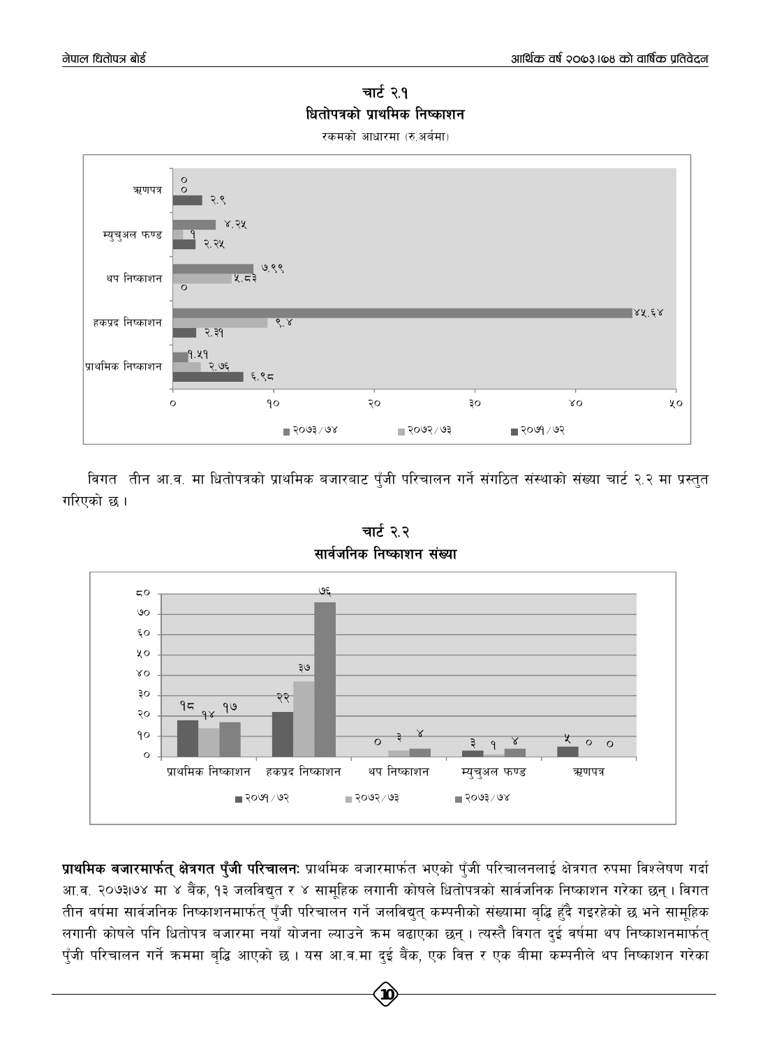### चार्ट २.१
### धितोपत्रको प्राथमिक निष्काशन

रकमको आधारमा (रु.अर्बमा)

| | २०७१/७२ | २०७२/७३ | २०७३/७४ |
|---|---|---|---|
| प्राथमिक निष्काशन | ६.९८ | २.७६ | १.५१ |
| हकप्रद निष्काशन | २.३१ | ९.४ | ४५.६४ |
| थप निष्काशन | ० | ५.८३ | ७.९९ |
| म्युचुअल फण्ड | २.२५ | १ | ४.२५ |
| ऋणपत्र | २.९ | ० | ० |

विगत तीन आ.व. मा धितोपत्रको प्राथमिक बजारबाट पुँजी परिचालन गर्ने संगठित संस्थाको संख्या चार्ट २.२ मा प्रस्तुत गरिएको छ ।

### चार्ट २.२
### सार्वजनिक निष्काशन संख्या

| | २०७१/७२ | २०७२/७३ | २०७३/७४ |
|---|---|---|---|
| प्राथमिक निष्काशन | १८ | १४ | १७ |
| हकप्रद निष्काशन | २२ | ३७ | ७६ |
| थप निष्काशन | ० | ३ | ४ |
| म्युचुअल फण्ड | ३ | १ | ४ |
| ऋणपत्र | ५ | ० | ० |

**प्राथमिक बजारमार्फत् क्षेत्रगत पुँजी परिचालनः** प्राथमिक बजारमार्फत भएको पुँजी परिचालनलाई क्षेत्रगत रुपमा विश्लेषण गर्दा आ.व. २०७३।७४ मा ४ बैंक, १३ जलविद्युत र ४ सामूहिक लगानी कोषले धितोपत्रको सार्वजनिक निष्काशन गरेका छन् । विगत तीन वर्षमा सार्वजनिक निष्काशनमार्फत् पुँजी परिचालन गर्ने जलविद्युत् कम्पनीको संख्यामा बृद्धि हुँदै गइरहेको छ भने सामूहिक लगानी कोषले पनि धितोपत्र बजारमा नयाँ योजना ल्याउने क्रम बढाएका छन् । त्यस्तै विगत दुई वर्षमा थप निष्काशनमार्फत् पुँजी परिचालन गर्ने क्रममा बृद्धि आएको छ । यस आ.व.मा दुई बैंक, एक वित्त र एक बीमा कम्पनीले थप निष्काशन गरेका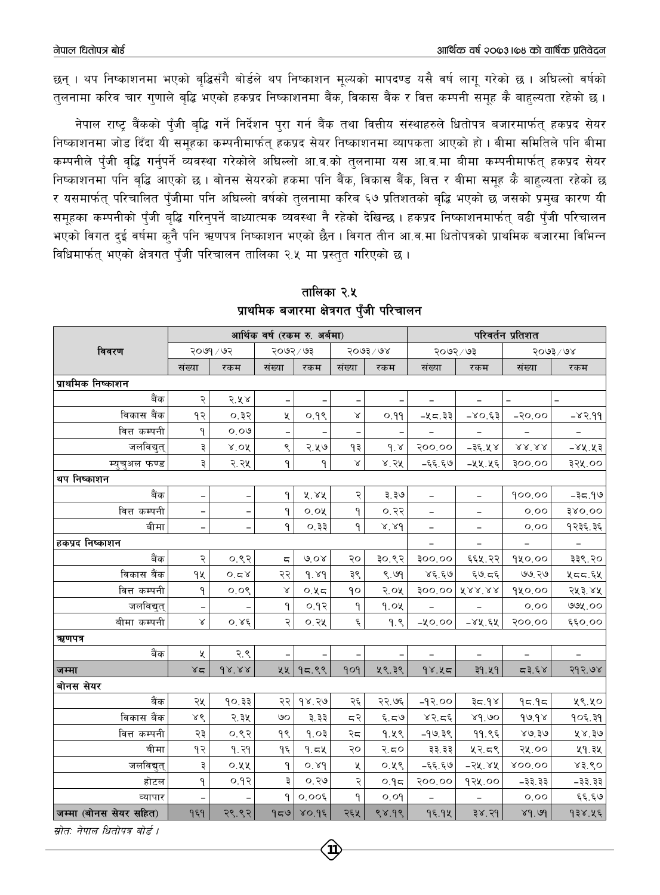छन् । थप निष्काशनमा भएको बृद्धिसँगै बोर्डले थप निष्काशन मूल्यको मापदण्ड यसै वर्ष लागू गरेको छ । अघिल्लो वर्षको तुलनामा करिब चार गुणाले बृद्धि भएको हकप्रद निष्काशनमा बैंक, विकास बैंक र वित्त कम्पनी समूह कै बाहुल्यता रहेको छ ।

नेपाल राष्ट्र बैंकको पुँजी बृद्धि गर्ने निर्देशन पुरा गर्न बैंक तथा वित्तीय संस्थाहरुले धितोपत्र बजारमार्फत् हकप्रद सेयर निष्काशनमा जोड दिँदा यी समूहका कम्पनीमार्फत् हकप्रद सेयर निष्काशनमा व्यापकता आएको हो । बीमा समितिले पनि बीमा कम्पनीले पुँजी वृद्धि गर्नुपर्ने व्यवस्था गरेकोले अघिल्लो आ.व.को तुलनामा यस आ.व.मा बीमा कम्पनीमार्फत् हकप्रद सेयर निष्काशनमा पनि बृद्धि आएको छ । बोनस सेयरको हकमा पनि बैंक, विकास बैंक, वित्त र बीमा समूह कै बाहुल्यता रहेको छ र यसमार्फत् परिचालित पुँजीमा पनि अघिल्लो वर्षको तुलनामा करिब ६७ प्रतिशतको बृद्धि भएको छ जसको प्रमुख कारण यी समूहका कम्पनीको पुँजी बृद्धि गरिनुपर्ने बाध्यात्मक व्यवस्था नै रहेको देखिन्छ । हकप्रद निष्काशनमार्फत् बढी पुँजी परिचालन भएको विगत दुई वर्षमा कुनै पनि ऋणपत्र निष्काशन भएको छैन । विगत तीन आ.व.मा धितोपत्रको प्राथमिक बजारमा विभिन्न विधिमार्फत् भएको क्षेत्रगत पुँजी परिचालन तालिका २.५ मा प्रस्तुत गरिएको छ ।

**तालिका २.५**

**प्राथमिक बजारमा क्षेत्रगत पुँजी परिचालन**

| विवरण | आर्थिक वर्ष (रकम रु. अर्बमा) | | | | | | परिवर्तन प्रतिशत | | | |
|---|---|---|---|---|---|---|---|---|---|---|
| | २०७१/७२ | | २०७२/७३ | | २०७३/७४ | | २०७२/७३ | | २०७३/७४ | |
| | संख्या | रकम | संख्या | रकम | संख्या | रकम | संख्या | रकम | संख्या | रकम |
| **प्राथमिक निष्काशन** | | | | | | | | | | |
| बैंक | २ | २.५४ | – | – | – | – | – | – | – | – |
| विकास बैंक | १२ | ०.३२ | ५ | ०.१९ | ४ | ०.११ | -५८.३३ | -४०.६३ | -२०.०० | -४२.११ |
| वित्त कम्पनी | १ | ०.०७ | – | – | – | – | – | – | – | – |
| जलविद्युत् | ३ | ४.०५ | ९ | २.५७ | १३ | १.४ | २००.०० | -३६.५४ | ४४.४४ | -४५.५३ |
| म्युचुअल फण्ड | ३ | २.२५ | १ | १ | ४ | ४.२५ | -६६.६७ | -५५.५६ | ३००.०० | ३२५.०० |
| **थप निष्काशन** | | | | | | | | | | |
| बैंक | – | – | १ | ५.४५ | २ | ३.३७ | – | – | १००.०० | -३८.१७ |
| वित्त कम्पनी | – | – | १ | ०.०५ | १ | ०.२२ | – | – | ०.०० | ३४०.०० |
| बीमा | – | – | १ | ०.३३ | १ | ४.४१ | – | – | ०.०० | १२३६.३६ |
| **हकप्रद निष्काशन** | | | | | | | – | – | – | – |
| बैंक | २ | ०.९२ | ८ | ७.०४ | २० | ३०.९२ | ३००.०० | ६६५.२२ | १५०.०० | ३३९.२० |
| विकास बैंक | १५ | ०.८४ | २२ | १.४१ | ३९ | ९.७१ | ४६.६७ | ६७.८६ | ७७.२७ | ५८८.६५ |
| वित्त कम्पनी | १ | ०.०९ | ४ | ०.५८ | १० | २.०५ | ३००.०० | ५४४.४४ | १५०.०० | २५३.४५ |
| जलविद्युत् | – | – | १ | ०.१२ | १ | १.०५ | – | – | ०.०० | ७७५.०० |
| बीमा कम्पनी | ४ | ०.४६ | २ | ०.२५ | ६ | १.९ | -५०.०० | -४५.६५ | २००.०० | ६६०.०० |
| **ऋणपत्र** | | | | | | | | | | |
| बैंक | ५ | २.९ | – | – | – | – | – | – | – | – |
| **जम्मा** | ४८ | १४.४४ | ५५ | १८.९९ | १०१ | ५९.३९ | १४.५८ | ३१.५१ | ८३.६४ | २१२.७४ |
| **बोनस सेयर** | | | | | | | | | | |
| बैंक | २५ | १०.३३ | २२ | १४.२७ | २६ | २२.७८ | -१२.०० | ३८.१४ | १८.१८ | ५९.५० |
| विकास बैंक | ४९ | २.३५ | ७० | ३.३३ | ८२ | ६.८७ | ४२.८६ | ४१.७० | १७.१४ | १०६.३१ |
| वित्त कम्पनी | २३ | ०.९२ | १९ | १.०३ | २८ | १.५९ | -१७.३९ | ११.९६ | ४७.३७ | ५४.३७ |
| बीमा | १२ | १.२१ | १६ | १.८५ | २० | २.८० | ३३.३३ | ५२.८९ | २५.०० | ५१.३५ |
| जलविद्युत् | ३ | ०.५५ | १ | ०.४१ | ५ | ०.५९ | -६६.६७ | -२५.४५ | ४००.०० | ४३.९० |
| होटल | १ | ०.१२ | ३ | ०.२७ | २ | ०.१८ | २००.०० | १२५.०० | -३३.३३ | -३३.३३ |
| व्यापार | – | – | १ | ०.००६ | १ | ०.०१ | – | – | ०.०० | ६६.६७ |
| **जम्मा (बोनस सेयर सहित)** | १६१ | २९.९२ | १८७ | ४०.१६ | २६५ | ९४.१९ | १६.१५ | ३४.२१ | ४१.७१ | १३४.५६ |

*स्रोतः नेपाल धितोपत्र बोर्ड ।*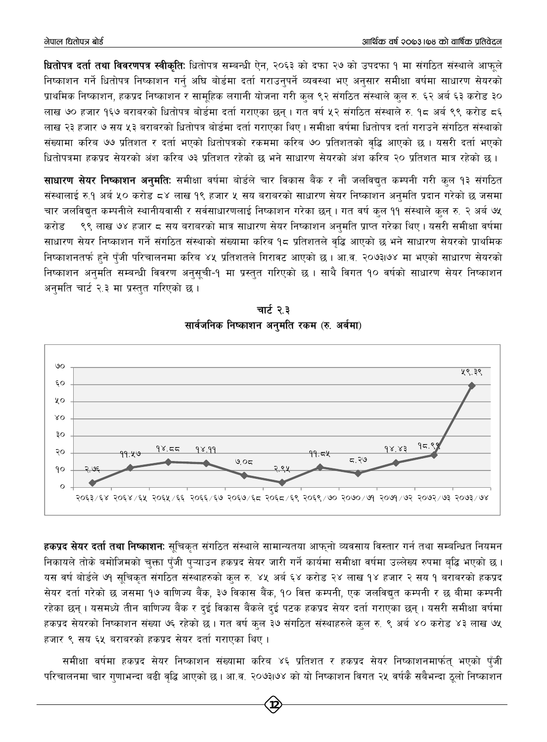**धितोपत्र दर्ता तथा विवरणपत्र स्वीकृतिः** धितोपत्र सम्बन्धी ऐन, २०६३ को दफा २७ को उपदफा १ मा संगठित संस्थाले आफूले निष्काशन गर्ने धितोपत्र निष्काशन गर्नु अघि बोर्डमा दर्ता गराउनुपर्ने व्यवस्था भए अनुसार समीक्षा वर्षमा साधारण सेयरको प्राथमिक निष्काशन, हकप्रद निष्काशन र सामूहिक लगानी योजना गरी कुल ९२ संगठित संस्थाले कुल रु. ६२ अर्ब ६३ करोड ३० लाख ७० हजार १६७ बराबरको धितोपत्र बोर्डमा दर्ता गराएका छन् । गत वर्ष ५२ संगठित संस्थाले रु. १८ अर्ब ९९ करोड ८६ लाख २३ हजार ७ सय ५३ बराबरको धितोपत्र बोर्डमा दर्ता गराएका थिए । समीक्षा वर्षमा धितोपत्र दर्ता गराउने संगठित संस्थाको संख्यामा करिब ७७ प्रतिशत र दर्ता भएको धितोपत्रको रकममा करिब ७० प्रतिशतको वृद्धि आएको छ । यसरी दर्ता भएको धितोपत्रमा हकप्रद सेयरको अंश करिब ७३ प्रतिशत रहेको छ भने साधारण सेयरको अंश करिब २० प्रतिशत मात्र रहेको छ ।

**साधारण सेयर निष्काशन अनुमतिः** समीक्षा वर्षमा बोर्डले चार विकास बैंक र नौ जलविद्युत कम्पनी गरी कुल १३ संगठित संस्थालाई रु.१ अर्ब ५० करोड ८४ लाख १९ हजार ५ सय बराबरको साधारण सेयर निष्काशन अनुमति प्रदान गरेको छ जसमा चार जलविद्युत कम्पनीले स्थानीयवासी र सर्वसाधारणलाई निष्काशन गरेका छन् । गत वर्ष कुल ११ संस्थाले कुल रु. २ अर्ब ७५ करोड ९९ लाख ७४ हजार ८ सय बराबरको मात्र साधारण सेयर निष्काशन अनुमति प्राप्त गरेका थिए । यसरी समीक्षा वर्षमा साधारण सेयर निष्काशन गर्ने संगठित संस्थाको संख्यामा करिव १८ प्रतिशतले वृद्धि आएको छ भने साधारण सेयरको प्राथमिक निष्काशनतर्फ हुने पुँजी परिचालनमा करिब ४५ प्रतिशतले गिरावट आएको छ । आ.व. २०७३।७४ मा भएको साधारण सेयरको निष्काशन अनुमति सम्बन्धी विवरण अनुसूची-१ मा प्रस्तुत गरिएको छ । साथै विगत १० वर्षको साधारण सेयर निष्काशन अनुमति चार्ट २.३ मा प्रस्तुत गरिएको छ ।

**चार्ट २.३**
**सार्वजनिक निष्काशन अनुमति रकम (रु. अर्बमा)**

| आ.व. | रकम |
|---|---|
| २०६३/६४ | २.७६ |
| २०६४/६५ | ११.५७ |
| २०६५/६६ | १४.८८ |
| २०६६/६७ | १४.११ |
| २०६७/६८ | ७.०८ |
| २०६८/६९ | २.९५ |
| २०६९/७० | ११.८५ |
| २०७०/७१ | ८.२७ |
| २०७१/७२ | १४.४३ |
| २०७२/७३ | १८.९९ |
| २०७३/७४ | ५९.३९ |

**हकप्रद सेयर दर्ता तथा निष्काशनः** सूचिकृत संगठित संस्थाले सामान्यतया आफ्नो व्यवसाय विस्तार गर्न तथा सम्बन्धित नियमन निकायले तोके बमोजिमको चुक्ता पुँजी पुऱ्याउन हकप्रद सेयर जारी गर्ने कार्यमा समीक्षा वर्षमा उल्लेख्य रुपमा बृद्धि भएको छ । यस वर्ष बोर्डले ७१ सूचिकृत संगठित संस्थाहरुको कुल रु. ४५ अर्ब ६४ करोड २४ लाख १४ हजार २ सय १ बराबरको हकप्रद सेयर दर्ता गरेको छ जसमा १७ वाणिज्य बैंक, ३७ विकास बैंक, १० वित्त कम्पनी, एक जलविद्युत कम्पनी र छ बीमा कम्पनी रहेका छन् । यसमध्ये तीन वाणिज्य बैंक र दुई विकास बैंकले दुई पटक हकप्रद सेयर दर्ता गराएका छन् । यसरी समीक्षा वर्षमा हकप्रद सेयरको निष्काशन संख्या ७६ रहेको छ । गत वर्ष कुल ३७ संगठित संस्थाहरुले कुल रु. ९ अर्ब ४० करोड ४३ लाख ७५ हजार ९ सय ६५ बराबरको हकप्रद सेयर दर्ता गराएका थिए ।

समीक्षा वर्षमा हकप्रद सेयर निष्काशन संख्यामा करिब ४६ प्रतिशत र हकप्रद सेयर निष्काशनमार्फत् भएको पुँजी परिचालनमा चार गुणाभन्दा बढी वृद्धि आएको छ । आ.व. २०७३।७४ को यो निष्काशन विगत २५ वर्षकै सबैभन्दा ठूलो निष्काशन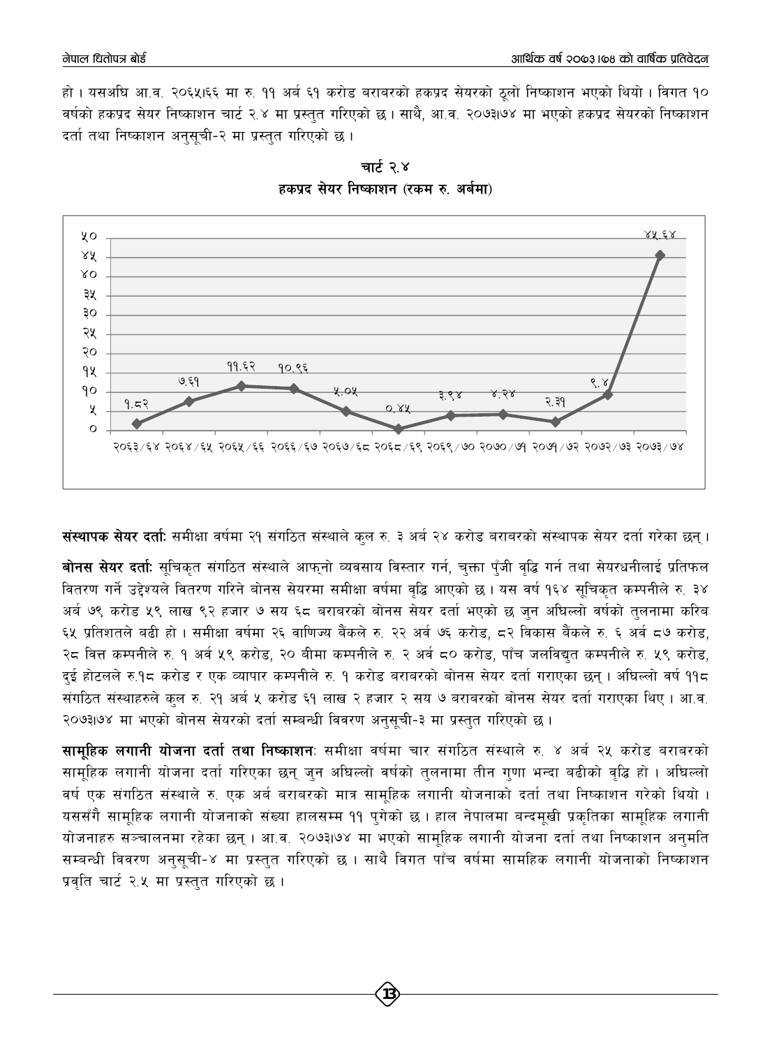हो । यसअघि आ.व. २०६५।६६ मा रु. ११ अर्ब ६१ करोड बराबरको हकप्रद सेयरको ठूलो निष्काशन भएको थियो । विगत १० वर्षको हकप्रद सेयर निष्काशन चार्ट २.४ मा प्रस्तुत गरिएको छ । साथै, आ.व. २०७३।७४ मा भएको हकप्रद सेयरको निष्काशन दर्ता तथा निष्काशन अनुसूची-२ मा प्रस्तुत गरिएको छ ।

**चार्ट २.४**
**हकप्रद सेयर निष्काशन (रकम रु. अर्बमा)**

| आ.व. | रकम |
|---|---|
| २०६३/६४ | १.८२ |
| २०६४/६५ | ७.६१ |
| २०६५/६६ | ११.६२ |
| २०६६/६७ | १०.९६ |
| २०६७/६८ | ५.०५ |
| २०६८/६९ | ०.४५ |
| २०६९/७० | ३.९४ |
| २०७०/७१ | ४.२४ |
| २०७१/७२ | २.३१ |
| २०७२/७३ | ९.४ |
| २०७३/७४ | ४५.६४ |

**संस्थापक सेयर दर्ताः** समीक्षा वर्षमा २१ संगठित संस्थाले कुल रु. ३ अर्ब २४ करोड बराबरको संस्थापक सेयर दर्ता गरेका छन् ।

**बोनस सेयर दर्ताः** सूचिकृत संगठित संस्थाले आफ्नो व्यवसाय विस्तार गर्न, चुक्ता पुँजी वृद्धि गर्न तथा सेयरधनीलाई प्रतिफल वितरण गर्ने उद्देश्यले वितरण गरिने बोनस सेयरमा समीक्षा वर्षमा वृद्धि आएको छ । यस वर्ष १६४ सूचिकृत कम्पनीले रु. ३४ अर्ब ७९ करोड ५९ लाख ९२ हजार ७ सय ६८ बराबरको बोनस सेयर दर्ता भएको छ जुन अघिल्लो वर्षको तुलनामा करिब ६५ प्रतिशतले बढी हो । समीक्षा वर्षमा २६ वाणिज्य बैंकले रु. २२ अर्ब ७६ करोड, ८२ विकास बैंकले रु. ६ अर्ब ८७ करोड, २८ वित्त कम्पनीले रु. १ अर्ब ५९ करोड, २० बीमा कम्पनीले रु. २ अर्ब ८० करोड, पाँच जलविद्युत कम्पनीले रु. ५९ करोड, दुई होटलले रु.१८ करोड र एक व्यापार कम्पनीले रु. १ करोड बराबरको बोनस सेयर दर्ता गराएका छन् । अघिल्लो वर्ष ११८ संगठित संस्थाहरुले कुल रु. २१ अर्ब ५ करोड ६१ लाख २ हजार २ सय ७ बराबरको बोनस सेयर दर्ता गराएका थिए । आ.व. २०७३।७४ मा भएको बोनस सेयरको दर्ता सम्बन्धी विवरण अनुसूची-३ मा प्रस्तुत गरिएको छ ।

**सामूहिक लगानी योजना दर्ता तथा निष्काशनः** समीक्षा वर्षमा चार संगठित संस्थाले रु. ४ अर्ब २५ करोड बराबरको सामूहिक लगानी योजना दर्ता गरिएका छन् जुन अघिल्लो वर्षको तुलनामा तीन गुणा भन्दा बढीको वृद्धि हो । अघिल्लो वर्ष एक संगठित संस्थाले रु. एक अर्ब बराबरको मात्र सामूहिक लगानी योजनाको दर्ता तथा निष्काशन गरेको थियो । यससँगै सामूहिक लगानी योजनाको संख्या हालसम्म ११ पुगेको छ । हाल नेपालमा बन्दमूखी प्रकृतिका सामूहिक लगानी योजनाहरु सञ्चालनमा रहेका छन् । आ.व. २०७३।७४ मा भएको सामूहिक लगानी योजना दर्ता तथा निष्काशन अनुमति सम्बन्धी विवरण अनुसूची-४ मा प्रस्तुत गरिएको छ । साथै विगत पाँच वर्षमा सामहिक लगानी योजनाको निष्काशन प्रवृति चार्ट २.५ मा प्रस्तुत गरिएको छ ।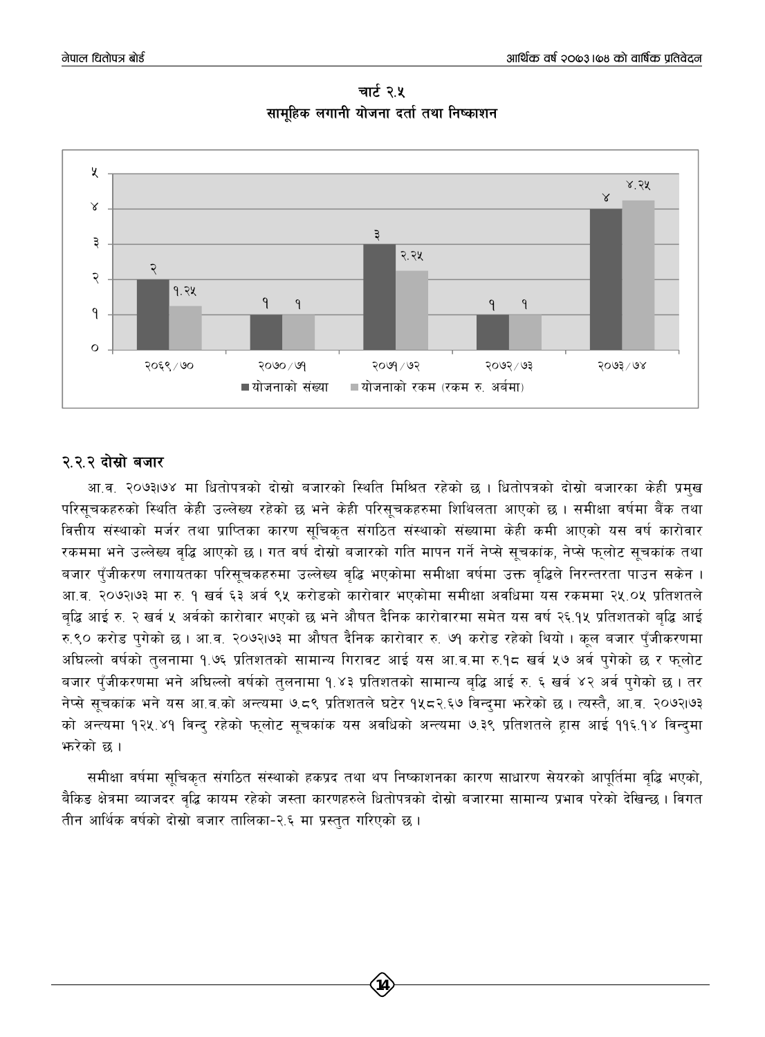चार्ट २.५
सामूहिक लगानी योजना दर्ता तथा निष्काशन

| आर्थिक वर्ष | योजनाको संख्या | योजनाको रकम (रकम रु. अर्बमा) |
|---|---|---|
| २०६९/७० | २ | १.२५ |
| २०७०/७१ | १ | १ |
| २०७१/७२ | ३ | २.२५ |
| २०७२/७३ | १ | १ |
| २०७३/७४ | ४ | ४.२५ |

### २.२.२ दोस्रो बजार

आ.व. २०७३।७४ मा धितोपत्रको दोस्रो बजारको स्थिति मिश्रित रहेको छ । धितोपत्रको दोस्रो बजारका केही प्रमुख परिसूचकहरुको स्थिति केही उल्लेख्य रहेको छ भने केही परिसूचकहरुमा शिथिलता आएको छ । समीक्षा वर्षमा बैंक तथा वित्तीय संस्थाको मर्जर तथा प्राप्तिका कारण सूचिकृत संगठित संस्थाको संख्यामा केही कमी आएको यस वर्ष कारोवार रकममा भने उल्लेख्य वृद्धि आएको छ । गत वर्ष दोस्रो बजारको गति मापन गर्ने नेप्से सूचकांक, नेप्से फ्लोट सूचकांक तथा बजार पुँजीकरण लगायतका परिसूचकहरुमा उल्लेख्य वृद्धि भएकोमा समीक्षा वर्षमा उक्त वृद्धिले निरन्तरता पाउन सकेन । आ.व. २०७२।७३ मा रु. १ खर्व ६३ अर्व ९५ करोडको कारोवार भएकोमा समीक्षा अवधिमा यस रकममा २५.०५ प्रतिशतले वृद्धि आई रु. २ खर्व ५ अर्वको कारोवार भएको छ भने औसत दैनिक कारोवारमा समेत यस वर्ष २६.१५ प्रतिशतको वृद्धि आई रु.९० करोड पुगेको छ । आ.व. २०७२।७३ मा औषत दैनिक कारोवार रु. ७१ करोड रहेको थियो । कूल बजार पुँजीकरणमा अघिल्लो वर्षको तुलनामा १.७६ प्रतिशतको सामान्य गिरावट आई यस आ.व.मा रु.१८ खर्व ५७ अर्व पुगेको छ र फ्लोट बजार पुँजीकरणमा भने अघिल्लो वर्षको तुलनामा १.४३ प्रतिशतको सामान्य बृद्धि आई रु. ६ खर्व ४२ अर्व पुगेको छ । तर नेप्से सूचकांक भने यस आ.व.को अन्त्यमा ७.८९ प्रतिशतले घटेर १५८२.६७ विन्दुमा झरेको छ । त्यस्तै, आ.व. २०७२।७३ को अन्त्यमा १२५.४१ विन्दु रहेको फ्लोट सूचकांक यस अवधिको अन्त्यमा ७.३९ प्रतिशतले ह्रास आई ११६.१४ विन्दुमा झरेको छ ।

समीक्षा वर्षमा सूचिकृत संगठित संस्थाको हकप्रद तथा थप निष्काशनका कारण साधारण सेयरको आपूर्तिमा वृद्धि भएको, बैकिङ क्षेत्रमा ब्याजदर वृद्धि कायम रहेको जस्ता कारणहरुले धितोपत्रको दोस्रो बजारमा सामान्य प्रभाव परेको देखिन्छ । विगत तीन आर्थिक वर्षको दोस्रो बजार तालिका-२.६ मा प्रस्तुत गरिएको छ ।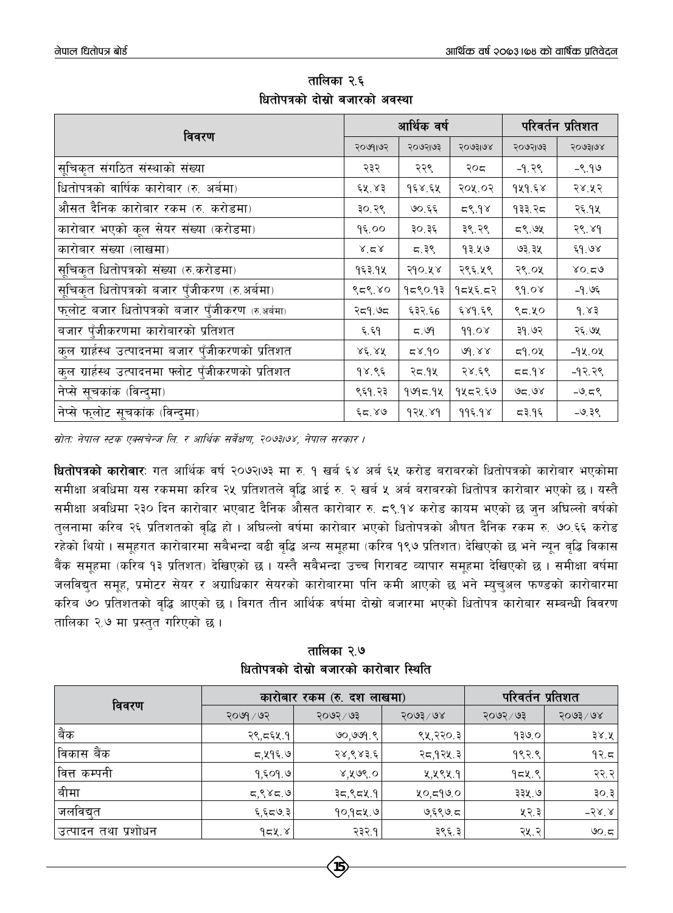### तालिका २.६
### धितोपत्रको दोस्रो बजारको अवस्था

| विवरण | आर्थिक वर्ष | | | परिवर्तन प्रतिशत | |
|---|---|---|---|---|---|
| | २०७१।७२ | २०७२।७३ | २०७३।७४ | २०७२।७३ | २०७३।७४ |
| सूचिकृत संगठित संस्थाको संख्या | २३२ | २२९ | २०८ | -१.२९ | -९.१७ |
| धितोपत्रको वार्षिक कारोबार (रु. अर्बमा) | ६५.४३ | १६४.६५ | २०५.०२ | १५१.६४ | २४.५२ |
| औसत दैनिक कारोबार रकम (रु. करोडमा) | ३०.२९ | ७०.६६ | ८९.१४ | १३३.२८ | २६.१५ |
| कारोबार भएको कूल सेयर संख्या (करोडमा) | १६.०० | ३०.३६ | ३९.२९ | ८९.७५ | २९.४१ |
| कारोबार संख्या (लाखमा) | ४.८४ | ८.३९ | १३.५७ | ७३.३५ | ६१.७४ |
| सूचिकृत धितोपत्रको संख्या (रु.करोडमा) | १६३.१५ | २१०.५४ | २९६.५९ | २९.०५ | ४०.८७ |
| सूचिकृत धितोपत्रको बजार पुँजीकरण (रु.अर्बमा) | ९८९.४० | १८९०.१३ | १८५६.८२ | ९१.०४ | -१.७६ |
| फ्लोट बजार धितोपत्रको बजार पुँजीकरण (रु.अर्बमा) | २८१.७८ | ६३२.६6 | ६४१.६९ | ९८.५० | १.४३ |
| बजार पुँजीकरणमा कारोबारको प्रतिशत | ६.६१ | ८.७१ | ११.०४ | ३१.७२ | २६.७५ |
| कुल ग्रार्हस्थ उत्पादनमा बजार पुँजीकरणको प्रतिशत | ४६.४५ | ८४.१० | ७१.४४ | ८१.०५ | -१५.०५ |
| कुल ग्रार्हस्थ उत्पादनमा फ्लोट पुँजीकरणको प्रतिशत | १४.९६ | २८.१५ | २४.६९ | ८८.१४ | -१२.२९ |
| नेप्से सूचकांक (विन्दुमा) | ९६१.२३ | १७१८.१५ | १५८२.६७ | ७८.७४ | -७.८९ |
| नेप्से फ्लोट सूचकांक (विन्दुमा) | ६८.४७ | १२५.४१ | ११६.१४ | ८३.१६ | -७.३९ |

*स्रोत: नेपाल स्टक एक्सचेन्ज लि. र आर्थिक सर्वेक्षण, २०७३।७४, नेपाल सरकार ।*

**धितोपत्रको कारोबार**: गत आर्थिक वर्ष २०७२।७३ मा रु. १ खर्ब ६४ अर्ब ६५ करोड बराबरको धितोपत्रको कारोबार भएकोमा समीक्षा अवधिमा यस रकममा करिब २५ प्रतिशतले वृद्धि आई रु. २ खर्ब ५ अर्ब बराबरको धितोपत्र कारोबार भएको छ । यस्तै समीक्षा अवधिमा २३० दिन कारोबार भएबाट दैनिक औसत कारोबार रु. ८९.१४ करोड कायम भएको छ जुन अघिल्लो वर्षको तुलनामा करिब २६ प्रतिशतको वृद्धि हो । अघिल्लो वर्षमा कारोबार भएको धितोपत्रको औषत दैनिक रकम रु. ७०.६६ करोड रहेको थियो । समूहगत कारोबारमा सबैभन्दा बढी वृद्धि अन्य समूहमा (करिब १९७ प्रतिशत) देखिएको छ भने न्यून वृद्धि विकास बैंक समूहमा (करिब १३ प्रतिशत) देखिएको छ । यस्तै सबैभन्दा उच्च गिरावट व्यापार समूहमा देखिएको छ । समीक्षा वर्षमा जलविद्युत समूह, प्रमोटर सेयर र अग्राधिकार सेयरको कारोबारमा पनि कमी आएको छ भने म्युचुअल फण्डको कारोबारमा करिब ७० प्रतिशतको वृद्धि आएको छ । विगत तीन आर्थिक वर्षमा दोस्रो बजारमा भएको धितोपत्र कारोबार सम्बन्धी विवरण तालिका २.७ मा प्रस्तुत गरिएको छ ।

### तालिका २.७
### धितोपत्रको दोस्रो बजारको कारोबार स्थिति

| विवरण | कारोबार रकम (रु. दश लाखमा) | | | परिवर्तन प्रतिशत | |
|---|---|---|---|---|---|
| | २०७१/७२ | २०७२/७३ | २०७३/७४ | २०७२/७३ | २०७३/७४ |
| बैंक | २९,८६५.१ | ७०,७७१.९ | ९५,२२०.३ | १३७.० | ३४.५ |
| विकास बैंक | ८,५१६.७ | २४,९४३.६ | २८,१२५.३ | १९२.९ | १२.८ |
| वित्त कम्पनी | १,६०१.७ | ४,५७९.० | ५,५९५.१ | १८५.९ | २२.२ |
| बीमा | ८,९४८.७ | ३८,९८५.१ | ५०,८१७.० | ३३५.७ | ३०.३ |
| जलविद्युत | ६,६८७.३ | १०,१८५.७ | ७,६९७.८ | ५२.३ | -२४.४ |
| उत्पादन तथा प्रशोधन | १८५.४ | २३२.१ | ३९६.३ | २५.२ | ७०.८ |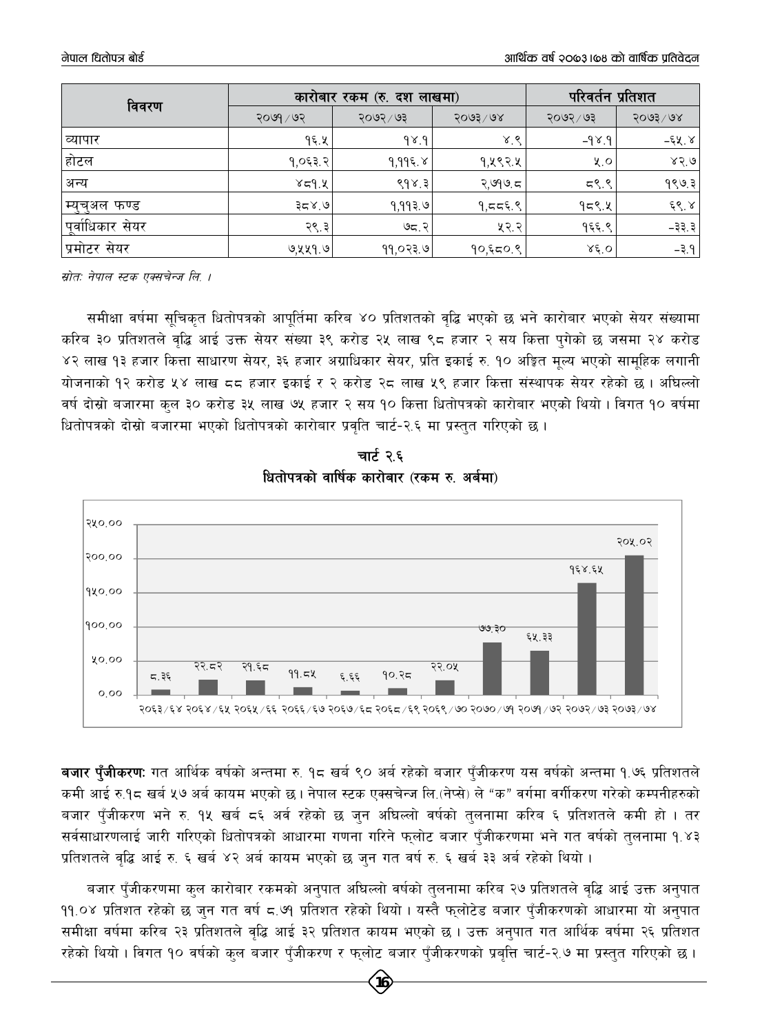| विवरण | कारोबार रकम (रु. दश लाखमा) | | | परिवर्तन प्रतिशत | |
|---|---|---|---|---|---|
| | २०७१/७२ | २०७२/७३ | २०७३/७४ | २०७२/७३ | २०७३/७४ |
| व्यापार | १६.५ | १४.१ | ४.९ | -१४.१ | -६५.४ |
| होटल | १,०६३.२ | १,११६.४ | १,५९२.५ | ५.० | ४२.७ |
| अन्य | ४८१.५ | ९१४.३ | २,७१७.८ | ८९.९ | १९७.३ |
| म्युचुअल फण्ड | ३८४.७ | १,११३.७ | १,८८६.९ | १८९.५ | ६९.४ |
| पूर्वाधिकार सेयर | २९.३ | ७८.२ | ५२.२ | १६६.९ | -३३.३ |
| प्रमोटर सेयर | ७,५५१.७ | ११,०२३.७ | १०,६८०.९ | ४६.० | -३.१ |

*स्रोत: नेपाल स्टक एक्सचेन्ज लि. ।*

समीक्षा वर्षमा सूचिकृत धितोपत्रको आपूर्तिमा करिब ४० प्रतिशतको वृद्धि भएको छ भने कारोबार भएको सेयर संख्यामा करिब ३० प्रतिशतले वृद्धि आई उक्त सेयर संख्या ३९ करोड २५ लाख ९८ हजार २ सय कित्ता पुगेको छ जसमा २४ करोड ४२ लाख १३ हजार कित्ता साधारण सेयर, ३६ हजार अग्राधिकार सेयर, प्रति इकाई रु. १० अङ्कित मूल्य भएको सामूहिक लगानी योजनाको १२ करोड ५४ लाख ८८ हजार इकाई र २ करोड २८ लाख ५९ हजार कित्ता संस्थापक सेयर रहेको छ । अघिल्लो वर्ष दोस्रो बजारमा कुल ३० करोड ३५ लाख ७५ हजार २ सय १० कित्ता धितोपत्रको कारोबार भएको थियो । विगत १० वर्षमा धितोपत्रको दोस्रो बजारमा भएको धितोपत्रको कारोबार प्रवृति चार्ट-२.६ मा प्रस्तुत गरिएको छ ।

**चार्ट २.६**

**धितोपत्रको वार्षिक कारोबार (रकम रु. अर्बमा)**

| वर्ष | रकम |
|---|---|
| २०६३/६४ | ८.३६ |
| २०६४/६५ | २२.८२ |
| २०६५/६६ | २१.६८ |
| २०६६/६७ | ११.८५ |
| २०६७/६८ | ६.६६ |
| २०६८/६९ | १०.२८ |
| २०६९/७० | २२.०५ |
| २०७०/७१ | ७७.३० |
| २०७१/७२ | ६५.३३ |
| २०७२/७३ | १६४.६५ |
| २०७३/७४ | २०५.०२ |

**बजार पुँजीकरण:** गत आर्थिक वर्षको अन्तमा रु. १८ खर्ब ९० अर्ब रहेको बजार पुँजीकरण यस वर्षको अन्तमा १.७६ प्रतिशतले कमी आई रु.१८ खर्ब ५७ अर्ब कायम भएको छ। नेपाल स्टक एक्सचेन्ज लि.(नेप्से) ले "क" वर्गमा वर्गीकरण गरेको कम्पनीहरुको बजार पुँजीकरण भने रु. १५ खर्ब ८६ अर्ब रहेको छ जुन अघिल्लो वर्षको तुलनामा करिब ६ प्रतिशतले कमी हो । तर सर्वसाधारणलाई जारी गरिएको धितोपत्रको आधारमा गणना गरिने फ्लोट बजार पुँजीकरणमा भने गत वर्षको तुलनामा १.४३ प्रतिशतले वृद्धि आई रु. ६ खर्ब ४२ अर्ब कायम भएको छ जुन गत वर्ष रु. ६ खर्ब ३३ अर्ब रहेको थियो ।

बजार पुँजीकरणमा कुल कारोबार रकमको अनुपात अघिल्लो वर्षको तुलनामा करिब २७ प्रतिशतले वृद्धि आई उक्त अनुपात ११.०४ प्रतिशत रहेको छ जुन गत वर्ष ८.७१ प्रतिशत रहेको थियो । यस्तै फ्लोटेड बजार पुँजीकरणको आधारमा यो अनुपात समीक्षा वर्षमा करिब २३ प्रतिशतले वृद्धि आई ३२ प्रतिशत कायम भएको छ । उक्त अनुपात गत आर्थिक वर्षमा २६ प्रतिशत रहेको थियो । विगत १० वर्षको कुल बजार पुँजीकरण र फ्लोट बजार पुँजीकरणको प्रवृत्ति चार्ट-२.७ मा प्रस्तुत गरिएको छ ।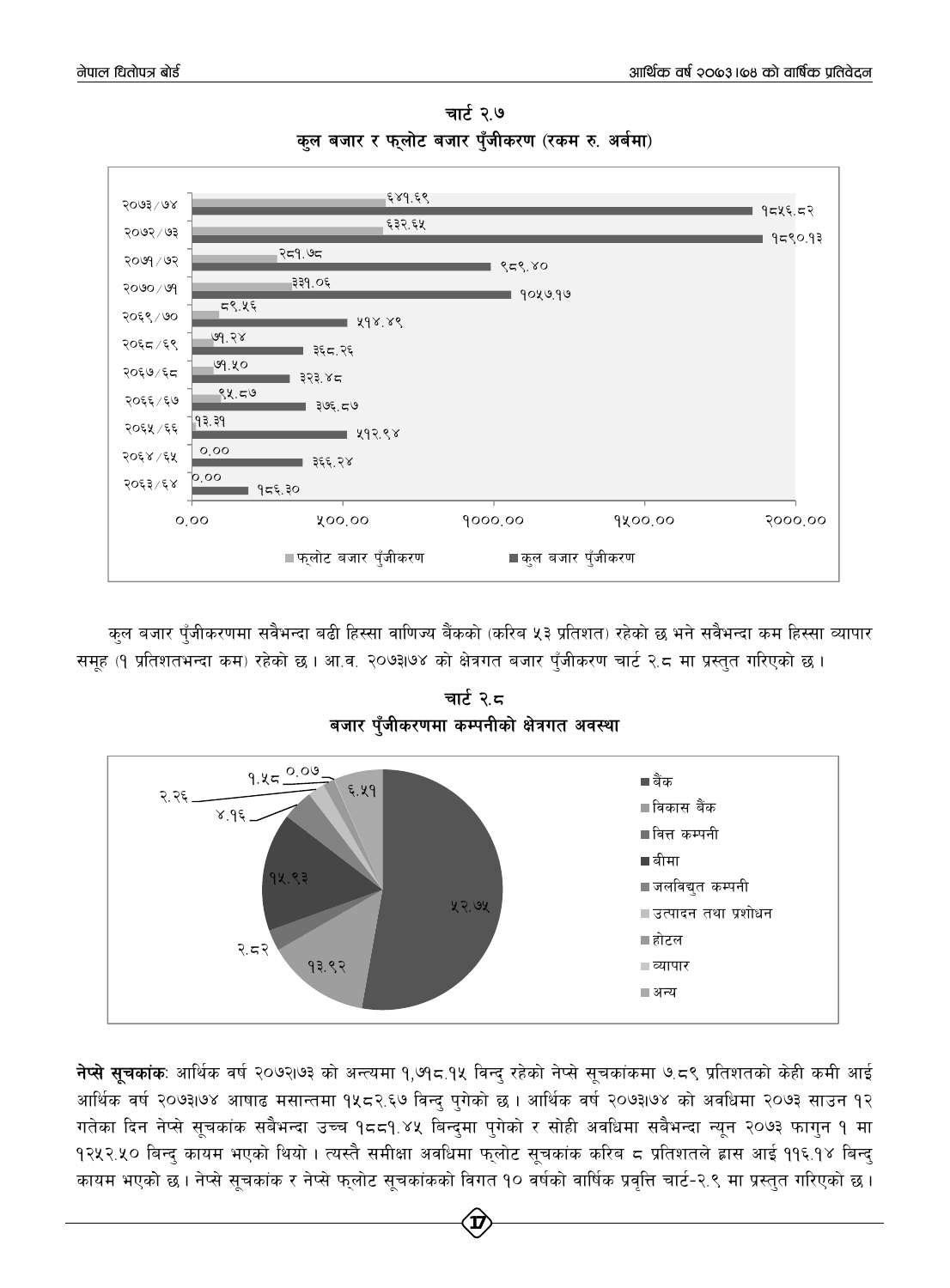चार्ट २.७

कुल बजार र फ्लोट बजार पुँजीकरण (रकम रु. अर्बमा)

| आर्थिक वर्ष | फ्लोट बजार पुँजीकरण | कुल बजार पुँजीकरण |
|---|---|---|
| २०७३/७४ | ६४१.६९ | १८५६.८२ |
| २०७२/७३ | ६३२.६५ | १८९०.१३ |
| २०७१/७२ | २८१.७८ | ९८९.४० |
| २०७०/७१ | ३३१.०६ | १०५७.१७ |
| २०६९/७० | ८९.५६ | ५१४.४९ |
| २०६८/६९ | ७१.२४ | ३६८.२६ |
| २०६७/६८ | ७१.५० | ३२३.४८ |
| २०६६/६७ | ९५.८७ | ३७६.८७ |
| २०६५/६६ | १३.३१ | ५१२.९४ |
| २०६४/६५ | ०.०० | ३६६.२४ |
| २०६३/६४ | ०.०० | १८६.३० |

कुल बजार पुँजीकरणमा सबैभन्दा बढी हिस्सा वाणिज्य बैंकको (करिब ५३ प्रतिशत) रहेको छ भने सबैभन्दा कम हिस्सा व्यापार समूह (१ प्रतिशतभन्दा कम) रहेको छ। आ.व. २०७३।७४ को क्षेत्रगत बजार पुँजीकरण चार्ट २.८ मा प्रस्तुत गरिएको छ।

चार्ट २.८

बजार पुँजीकरणमा कम्पनीको क्षेत्रगत अवस्था

| क्षेत्र | प्रतिशत |
|---|---|
| बैंक | ५२.७५ |
| विकास बैंक | १३.९२ |
| वित्त कम्पनी | २.८२ |
| बीमा | १५.९३ |
| जलविद्युत कम्पनी | ४.१६ |
| उत्पादन तथा प्रशोधन | २.२६ |
| होटल | १.५८ |
| व्यापार | ०.०७ |
| अन्य | ६.५१ |

**नेप्से सूचकांक**: आर्थिक वर्ष २०७२।७३ को अन्त्यमा १,७१८.१५ विन्दु रहेको नेप्से सूचकांकमा ७.८९ प्रतिशतको केही कमी आई आर्थिक वर्ष २०७३।७४ आषाढ मसान्तमा १५८२.६७ विन्दु पुगेको छ। आर्थिक वर्ष २०७३।७४ को अवधिमा २०७३ साउन १२ गतेका दिन नेप्से सूचकांक सबैभन्दा उच्च १८८१.४५ बिन्दुमा पुगेको र सोही अवधिमा सबैभन्दा न्यून २०७३ फागुन १ मा १२५२.५० बिन्दु कायम भएको थियो। त्यस्तै समीक्षा अवधिमा फ्लोट सूचकांक करिब ८ प्रतिशतले ह्रास आई ११६.१४ बिन्दु कायम भएको छ। नेप्से सूचकांक र नेप्से फ्लोट सूचकांकको विगत १० वर्षको वार्षिक प्रवृत्ति चार्ट-२.९ मा प्रस्तुत गरिएको छ।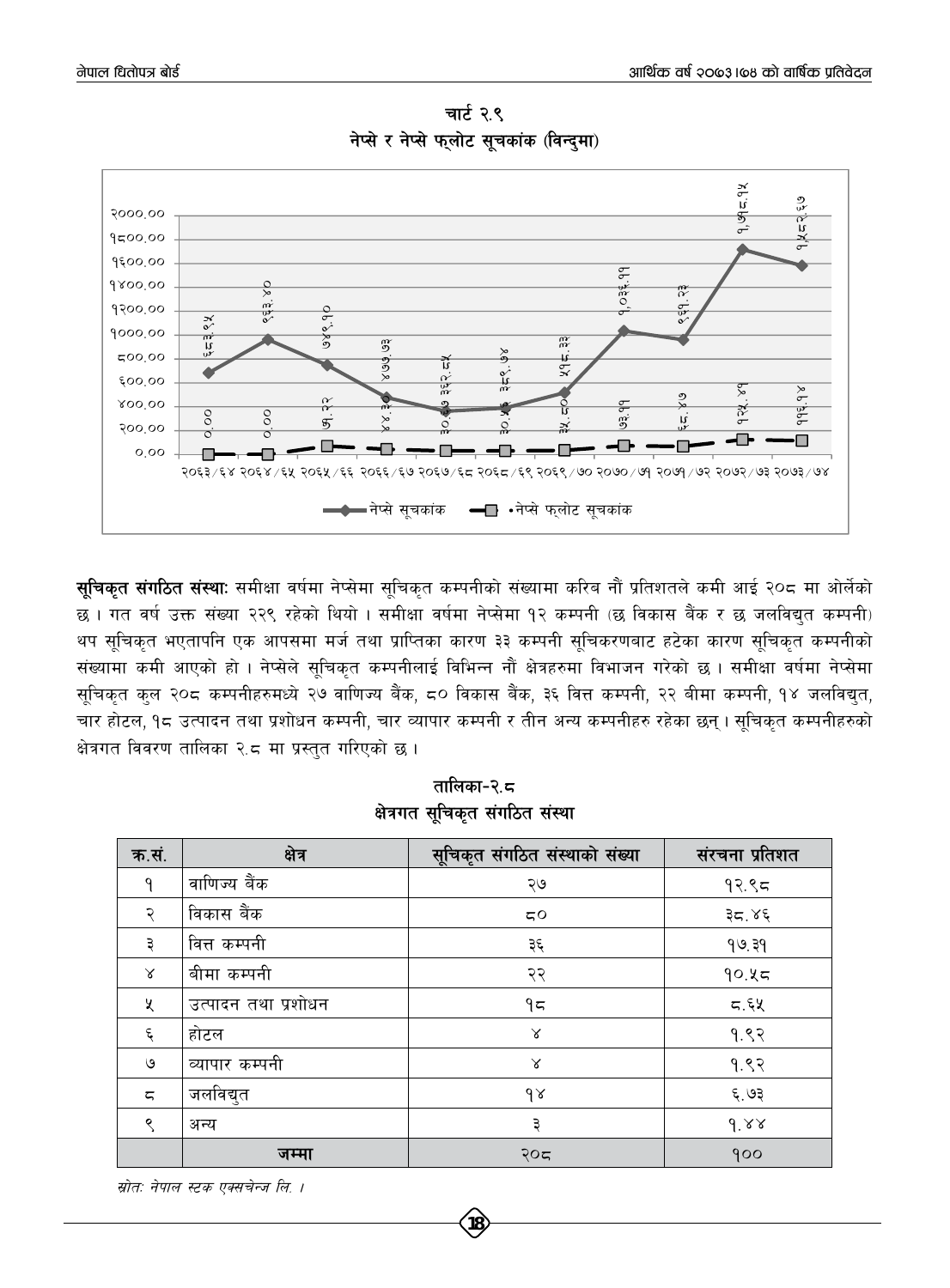चार्ट २.९
नेप्से र नेप्से फ्लोट सूचकांक (विन्दुमा)

**सूचिकृत संगठित संस्थाः** समीक्षा वर्षमा नेप्सेमा सूचिकृत कम्पनीको संख्यामा करिब नौं प्रतिशतले कमी आई २०८ मा ओर्लेको छ । गत वर्ष उक्त संख्या २२९ रहेको थियो । समीक्षा वर्षमा नेप्सेमा १२ कम्पनी (छ विकास बैंक र छ जलविद्युत कम्पनी) थप सूचिकृत भएतापनि एक आपसमा मर्ज तथा प्राप्तिका कारण ३३ कम्पनी सूचिकरणबाट हटेका कारण सूचिकृत कम्पनीको संख्यामा कमी आएको हो । नेप्सेले सूचिकृत कम्पनीलाई विभिन्न नौं क्षेत्रहरुमा विभाजन गरेको छ । समीक्षा वर्षमा नेप्सेमा सूचिकृत कुल २०८ कम्पनीहरुमध्ये २७ वाणिज्य बैंक, ८० विकास बैंक, ३६ वित्त कम्पनी, २२ बीमा कम्पनी, १४ जलविद्युत, चार होटल, १८ उत्पादन तथा प्रशोधन कम्पनी, चार व्यापार कम्पनी र तीन अन्य कम्पनीहरु रहेका छन् । सूचिकृत कम्पनीहरुको क्षेत्रगत विवरण तालिका २.८ मा प्रस्तुत गरिएको छ ।

तालिका-२.८
क्षेत्रगत सूचिकृत संगठित संस्था

| क्र.सं. | क्षेत्र | सूचिकृत संगठित संस्थाको संख्या | संरचना प्रतिशत |
|---|---|---|---|
| १ | वाणिज्य बैंक | २७ | १२.९८ |
| २ | विकास बैंक | ८० | ३८.४६ |
| ३ | वित्त कम्पनी | ३६ | १७.३१ |
| ४ | बीमा कम्पनी | २२ | १०.५८ |
| ५ | उत्पादन तथा प्रशोधन | १८ | ८.६५ |
| ६ | होटल | ४ | १.९२ |
| ७ | व्यापार कम्पनी | ४ | १.९२ |
| ८ | जलविद्युत | १४ | ६.७३ |
| ९ | अन्य | ३ | १.४४ |
| | **जम्मा** | २०८ | १०० |

*स्रोतः नेपाल स्टक एक्सचेन्ज लि. ।*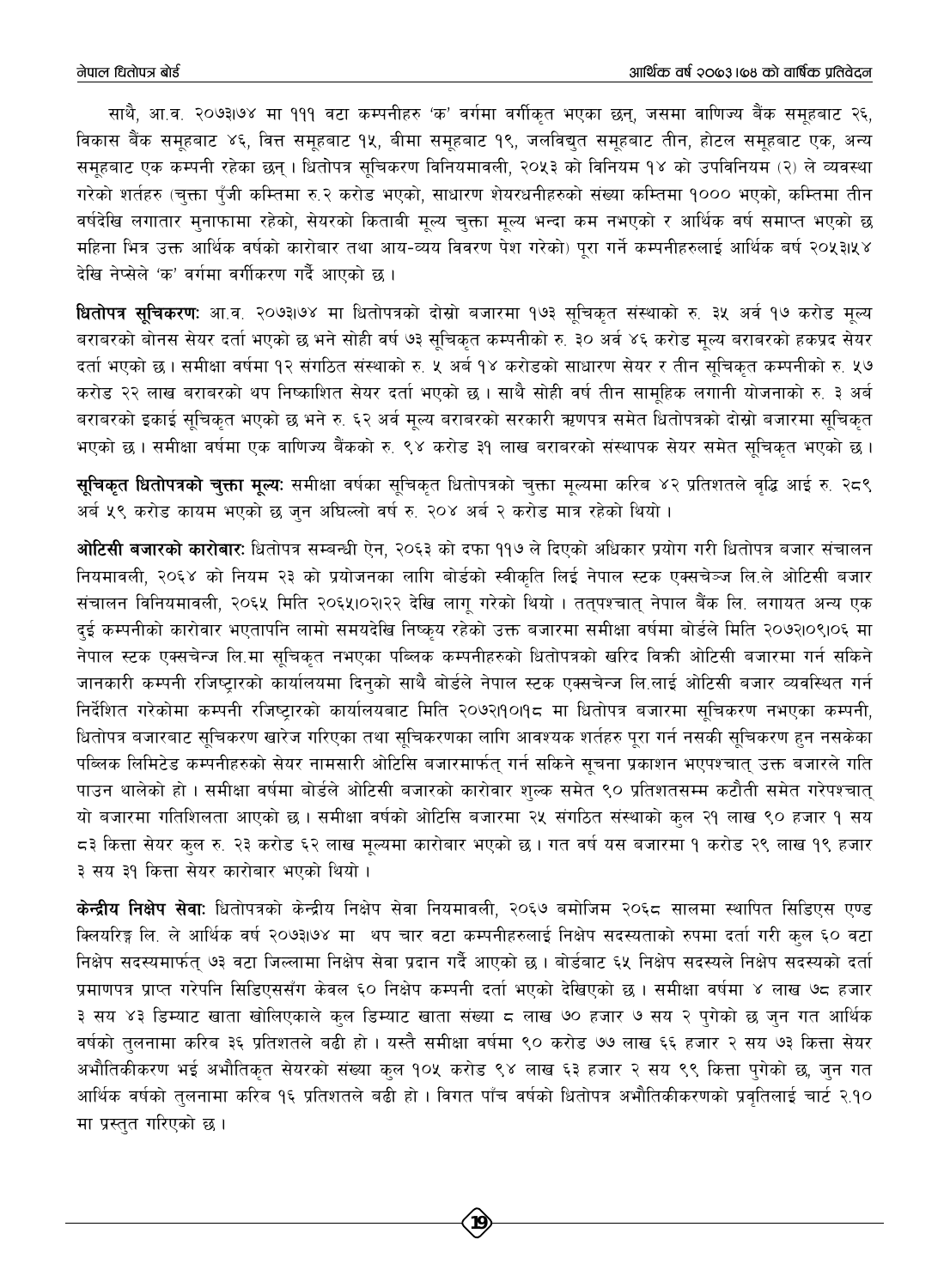साथै, आ.व. २०७३।७४ मा १११ वटा कम्पनीहरु 'क' वर्गमा वर्गीकृत भएका छन्, जसमा वाणिज्य बैंक समूहबाट २६, विकास बैंक समूहबाट ४६, वित्त समूहबाट १५, बीमा समूहबाट १९, जलविद्युत समूहबाट तीन, होटल समूहबाट एक, अन्य समूहबाट एक कम्पनी रहेका छन् । धितोपत्र सूचिकरण विनियमावली, २०५३ को विनियम १४ को उपविनियम (२) ले व्यवस्था गरेको शर्तहरु (चुक्ता पुँजी कम्तिमा रु.२ करोड भएको, साधारण शेयरधनीहरुको संख्या कम्तिमा १००० भएको, कम्तिमा तीन वर्षदेखि लगातार मुनाफामा रहेको, सेयरको किताबी मूल्य चुक्ता मूल्य भन्दा कम नभएको र आर्थिक वर्ष समाप्त भएको छ महिना भित्र उक्त आर्थिक वर्षको कारोबार तथा आय-व्यय विवरण पेश गरेको) पूरा गर्ने कम्पनीहरुलाई आर्थिक बर्ष २०५३।५४ देखि नेप्सेले 'क' वर्गमा वर्गीकरण गर्दै आएको छ ।

**धितोपत्र सूचिकरणः** आ.व. २०७३।७४ मा धितोपत्रको दोस्रो बजारमा १७३ सूचिकृत संस्थाको रु. ३५ अर्ब १७ करोड मूल्य बराबरको बोनस सेयर दर्ता भएको छ भने सोही वर्ष ७३ सूचिकृत कम्पनीको रु. ३० अर्ब ४६ करोड मूल्य बराबरको हकप्रद सेयर दर्ता भएको छ । समीक्षा वर्षमा १२ संगठित संस्थाको रु. ५ अर्ब १४ करोडको साधारण सेयर र तीन सूचिकृत कम्पनीको रु. ५७ करोड २२ लाख बराबरको थप निष्काशित सेयर दर्ता भएको छ । साथै सोही वर्ष तीन सामूहिक लगानी योजनाको रु. ३ अर्ब बराबरको इकाई सूचिकृत भएको छ भने रु. ६२ अर्ब मूल्य बराबरको सरकारी ऋणपत्र समेत धितोपत्रको दोस्रो बजारमा सूचिकृत भएको छ । समीक्षा वर्षमा एक वाणिज्य बैंकको रु. ९४ करोड ३१ लाख बराबरको संस्थापक सेयर समेत सूचिकृत भएको छ ।

**सूचिकृत धितोपत्रको चुक्ता मूल्यः** समीक्षा वर्षका सूचिकृत धितोपत्रको चुक्ता मूल्यमा करिब ४२ प्रतिशतले वृद्धि आई रु. २८९ अर्ब ५९ करोड कायम भएको छ जुन अघिल्लो वर्ष रु. २०४ अर्ब २ करोड मात्र रहेको थियो ।

**ओटिसी बजारको कारोबारः** धितोपत्र सम्बन्धी ऐन, २०६३ को दफा ११७ ले दिएको अधिकार प्रयोग गरी धितोपत्र बजार संचालन नियमावली, २०६४ को नियम २३ को प्रयोजनका लागि बोर्डको स्वीकृति लिई नेपाल स्टक एक्सचेञ्ज लि.ले ओटिसी बजार संचालन विनियमावली, २०६५ मिति २०६५।०२।२२ देखि लागू गरेको थियो । तत्पश्चात् नेपाल बैंक लि. लगायत अन्य एक दुई कम्पनीको कारोवार भएतापनि लामो समयदेखि निष्कृय रहेको उक्त बजारमा समीक्षा वर्षमा बोर्डले मिति २०७२।०९।०६ मा नेपाल स्टक एक्सचेन्ज लि.मा सूचिकृत नभएका पब्लिक कम्पनीहरुको धितोपत्रको खरिद बिक्री ओटिसी बजारमा गर्न सकिने जानकारी कम्पनी रजिष्ट्रारको कार्यालयमा दिनुको साथै बोर्डले नेपाल स्टक एक्सचेन्ज लि.लाई ओटिसी बजार व्यवस्थित गर्न निर्देशित गरेकोमा कम्पनी रजिष्ट्रारको कार्यालयबाट मिति २०७२।१०।१८ मा धितोपत्र बजारमा सूचिकरण नभएका कम्पनी, धितोपत्र बजारबाट सूचिकरण खारेज गरिएका तथा सूचिकरणका लागि आवश्यक शर्तहरु पूरा गर्न नसकी सूचिकरण हुन नसकेका पब्लिक लिमिटेड कम्पनीहरुको सेयर नामसारी ओटिसि बजारमार्फत् गर्न सकिने सूचना प्रकाशन भएपश्चात् उक्त बजारले गति पाउन थालेको हो । समीक्षा वर्षमा बोर्डले ओटिसी बजारको कारोवार शुल्क समेत ९० प्रतिशतसम्म कटौती समेत गरेपश्चात् यो बजारमा गतिशिलता आएको छ । समीक्षा वर्षको ओटिसि बजारमा २५ संगठित संस्थाको कुल २१ लाख ९० हजार १ सय ८३ कित्ता सेयर कुल रु. २३ करोड ६२ लाख मूल्यमा कारोबार भएको छ । गत वर्ष यस बजारमा १ करोड २९ लाख १९ हजार ३ सय ३१ कित्ता सेयर कारोबार भएको थियो ।

**केन्द्रीय निक्षेप सेवाः** धितोपत्रको केन्द्रीय निक्षेप सेवा नियमावली, २०६७ बमोजिम २०६८ सालमा स्थापित सिडिएस एण्ड क्लियरिङ्ग लि. ले आर्थिक वर्ष २०७३।७४ मा थप चार वटा कम्पनीहरुलाई निक्षेप सदस्यताको रुपमा दर्ता गरी कुल ६० वटा निक्षेप सदस्यमार्फत् ७३ वटा जिल्लामा निक्षेप सेवा प्रदान गर्दै आएको छ । बोर्डबाट ६५ निक्षेप सदस्यले निक्षेप सदस्यको दर्ता प्रमाणपत्र प्राप्त गरेपनि सिडिएससँग केवल ६० निक्षेप कम्पनी दर्ता भएको देखिएको छ । समीक्षा वर्षमा ४ लाख ७८ हजार ३ सय ४३ डिम्याट खाता खोलिएकाले कुल डिम्याट खाता संख्या ८ लाख ७० हजार ७ सय २ पुगेको छ जुन गत आर्थिक वर्षको तुलनामा करिब ३६ प्रतिशतले बढी हो । यस्तै समीक्षा वर्षमा ९० करोड ७७ लाख ६६ हजार २ सय ७३ कित्ता सेयर अभौतिकीकरण भई अभौतिकृत सेयरको संख्या कुल १०५ करोड ९४ लाख ६३ हजार २ सय ९९ कित्ता पुगेको छ, जुन गत आर्थिक वर्षको तुलनामा करिब १६ प्रतिशतले बढी हो । विगत पाँच वर्षको धितोपत्र अभौतिकीकरणको प्रवृतिलाई चार्ट २.१० मा प्रस्तुत गरिएको छ ।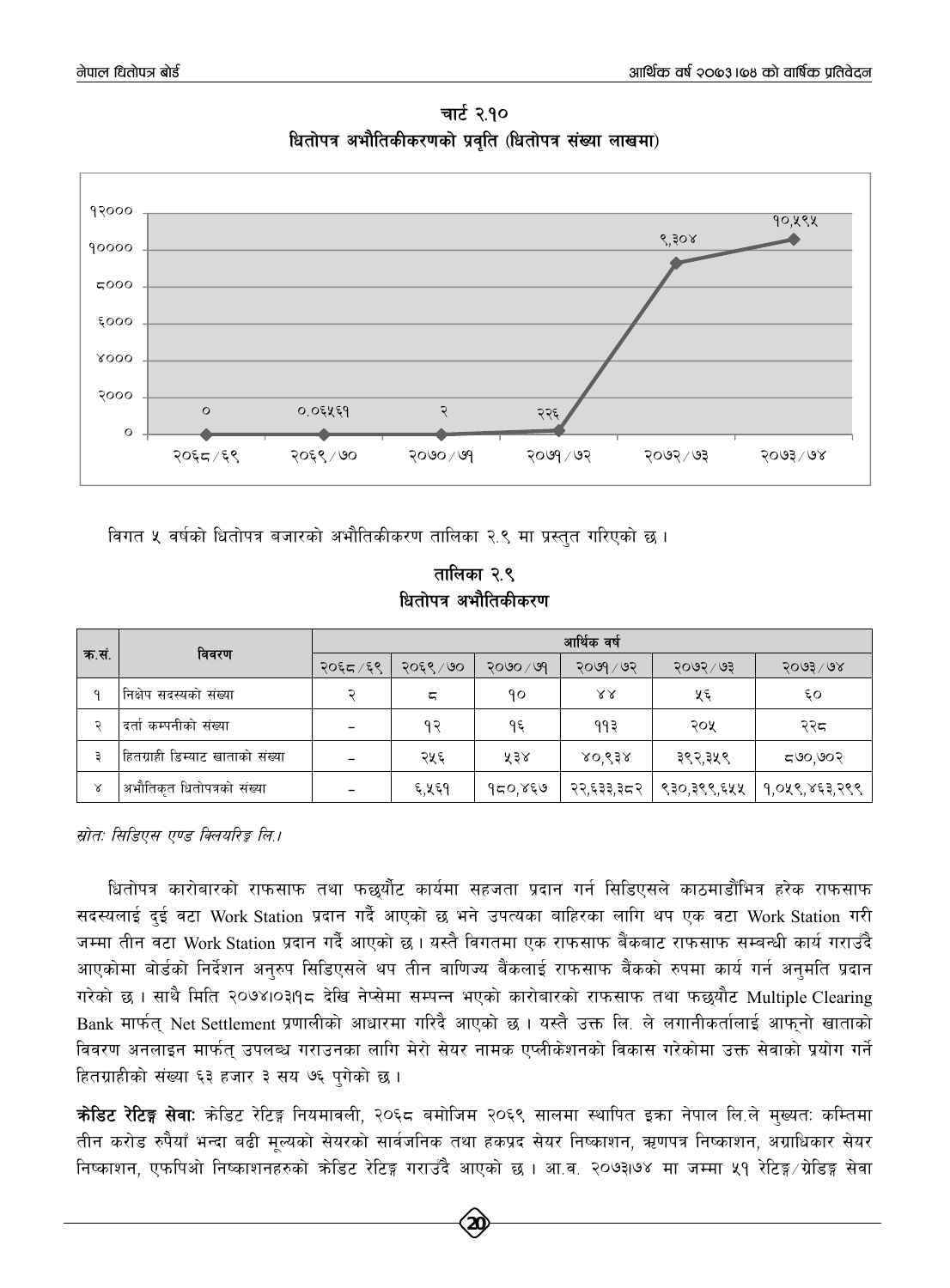**चार्ट २.१०**
**धितोपत्र अभौतिकीकरणको प्रवृति (धितोपत्र संख्या लाखमा)**

| आर्थिक वर्ष | धितोपत्र संख्या (लाखमा) |
|---|---|
| २०६८/६९ | ० |
| २०६९/७० | ०.०६५६१ |
| २०७०/७१ | २ |
| २०७१/७२ | २२६ |
| २०७२/७३ | ९,३०४ |
| २०७३/७४ | १०,५९५ |

विगत ५ वर्षको धितोपत्र बजारको अभौतिकीकरण तालिका २.९ मा प्रस्तुत गरिएको छ ।

**तालिका २.९**
**धितोपत्र अभौतिकीकरण**

| क्र.सं. | विवरण | आर्थिक वर्ष | | | | | |
|---|---|---|---|---|---|---|---|
| | | २०६८/६९ | २०६९/७० | २०७०/७१ | २०७१/७२ | २०७२/७३ | २०७३/७४ |
| १ | निक्षेप सदस्यको संख्या | २ | ८ | १० | ४४ | ५६ | ६० |
| २ | दर्ता कम्पनीको संख्या | - | १२ | १६ | ११३ | २०५ | २२८ |
| ३ | हितग्राही डिम्याट खाताको संख्या | - | २५६ | ५३४ | ४०,९३४ | ३९२,३५९ | ८७०,७०२ |
| ४ | अभौतिकृत धितोपत्रको संख्या | - | ६,५६१ | १८०,४६७ | २२,६३३,३८२ | ९३०,३९९,६५५ | १,०५९,४६३,२९९ |

*स्रोतः सिडिएस एण्ड क्लियरिङ्ग लि.।*

धितोपत्र कारोबारको राफसाफ तथा फछ्र्यौट कार्यमा सहजता प्रदान गर्न सिडिएसले काठमाडौंभित्र हरेक राफसाफ सदस्यलाई दुई वटा Work Station प्रदान गर्दै आएको छ भने उपत्यका बाहिरका लागि थप एक वटा Work Station गरी जम्मा तीन वटा Work Station प्रदान गर्दै आएको छ । यस्तै विगतमा एक राफसाफ बैंकबाट राफसाफ सम्बन्धी कार्य गराउँदै आएकोमा बोर्डको निर्देशन अनुरुप सिडिएसले थप तीन वाणिज्य बैंकलाई राफसाफ बैंकको रुपमा कार्य गर्न अनुमति प्रदान गरेको छ । साथै मिति २०७४।०३।१८ देखि नेप्सेमा सम्पन्न भएको कारोबारको राफसाफ तथा फछ्र्यौट Multiple Clearing Bank मार्फत् Net Settlement प्रणालीको आधारमा गरिदै आएको छ । यस्तै उक्त लि. ले लगानीकर्तालाई आफ्नो खाताको विवरण अनलाइन मार्फत् उपलब्ध गराउनका लागि मेरो सेयर नामक एप्लीकेशनको विकास गरेकोमा उक्त सेवाको प्रयोग गर्ने हितग्राहीको संख्या ६३ हजार ३ सय ७६ पुगेको छ ।

**क्रेडिट रेटिङ्ग सेवाः** क्रेडिट रेटिङ्ग नियमावली, २०६८ बमोजिम २०६९ सालमा स्थापित इक्रा नेपाल लि.ले मुख्यतः कम्तिमा तीन करोड रुपैयाँ भन्दा बढी मूल्यको सेयरको सार्वजनिक तथा हकप्रद सेयर निष्काशन, ऋणपत्र निष्काशन, अग्राधिकार सेयर निष्काशन, एफपिओ निष्काशनहरुको क्रेडिट रेटिङ्ग गराउँदै आएको छ । आ.व. २०७३।७४ मा जम्मा ५१ रेटिङ्ग/ग्रेडिङ्ग सेवा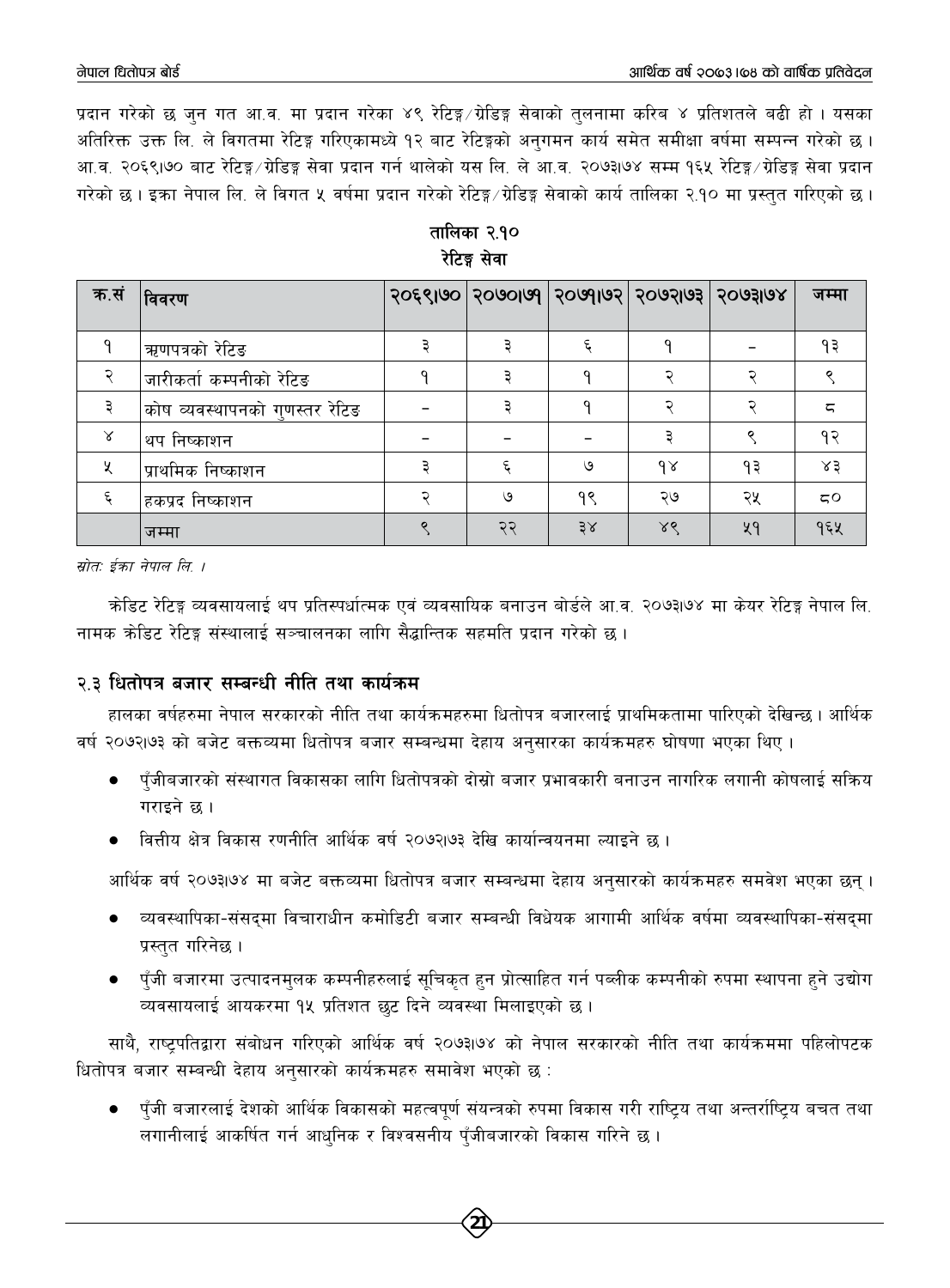प्रदान गरेको छ जुन गत आ.व. मा प्रदान गरेका ४९ रेटिङ्ग/ग्रेडिङ्ग सेवाको तुलनामा करिब ४ प्रतिशतले बढी हो । यसका अतिरिक्त उक्त लि. ले विगतमा रेटिङ्ग गरिएकामध्ये १२ बाट रेटिङ्गको अनुगमन कार्य समेत समीक्षा वर्षमा सम्पन्न गरेको छ । आ.व. २०६९।७० बाट रेटिङ्ग/ग्रेडिङ्ग सेवा प्रदान गर्न थालेको यस लि. ले आ.व. २०७३।७४ सम्म १६५ रेटिङ्ग/ग्रेडिङ्ग सेवा प्रदान गरेको छ । इक्रा नेपाल लि. ले विगत ५ वर्षमा प्रदान गरेको रेटिङ्ग/ग्रेडिङ्ग सेवाको कार्य तालिका २.१० मा प्रस्तुत गरिएको छ ।

**तालिका २.१०**
**रेटिङ्ग सेवा**

| क.सं | विवरण | २०६९।७० | २०७०।७१ | २०७१।७२ | २०७२।७३ | २०७३।७४ | जम्मा |
|---|---|---|---|---|---|---|---|
| १ | ऋणपत्रको रेटिङ | ३ | ३ | ६ | १ | – | १३ |
| २ | जारीकर्ता कम्पनीको रेटिङ | १ | ३ | १ | २ | २ | ९ |
| ३ | कोष व्यवस्थापनको गुणस्तर रेटिङ | – | ३ | १ | २ | २ | ८ |
| ४ | थप निष्काशन | – | – | – | ३ | ९ | १२ |
| ५ | प्राथमिक निष्काशन | ३ | ६ | ७ | १४ | १३ | ४३ |
| ६ | हकप्रद निष्काशन | २ | ७ | १९ | २७ | २५ | ८० |
| | जम्मा | ९ | २२ | ३४ | ४९ | ५१ | १६५ |

*स्रोतः ईक्रा नेपाल लि. ।*

क्रेडिट रेटिङ्ग व्यवसायलाई थप प्रतिस्पर्धात्मक एवं व्यवसायिक बनाउन बोर्डले आ.व. २०७३।७४ मा केयर रेटिङ्ग नेपाल लि. नामक क्रेडिट रेटिङ्ग संस्थालाई सञ्चालनका लागि सैद्धान्तिक सहमति प्रदान गरेको छ ।

## २.३ धितोपत्र बजार सम्बन्धी नीति तथा कार्यक्रम

हालका वर्षहरुमा नेपाल सरकारको नीति तथा कार्यक्रमहरुमा धितोपत्र बजारलाई प्राथमिकतामा पारिएको देखिन्छ । आर्थिक वर्ष २०७२।७३ को बजेट बक्तव्यमा धितोपत्र बजार सम्बन्धमा देहाय अनुसारका कार्यक्रमहरु घोषणा भएका थिए ।

- पुँजीबजारको संस्थागत विकासका लागि धितोपत्रको दोस्रो बजार प्रभावकारी बनाउन नागरिक लगानी कोषलाई सक्रिय गराइने छ ।
- वित्तीय क्षेत्र विकास रणनीति आर्थिक वर्ष २०७२।७३ देखि कार्यान्वयनमा ल्याइने छ ।

आर्थिक वर्ष २०७३।७४ मा बजेट बक्तव्यमा धितोपत्र बजार सम्बन्धमा देहाय अनुसारको कार्यक्रमहरु समवेश भएका छन् ।

- व्यवस्थापिका-संसद्मा विचाराधीन कमोडिटी बजार सम्बन्धी विधेयक आगामी आर्थिक वर्षमा व्यवस्थापिका-संसद्मा प्रस्तुत गरिनेछ ।
- पुँजी बजारमा उत्पादनमुलक कम्पनीहरुलाई सूचिकृत हुन प्रोत्साहित गर्न पब्लीक कम्पनीको रुपमा स्थापना हुने उद्योग व्यवसायलाई आयकरमा १५ प्रतिशत छुट दिने व्यवस्था मिलाइएको छ ।

साथै, राष्ट्रपतिद्वारा संबोधन गरिएको आर्थिक वर्ष २०७३।७४ को नेपाल सरकारको नीति तथा कार्यक्रममा पहिलोपटक धितोपत्र बजार सम्बन्धी देहाय अनुसारको कार्यक्रमहरु समावेश भएको छ :

- पुँजी बजारलाई देशको आर्थिक विकासको महत्वपूर्ण संयन्त्रको रुपमा विकास गरी राष्ट्रिय तथा अन्तर्राष्ट्रिय बचत तथा लगानीलाई आकर्षित गर्न आधुनिक र विश्वसनीय पुँजीबजारको विकास गरिने छ ।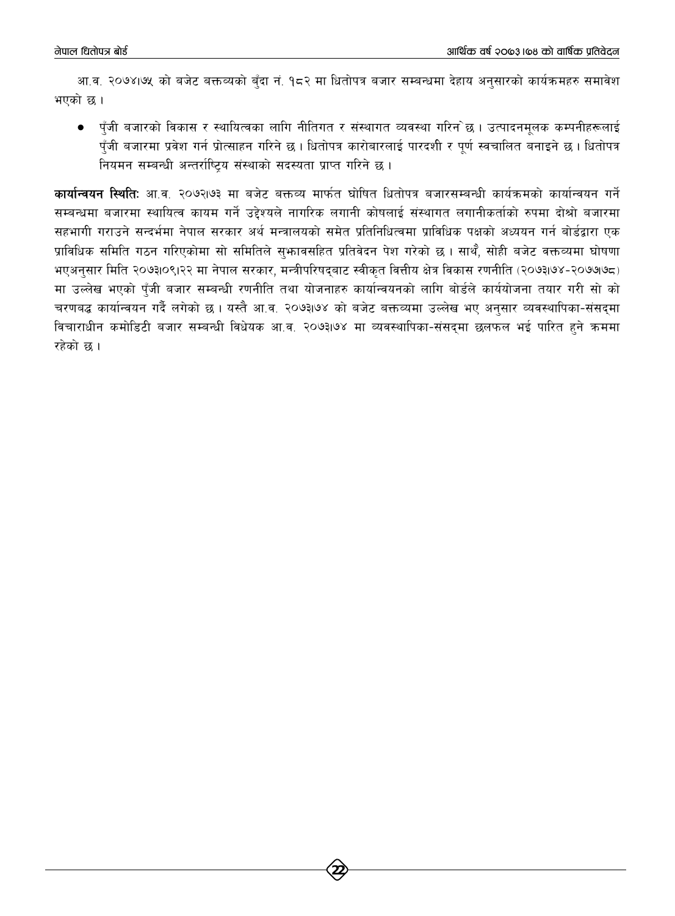आ.व. २०७४।७५ को बजेट बक्तव्यको बुँदा नं. १८२ मा धितोपत्र बजार सम्बन्धमा देहाय अनुसारको कार्यक्रमहरु समावेश भएको छ ।

- पुँजी बजारको विकास र स्थायित्वका लागि नीतिगत र संस्थागत व्यवस्था गरिने छ । उत्पादनमूलक कम्पनीहरूलाई पुँजी बजारमा प्रवेश गर्न प्रोत्साहन गरिने छ । धितोपत्र कारोबारलाई पारदर्शी र पूर्ण स्वचालित बनाइने छ । धितोपत्र नियमन सम्बन्धी अन्तर्राष्ट्रिय संस्थाको सदस्यता प्राप्त गरिने छ ।

**कार्यान्वयन स्थिति:** आ.व. २०७२।७३ मा बजेट बक्तव्य मार्फत घोषित धितोपत्र बजारसम्बन्धी कार्यक्रमको कार्यान्वयन गर्ने सम्बन्धमा बजारमा स्थायित्व कायम गर्ने उद्देश्यले नागरिक लगानी कोषलाई संस्थागत लगानीकर्ताको रुपमा दोश्रो बजारमा सहभागी गराउने सन्दर्भमा नेपाल सरकार अर्थ मन्त्रालयको समेत प्रतिनिधित्वमा प्राविधिक पक्षको अध्ययन गर्न बोर्डद्वारा एक प्राविधिक समिति गठन गरिएकोमा सो समितिले सुझावसहित प्रतिवेदन पेश गरेको छ । साथै, सोही बजेट वक्तव्यमा घोषणा भएअनुसार मिति २०७३।०९।२२ मा नेपाल सरकार, मन्त्रीपरिषद्बाट स्वीकृत वित्तीय क्षेत्र विकास रणनीति (२०७३।७४-२०७७।७८) मा उल्लेख भएको पुँजी बजार सम्बन्धी रणनीति तथा योजनाहरु कार्यान्वयनको लागि बोर्डले कार्ययोजना तयार गरी सो को चरणबद्ध कार्यान्वयन गर्दै लगेको छ । यस्तै आ.व. २०७३।७४ को बजेट बक्तव्यमा उल्लेख भए अनुसार व्यवस्थापिका-संसद्मा विचाराधीन कमोडिटी बजार सम्बन्धी विधेयक आ.व. २०७३।७४ मा व्यवस्थापिका-संसद्मा छलफल भई पारित हुने क्रममा रहेको छ ।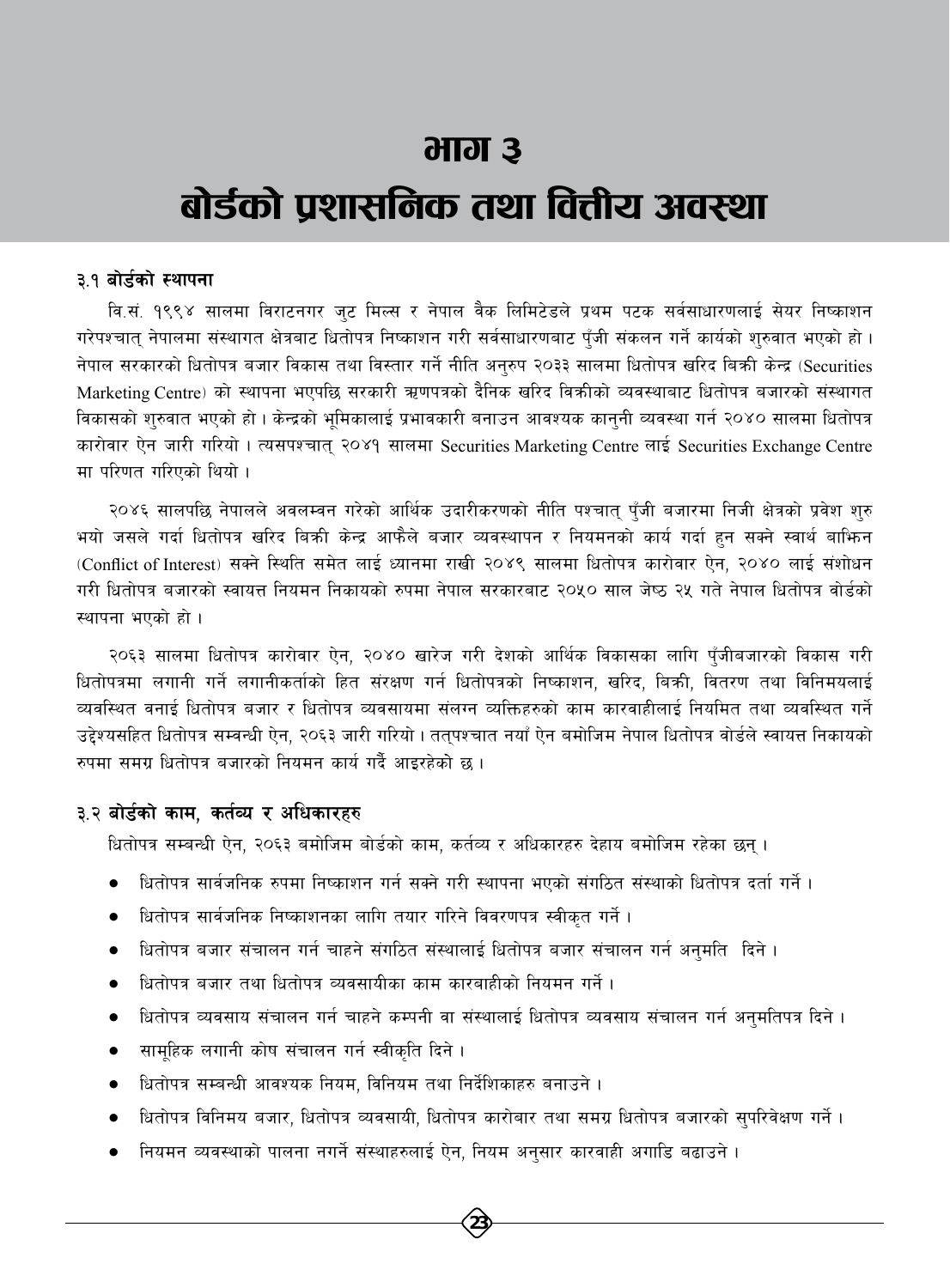# भाग ३
# बोर्डको प्रशासनिक तथा वित्तीय अवस्था

### ३.१ बोर्डको स्थापना

वि.सं. १९९४ सालमा विराटनगर जुट मिल्स र नेपाल बैक लिमिटेडले प्रथम पटक सर्वसाधारणलाई सेयर निष्काशन गरेपश्चात् नेपालमा संस्थागत क्षेत्रबाट धितोपत्र निष्काशन गरी सर्वसाधारणबाट पुँजी संकलन गर्ने कार्यको शुरुवात भएको हो । नेपाल सरकारको धितोपत्र बजार विकास तथा विस्तार गर्ने नीति अनुरुप २०३३ सालमा धितोपत्र खरिद बिक्री केन्द्र (Securities Marketing Centre) को स्थापना भएपछि सरकारी ऋणपत्रको दैनिक खरिद बिक्रीको व्यवस्थाबाट धितोपत्र बजारको संस्थागत विकासको शुरुवात भएको हो । केन्द्रको भूमिकालाई प्रभावकारी बनाउन आवश्यक कानुनी व्यवस्था गर्न २०४० सालमा धितोपत्र कारोवार ऐन जारी गरियो । त्यसपश्चात् २०४१ सालमा Securities Marketing Centre लाई Securities Exchange Centre मा परिणत गरिएको थियो ।

२०४६ सालपछि नेपालले अवलम्बन गरेको आर्थिक उदारीकरणको नीति पश्चात् पुँजी बजारमा निजी क्षेत्रको प्रवेश शुरु भयो जसले गर्दा धितोपत्र खरिद बिक्री केन्द्र आफैले बजार व्यवस्थापन र नियमनको कार्य गर्दा हुन सक्ने स्वार्थ बाझिन (Conflict of Interest) सक्ने स्थिति समेत लाई ध्यानमा राखी २०४९ सालमा धितोपत्र कारोवार ऐन, २०४० लाई संशोधन गरी धितोपत्र बजारको स्वायत्त नियमन निकायको रुपमा नेपाल सरकारबाट २०५० साल जेष्ठ २५ गते नेपाल धितोपत्र वोर्डको स्थापना भएको हो ।

२०६३ सालमा धितोपत्र कारोवार ऐन, २०४० खारेज गरी देशको आर्थिक विकासका लागि पुँजीबजारको विकास गरी धितोपत्रमा लगानी गर्ने लगानीकर्ताको हित संरक्षण गर्न धितोपत्रको निष्काशन, खरिद, बिक्री, वितरण तथा विनिमयलाई व्यवस्थित बनाई धितोपत्र बजार र धितोपत्र व्यवसायमा संलग्न व्यक्तिहरुको काम कारवाहीलाई नियमित तथा व्यवस्थित गर्ने उद्देश्यसहित धितोपत्र सम्वन्धी ऐन, २०६३ जारी गरियो । तत्पश्चात नयाँ ऐन बमोजिम नेपाल धितोपत्र वोर्डले स्वायत्त निकायको रुपमा समग्र धितोपत्र बजारको नियमन कार्य गर्दै आइरहेको छ ।

### ३.२ बोर्डको काम, कर्तव्य र अधिकारहरु

धितोपत्र सम्बन्धी ऐन, २०६३ बमोजिम बोर्डको काम, कर्तव्य र अधिकारहरु देहाय बमोजिम रहेका छन् ।

- धितोपत्र सार्वजनिक रुपमा निष्काशन गर्न सक्ने गरी स्थापना भएको संगठित संस्थाको धितोपत्र दर्ता गर्ने ।
- धितोपत्र सार्वजनिक निष्काशनका लागि तयार गरिने विवरणपत्र स्वीकृत गर्ने ।
- धितोपत्र बजार संचालन गर्न चाहने संगठित संस्थालाई धितोपत्र बजार संचालन गर्न अनुमति दिने ।
- धितोपत्र बजार तथा धितोपत्र व्यवसायीका काम कारवाहीको नियमन गर्ने ।
- धितोपत्र व्यवसाय संचालन गर्न चाहने कम्पनी वा संस्थालाई धितोपत्र व्यवसाय संचालन गर्न अनुमतिपत्र दिने ।
- सामूहिक लगानी कोष संचालन गर्न स्वीकृति दिने ।
- धितोपत्र सम्बन्धी आवश्यक नियम, विनियम तथा निर्देशिकाहरु बनाउने ।
- धितोपत्र विनिमय बजार, धितोपत्र व्यवसायी, धितोपत्र कारोबार तथा समग्र धितोपत्र बजारको सुपरिवेक्षण गर्ने ।
- नियमन व्यवस्थाको पालना नगर्ने संस्थाहरुलाई ऐन, नियम अनुसार कारवाही अगाडि बढाउने ।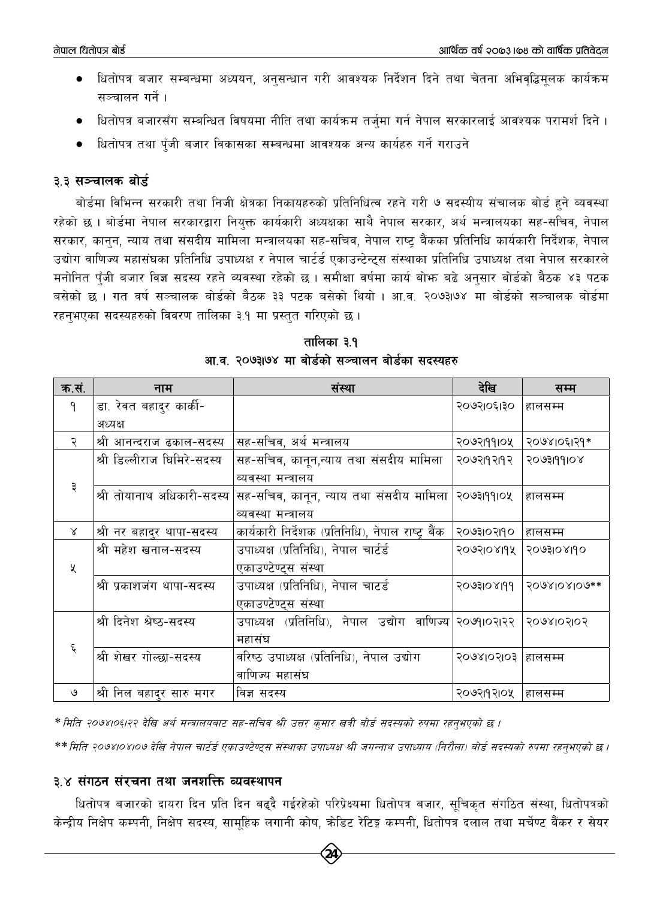- धितोपत्र बजार सम्बन्धमा अध्ययन, अनुसन्धान गरी आवश्यक निर्देशन दिने तथा चेतना अभिवृद्धिमूलक कार्यक्रम सञ्चालन गर्ने ।
- धितोपत्र बजारसँग सम्बन्धित विषयमा नीति तथा कार्यक्रम तर्जुमा गर्न नेपाल सरकारलाई आवश्यक परामर्श दिने ।
- धितोपत्र तथा पुँजी बजार विकासका सम्बन्धमा आवश्यक अन्य कार्यहरु गर्ने गराउने

## ३.३ सञ्चालक बोर्ड

बोर्डमा विभिन्न सरकारी तथा निजी क्षेत्रका निकायहरुको प्रतिनिधित्व रहने गरी ७ सदस्यीय संचालक बोर्ड हुने व्यवस्था रहेको छ । बोर्डमा नेपाल सरकारद्वारा नियुक्त कार्यकारी अध्यक्षका साथै नेपाल सरकार, अर्थ मन्त्रालयका सह-सचिव, नेपाल सरकार, कानुन, न्याय तथा संसदीय मामिला मन्त्रालयका सह-सचिव, नेपाल राष्ट्र बैंकका प्रतिनिधि कार्यकारी निर्देशक, नेपाल उद्योग वाणिज्य महासंघका प्रतिनिधि उपाध्यक्ष र नेपाल चार्टर्ड एकाउन्टेन्ट्स संस्थाका प्रतिनिधि उपाध्यक्ष तथा नेपाल सरकारले मनोनित पुँजी बजार विज्ञ सदस्य रहने व्यवस्था रहेको छ । समीक्षा वर्षमा कार्य बोझ बढे अनुसार बोर्डको बैठक ४३ पटक बसेको छ । गत वर्ष सञ्चालक बोर्डको बैठक ३३ पटक बसेको थियो । आ.व. २०७३।७४ मा बोर्डको सञ्चालक बोर्डमा रहनुभएका सदस्यहरुको विवरण तालिका ३.१ मा प्रस्तुत गरिएको छ ।

**तालिका ३.१**

**आ.व. २०७३।७४ मा बोर्डको सञ्चालन बोर्डका सदस्यहरु**

| क्र.सं. | नाम | संस्था | देखि | सम्म |
|---|---|---|---|---|
| १ | डा. रेवत बहादुर कार्की-अध्यक्ष | | २०७२।०६।३० | हालसम्म |
| २ | श्री आनन्दराज ढकाल-सदस्य | सह-सचिव, अर्थ मन्त्रालय | २०७२।११।०५ | २०७४।०६।२१* |
| ३ | श्री डिल्लीराज घिमिरे-सदस्य | सह-सचिव, कानून,न्याय तथा संसदीय मामिला व्यवस्था मन्त्रालय | २०७२।१२।१२ | २०७३।११।०४ |
| | श्री तोयानाथ अधिकारी-सदस्य | सह-सचिव, कानून, न्याय तथा संसदीय मामिला व्यवस्था मन्त्रालय | २०७३।११।०५ | हालसम्म |
| ४ | श्री नर बहादुर थापा-सदस्य | कार्यकारी निर्देशक (प्रतिनिधि), नेपाल राष्ट्र बैंक | २०७३।०२।१० | हालसम्म |
| ५ | श्री महेश खनाल-सदस्य | उपाध्यक्ष (प्रतिनिधि), नेपाल चार्टर्ड एकाउण्टेण्ट्स संस्था | २०७२।०४।१५ | २०७३।०४।१० |
| | श्री प्रकाशजंग थापा-सदस्य | उपाध्यक्ष (प्रतिनिधि), नेपाल चाटर्ड एकाउण्टेण्ट्स संस्था | २०७३।०४।११ | २०७४।०४।०७** |
| ६ | श्री दिनेश श्रेष्ठ-सदस्य | उपाध्यक्ष (प्रतिनिधि), नेपाल उद्योग वाणिज्य महासंघ | २०७१।०२।२२ | २०७४।०२।०२ |
| | श्री शेखर गोल्छा-सदस्य | वरिष्ठ उपाध्यक्ष (प्रतिनिधि), नेपाल उद्योग वाणिज्य महासंघ | २०७४।०२।०३ | हालसम्म |
| ७ | श्री निल बहादुर सारु मगर | विज्ञ सदस्य | २०७२।१२।०५ | हालसम्म |

*\* मिति २०७४।०६।२२ देखि अर्थ मन्त्रालयबाट सह-सचिव श्री उत्तर कुमार खत्री बोर्ड सदस्यको रुपमा रहनुभएको छ ।*

*\*\* मिति २०७४।०४।०७ देखि नेपाल चार्टर्ड एकाउण्टेण्ट्स संस्थाका उपाध्यक्ष श्री जगन्नाथ उपाध्याय (निरौला) बोर्ड सदस्यको रुपमा रहनुभएको छ ।*

## ३.४ संगठन संरचना तथा जनशक्ति व्यवस्थापन

धितोपत्र बजारको दायरा दिन प्रति दिन बढ्दै गईरहेको परिप्रेक्ष्यमा धितोपत्र बजार, सूचिकृत संगठित संस्था, धितोपत्रको केन्द्रीय निक्षेप कम्पनी, निक्षेप सदस्य, सामूहिक लगानी कोष, क्रेडिट रेटिङ्ग कम्पनी, धितोपत्र दलाल तथा मर्चेण्ट बैंकर र सेयर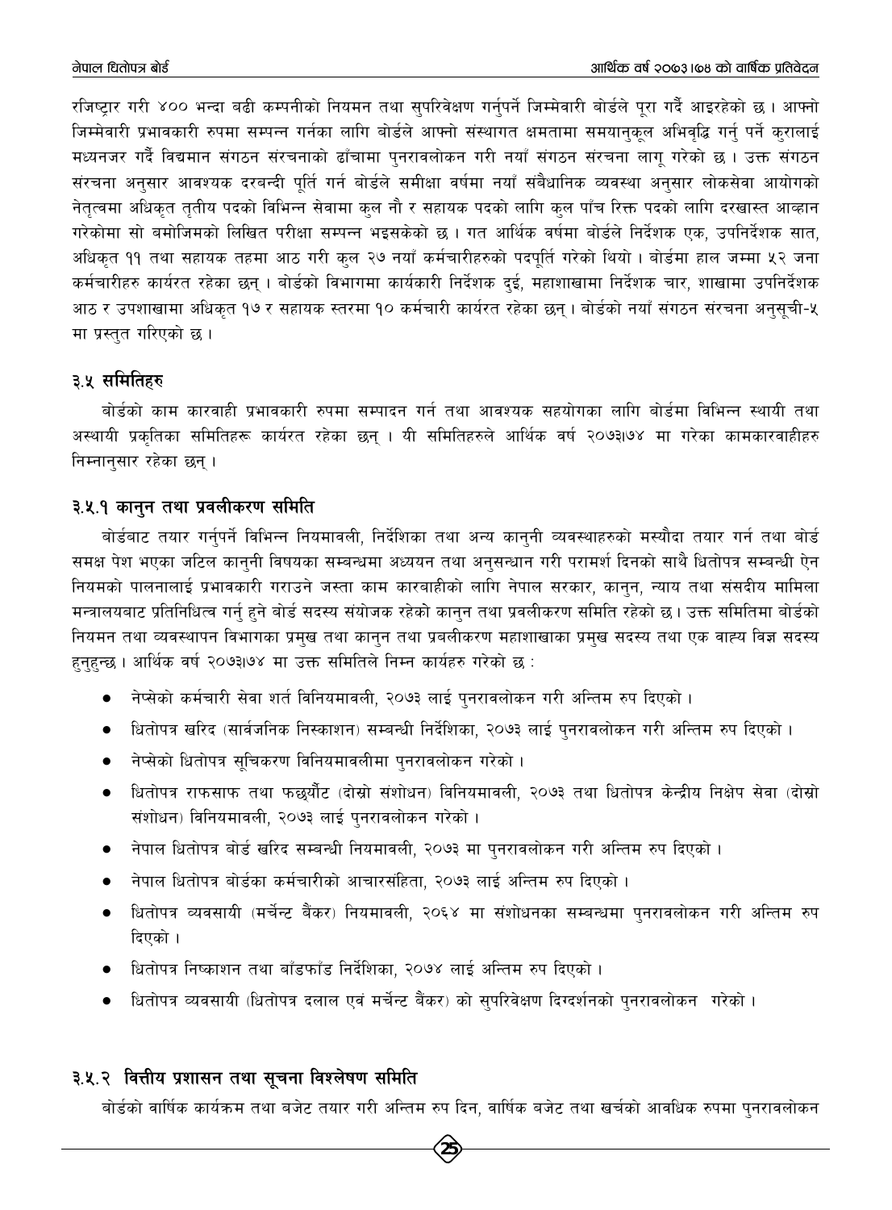रजिष्ट्रार गरी ४०० भन्दा बढी कम्पनीको नियमन तथा सुपरिवेक्षण गर्नुपर्ने जिम्मेवारी बोर्डले पूरा गर्दै आइरहेको छ । आफ्नो जिम्मेवारी प्रभावकारी रुपमा सम्पन्न गर्नका लागि बोर्डले आफ्नो संस्थागत क्षमतामा समयानुकूल अभिवृद्धि गर्नु पर्ने कुरालाई मध्यनजर गर्दै विद्यमान संगठन संरचनाको ढाँचामा पुनरावलोकन गरी नयाँ संगठन संरचना लागू गरेको छ । उक्त संगठन संरचना अनुसार आवश्यक दरबन्दी पूर्ति गर्न बोर्डले समीक्षा वर्षमा नयाँ संवैधानिक व्यवस्था अनुसार लोकसेवा आयोगको नेतृत्वमा अधिकृत तृतीय पदको विभिन्न सेवामा कुल नौ र सहायक पदको लागि कुल पाँच रिक्त पदको लागि दरखास्त आव्हान गरेकोमा सो बमोजिमको लिखित परीक्षा सम्पन्न भइसकेको छ । गत आर्थिक वर्षमा बोर्डले निर्देशक एक, उपनिर्देशक सात, अधिकृत ११ तथा सहायक तहमा आठ गरी कुल २७ नयाँ कर्मचारीहरुको पदपूर्ति गरेको थियो । बोर्डमा हाल जम्मा ५२ जना कर्मचारीहरु कार्यरत रहेका छन् । बोर्डको विभागमा कार्यकारी निर्देशक दुई, महाशाखामा निर्देशक चार, शाखामा उपनिर्देशक आठ र उपशाखामा अधिकृत १७ र सहायक स्तरमा १० कर्मचारी कार्यरत रहेका छन् । बोर्डको नयाँ संगठन संरचना अनुसूची-५ मा प्रस्तुत गरिएको छ ।

## ३.५ समितिहरु

बोर्डको काम कारवाही प्रभावकारी रुपमा सम्पादन गर्न तथा आवश्यक सहयोगका लागि बोर्डमा विभिन्न स्थायी तथा अस्थायी प्रकृतिका समितिहरू कार्यरत रहेका छन् । यी समितिहरुले आर्थिक वर्ष २०७३।७४ मा गरेका कामकारवाहीहरु निम्नानुसार रहेका छन् ।

### ३.५.१ कानुन तथा प्रवलीकरण समिति

बोर्डबाट तयार गर्नुपर्ने विभिन्न नियमावली, निर्देशिका तथा अन्य कानुनी व्यवस्थाहरुको मस्यौदा तयार गर्न तथा बोर्ड समक्ष पेश भएका जटिल कानुनी विषयका सम्बन्धमा अध्ययन तथा अनुसन्धान गरी परामर्श दिनको साथै धितोपत्र सम्बन्धी ऐन नियमको पालनालाई प्रभावकारी गराउने जस्ता काम कारवाहीको लागि नेपाल सरकार, कानुन, न्याय तथा संसदीय मामिला मन्त्रालयबाट प्रतिनिधित्व गर्नु हुने बोर्ड सदस्य संयोजक रहेको कानुन तथा प्रवलीकरण समिति रहेको छ । उक्त समितिमा बोर्डको नियमन तथा व्यवस्थापन विभागका प्रमुख तथा कानुन तथा प्रबलीकरण महाशाखाका प्रमुख सदस्य तथा एक वाह्य विज्ञ सदस्य हुनुहुन्छ । आर्थिक वर्ष २०७३।७४ मा उक्त समितिले निम्न कार्यहरु गरेको छ :

- नेप्सेको कर्मचारी सेवा शर्त विनियमावली, २०७३ लाई पुनरावलोकन गरी अन्तिम रुप दिएको ।
- धितोपत्र खरिद (सार्वजनिक निस्काशन) सम्बन्धी निर्देशिका, २०७३ लाई पुनरावलोकन गरी अन्तिम रुप दिएको ।
- नेप्सेको धितोपत्र सूचिकरण विनियमावलीमा पुनरावलोकन गरेको ।
- धितोपत्र राफसाफ तथा फछ्र्यौट (दोस्रो संशोधन) विनियमावली, २०७३ तथा धितोपत्र केन्द्रीय निक्षेप सेवा (दोस्रो संशोधन) विनियमावली, २०७३ लाई पुनरावलोकन गरेको ।
- नेपाल धितोपत्र बोर्ड खरिद सम्बन्धी नियमावली, २०७३ मा पुनरावलोकन गरी अन्तिम रुप दिएको ।
- नेपाल धितोपत्र बोर्डका कर्मचारीको आचारसंहिता, २०७३ लाई अन्तिम रुप दिएको ।
- धितोपत्र व्यवसायी (मर्चेन्ट बैंकर) नियमावली, २०६४ मा संशोधनका सम्बन्धमा पुनरावलोकन गरी अन्तिम रुप दिएको ।
- धितोपत्र निष्काशन तथा बाँडफाँड निर्देशिका, २०७४ लाई अन्तिम रुप दिएको ।
- धितोपत्र व्यवसायी (धितोपत्र दलाल एवं मर्चेन्ट बैंकर) को सुपरिवेक्षण दिग्दर्शनको पुनरावलोकन गरेको ।

### ३.५.२ वित्तीय प्रशासन तथा सूचना विश्लेषण समिति

बोर्डको वार्षिक कार्यक्रम तथा बजेट तयार गरी अन्तिम रुप दिन, वार्षिक बजेट तथा खर्चको आवधिक रुपमा पुनरावलोकन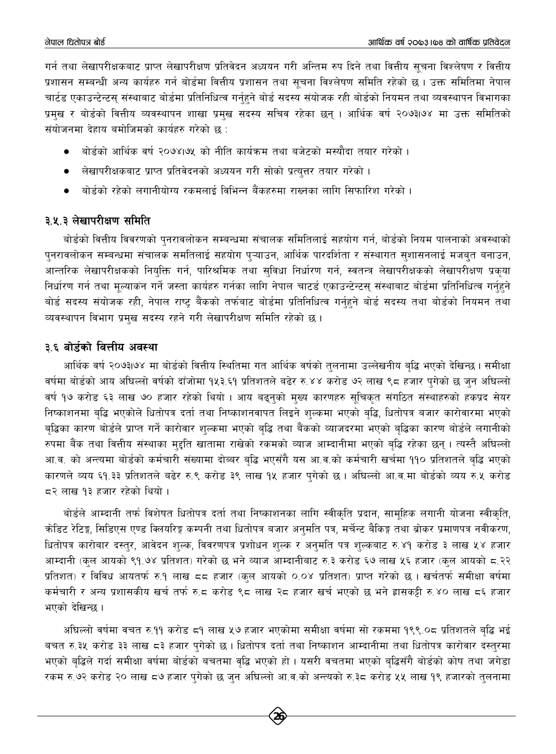गर्न तथा लेखापरीक्षकबाट प्राप्त लेखापरीक्षण प्रतिवेदन अध्ययन गरी अन्तिम रुप दिने तथा वित्तीय सूचना विश्लेषण र वित्तीय प्रशासन सम्बन्धी अन्य कार्यहरु गर्न बोर्डमा वित्तीय प्रशासन तथा सूचना विश्लेषण समिति रहेको छ । उक्त समितिमा नेपाल चार्टड एकाउन्टेन्टस् संस्थाबाट बोर्डमा प्रतिनिधित्व गर्नुहुने बोर्ड सदस्य संयोजक रही बोर्डको नियमन तथा व्यवस्थापन विभागका प्रमुख र बोर्डको वित्तीय व्यवस्थापन शाखा प्रमुख सदस्य सचिव रहेका छन् । आर्थिक वर्ष २०७३।७४ मा उक्त समितिको संयोजनमा देहाय बमोजिमको कार्यहरु गरेको छ :

- बोर्डको आर्थिक वर्ष २०७४।७५ को नीति कार्यक्रम तथा बजेटको मस्यौदा तयार गरेको ।
- लेखापरीक्षकबाट प्राप्त प्रतिवेदनको अध्ययन गरी सोको प्रत्युत्तर तयार गरेको ।
- बोर्डको रहेको लगानीयोग्य रकमलाई विभिन्न बैंकहरुमा राख्नका लागि सिफारिश गरेको ।

### ३.५.३ लेखापरीक्षण समिति

बोर्डको वित्तीय विवरणको पुनरावलोकन सम्बन्धमा संचालक समितिलाई सहयोग गर्न, बोर्डको नियम पालनाको अवस्थाको पुनरावलोकन सम्बन्धमा संचालक समतिलाई सहयोग पुऱ्याउन, आर्थिक पारदर्शिता र संस्थागत सुशासनलाई मजबुत बनाउन, आन्तरिक लेखापरीक्षकको नियुक्ति गर्न, पारिश्रमिक तथा सुविधा निर्धारण गर्न, स्वतन्त्र लेखापरीक्षकको लेखापरीक्षण प्रकृया निर्धारण गर्न तथा मूल्याकंन गर्ने जस्ता कार्यहरु गर्नका लागि नेपाल चार्टड एकाउन्टेन्टस् संस्थाबाट बोर्डमा प्रतिनिधित्व गर्नुहुने बोर्ड सदस्य संयोजक रही, नेपाल राष्ट्र बैंकको तर्फबाट बोर्डमा प्रतिनिधित्व गर्नुहुने बोर्ड सदस्य तथा बोर्डको नियमन तथा व्यवस्थापन विभाग प्रमुख सदस्य रहने गरी लेखापरीक्षण समिति रहेको छ ।

## ३.६ बोर्डको वित्तीय अवस्था

आर्थिक वर्ष २०७३।७४ मा बोर्डको वित्तीय स्थितिमा गत आर्थिक वर्षको तुलनामा उल्लेखनीय बृद्धि भएको देखिन्छ । समीक्षा वर्षमा बोर्डको आय अघिल्लो वर्षको दाँजोमा १५३.६१ प्रतिशतले बढेर रु.४४ करोड ७२ लाख ९८ हजार पुगेको छ जुन अघिल्लो वर्ष १७ करोड ६३ लाख ७० हजार रहेको थियो । आय बढ्नुको मुख्य कारणहरु सूचिकृत संगठित संस्थाहरुको हकप्रद सेयर निष्काशनमा बृद्धि भएकोले धितोपत्र दर्ता तथा निष्काशनवापत लिइने शुल्कमा भएको बृद्धि, धितोपत्र बजार कारोवारमा भएको बृद्धिका कारण बोर्डले प्राप्त गर्ने कारोवार शुल्कमा भएको बृद्धि तथा बैंकको व्याजदरमा भएको बृद्धिका कारण बोर्डले लगानीको रुपमा बैंक तथा वित्तीय संस्थाका मुद्दति खातामा राखेको रकमको व्याज आम्दानीमा भएको बृद्धि रहेका छन् । त्यस्तै अघिल्लो आ.व. को अन्त्यमा बोर्डको कर्मचारी संख्यामा दोब्बर बृद्धि भएसँगै यस आ.व.को कर्मचारी खर्चमा ११० प्रतिशतले बृद्धि भएको कारणले व्यय ६१.३३ प्रतिशतले बढेर रु.९ करोड ३९ लाख १५ हजार पुगेको छ । अघिल्लो आ.व.मा बोर्डको व्यय रु.५ करोड ८२ लाख १३ हजार रहेको थियो ।

बोर्डले आम्दानी तर्फ विशेषत धितोपत्र दर्ता तथा निष्काशनका लागि स्वीकृति प्रदान, सामूहिक लगानी योजना स्वीकृति, क्रेडिट रेटिङ्ग, सिडिएस एण्ड क्लियरिङ्ग कम्पनी तथा धितोपत्र बजार अनुमति पत्र, मर्चेन्ट बैकिङ्ग तथा ब्रोकर प्रमाणपत्र नवीकरण, धितोपत्र कारोबार दस्तुर, आवेदन शुल्क, विवरणपत्र प्रशोधन शुल्क र अनुमति पत्र शुल्कबाट रु.४१ करोड ३ लाख ५४ हजार आम्दानी (कुल आयको ९१.७४ प्रतिशत) गरेको छ भने व्याज आम्दानीबाट रु.३ करोड ६७ लाख ५६ हजार (कुल आयको ८.२२ प्रतिशत) र विविध आयतर्फ रु.१ लाख ८८ हजार (कुल आयको ०.०४ प्रतिशत) प्राप्त गरेको छ । खर्चतर्फ समीक्षा वर्षमा कर्मचारी र अन्य प्रशासकीय खर्च तर्फ रु.८ करोड ९८ लाख २८ हजार खर्च भएको छ भने ह्रासकट्टी रु.४० लाख ८६ हजार भएको देखिन्छ ।

अघिल्लो वर्षमा वचत रु.११ करोड ८१ लाख ५७ हजार भएकोमा समीक्षा वर्षमा सो रकममा १९९.०८ प्रतिशतले बृद्धि भई बचत रु.३५ करोड ३३ लाख ८३ हजार पुगेको छ । धितोपत्र दर्ता तथा निष्काशन आम्दानीमा तथा धितोपत्र कारोवार दस्तुरमा भएको बृद्धिले गर्दा समीक्षा वर्षमा बोर्डको बचतमा वृद्धि भएको हो । यसरी वचतमा भएको बृद्धिसँगै बोर्डको कोष तथा जगेडा रकम रु.७२ करोड २० लाख ८७ हजार पुगेको छ जुन अघिल्लो आ.व.को अन्त्यको रु.३८ करोड ५५ लाख १९ हजारको तुलनामा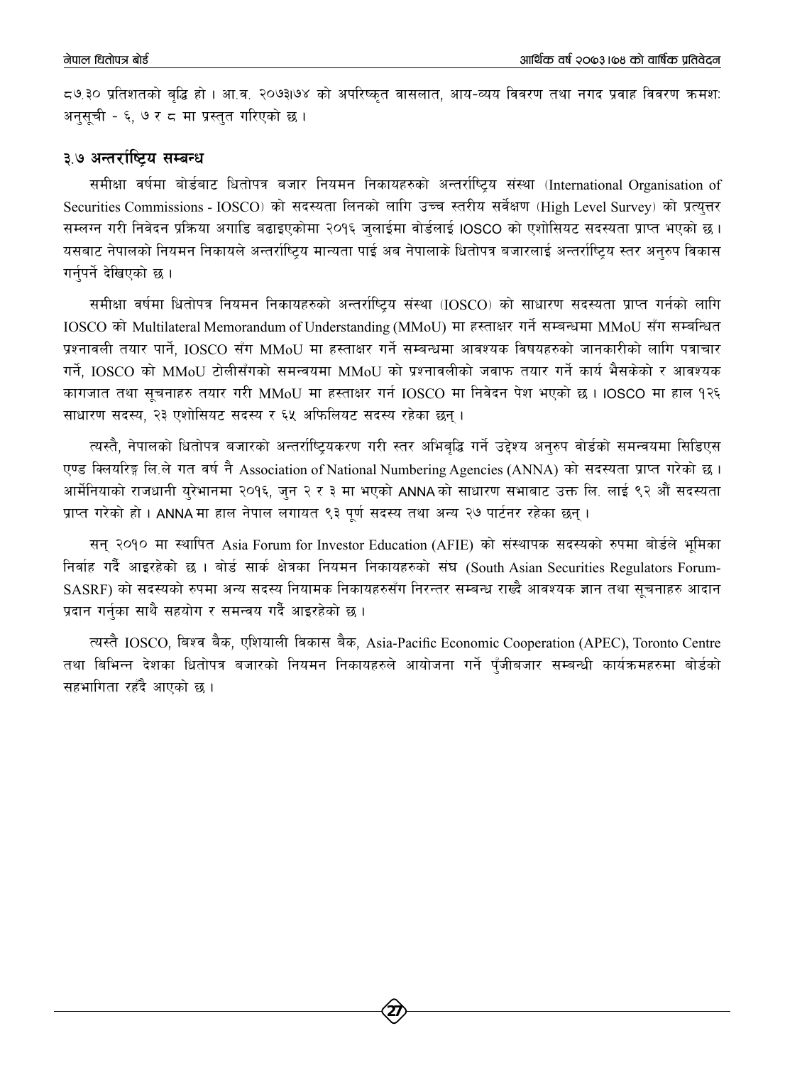८७.३० प्रतिशतको बृद्धि हो । आ.व. २०७३।७४ को अपरिष्कृत वासलात, आय-व्यय विवरण तथा नगद प्रवाह विवरण क्रमशः अनुसूची - ६, ७ र ८ मा प्रस्तुत गरिएको छ ।

## ३.७ अन्तर्राष्ट्रिय सम्बन्ध

समीक्षा वर्षमा बोर्डबाट धितोपत्र बजार नियमन निकायहरुको अन्तर्राष्ट्रिय संस्था (International Organisation of Securities Commissions - IOSCO) को सदस्यता लिनको लागि उच्च स्तरीय सर्वेक्षण (High Level Survey) को प्रत्युत्तर सम्लग्न गरी निवेदन प्रक्रिया अगाडि बढाइएकोमा २०१६ जुलाईमा बोर्डलाई IOSCO को एशोसियट सदस्यता प्राप्त भएको छ । यसबाट नेपालको नियमन निकायले अन्तर्राष्ट्रिय मान्यता पाई अब नेपालाके धितोपत्र बजारलाई अन्तर्राष्ट्रिय स्तर अनुरुप विकास गर्नुपर्ने देखिएको छ ।

समीक्षा वर्षमा धितोपत्र नियमन निकायहरुको अन्तर्राष्ट्रिय संस्था (IOSCO) को साधारण सदस्यता प्राप्त गर्नको लागि IOSCO को Multilateral Memorandum of Understanding (MMoU) मा हस्ताक्षर गर्ने सम्बन्धमा MMoU सँग सम्बन्धित प्रश्नावली तयार पार्ने, IOSCO सँग MMoU मा हस्ताक्षर गर्ने सम्बन्धमा आवश्यक विषयहरुको जानकारीको लागि पत्राचार गर्ने, IOSCO को MMoU टोलीसँगको समन्वयमा MMoU को प्रश्नावलीको जवाफ तयार गर्ने कार्य भैसकेको र आवश्यक कागजात तथा सूचनाहरु तयार गरी MMoU मा हस्ताक्षर गर्न IOSCO मा निवेदन पेश भएको छ । IOSCO मा हाल १२६ साधारण सदस्य, २३ एशोसियट सदस्य र ६५ अफिलियट सदस्य रहेका छन् ।

त्यस्तै, नेपालको धितोपत्र बजारको अन्तर्राष्ट्रियकरण गरी स्तर अभिबृद्धि गर्ने उद्देश्य अनुरुप बोर्डको समन्वयमा सिडिएस एण्ड क्लियरिङ्ग लि.ले गत वर्ष नै Association of National Numbering Agencies (ANNA) को सदस्यता प्राप्त गरेको छ । आर्मेनियाको राजधानी युरेभानमा २०१६, जुन २ र ३ मा भएको ANNA को साधारण सभाबाट उक्त लि. लाई ९२ औं सदस्यता प्राप्त गरेको हो । ANNA मा हाल नेपाल लगायत ९३ पूर्ण सदस्य तथा अन्य २७ पार्टनर रहेका छन् ।

सन् २०१० मा स्थापित Asia Forum for Investor Education (AFIE) को संस्थापक सदस्यको रुपमा बोर्डले भूमिका निर्वाह गर्दै आइरहेको छ । बोर्ड सार्क क्षेत्रका नियमन निकायहरुको संघ (South Asian Securities Regulators Forum-SASRF) को सदस्यको रुपमा अन्य सदस्य नियामक निकायहरुसँग निरन्तर सम्बन्ध राख्दै आवश्यक ज्ञान तथा सूचनाहरु आदान प्रदान गर्नुका साथै सहयोग र समन्वय गर्दै आइरहेको छ ।

त्यस्तै IOSCO, बिश्व बैंक, एशियाली विकास बैंक, Asia-Pacific Economic Cooperation (APEC), Toronto Centre तथा बिभिन्न देशका धितोपत्र बजारको नियमन निकायहरुले आयोजना गर्ने पुँजीबजार सम्बन्धी कार्यक्रमहरुमा बोर्डको सहभागिता रहँदै आएको छ ।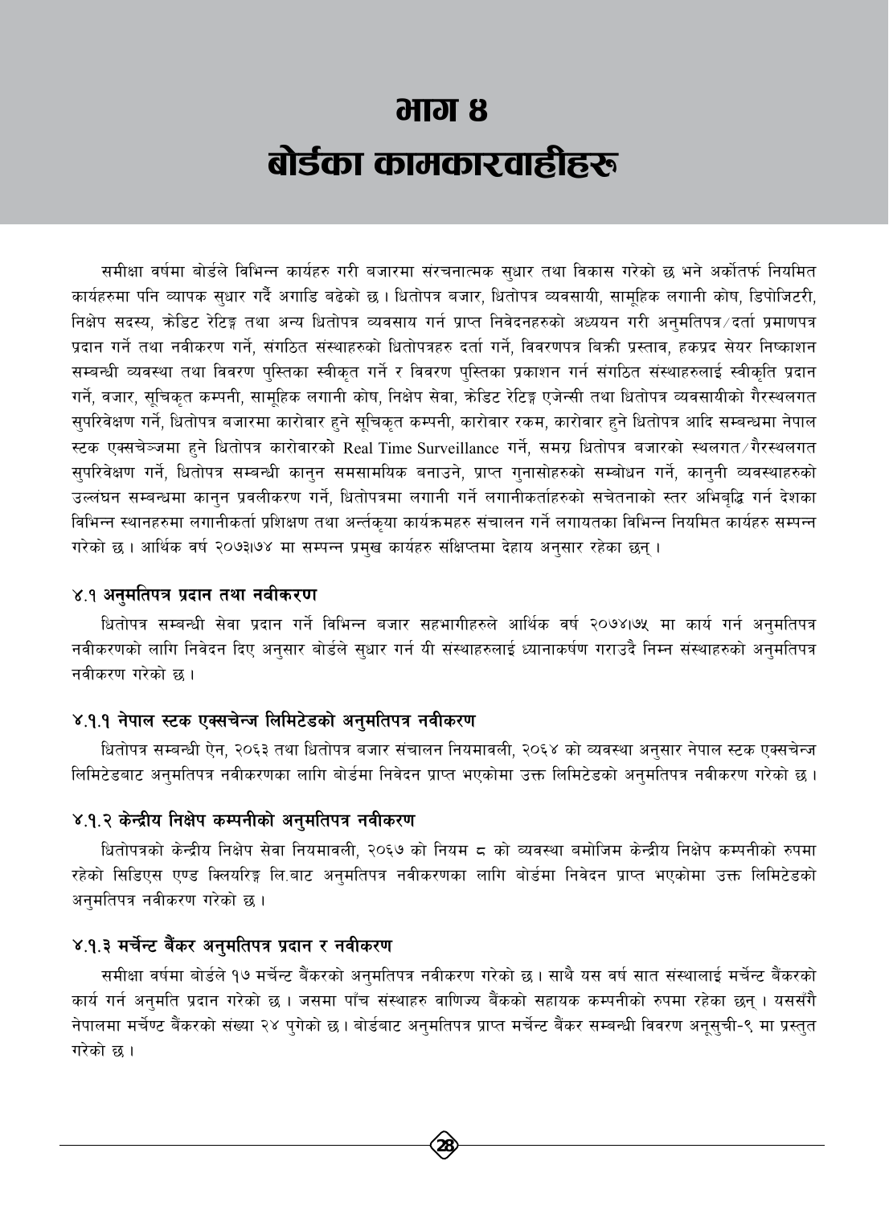# भाग ४

# बोर्डका कामकारवाहीहरू

समीक्षा वर्षमा बोर्डले विभिन्न कार्यहरु गरी बजारमा संरचनात्मक सुधार तथा विकास गरेको छ भने अर्कोतर्फ नियमित कार्यहरुमा पनि व्यापक सुधार गर्दै अगाडि बढेको छ । धितोपत्र बजार, धितोपत्र व्यवसायी, सामूहिक लगानी कोष, डिपोजिटरी, निक्षेप सदस्य, क्रेडिट रेटिङ्ग तथा अन्य धितोपत्र व्यवसाय गर्न प्राप्त निवेदनहरुको अध्ययन गरी अनुमतिपत्र/दर्ता प्रमाणपत्र प्रदान गर्ने तथा नवीकरण गर्ने, संगठित संस्थाहरुको धितोपत्रहरु दर्ता गर्ने, विवरणपत्र बिक्री प्रस्ताव, हकप्रद सेयर निष्काशन सम्बन्धी व्यवस्था तथा विवरण पुस्तिका स्वीकृत गर्ने र विवरण पुस्तिका प्रकाशन गर्न संगठित संस्थाहरुलाई स्वीकृति प्रदान गर्ने, बजार, सूचिकृत कम्पनी, सामूहिक लगानी कोष, निक्षेप सेवा, क्रेडिट रेटिङ्ग एजेन्सी तथा धितोपत्र व्यवसायीको गैरस्थलगत सुपरिवेक्षण गर्ने, धितोपत्र बजारमा कारोवार हुने सूचिकृत कम्पनी, कारोवार रकम, कारोवार हुने धितोपत्र आदि सम्बन्धमा नेपाल स्टक एक्सचेञ्जमा हुने धितोपत्र कारोवारको Real Time Surveillance गर्ने, समग्र धितोपत्र बजारको स्थलगत/गैरस्थलगत सुपरिवेक्षण गर्ने, धितोपत्र सम्बन्धी कानुन समसामयिक बनाउने, प्राप्त गुनासोहरुको सम्बोधन गर्ने, कानुनी व्यवस्थाहरुको उल्लंघन सम्बन्धमा कानुन प्रवलीकरण गर्ने, धितोपत्रमा लगानी गर्ने लगानीकर्ताहरुको सचेतनाको स्तर अभिबृद्धि गर्न देशका विभिन्न स्थानहरुमा लगानीकर्ता प्रशिक्षण तथा अर्न्तकृया कार्यक्रमहरु संचालन गर्ने लगायतका विभिन्न नियमित कार्यहरु सम्पन्न गरेको छ । आर्थिक वर्ष २०७३।७४ मा सम्पन्न प्रमुख कार्यहरु संक्षिप्तमा देहाय अनुसार रहेका छन् ।

## ४.१ अनुमतिपत्र प्रदान तथा नवीकरण

धितोपत्र सम्बन्धी सेवा प्रदान गर्ने विभिन्न बजार सहभागीहरुले आर्थिक वर्ष २०७४।७५ मा कार्य गर्न अनुमतिपत्र नवीकरणको लागि निवेदन दिए अनुसार बोर्डले सुधार गर्न यी संस्थाहरुलाई ध्यानाकर्षण गराउदै निम्न संस्थाहरुको अनुमतिपत्र नवीकरण गरेको छ ।

### ४.१.१ नेपाल स्टक एक्सचेन्ज लिमिटेडको अनुमतिपत्र नवीकरण

धितोपत्र सम्बन्धी ऐन, २०६३ तथा धितोपत्र बजार संचालन नियमावली, २०६४ को व्यवस्था अनुसार नेपाल स्टक एक्सचेन्ज लिमिटेडबाट अनुमतिपत्र नवीकरणका लागि बोर्डमा निवेदन प्राप्त भएकोमा उक्त लिमिटेडको अनुमतिपत्र नवीकरण गरेको छ ।

### ४.१.२ केन्द्रीय निक्षेप कम्पनीको अनुमतिपत्र नवीकरण

धितोपत्रको केन्द्रीय निक्षेप सेवा नियमावली, २०६७ को नियम ८ को व्यवस्था बमोजिम केन्द्रीय निक्षेप कम्पनीको रुपमा रहेको सिडिएस एण्ड क्लियरिङ्ग लि.बाट अनुमतिपत्र नवीकरणका लागि बोर्डमा निवेदन प्राप्त भएकोमा उक्त लिमिटेडको अनुमतिपत्र नवीकरण गरेको छ ।

### ४.१.३ मर्चेन्ट बैंकर अनुमतिपत्र प्रदान र नवीकरण

समीक्षा वर्षमा बोर्डले १७ मर्चेन्ट बैंकरको अनुमतिपत्र नवीकरण गरेको छ । साथै यस वर्ष सात संस्थालाई मर्चेन्ट बैंकरको कार्य गर्न अनुमति प्रदान गरेको छ । जसमा पाँच संस्थाहरु वाणिज्य बैंकको सहायक कम्पनीको रुपमा रहेका छन् । यससँगै नेपालमा मर्चेण्ट बैंकरको संख्या २४ पुगेको छ । बोर्डबाट अनुमतिपत्र प्राप्त मर्चेन्ट बैंकर सम्बन्धी विवरण अनूसुची-९ मा प्रस्तुत गरेको छ ।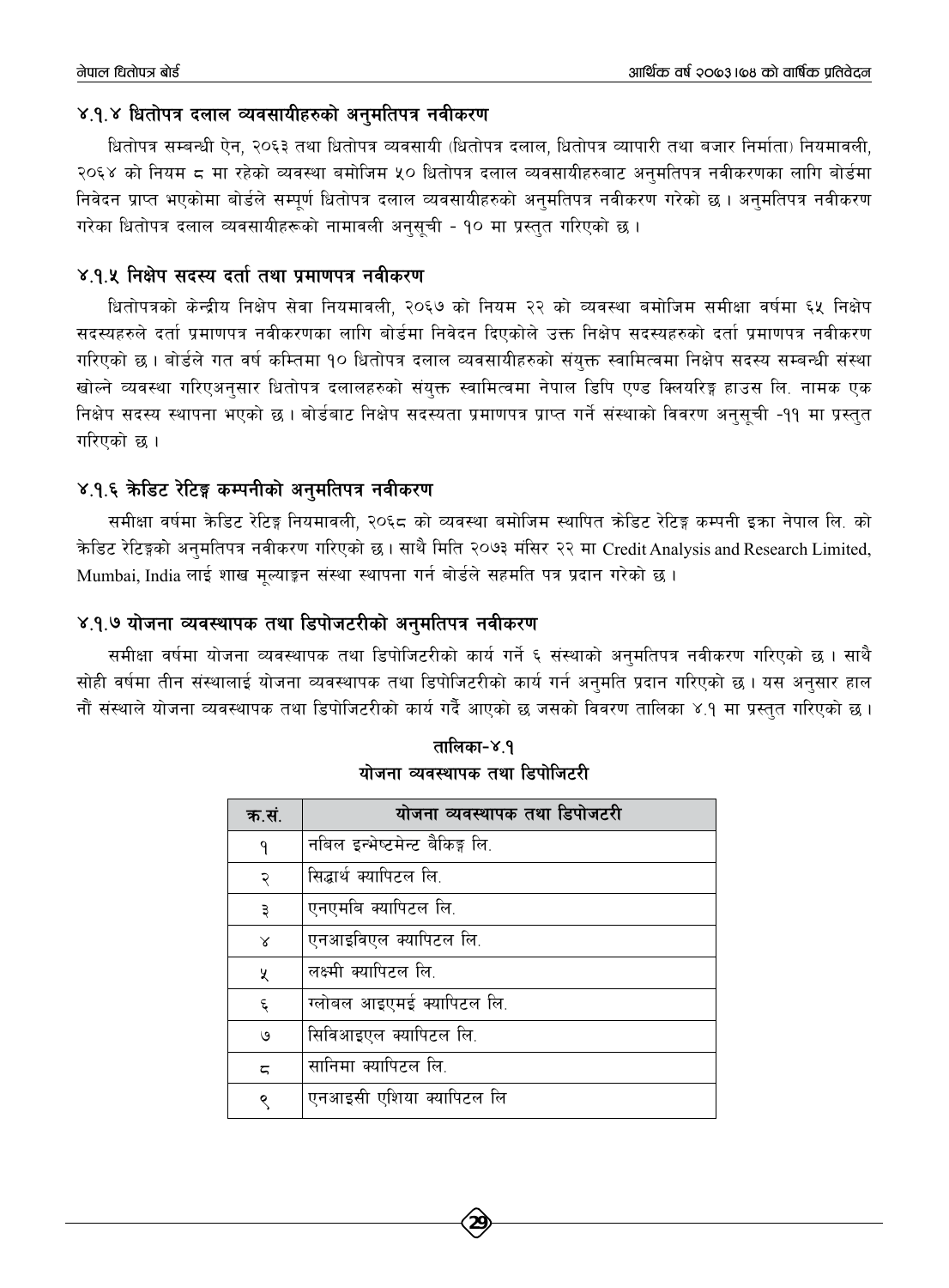### ४.१.४ धितोपत्र दलाल व्यवसायीहरुको अनुमतिपत्र नवीकरण

धितोपत्र सम्बन्धी ऐन, २०६३ तथा धितोपत्र व्यवसायी (धितोपत्र दलाल, धितोपत्र व्यापारी तथा बजार निर्माता) नियमावली, २०६४ को नियम ८ मा रहेको व्यवस्था बमोजिम ५० धितोपत्र दलाल व्यवसायीहरुबाट अनुमतिपत्र नवीकरणका लागि बोर्डमा निवेदन प्राप्त भएकोमा बोर्डले सम्पूर्ण धितोपत्र दलाल व्यवसायीहरुको अनुमतिपत्र नवीकरण गरेको छ । अनुमतिपत्र नवीकरण गरेका धितोपत्र दलाल व्यवसायीहरूको नामावली अनुसूची - १० मा प्रस्तुत गरिएको छ ।

### ४.१.५ निक्षेप सदस्य दर्ता तथा प्रमाणपत्र नवीकरण

धितोपत्रको केन्द्रीय निक्षेप सेवा नियमावली, २०६७ को नियम २२ को व्यवस्था बमोजिम समीक्षा वर्षमा ६५ निक्षेप सदस्यहरुले दर्ता प्रमाणपत्र नवीकरणका लागि बोर्डमा निवेदन दिएकोले उक्त निक्षेप सदस्यहरुको दर्ता प्रमाणपत्र नवीकरण गरिएको छ । बोर्डले गत वर्ष कम्तिमा १० धितोपत्र दलाल व्यवसायीहरुको संयुक्त स्वामित्वमा निक्षेप सदस्य सम्बन्धी संस्था खोल्ने व्यवस्था गरिएअनुसार धितोपत्र दलालहरुको संयुक्त स्वामित्वमा नेपाल डिपि एण्ड क्लियरिङ्ग हाउस लि. नामक एक निक्षेप सदस्य स्थापना भएको छ । बोर्डबाट निक्षेप सदस्यता प्रमाणपत्र प्राप्त गर्ने संस्थाको विवरण अनुसूची -११ मा प्रस्तुत गरिएको छ ।

### ४.१.६ क्रेडिट रेटिङ्ग कम्पनीको अनुमतिपत्र नवीकरण

समीक्षा वर्षमा क्रेडिट रेटिङ्ग नियमावली, २०६८ को व्यवस्था बमोजिम स्थापित क्रेडिट रेटिङ्ग कम्पनी इक्रा नेपाल लि. को क्रेडिट रेटिङ्गको अनुमतिपत्र नवीकरण गरिएको छ । साथै मिति २०७३ मंसिर २२ मा Credit Analysis and Research Limited, Mumbai, India लाई शाख मूल्याङ्कन संस्था स्थापना गर्न बोर्डले सहमति पत्र प्रदान गरेको छ ।

### ४.१.७ योजना व्यवस्थापक तथा डिपोजटरीको अनुमतिपत्र नवीकरण

समीक्षा वर्षमा योजना व्यवस्थापक तथा डिपोजिटरीको कार्य गर्ने ६ संस्थाको अनुमतिपत्र नवीकरण गरिएको छ । साथै सोही वर्षमा तीन संस्थालाई योजना व्यवस्थापक तथा डिपोजिटरीको कार्य गर्न अनुमति प्रदान गरिएको छ । यस अनुसार हाल नौं संस्थाले योजना व्यवस्थापक तथा डिपोजिटरीको कार्य गर्दै आएको छ जसको विवरण तालिका ४.१ मा प्रस्तुत गरिएको छ ।

**तालिका-४.१**
**योजना व्यवस्थापक तथा डिपोजिटरी**

| क्र.सं. | योजना व्यवस्थापक तथा डिपोजटरी |
|---|---|
| १ | नबिल इन्भेष्टमेन्ट बैकिङ्ग लि. |
| २ | सिद्धार्थ क्यापिटल लि. |
| ३ | एनएमबि क्यापिटल लि. |
| ४ | एनआइबिएल क्यापिटल लि. |
| ५ | लक्ष्मी क्यापिटल लि. |
| ६ | ग्लोबल आइएमई क्यापिटल लि. |
| ७ | सिविआइएल क्यापिटल लि. |
| ८ | सानिमा क्यापिटल लि. |
| ९ | एनआइसी एशिया क्यापिटल लि |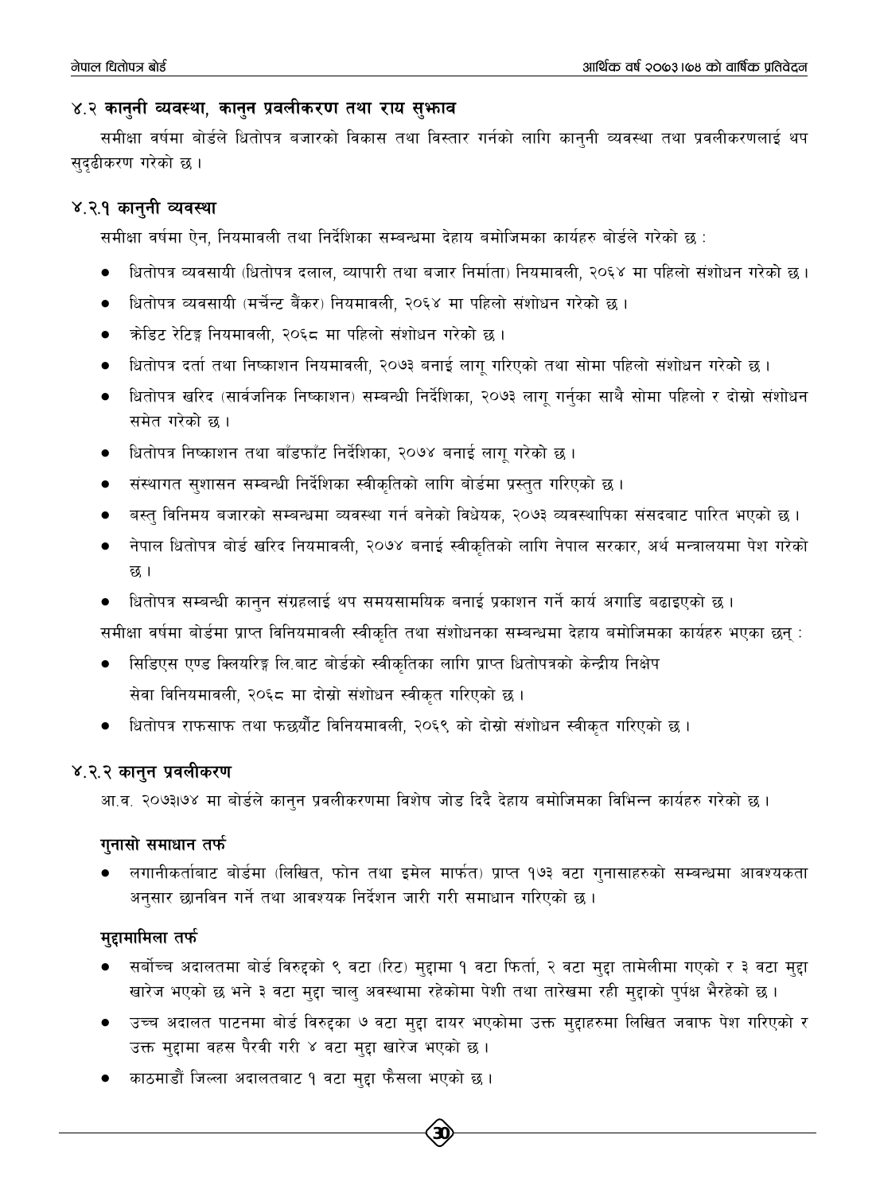## ४.२ कानुनी व्यवस्था, कानुन प्रवलीकरण तथा राय सुझाव

समीक्षा वर्षमा बोर्डले धितोपत्र बजारको विकास तथा विस्तार गर्नको लागि कानुनी व्यवस्था तथा प्रवलीकरणलाई थप सुदृढीकरण गरेको छ।

### ४.२.१ कानुनी व्यवस्था

समीक्षा वर्षमा ऐन, नियमावली तथा निर्देशिका सम्बन्धमा देहाय बमोजिमका कार्यहरु बोर्डले गरेको छ :

- धितोपत्र व्यवसायी (धितोपत्र दलाल, व्यापारी तथा बजार निर्माता) नियमावली, २०६४ मा पहिलो संशोधन गरेको छ।
- धितोपत्र व्यवसायी (मर्चेन्ट बैंकर) नियमावली, २०६४ मा पहिलो संशोधन गरेको छ।
- क्रेडिट रेटिङ्ग नियमावली, २०६८ मा पहिलो संशोधन गरेको छ।
- धितोपत्र दर्ता तथा निष्काशन नियमावली, २०७३ बनाई लागू गरिएको तथा सोमा पहिलो संशोधन गरेको छ।
- धितोपत्र खरिद (सार्वजनिक निष्काशन) सम्बन्धी निर्देशिका, २०७३ लागू गर्नुका साथै सोमा पहिलो र दोस्रो संशोधन समेत गरेको छ।
- धितोपत्र निष्काशन तथा बाँडफाँट निर्देशिका, २०७४ बनाई लागू गरेको छ।
- संस्थागत सुशासन सम्बन्धी निर्देशिका स्वीकृतिको लागि बोर्डमा प्रस्तुत गरिएको छ।
- बस्तु विनिमय बजारको सम्बन्धमा व्यवस्था गर्न बनेको विधेयक, २०७३ व्यवस्थापिका संसदबाट पारित भएको छ।
- नेपाल धितोपत्र बोर्ड खरिद नियमावली, २०७४ बनाई स्वीकृतिको लागि नेपाल सरकार, अर्थ मन्त्रालयमा पेश गरेको छ।
- धितोपत्र सम्बन्धी कानुन संग्रहलाई थप समयसामयिक बनाई प्रकाशन गर्ने कार्य अगाडि बढाइएको छ।

समीक्षा वर्षमा बोर्डमा प्राप्त विनियमावली स्वीकृति तथा संशोधनका सम्बन्धमा देहाय बमोजिमका कार्यहरु भएका छन् :

- सिडिएस एण्ड क्लियरिङ्ग लि.बाट बोर्डको स्वीकृतिका लागि प्राप्त धितोपत्रको केन्द्रीय निक्षेप सेवा विनियमावली, २०६८ मा दोस्रो संशोधन स्वीकृत गरिएको छ।
- धितोपत्र राफसाफ तथा फछर्यौट विनियमावली, २०६९ को दोस्रो संशोधन स्वीकृत गरिएको छ।

### ४.२.२ कानुन प्रवलीकरण

आ.व. २०७३।७४ मा बोर्डले कानुन प्रवलीकरणमा विशेष जोड दिदै देहाय बमोजिमका विभिन्न कार्यहरु गरेको छ।

#### गुनासो समाधान तर्फ

- लगानीकर्ताबाट बोर्डमा (लिखित, फोन तथा इमेल मार्फत) प्राप्त १७३ वटा गुनासाहरुको सम्बन्धमा आवश्यकता अनुसार छानविन गर्ने तथा आवश्यक निर्देशन जारी गरी समाधान गरिएको छ।

#### मुद्दामामिला तर्फ

- सर्वोच्च अदालतमा बोर्ड विरुद्दको ९ वटा (रिट) मुद्दामा १ वटा फिर्ता, २ वटा मुद्दा तामेलीमा गएको र ३ वटा मुद्दा खारेज भएको छ भने ३ वटा मुद्दा चालु अवस्थामा रहेकोमा पेशी तथा तारेखमा रही मुद्दाको पुर्पक्ष भैरहेको छ।
- उच्च अदालत पाटनमा बोर्ड विरुद्दका ७ वटा मुद्दा दायर भएकोमा उक्त मुद्दाहरुमा लिखित जवाफ पेश गरिएको र उक्त मुद्दामा वहस पैरवी गरी ४ वटा मुद्दा खारेज भएको छ।
- काठमाडौं जिल्ला अदालतबाट १ वटा मुद्दा फैसला भएको छ।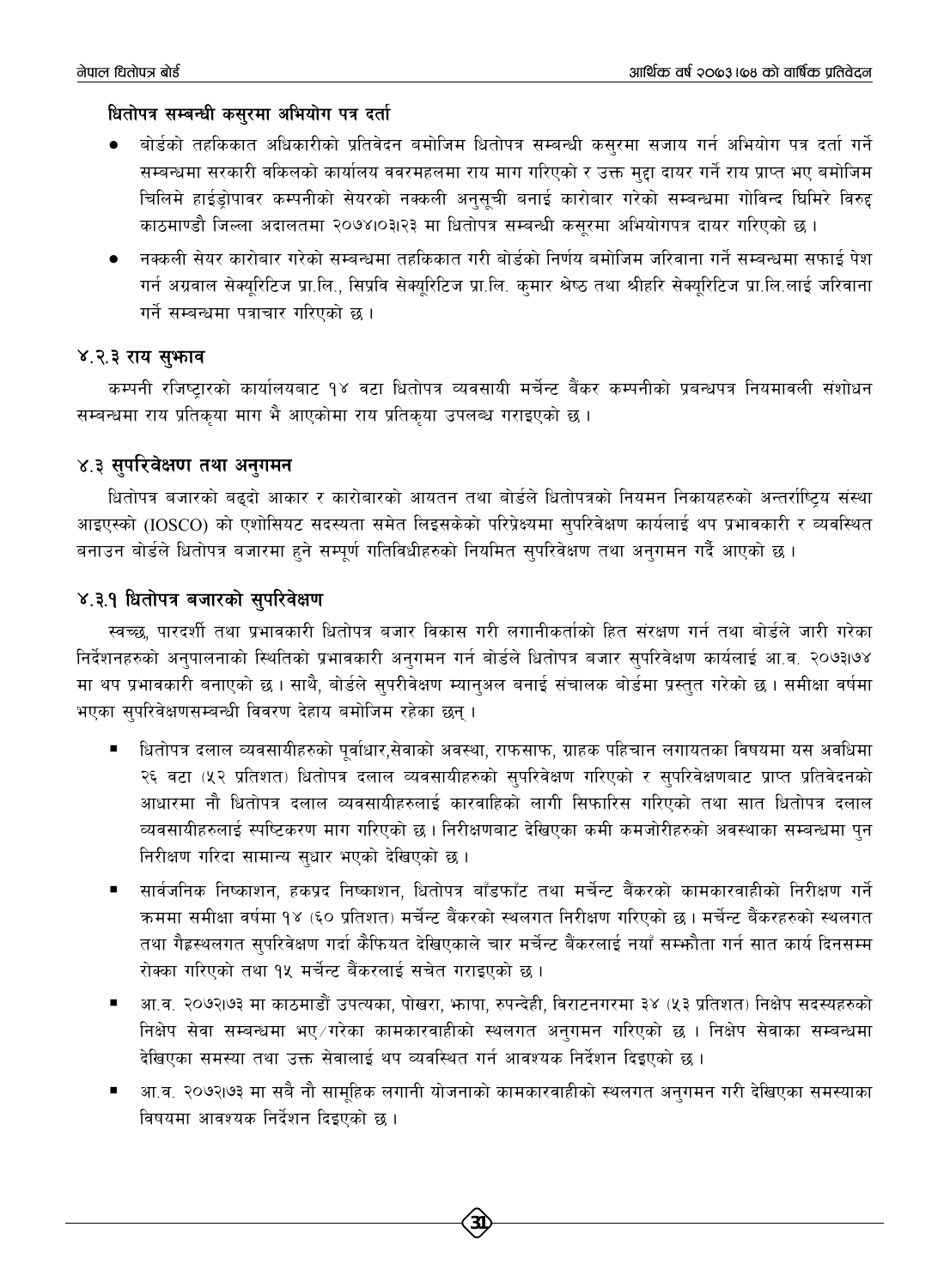**धितोपत्र सम्बन्धी कसुरमा अभियोग पत्र दर्ता**

- बोर्डको तहकिकात अधिकारीको प्रतिवेदन बमोजिम धितोपत्र सम्बन्धी कसुरमा सजाय गर्न अभियोग पत्र दर्ता गर्ने सम्बन्धमा सरकारी वकिलको कार्यालय ववरमहलमा राय माग गरिएको र उक्त मुद्दा दायर गर्ने राय प्राप्त भए बमोजिम चिलिमे हाईड्रोपावर कम्पनीको सेयरको नक्कली अनुसूची बनाई कारोबार गरेको सम्बन्धमा गोविन्द घिमिरे विरुद्द काठमाण्डौ जिल्ला अदालतमा २०७४।०३।२३ मा धितोपत्र सम्बन्धी कसूरमा अभियोगपत्र दायर गरिएको छ ।
- नक्कली सेयर कारोबार गरेको सम्बन्धमा तहकिकात गरी बोर्डको निर्णय बमोजिम जरिवाना गर्ने सम्बन्धमा सफाई पेश गर्न अग्रवाल सेक्यूरिटिज प्रा.लि., सिप्रवि सेक्यूरिटिज प्रा.लि. कुमार श्रेष्ठ तथा श्रीहरि सेक्यूरिटिज प्रा.लि.लाई जरिवाना गर्ने सम्बन्धमा पत्राचार गरिएको छ ।

### ४.२.३ राय सुझाव

कम्पनी रजिष्ट्रारको कार्यालयबाट १४ वटा धितोपत्र व्यवसायी मर्चेन्ट बैंकर कम्पनीको प्रबन्धपत्र नियमावली संशोधन सम्बन्धमा राय प्रतिकृया माग भै आएकोमा राय प्रतिकृया उपलब्ध गराइएको छ ।

## ४.३ सुपरिवेक्षण तथा अनुगमन

धितोपत्र बजारको बढ्दो आकार र कारोबारको आयतन तथा बोर्डले धितोपत्रको नियमन निकायहरुको अन्तर्राष्ट्रिय संस्था आइएस्को (IOSCO) को एशोसियट सदस्यता समेत लिइसकेको परिप्रेक्ष्यमा सुपरिवेक्षण कार्यलाई थप प्रभावकारी र व्यवस्थित बनाउन बोर्डले धितोपत्र बजारमा हुने सम्पूर्ण गतिविधीहरुको नियमित सुपरिवेक्षण तथा अनुगमन गर्दै आएको छ ।

### ४.३.१ धितोपत्र बजारको सुपरिवेक्षण

स्वच्छ, पारदर्शी तथा प्रभावकारी धितोपत्र बजार विकास गरी लगानीकर्ताको हित संरक्षण गर्न तथा बोर्डले जारी गरेका निर्देशनहरुको अनुपालनाको स्थितिको प्रभावकारी अनुगमन गर्न बोर्डले धितोपत्र बजार सुपरिवेक्षण कार्यलाई आ.व. २०७३।७४ मा थप प्रभावकारी बनाएको छ । साथै, बोर्डले सुपरीवेक्षण म्यानुअल बनाई संचालक बोर्डमा प्रस्तुत गरेको छ । समीक्षा वर्षमा भएका सुपरिवेक्षणसम्बन्धी विवरण देहाय बमोजिम रहेका छन् ।

- धितोपत्र दलाल व्यवसायीहरुको पूर्वाधार,सेवाको अवस्था, राफसाफ, ग्राहक पहिचान लगायतका विषयमा यस अवधिमा २६ वटा (५२ प्रतिशत) धितोपत्र दलाल व्यवसायीहरुको सुपरिवेक्षण गरिएको र सुपरिवेक्षणबाट प्राप्त प्रतिवेदनको आधारमा नौ धितोपत्र दलाल व्यवसायीहरुलाई कारवाहिको लागी सिफारिस गरिएको तथा सात धितोपत्र दलाल व्यवसायीहरुलाई स्पष्टिकरण माग गरिएको छ । निरीक्षणबाट देखिएका कमी कमजोरीहरुको अवस्थाका सम्बन्धमा पुन निरीक्षण गरिदा सामान्य सुधार भएको देखिएको छ ।
- सार्वजनिक निष्काशन, हकप्रद निष्काशन, धितोपत्र बाँडफाँट तथा मर्चेन्ट बैंकरको कामकारवाहीको निरीक्षण गर्ने क्रममा समीक्षा वर्षमा १४ (६० प्रतिशत) मर्चेन्ट बैंकरको स्थलगत निरीक्षण गरिएको छ । मर्चेन्ट बैंकरहरुको स्थलगत तथा गैह्रस्थलगत सुपरिवेक्षण गर्दा कैफियत देखिएकाले चार मर्चेन्ट बैंकरलाई नयाँ सम्झौता गर्न सात कार्य दिनसम्म रोक्का गरिएको तथा १५ मर्चेन्ट बैंकरलाई सचेत गराइएको छ ।
- आ.व. २०७२।७३ मा काठमाडौं उपत्यका, पोखरा, झापा, रुपन्देही, विराटनगरमा ३४ (५३ प्रतिशत) निक्षेप सदस्यहरुको निक्षेप सेवा सम्बन्धमा भए/गरेका कामकारवाहीको स्थलगत अनुगमन गरिएको छ । निक्षेप सेवाका सम्बन्धमा देखिएका समस्या तथा उक्त सेवालाई थप व्यवस्थित गर्न आवश्यक निर्देशन दिइएको छ ।
- आ.व. २०७२।७३ मा सबै नौ सामूहिक लगानी योजनाको कामकारवाहीको स्थलगत अनुगमन गरी देखिएका समस्याका विषयमा आवश्यक निर्देशन दिइएको छ ।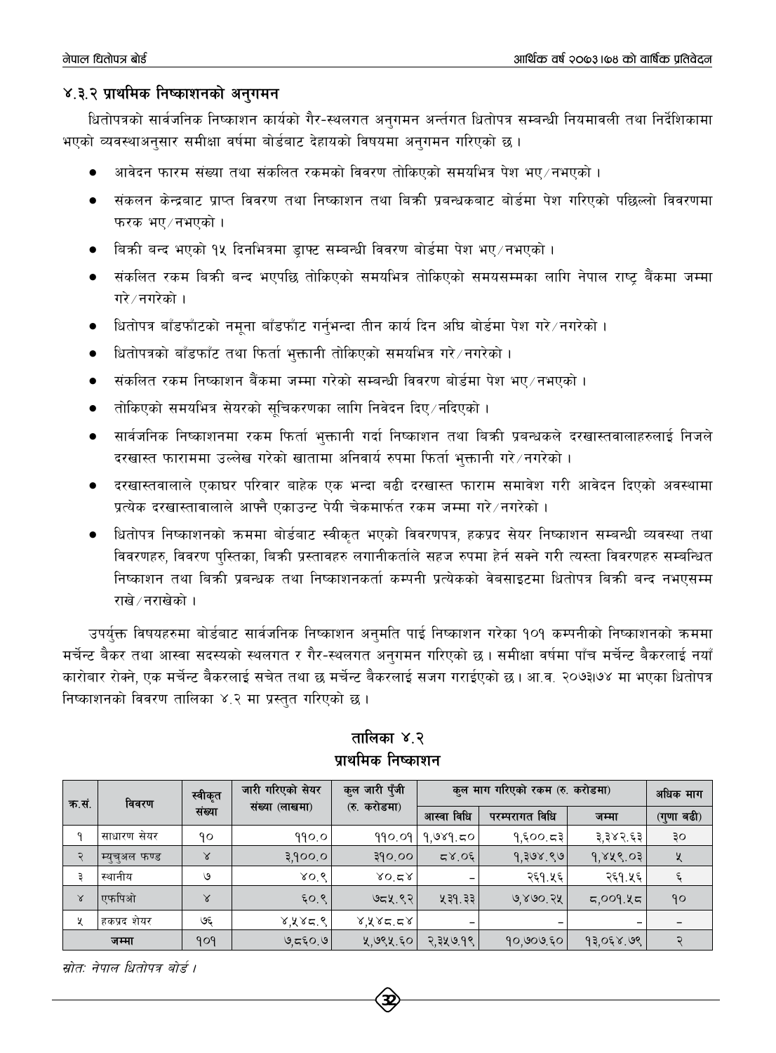### ४.३.२ प्राथमिक निष्काशनको अनुगमन

धितोपत्रको सार्वजनिक निष्काशन कार्यको गैर-स्थलगत अनुगमन अन्तर्गत धितोपत्र सम्बन्धी नियमावली तथा निर्देशिकामा भएको व्यवस्थाअनुसार समीक्षा वर्षमा बोर्डबाट देहायको विषयमा अनुगमन गरिएको छ ।

- आवेदन फारम संख्या तथा संकलित रकमको विवरण तोकिएको समयभित्र पेश भए/नभएको ।
- संकलन केन्द्रबाट प्राप्त विवरण तथा निष्काशन तथा बिक्री प्रबन्धकबाट बोर्डमा पेश गरिएको पछिल्लो विवरणमा फरक भए/नभएको ।
- बिक्री बन्द भएको १५ दिनभित्रमा ड्राफ्ट सम्बन्धी विवरण बोर्डमा पेश भए/नभएको ।
- संकलित रकम बिक्री बन्द भएपछि तोकिएको समयभित्र तोकिएको समयसम्मका लागि नेपाल राष्ट्र बैंकमा जम्मा गरे/नगरेको ।
- धितोपत्र बाँडफाँटको नमूना बाँडफाँट गर्नुभन्दा तीन कार्य दिन अघि बोर्डमा पेश गरे/नगरेको ।
- धितोपत्रको बाँडफाँट तथा फिर्ता भुक्तानी तोकिएको समयभित्र गरे/नगरेको ।
- संकलित रकम निष्काशन बैंकमा जम्मा गरेको सम्बन्धी विवरण बोर्डमा पेश भए/नभएको ।
- तोकिएको समयभित्र सेयरको सूचिकरणका लागि निवेदन दिए/नदिएको ।
- सार्वजनिक निष्काशनमा रकम फिर्ता भुक्तानी गर्दा निष्काशन तथा बिक्री प्रबन्धकले दरखास्तवालाहरुलाई निजले दरखास्त फाराममा उल्लेख गरेको खातामा अनिवार्य रुपमा फिर्ता भुक्तानी गरे/नगरेको ।
- दरखास्तवालाले एकाघर परिवार बाहेक एक भन्दा बढी दरखास्त फाराम समावेश गरी आवेदन दिएको अवस्थामा प्रत्येक दरखास्तावालाले आफ्नै एकाउन्ट पेयी चेकमार्फत रकम जम्मा गरे/नगरेको ।
- धितोपत्र निष्काशनको क्रममा बोर्डबाट स्वीकृत भएको विवरणपत्र, हकप्रद सेयर निष्काशन सम्बन्धी व्यवस्था तथा विवरणहरु, विवरण पुस्तिका, बिक्री प्रस्तावहरु लगानीकर्ताले सहज रुपमा हेर्न सक्ने गरी त्यस्ता विवरणहरु सम्बन्धित निष्काशन तथा बिक्री प्रबन्धक तथा निष्काशनकर्ता कम्पनी प्रत्येकको वेबसाइटमा धितोपत्र बिक्री बन्द नभएसम्म राखे/नराखेको ।

उपर्युक्त विषयहरुमा बोर्डबाट सार्वजनिक निष्काशन अनुमति पाई निष्काशन गरेका १०१ कम्पनीको निष्काशनको क्रममा मर्चेन्ट बैकर तथा आस्वा सदस्यको स्थलगत र गैर-स्थलगत अनुगमन गरिएको छ । समीक्षा वर्षमा पाँच मर्चेन्ट बैकरलाई नयाँ कारोबार रोक्ने, एक मर्चेन्ट बैकरलाई सचेत तथा छ मर्चेन्ट बैकरलाई सजग गराईएको छ । आ.व. २०७३।७४ मा भएका धितोपत्र निष्काशनको विवरण तालिका ४.२ मा प्रस्तुत गरिएको छ ।

**तालिका ४.२**
**प्राथमिक निष्काशन**

| क्र.सं. | विवरण | स्वीकृत संख्या | जारी गरिएको सेयर संख्या (लाखमा) | कुल जारी पुँजी (रु. करोडमा) | कुल माग गरिएको रकम (रु. करोडमा) | | | अधिक माग |
|---|---|---|---|---|---|---|---|---|
| | | | | | आस्वा विधि | परम्परागत विधि | जम्मा | (गुणा बढी) |
| १ | साधारण सेयर | १० | ११०.० | ११०.०१ | १,७४१.८० | १,६००.८३ | ३,३४२.६३ | ३० |
| २ | म्युचुअल फण्ड | ४ | ३,१००.० | ३१०.०० | ८४.०६ | १,३७४.९७ | १,४५९.०३ | ५ |
| ३ | स्थानीय | ७ | ४०.९ | ४०.८४ | - | २६१.५६ | २६१.५६ | ६ |
| ४ | एफपिओ | ४ | ६०.९ | ७८५.९२ | ५३१.३३ | ७,४७०.२५ | ८,००१.५८ | १० |
| ५ | हकप्रद शेयर | ७६ | ४,५४८.९ | ४,५४८.८४ | - | - | - | - |
| जम्मा | | १०१ | ७,८६०.७ | ५,७९५.६० | २,३५७.१९ | १०,७०७.६० | १३,०६४.७९ | २ |

*स्रोत: नेपाल धितोपत्र बोर्ड ।*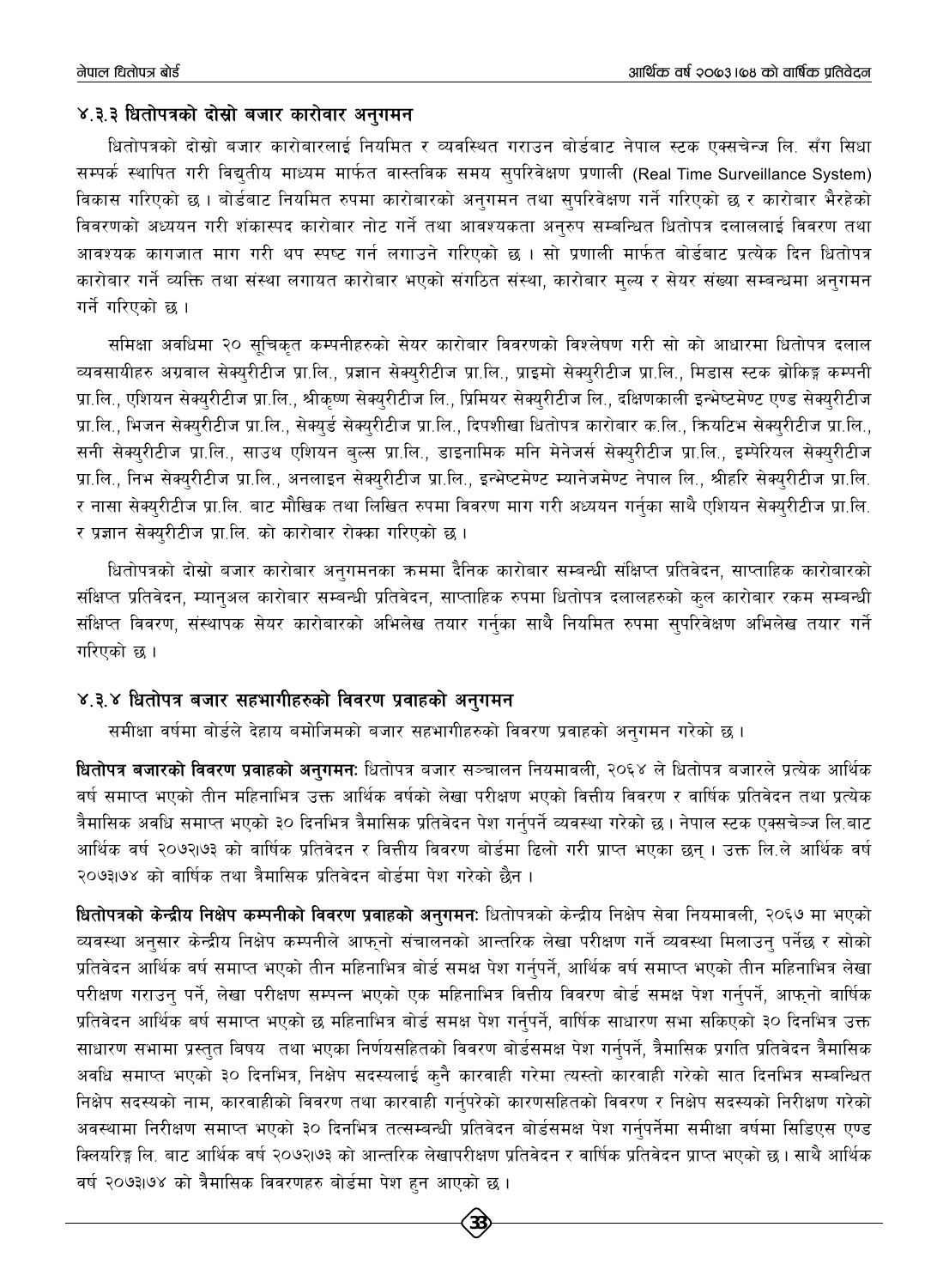### ४.३.३ धितोपत्रको दोस्रो बजार कारोवार अनुगमन

धितोपत्रको दोस्रो बजार कारोबारलाई नियमित र व्यवस्थित गराउन बोर्डबाट नेपाल स्टक एक्सचेन्ज लि. सँग सिधा सम्पर्क स्थापित गरी विद्युतीय माध्यम मार्फत वास्तविक समय सुपरिवेक्षण प्रणाली (Real Time Surveillance System) विकास गरिएको छ। बोर्डबाट नियमित रुपमा कारोबारको अनुगमन तथा सुपरिवेक्षण गर्ने गरिएको छ र कारोबार भैरहेको विवरणको अध्ययन गरी शंकास्पद कारोबार नोट गर्ने तथा आवश्यकता अनुरुप सम्बन्धित धितोपत्र दलाललाई विवरण तथा आवश्यक कागजात माग गरी थप स्पष्ट गर्न लगाउने गरिएको छ। सो प्रणाली मार्फत बोर्डबाट प्रत्येक दिन धितोपत्र कारोबार गर्ने व्यक्ति तथा संस्था लगायत कारोबार भएको संगठित संस्था, कारोबार मुल्य र सेयर संख्या सम्बन्धमा अनुगमन गर्ने गरिएको छ।

समिक्षा अवधिमा २० सूचिकृत कम्पनीहरुको सेयर कारोबार विवरणको विश्लेषण गरी सो को आधारमा धितोपत्र दलाल व्यवसायीहरु अग्रवाल सेक्युरीटीज प्रा.लि., प्रज्ञान सेक्युरीटीज प्रा.लि., प्राइमो सेक्युरीटीज प्रा.लि., मिडास स्टक ब्रोकिङ्ग कम्पनी प्रा.लि., एशियन सेक्युरीटीज प्रा.लि., श्रीकृष्ण सेक्युरीटीज लि., प्रिमियर सेक्युरीटीज लि., दक्षिणकाली इन्भेष्टमेण्ट एण्ड सेक्युरीटीज प्रा.लि., भिजन सेक्युरीटीज प्रा.लि., सेक्युर्ड सेक्युरीटीज प्रा.लि., दिपशीखा धितोपत्र कारोबार क.लि., क्रियटिभ सेक्युरीटीज प्रा.लि., सनी सेक्युरीटीज प्रा.लि., साउथ एशियन बुल्स प्रा.लि., डाइनामिक मनि मेनेजर्स सेक्युरीटीज प्रा.लि., इम्पेरियल सेक्युरीटीज प्रा.लि., निभ सेक्युरीटीज प्रा.लि., अनलाइन सेक्युरीटीज प्रा.लि., इन्भेष्टमेण्ट म्यानेजमेण्ट नेपाल लि., श्रीहरि सेक्युरीटीज प्रा.लि र नासा सेक्युरीटीज प्रा.लि. बाट मौखिक तथा लिखित रुपमा विवरण माग गरी अध्ययन गर्नुका साथै एशियन सेक्युरीटीज प्रा.लि. र प्रज्ञान सेक्युरीटीज प्रा.लि. को कारोबार रोक्का गरिएको छ।

धितोपत्रको दोस्रो बजार कारोबार अनुगमनका क्रममा दैनिक कारोबार सम्बन्धी संक्षिप्त प्रतिवेदन, साप्ताहिक कारोबारको संक्षिप्त प्रतिवेदन, म्यानुअल कारोबार सम्बन्धी प्रतिवेदन, साप्ताहिक रुपमा धितोपत्र दलालहरुको कुल कारोबार रकम सम्बन्धी संक्षिप्त विवरण, संस्थापक सेयर कारोबारको अभिलेख तयार गर्नुका साथै नियमित रुपमा सुपरिवेक्षण अभिलेख तयार गर्ने गरिएको छ।

### ४.३.४ धितोपत्र बजार सहभागीहरुको विवरण प्रवाहको अनुगमन

समीक्षा वर्षमा बोर्डले देहाय बमोजिमको बजार सहभागीहरुको विवरण प्रवाहको अनुगमन गरेको छ।

**धितोपत्र बजारको विवरण प्रवाहको अनुगमनः** धितोपत्र बजार सञ्चालन नियमावली, २०६४ ले धितोपत्र बजारले प्रत्येक आर्थिक वर्ष समाप्त भएको तीन महिनाभित्र उक्त आर्थिक वर्षको लेखा परीक्षण भएको वित्तीय विवरण र वार्षिक प्रतिवेदन तथा प्रत्येक त्रैमासिक अवधि समाप्त भएको ३० दिनभित्र त्रैमासिक प्रतिवेदन पेश गर्नुपर्ने व्यवस्था गरेको छ। नेपाल स्टक एक्सचेन्ज लि.बाट आर्थिक वर्ष २०७२।७३ को वार्षिक प्रतिवेदन र वित्तीय विवरण बोर्डमा ढिलो गरी प्राप्त भएका छन्। उक्त लि.ले आर्थिक वर्ष २०७३।७४ को वार्षिक तथा त्रैमासिक प्रतिवेदन बोर्डमा पेश गरेको छैन।

**धितोपत्रको केन्द्रीय निक्षेप कम्पनीको विवरण प्रवाहको अनुगमनः** धितोपत्रको केन्द्रीय निक्षेप सेवा नियमावली, २०६७ मा भएको व्यवस्था अनुसार केन्द्रीय निक्षेप कम्पनीले आफ्नो संचालनको आन्तरिक लेखा परीक्षण गर्ने व्यवस्था मिलाउनु पर्नेछ र सोको प्रतिवेदन आर्थिक वर्ष समाप्त भएको तीन महिनाभित्र बोर्ड समक्ष पेश गर्नुपर्ने, आर्थिक वर्ष समाप्त भएको तीन महिनाभित्र लेखा परीक्षण गराउनु पर्ने, लेखा परीक्षण सम्पन्न भएको एक महिनाभित्र वित्तीय विवरण बोर्ड समक्ष पेश गर्नुपर्ने, आफ्नो वार्षिक प्रतिवेदन आर्थिक बर्ष समाप्त भएको छ महिनाभित्र बोर्ड समक्ष पेश गर्नुपर्ने, वार्षिक साधारण सभा सकिएको ३० दिनभित्र उक्त साधारण सभामा प्रस्तुत विषय तथा भएका निर्णयसहितको विवरण बोर्डसमक्ष पेश गर्नुपर्ने, त्रैमासिक प्रगति प्रतिवेदन त्रैमासिक अवधि समाप्त भएको ३० दिनभित्र, निक्षेप सदस्यलाई कुनै कारवाही गरेमा त्यस्तो कारवाही गरेको सात दिनभित्र सम्बन्धित निक्षेप सदस्यको नाम, कारवाहीको विवरण तथा कारवाही गर्नुपरेको कारणसहितको विवरण र निक्षेप सदस्यको निरीक्षण गरेको अवस्थामा निरीक्षण समाप्त भएको ३० दिनभित्र तत्सम्बन्धी प्रतिवेदन बोर्डसमक्ष पेश गर्नुपर्नेमा समीक्षा वर्षमा सिडिएस एण्ड क्लियरिङ्ग लि. बाट आर्थिक वर्ष २०७२।७३ को आन्तरिक लेखापरीक्षण प्रतिवेदन र वार्षिक प्रतिवेदन प्राप्त भएको छ। साथै आर्थिक वर्ष २०७३।७४ को त्रैमासिक विवरणहरु बोर्डमा पेश हुन आएको छ।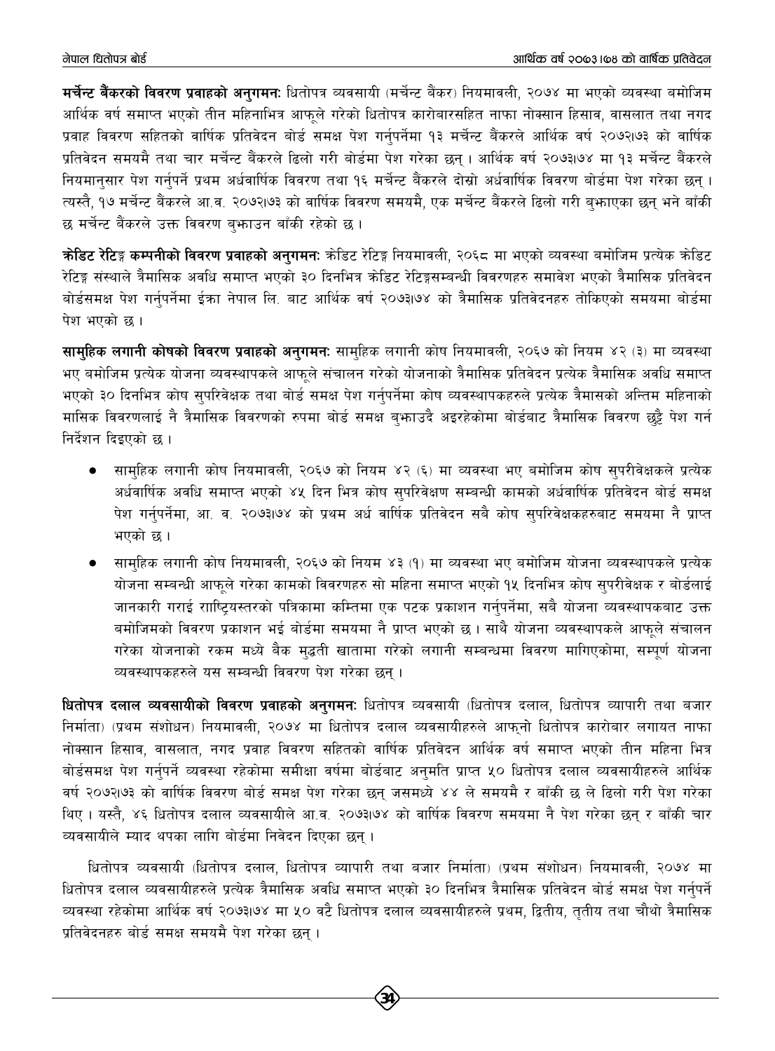**मर्चेन्ट बैंकरको विवरण प्रवाहको अनुगमनः** धितोपत्र व्यवसायी (मर्चेन्ट बैंकर) नियमावली, २०७४ मा भएको व्यवस्था बमोजिम आर्थिक वर्ष समाप्त भएको तीन महिनाभित्र आफूले गरेको धितोपत्र कारोबारसहित नाफा नोक्सान हिसाव, वासलात तथा नगद प्रवाह विवरण सहितको वार्षिक प्रतिवेदन बोर्ड समक्ष पेश गर्नुपर्नेमा १३ मर्चेन्ट बैंकरले आर्थिक वर्ष २०७२।७३ को वार्षिक प्रतिवेदन समयमै तथा चार मर्चेन्ट बैंकरले ढिलो गरी बोर्डमा पेश गरेका छन् । आर्थिक वर्ष २०७३।७४ मा १३ मर्चेन्ट बैंकरले नियमानुसार पेश गर्नुपर्ने प्रथम अर्धवार्षिक विवरण तथा १६ मर्चेन्ट बैंकरले दोस्रो अर्धवार्षिक विवरण बोर्डमा पेश गरेका छन् । त्यस्तै, १७ मर्चेन्ट बैंकरले आ.व. २०७२।७३ को वार्षिक विवरण समयमै, एक मर्चेन्ट बैंकरले ढिलो गरी बुझाएका छन् भने बाँकी छ मर्चेन्ट बैंकरले उक्त विवरण बुझाउन बाँकी रहेको छ ।

**क्रेडिट रेटिङ्ग कम्पनीको विवरण प्रवाहको अनुगमनः** क्रेडिट रेटिङ्ग नियमावली, २०६८ मा भएको व्यवस्था बमोजिम प्रत्येक क्रेडिट रेटिङ्ग संस्थाले त्रैमासिक अवधि समाप्त भएको ३० दिनभित्र क्रेडिट रेटिङ्गसम्बन्धी विवरणहरु समावेश भएको त्रैमासिक प्रतिवेदन बोर्डसमक्ष पेश गर्नुपर्नेमा ईक्रा नेपाल लि. बाट आर्थिक वर्ष २०७३।७४ को त्रैमासिक प्रतिवेदनहरु तोकिएको समयमा बोर्डमा पेश भएको छ ।

**सामुहिक लगानी कोषको विवरण प्रवाहको अनुगमनः** सामुहिक लगानी कोष नियमावली, २०६७ को नियम ४२ (३) मा व्यवस्था भए बमोजिम प्रत्येक योजना व्यवस्थापकले आफूले संचालन गरेको योजनाको त्रैमासिक प्रतिवेदन प्रत्येक त्रैमासिक अवधि समाप्त भएको ३० दिनभित्र कोष सुपरिवेक्षक तथा बोर्ड समक्ष पेश गर्नुपर्नेमा कोष व्यवस्थापकहरुले प्रत्येक त्रैमासको अन्तिम महिनाको मासिक विवरणलाई नै त्रैमासिक विवरणको रुपमा बोर्ड समक्ष बुझाउदै अइरहेकोमा बोर्डबाट त्रैमासिक विवरण छुट्टै पेश गर्न निर्देशन दिइएको छ ।

- सामुहिक लगानी कोष नियमावली, २०६७ को नियम ४२ (६) मा व्यवस्था भए बमोजिम कोष सुपरीवेक्षकले प्रत्येक अर्धवार्षिक अवधि समाप्त भएको ४५ दिन भित्र कोष सुपरिवेक्षण सम्बन्धी कामको अर्धवार्षिक प्रतिवेदन बोर्ड समक्ष पेश गर्नुपर्नेमा, आ. व. २०७३।७४ को प्रथम अर्ध वार्षिक प्रतिवेदन सबै कोष सुपरिवेक्षकहरुबाट समयमा नै प्राप्त भएको छ ।
- सामुहिक लगानी कोष नियमावली, २०६७ को नियम ४३ (१) मा व्यवस्था भए बमोजिम योजना व्यवस्थापकले प्रत्येक योजना सम्बन्धी आफूले गरेका कामको विवरणहरु सो महिना समाप्त भएको १५ दिनभित्र कोष सुपरीवेक्षक र बोर्डलाई जानकारी गराई राष्ट्रियस्तरको पत्रिकामा कम्तिमा एक पटक प्रकाशन गर्नुपर्नेमा, सबै योजना व्यवस्थापकबाट उक्त बमोजिमको विवरण प्रकाशन भई बोर्डमा समयमा नै प्राप्त भएको छ । साथै योजना व्यवस्थापकले आफूले संचालन गरेका योजनाको रकम मध्ये बैक मुद्धती खातामा गरेको लगानी सम्बन्धमा विवरण मागिएकोमा, सम्पूर्ण योजना व्यवस्थापकहरुले यस सम्बन्धी विवरण पेश गरेका छन् ।

**धितोपत्र दलाल व्यवसायीको विवरण प्रवाहको अनुगमनः** धितोपत्र व्यवसायी (धितोपत्र दलाल, धितोपत्र व्यापारी तथा बजार निर्माता) (प्रथम संशोधन) नियमावली, २०७४ मा धितोपत्र दलाल व्यवसायीहरुले आफ्नो धितोपत्र कारोबार लगायत नाफा नोक्सान हिसाव, वासलात, नगद प्रवाह विवरण सहितको वार्षिक प्रतिवेदन आर्थिक वर्ष समाप्त भएको तीन महिना भित्र बोर्डसमक्ष पेश गर्नुपर्ने व्यवस्था रहेकोमा समीक्षा वर्षमा बोर्डबाट अनुमति प्राप्त ५० धितोपत्र दलाल व्यवसायीहरुले आर्थिक वर्ष २०७२।०७३ को वार्षिक विवरण बोर्ड समक्ष पेश गरेका छन् जसमध्ये ४४ ले समयमै र बाँकी छ ले ढिलो गरी पेश गरेका थिए । यस्तै, ४६ धितोपत्र दलाल व्यवसायीले आ.व. २०७३।७४ को वार्षिक विवरण समयमा नै पेश गरेका छन् र बाँकी चार व्यवसायीले म्याद थपका लागि बोर्डमा निवेदन दिएका छन् ।

धितोपत्र व्यवसायी (धितोपत्र दलाल, धितोपत्र व्यापारी तथा बजार निर्माता) (प्रथम संशोधन) नियमावली, २०७४ मा धितोपत्र दलाल व्यवसायीहरुले प्रत्येक त्रैमासिक अवधि समाप्त भएको ३० दिनभित्र त्रैमासिक प्रतिवेदन बोर्ड समक्ष पेश गर्नुपर्ने व्यवस्था रहेकोमा आर्थिक वर्ष २०७३।७४ मा ५० वटै धितोपत्र दलाल व्यवसायीहरुले प्रथम, द्वितीय, तृतीय तथा चौथो त्रैमासिक प्रतिवेदनहरु बोर्ड समक्ष समयमै पेश गरेका छन् ।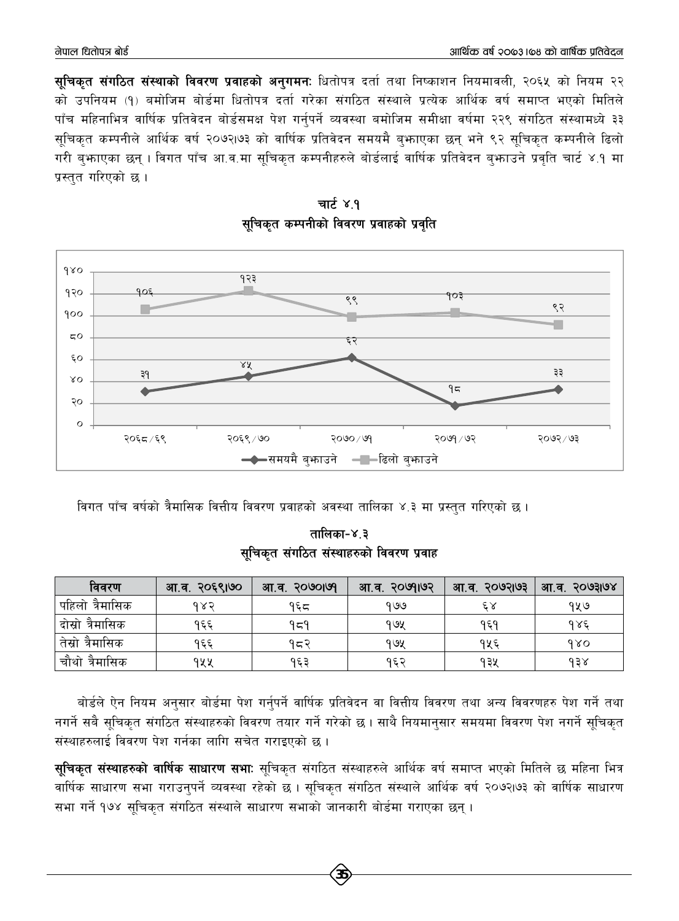**सूचिकृत संगठित संस्थाको विवरण प्रवाहको अनुगमन:** धितोपत्र दर्ता तथा निष्काशन नियमावली, २०६५ को नियम २२ को उपनियम (१) बमोजिम बोर्डमा धितोपत्र दर्ता गरेका संगठित संस्थाले प्रत्येक आर्थिक वर्ष समाप्त भएको मितिले पाँच महिनाभित्र वार्षिक प्रतिवेदन बोर्डसमक्ष पेश गर्नुपर्ने व्यवस्था बमोजिम समीक्षा वर्षमा २२९ संगठित संस्थामध्ये ३३ सूचिकृत कम्पनीले आर्थिक वर्ष २०७२।७३ को वार्षिक प्रतिवेदन समयमै बुझाएका छन् भने ९२ सूचिकृत कम्पनीले ढिलो गरी बुझाएका छन् । विगत पाँच आ.व.मा सूचिकृत कम्पनीहरुले बोर्डलाई वार्षिक प्रतिवेदन बुझाउने प्रवृति चार्ट ४.१ मा प्रस्तुत गरिएको छ ।

**चार्ट ४.१**

**सूचिकृत कम्पनीको विवरण प्रवाहको प्रवृति**

| आ.व. | समयमै बुझाउने | ढिलो बुझाउने |
|---|---|---|
| २०६८/६९ | ३१ | १०६ |
| २०६९/७० | ४५ | १२३ |
| २०७०/७१ | ६२ | ९९ |
| २०७१/७२ | १८ | १०३ |
| २०७२/७३ | ३३ | ९२ |

विगत पाँच वर्षको त्रैमासिक वित्तीय विवरण प्रवाहको अवस्था तालिका ४.३ मा प्रस्तुत गरिएको छ ।

**तालिका-४.३**

**सूचिकृत संगठित संस्थाहरुको विवरण प्रवाह**

| विवरण | आ.व. २०६९।७० | आ.व. २०७०।७१ | आ.व. २०७१।७२ | आ.व. २०७२।७३ | आ.व. २०७३।७४ |
|---|---|---|---|---|---|
| पहिलो त्रैमासिक | १४२ | १६८ | १७७ | ६४ | १५७ |
| दोस्रो त्रैमासिक | १६६ | १८१ | १७५ | १६१ | १४६ |
| तेस्रो त्रैमासिक | १६६ | १८२ | १७५ | १५६ | १४० |
| चौथो त्रैमासिक | १५५ | १६३ | १६२ | १३५ | १३४ |

बोर्डले ऐन नियम अनुसार बोर्डमा पेश गर्नुपर्ने वार्षिक प्रतिवेदन वा वित्तीय विवरण तथा अन्य विवरणहरु पेश गर्ने तथा नगर्ने सबै सूचिकृत संगठित संस्थाहरुको विवरण तयार गर्ने गरेको छ । साथै नियमानुसार समयमा विवरण पेश नगर्ने सूचिकृत संस्थाहरुलाई विवरण पेश गर्नका लागि सचेत गराइएको छ ।

**सूचिकृत संस्थाहरुको वार्षिक साधारण सभा:** सूचिकृत संगठित संस्थाहरुले आर्थिक वर्ष समाप्त भएको मितिले छ महिना भित्र वार्षिक साधारण सभा गराउनुपर्ने व्यवस्था रहेको छ । सूचिकृत संगठित संस्थाले आर्थिक वर्ष २०७२।७३ को वार्षिक साधारण सभा गर्ने १७४ सूचिकृत संगठित संस्थाले साधारण सभाको जानकारी बोर्डमा गराएका छन् ।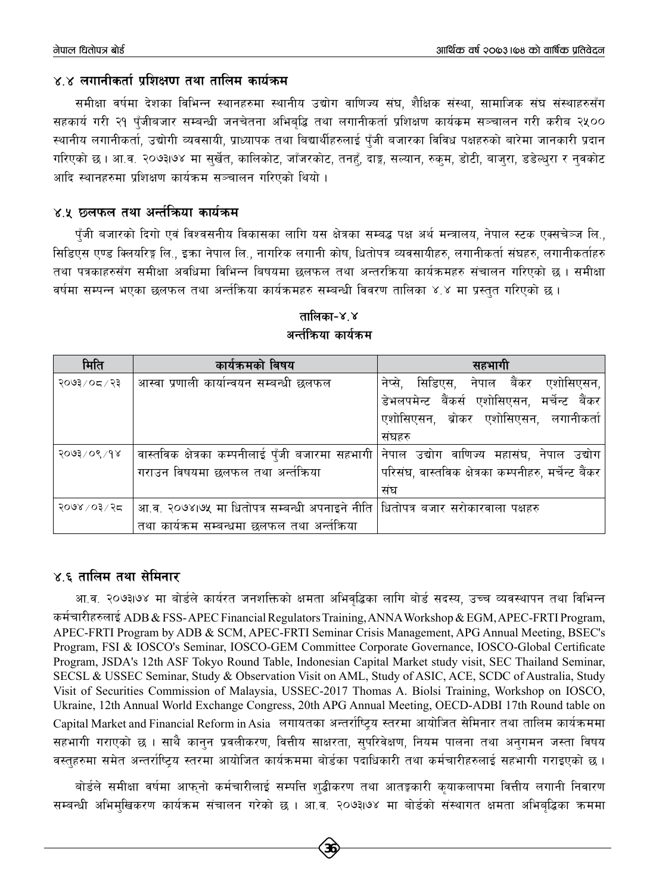## ४.४ लगानीकर्ता प्रशिक्षण तथा तालिम कार्यक्रम

समीक्षा वर्षमा देशका विभिन्न स्थानहरुमा स्थानीय उद्योग वाणिज्य संघ, शैक्षिक संस्था, सामाजिक संघ संस्थाहरुसँग सहकार्य गरी २१ पुँजीबजार सम्बन्धी जनचेतना अभिबृद्धि तथा लगानीकर्ता प्रशिक्षण कार्यक्रम सञ्चालन गरी करीब २५०० स्थानीय लगानीकर्ता, उद्योगी व्यवसायी, प्राध्यापक तथा विद्यार्थीहरुलाई पुँजी बजारका विविध पक्षहरुको बारेमा जानकारी प्रदान गरिएको छ । आ.व. २०७३।७४ मा सुर्खेत, कालिकोट, जाँजरकोट, तनहुँ, दाङ्ग, सल्यान, रुकुम, डोटी, बाजुरा, डडेल्धुरा र नुवकोट आदि स्थानहरुमा प्रशिक्षण कार्यक्रम सञ्चालन गरिएको थियो ।

## ४.५ छलफल तथा अन्तर्क्रिया कार्यक्रम

पुँजी बजारको दिगो एवं विश्वसनीय विकासका लागि यस क्षेत्रका सम्बद्ध पक्ष अर्थ मन्त्रालय, नेपाल स्टक एक्सचेञ्ज लि., सिडिएस एण्ड क्लियरिङ्ग लि., इक्रा नेपाल लि., नागरिक लगानी कोष, धितोपत्र व्यवसायीहरु, लगानीकर्ता संघहरु, लगानीकर्ताहरु तथा पत्रकाहरुसँग समीक्षा अवधिमा विभिन्न विषयमा छलफल तथा अन्तरक्रिया कार्यक्रमहरु संचालन गरिएको छ । समीक्षा वर्षमा सम्पन्न भएका छलफल तथा अन्तर्क्रिया कार्यक्रमहरु सम्बन्धी विवरण तालिका ४.४ मा प्रस्तुत गरिएको छ ।

**तालिका-४.४**
**अन्तर्क्रिया कार्यक्रम**

| मिति | कार्यक्रमको बिषय | सहभागी |
|---|---|---|
| २०७३/०८/२३ | आस्वा प्रणाली कार्यान्वयन सम्बन्धी छलफल | नेप्से, सिडिएस, नेपाल बैंकर एशोसिएसन, डेभलपमेन्ट बैंकर्स एशोसिएसन, मर्चेन्ट बैंकर एशोसिएसन, ब्रोकर एशोसिएसन, लगानीकर्ता संघहरु |
| २०७३/०९/१४ | वास्तविक क्षेत्रका कम्पनीलाई पुँजी बजारमा सहभागी गराउन विषयमा छलफल तथा अन्तर्क्रिया | नेपाल उद्योग वाणिज्य महासंघ, नेपाल उद्योग परिसंघ, वास्तविक क्षेत्रका कम्पनीहरु, मर्चेन्ट बैंकर संघ |
| २०७४/०३/२८ | आ.व. २०७४।७५ मा धितोपत्र सम्बन्धी अपनाइने नीति तथा कार्यक्रम सम्बन्धमा छलफल तथा अन्तर्क्रिया | धितोपत्र बजार सरोकारवाला पक्षहरु |

## ४.६ तालिम तथा सेमिनार

आ.व. २०७३।७४ मा बोर्डले कार्यरत जनशक्तिको क्षमता अभिवृद्धिका लागि बोर्ड सदस्य, उच्च व्यवस्थापन तथा विभिन्न कर्मचारीहरुलाई ADB & FSS-APEC Financial Regulators Training, ANNA Workshop & EGM, APEC-FRTI Program, APEC-FRTI Program by ADB & SCM, APEC-FRTI Seminar Crisis Management, APG Annual Meeting, BSEC's Program, FSI & IOSCO's Seminar, IOSCO-GEM Committee Corporate Governance, IOSCO-Global Certificate Program, JSDA's 12th ASF Tokyo Round Table, Indonesian Capital Market study visit, SEC Thailand Seminar, SECSL & USSEC Seminar, Study & Observation Visit on AML, Study of ASIC, ACE, SCDC of Australia, Study Visit of Securities Commission of Malaysia, USSEC-2017 Thomas A. Biolsi Training, Workshop on IOSCO, Ukraine, 12th Annual World Exchange Congress, 20th APG Annual Meeting, OECD-ADBI 17th Round table on Capital Market and Financial Reform in Asia लगायतका अन्तर्राष्ट्रिय स्तरमा आयोजित सेमिनार तथा तालिम कार्यक्रममा सहभागी गराएको छ । साथै कानुन प्रवलीकरण, वित्तीय साक्षरता, सुपरिवेक्षण, नियम पालना तथा अनुगमन जस्ता विषय वस्तुहरुमा समेत अन्तर्राष्ट्रिय स्तरमा आयोजित कार्यक्रममा बोर्डका पदाधिकारी तथा कर्मचारीहरुलाई सहभागी गराइएको छ ।

बोर्डले समीक्षा वर्षमा आफ्नो कर्मचारीलाई सम्पत्ति शुद्धीकरण तथा आतङ्कारी कृयाकलापमा वित्तीय लगानी निवारण सम्बन्धी अभिमुखिकरण कार्यक्रम संचालन गरेको छ । आ.व. २०७३।७४ मा बोर्डको संस्थागत क्षमता अभिबृद्धिका क्रममा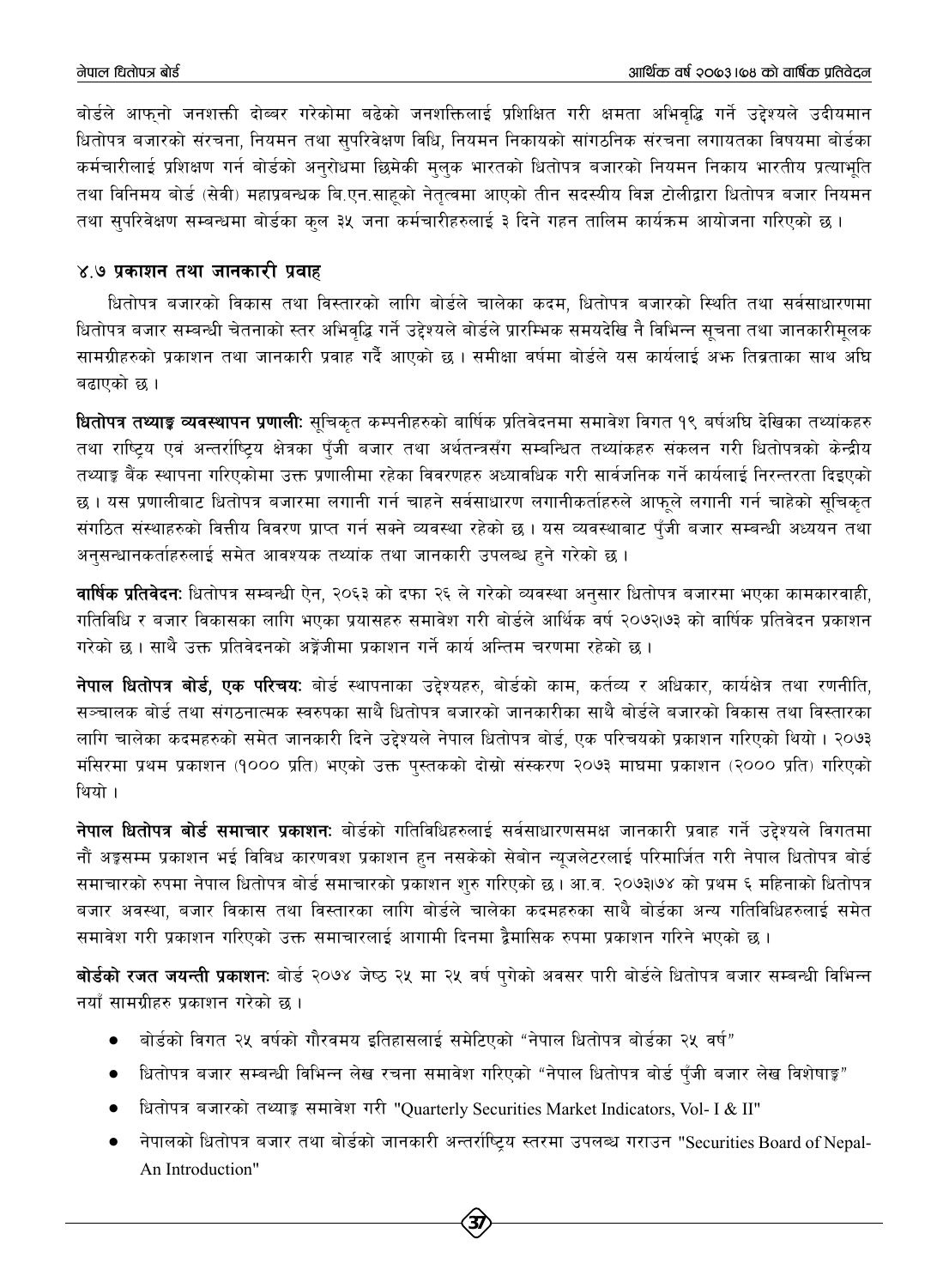बोर्डले आफ्नो जनशक्ती दोब्बर गरेकोमा बढेको जनशक्तिलाई प्रशिक्षित गरी क्षमता अभिवृद्धि गर्ने उद्देश्यले उदीयमान धितोपत्र बजारको संरचना, नियमन तथा सुपरिवेक्षण विधि, नियमन निकायको सांगठनिक संरचना लगायतका विषयमा बोर्डका कर्मचारीलाई प्रशिक्षण गर्न बोर्डको अनुरोधमा छिमेकी मुलुक भारतको धितोपत्र बजारको नियमन निकाय भारतीय प्रत्याभूति तथा विनिमय बोर्ड (सेबी) महाप्रबन्धक बि.एन.साहूको नेतृत्वमा आएको तीन सदस्यीय विज्ञ टोलीद्वारा धितोपत्र बजार नियमन तथा सुपरिवेक्षण सम्बन्धमा बोर्डका कुल ३५ जना कर्मचारीहरुलाई ३ दिने गहन तालिम कार्यक्रम आयोजना गरिएको छ ।

## ४.७ प्रकाशन तथा जानकारी प्रवाह

धितोपत्र बजारको विकास तथा विस्तारको लागि बोर्डले चालेका कदम, धितोपत्र बजारको स्थिति तथा सर्वसाधारणमा धितोपत्र बजार सम्बन्धी चेतनाको स्तर अभिवृद्धि गर्ने उद्देश्यले बोर्डले प्रारम्भिक समयदेखि नै विभिन्न सूचना तथा जानकारीमूलक सामग्रीहरुको प्रकाशन तथा जानकारी प्रवाह गर्दै आएको छ । समीक्षा वर्षमा बोर्डले यस कार्यलाई अझ तिव्रताका साथ अघि बढाएको छ ।

**धितोपत्र तथ्याङ्क व्यवस्थापन प्रणाली:** सूचिकृत कम्पनीहरुको वार्षिक प्रतिवेदनमा समावेश विगत १९ वर्षअघि देखिका तथ्यांकहरु तथा राष्ट्रिय एवं अन्तर्राष्ट्रिय क्षेत्रका पुँजी बजार तथा अर्थतन्त्रसँग सम्बन्धित तथ्यांकहरु संकलन गरी धितोपत्रको केन्द्रीय तथ्याङ्क बैंक स्थापना गरिएकोमा उक्त प्रणालीमा रहेका विवरणहरु अध्यावधिक गरी सार्वजनिक गर्ने कार्यलाई निरन्तरता दिइएको छ । यस प्रणालीबाट धितोपत्र बजारमा लगानी गर्न चाहने सर्वसाधारण लगानीकर्ताहरुले आफूले लगानी गर्न चाहेको सूचिकृत संगठित संस्थाहरुको वित्तीय विवरण प्राप्त गर्न सक्ने व्यवस्था रहेको छ । यस व्यवस्थाबाट पुँजी बजार सम्बन्धी अध्ययन तथा अनुसन्धानकर्ताहरुलाई समेत आवश्यक तथ्यांक तथा जानकारी उपलब्ध हुने गरेको छ ।

**वार्षिक प्रतिवेदन:** धितोपत्र सम्बन्धी ऐन, २०६३ को दफा २६ ले गरेको व्यवस्था अनुसार धितोपत्र बजारमा भएका कामकारवाही, गतिविधि र बजार विकासका लागि भएका प्रयासहरु समावेश गरी बोर्डले आर्थिक वर्ष २०७२।७३ को वार्षिक प्रतिवेदन प्रकाशन गरेको छ । साथै उक्त प्रतिवेदनको अङ्ग्रेजीमा प्रकाशन गर्ने कार्य अन्तिम चरणमा रहेको छ ।

**नेपाल धितोपत्र बोर्ड, एक परिचय:** बोर्ड स्थापनाका उद्देश्यहरु, बोर्डको काम, कर्तव्य र अधिकार, कार्यक्षेत्र तथा रणनीति, सञ्चालक बोर्ड तथा संगठनात्मक स्वरुपका साथै धितोपत्र बजारको जानकारीका साथै बोर्डले बजारको विकास तथा विस्तारका लागि चालेका कदमहरुको समेत जानकारी दिने उद्देश्यले नेपाल धितोपत्र बोर्ड, एक परिचयको प्रकाशन गरिएको थियो । २०७३ मंसिरमा प्रथम प्रकाशन (१००० प्रति) भएको उक्त पुस्तकको दोस्रो संस्करण २०७३ माघमा प्रकाशन (२००० प्रति) गरिएको थियो ।

**नेपाल धितोपत्र बोर्ड समाचार प्रकाशन:** बोर्डको गतिविधिहरुलाई सर्वसाधारणसमक्ष जानकारी प्रवाह गर्ने उद्देश्यले विगतमा नौं अङ्कसम्म प्रकाशन भई विविध कारणवश प्रकाशन हुन नसकेको सेबोन न्यूजलेटरलाई परिमार्जित गरी नेपाल धितोपत्र बोर्ड समाचारको रुपमा नेपाल धितोपत्र बोर्ड समाचारको प्रकाशन शुरु गरिएको छ । आ.व. २०७३।७४ को प्रथम ६ महिनाको धितोपत्र बजार अवस्था, बजार विकास तथा विस्तारका लागि बोर्डले चालेका कदमहरुका साथै बोर्डका अन्य गतिविधिहरुलाई समेत समावेश गरी प्रकाशन गरिएको उक्त समाचारलाई आगामी दिनमा द्वैमासिक रुपमा प्रकाशन गरिने भएको छ ।

**बोर्डको रजत जयन्ती प्रकाशन:** बोर्ड २०७४ जेष्ठ २५ मा २५ वर्ष पुगेको अवसर पारी बोर्डले धितोपत्र बजार सम्बन्धी विभिन्न नयाँ सामग्रीहरु प्रकाशन गरेको छ ।

- बोर्डको विगत २५ वर्षको गौरवमय इतिहासलाई समेटिएको "नेपाल धितोपत्र बोर्डका २५ वर्ष"
- धितोपत्र बजार सम्बन्धी विभिन्न लेख रचना समावेश गरिएको "नेपाल धितोपत्र बोर्ड पुँजी बजार लेख विशेषाङ्क"
- धितोपत्र बजारको तथ्याङ्क समावेश गरी "Quarterly Securities Market Indicators, Vol- I & II"
- नेपालको धितोपत्र बजार तथा बोर्डको जानकारी अन्तर्राष्ट्रिय स्तरमा उपलब्ध गराउन "Securities Board of Nepal- An Introduction"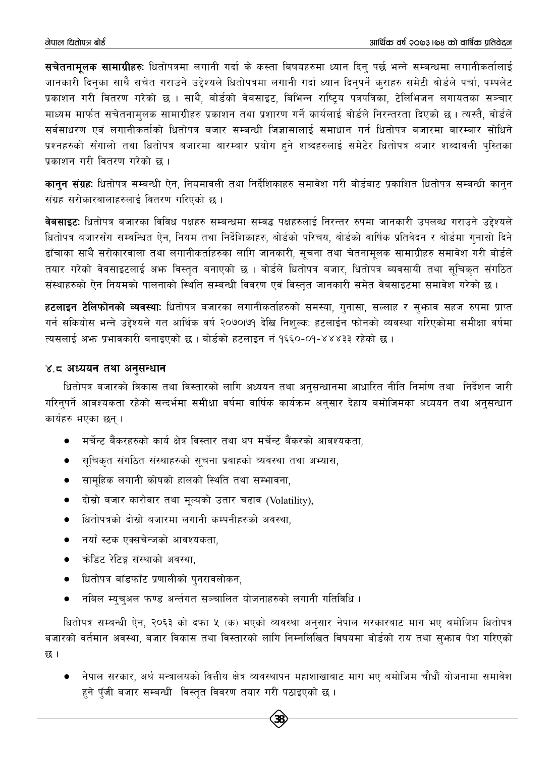**सचेतनामूलक सामाग्रीहरुः** धितोपत्रमा लगानी गर्दा के कस्ता बिषयहरुमा ध्यान दिनु पर्छ भन्ने सम्बन्धमा लगानीकर्तालाई जानकारी दिनुका साथै सचेत गराउने उद्देश्यले धितोपत्रमा लगानी गर्दा ध्यान दिनुपर्ने कुराहरु समेटी बोर्डले पर्चा, पम्प्लेट प्रकाशन गरी वितरण गरेको छ । साथै, बोर्डको वेबसाइट, बिभिन्न राष्ट्रिय पत्रपत्रिका, टेलिभिजन लगायतका सञ्चार माध्यम मार्फत सचेतनामुलक सामाग्रीहरु प्रकाशन तथा प्रशारण गर्ने कार्यलाई बोर्डले निरन्तरता दिएको छ । त्यस्तै, बोर्डले सर्वसाधरण एवं लगानीकर्ताको धितोपत्र बजार सम्बन्धी जिज्ञासालाई समाधान गर्न धितोपत्र बजारमा बारम्बार सोधिने प्रश्नहरुको सँगालो तथा धितोपत्र बजारमा बारम्बार प्रयोग हुने शब्दहरुलाई समेटेर धितोपत्र बजार शब्दावली पुस्तिका प्रकाशन गरी वितरण गरेको छ ।

**कानुन संग्रहः** धितोपत्र सम्बन्धी ऐन, नियमावली तथा निर्देशिकाहरु समावेश गरी बोर्डबाट प्रकाशित धितोपत्र सम्बन्धी कानुन संग्रह सरोकारवालाहरुलाई वितरण गरिएको छ ।

**वेबसाइटः** धितोपत्र बजारका विविध पक्षहरु सम्बन्धमा सम्बद्ध पक्षहरुलाई निरन्तर रुपमा जानकारी उपलब्ध गराउने उद्देश्यले धितोपत्र बजारसँग सम्बन्धित ऐन, नियम तथा निर्देशिकाहरु, बोर्डको परिचय, बोर्डको वार्षिक प्रतिवेदन र बोर्डमा गुनासो दिने ढाँचाका साथै सरोकारवाला तथा लगानीकर्ताहरुका लागि जानकारी, सूचना तथा चेतनामूलक सामाग्रीहरु समावेश गरी बोर्डले तयार गरेको वेवसाइटलाई अझ विस्तृत बनाएको छ । बोर्डले धितोपत्र बजार, धितोपत्र व्यवसायी तथा सूचिकृत संगठित संस्थाहरुको ऐन नियमको पालनाको स्थिति सम्बन्धी विवरण एवं विस्तृत जानकारी समेत वेबसाइटमा समावेश गरेको छ ।

**हटलाइन टेलिफोनको व्यवस्थाः** धितोपत्र बजारका लगानीकर्ताहरुको समस्या, गुनासा, सल्लाह र सुझाव सहज रुपमा प्राप्त गर्न सकियोस भन्ने उद्देश्यले गत आर्थिक वर्ष २०७०।७१ देखि निशुल्कः हटलाईन फोनको व्यवस्था गरिएकोमा समीक्षा वर्षमा त्यसलाई अझ प्रभावकारी बनाइएको छ । बोर्डको हटलाइन नं १६६०-०१-४४४३३ रहेको छ ।

## ४.८ अध्ययन तथा अनुसन्धान

धितोपत्र बजारको विकास तथा विस्तारको लागि अध्ययन तथा अनुसन्धानमा आधारित नीति निर्माण तथा निर्देशन जारी गरिनुपर्ने आवश्यकता रहेको सन्दर्भमा समीक्षा वर्षमा वार्षिक कार्यक्रम अनुसार देहाय बमोजिमका अध्ययन तथा अनुसन्धान कार्यहरु भएका छन् ।

- मर्चेन्ट बैंकरहरुको कार्य क्षेत्र विस्तार तथा थप मर्चेन्ट बैंकरको आवश्यकता,
- सूचिकृत संगठित संस्थाहरुको सूचना प्रवाहको व्यवस्था तथा अभ्यास,
- सामूहिक लगानी कोषको हालको स्थिति तथा सम्भावना,
- दोस्रो बजार कारोवार तथा मूल्यको उतार चढाव (Volatility),
- धितोपत्रको दोस्रो बजारमा लगानी कम्पनीहरुको अवस्था,
- नयाँ स्टक एक्सचेन्जको आवश्यकता,
- क्रेडिट रेटिङ्ग संस्थाको अवस्था,
- धितोपत्र बाँडफाँट प्रणालीको पुनरावलोकन,
- नबिल म्युचुअल फण्ड अर्न्तगत सञ्चालित योजनाहरुको लगानी गतिविधि ।

धितोपत्र सम्बन्धी ऐन, २०६३ को दफा ५ (क) भएको व्यवस्था अनुसार नेपाल सरकारबाट माग भए बमोजिम धितोपत्र बजारको वर्तमान अवस्था, बजार विकास तथा विस्तारको लागि निम्नलिखित विषयमा बोर्डको राय तथा सुझाव पेश गरिएको छ ।

- नेपाल सरकार, अर्थ मन्त्रालयको वित्तीय क्षेत्र व्यवस्थापन महाशाखाबाट माग भए बमोजिम चौधौं योजनामा समावेश हुने पुँजी बजार सम्बन्धी विस्तृत विवरण तयार गरी पठाइएको छ ।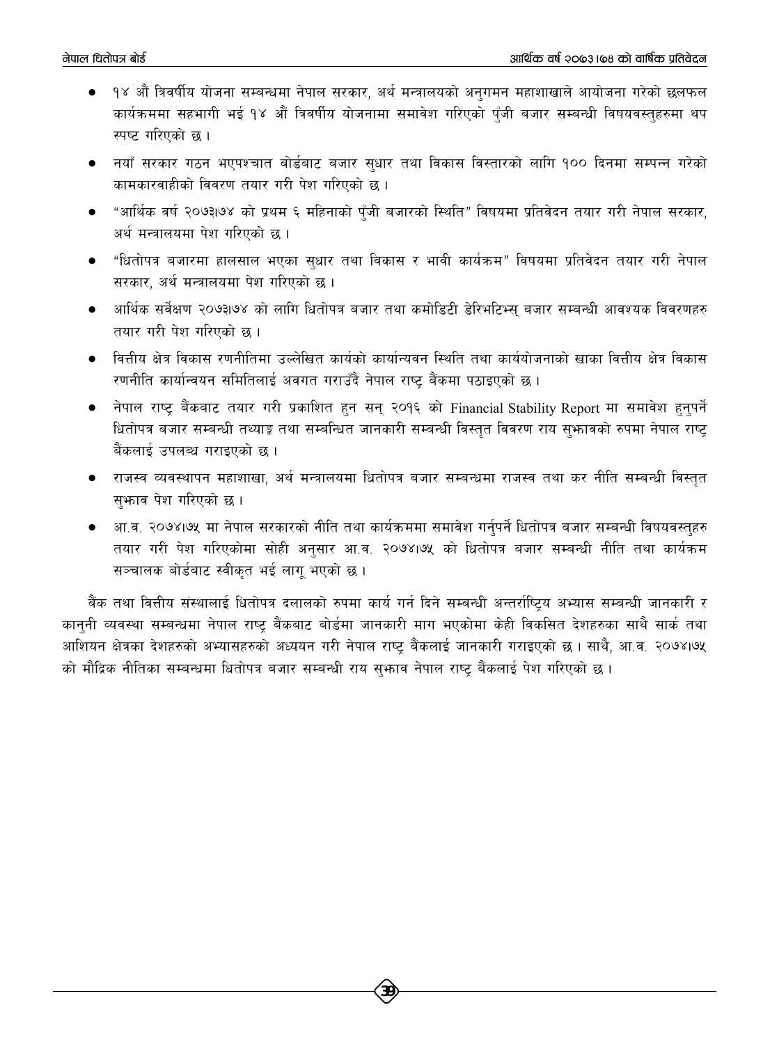- १४ औं त्रिवर्षीय योजना सम्बन्धमा नेपाल सरकार, अर्थ मन्त्रालयको अनुगमन महाशाखाले आयोजना गरेको छलफल कार्यक्रममा सहभागी भई १४ औं त्रिवर्षीय योजनामा समावेश गरिएको पुँजी बजार सम्बन्धी विषयवस्तुहरुमा थप स्पष्ट गरिएको छ ।
- नयाँ सरकार गठन भएपश्चात बोर्डबाट बजार सुधार तथा विकास विस्तारको लागि १०० दिनमा सम्पन्न गरेको कामकारवाहीको विवरण तयार गरी पेश गरिएको छ ।
- "आर्थिक वर्ष २०७३।७४ को प्रथम ६ महिनाको पुँजी बजारको स्थिति" विषयमा प्रतिवेदन तयार गरी नेपाल सरकार, अर्थ मन्त्रालयमा पेश गरिएको छ ।
- "धितोपत्र बजारमा हालसाल भएका सुधार तथा विकास र भावी कार्यक्रम" विषयमा प्रतिवेदन तयार गरी नेपाल सरकार, अर्थ मन्त्रालयमा पेश गरिएको छ ।
- आर्थिक सर्वेक्षण २०७३।७४ को लागि धितोपत्र बजार तथा कमोडिटी डेरिभटिभ्स् बजार सम्बन्धी आवश्यक विवरणहरु तयार गरी पेश गरिएको छ ।
- वित्तीय क्षेत्र विकास रणनीतिमा उल्लेखित कार्यको कार्यान्यवन स्थिति तथा कार्ययोजनाको खाका वित्तीय क्षेत्र विकास रणनीति कार्यान्वयन समितिलाई अवगत गराउँदै नेपाल राष्ट्र बैंकमा पठाइएको छ ।
- नेपाल राष्ट्र बैंकबाट तयार गरी प्रकाशित हुन सन् २०१६ को Financial Stability Report मा समावेश हुनुपर्ने धितोपत्र बजार सम्बन्धी तथ्याङ्क तथा सम्बन्धित जानकारी सम्बन्धी विस्तृत विवरण राय सुझावको रुपमा नेपाल राष्ट्र बैंकलाई उपलब्ध गराइएको छ ।
- राजस्व व्यवस्थापन महाशाखा, अर्थ मन्त्रालयमा धितोपत्र बजार सम्बन्धमा राजस्व तथा कर नीति सम्बन्धी विस्तृत सुझाव पेश गरिएको छ ।
- आ.व. २०७४।७५ मा नेपाल सरकारको नीति तथा कार्यक्रममा समावेश गर्नुपर्ने धितोपत्र बजार सम्बन्धी विषयवस्तुहरु तयार गरी पेश गरिएकोमा सोही अनुसार आ.व. २०७४।७५ को धितोपत्र बजार सम्बन्धी नीति तथा कार्यक्रम सञ्चालक बोर्डबाट स्वीकृत भई लागू भएको छ ।

बैंक तथा वित्तीय संस्थालाई धितोपत्र दलालको रुपमा कार्य गर्न दिने सम्बन्धी अन्तर्राष्ट्रिय अभ्यास सम्बन्धी जानकारी र कानुनी व्यवस्था सम्बन्धमा नेपाल राष्ट्र बैंकबाट बोर्डमा जानकारी माग भएकोमा केही विकसित देशहरुका साथै सार्क तथा आशियन क्षेत्रका देशहरुको अभ्यासहरुको अध्ययन गरी नेपाल राष्ट्र बैंकलाई जानकारी गराइएको छ । साथै, आ.व. २०७४।७५ को मौद्रिक नीतिका सम्बन्धमा धितोपत्र बजार सम्बन्धी राय सुझाव नेपाल राष्ट्र बैंकलाई पेश गरिएको छ ।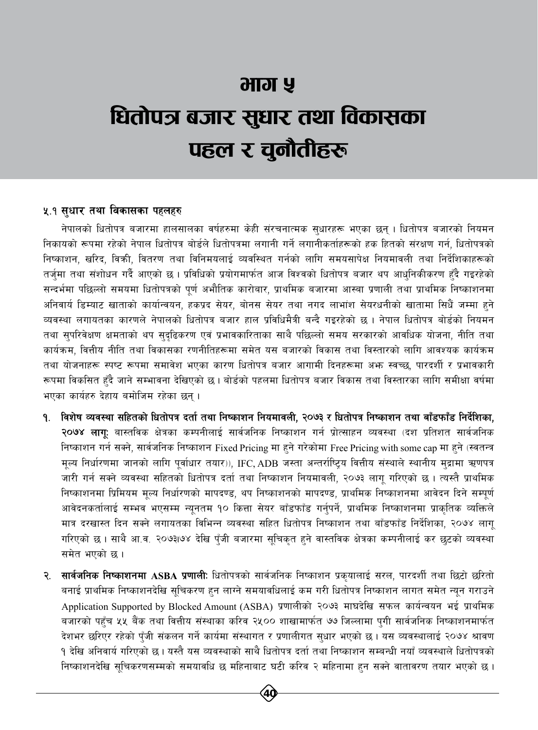# भाग ५

# धितोपत्र बजार सुधार तथा विकासका पहल र चुनौतीहरू

### ५.१ सुधार तथा विकासका पहलहरु

नेपालको धितोपत्र बजारमा हालसालका वर्षहरुमा केही संरचनात्मक सुधारहरू भएका छन् । धितोपत्र बजारको नियमन निकायको रूपमा रहेको नेपाल धितोपत्र बोर्डले धितोपत्रमा लगानी गर्ने लगानीकर्ताहरूको हक हितको संरक्षण गर्न, धितोपत्रको निष्काशन, खरिद, बिक्री, वितरण तथा विनिमयलाई व्यवस्थित गर्नको लागि समयसापेक्ष नियमावली तथा निर्देशिकाहरूको तर्जुमा तथा संशोधन गर्दै आएको छ । प्रविधिको प्रयोगमार्फत आज विश्वको धितोपत्र बजार थप आधुनिकीकरण हुँदै गइरहेको सन्दर्भमा पछिल्लो समयमा धितोपत्रको पूर्ण अभौतिक कारोबार, प्राथमिक बजारमा आस्बा प्रणाली तथा प्राथमिक निष्काशनमा अनिवार्य डिम्याट खाताको कार्यान्वयन, हकप्रद सेयर, बोनस सेयर तथा नगद लाभांश सेयरधनीको खातामा सिधैं जम्मा हुने व्यवस्था लगायतका कारणले नेपालको धितोपत्र बजार हाल प्रविधिमैत्री बन्दै गइरहेको छ । नेपाल धितोपत्र बोर्डको नियमन तथा सुपरिवेक्षण क्षमताको थप सुदृढिकरण एवं प्रभावकारिताका साथै पछिल्लो समय सरकारको आवधिक योजना, नीति तथा कार्यक्रम, वित्तीय नीति तथा विकासका रणनीतिहरूमा समेत यस बजारको विकास तथा विस्तारको लागि आवश्यक कार्यक्रम तथा योजनाहरू स्पष्ट रूपमा समावेश भएका कारण धितोपत्र बजार आगामी दिनहरूमा अझ स्वच्छ, पारदर्शी र प्रभावकारी रूपमा विकसित हुँदै जाने सम्भावना देखिएको छ । बोर्डको पहलमा धितोपत्र बजार विकास तथा विस्तारका लागि समीक्षा वर्षमा भएका कार्यहरु देहाय बमोजिम रहेका छन् ।

१. **विशेष व्यवस्था सहितको धितोपत्र दर्ता तथा निष्काशन नियमावली, २०७३ र धितोपत्र निष्काशन तथा बाँडफाँड निर्देशिका, २०७४ लागू:** वास्तविक क्षेत्रका कम्पनीलाई सार्वजनिक निष्काशन गर्न प्रोत्साहन व्यवस्था (दश प्रतिशत सार्वजनिक निष्काशन गर्न सक्ने, सार्वजनिक निष्काशन Fixed Pricing मा हुने गरेकोमा Free Pricing with some cap मा हुने (स्वतन्त्र मूल्य निर्धारणमा जानको लागि पूर्वाधार तयार)), IFC, ADB जस्ता अन्तर्राष्ट्रिय वित्तीय संस्थाले स्थानीय मुद्रामा ऋणपत्र जारी गर्न सक्ने व्यवस्था सहितको धितोपत्र दर्ता तथा निष्काशन नियमावली, २०७३ लागू गरिएको छ । त्यस्तै प्राथमिक निष्काशनमा प्रिमियम मूल्य निर्धारणको मापदण्ड, थप निष्काशनको मापदण्ड, प्राथमिक निष्काशनमा आवेदन दिने सम्पूर्ण आवेदनकर्तालाई सम्भव भएसम्म न्यूनतम १० कित्ता सेयर बाँडफाँड गर्नुपर्ने, प्राथमिक निष्काशनमा प्राकृतिक व्यक्तिले मात्र दरखास्त दिन सक्ने लगायतका विभिन्न व्यवस्था सहित धितोपत्र निष्काशन तथा बाँडफाँड निर्देशिका, २०७४ लागू गरिएको छ । साथै आ.व. २०७३।७४ देखि पुँजी बजारमा सूचिकृत हुने वास्तविक क्षेत्रका कम्पनीलाई कर छुटको व्यवस्था समेत भएको छ ।

२. **सार्वजनिक निष्काशनमा ASBA प्रणाली:** धितोपत्रको सार्वजनिक निष्काशन प्रकृयालाई सरल, पारदर्शी तथा छिटो छरितो बनाई प्राथमिक निष्काशनदेखि सूचिकरण हुन लाग्ने समयावधिलाई कम गरी धितोपत्र निष्काशन लागत समेत न्यून गराउने Application Supported by Blocked Amount (ASBA) प्रणालीको २०७३ माघदेखि सफल कार्यन्वयन भई प्राथमिक बजारको पहुँच ५५ बैंक तथा वित्तीय संस्थाका करिव २५०० शाखामार्फत ७७ जिल्लामा पुगी सार्वजनिक निष्काशनमार्फत देशभर छरिएर रहेको पुँजी संकलन गर्ने कार्यमा संस्थागत र प्रणालीगत सुधार भएको छ । यस व्यवस्थालाई २०७४ श्रावण १ देखि अनिवार्य गरिएको छ । यस्तै यस व्यवस्थाको साथै धितोपत्र दर्ता तथा निष्काशन सम्बन्धी नयाँ व्यवस्थाले धितोपत्रको निष्काशनदेखि सूचिकरणसम्मको समयावधि छ महिनाबाट घटी करिव २ महिनामा हुन सक्ने वातावरण तयार भएको छ ।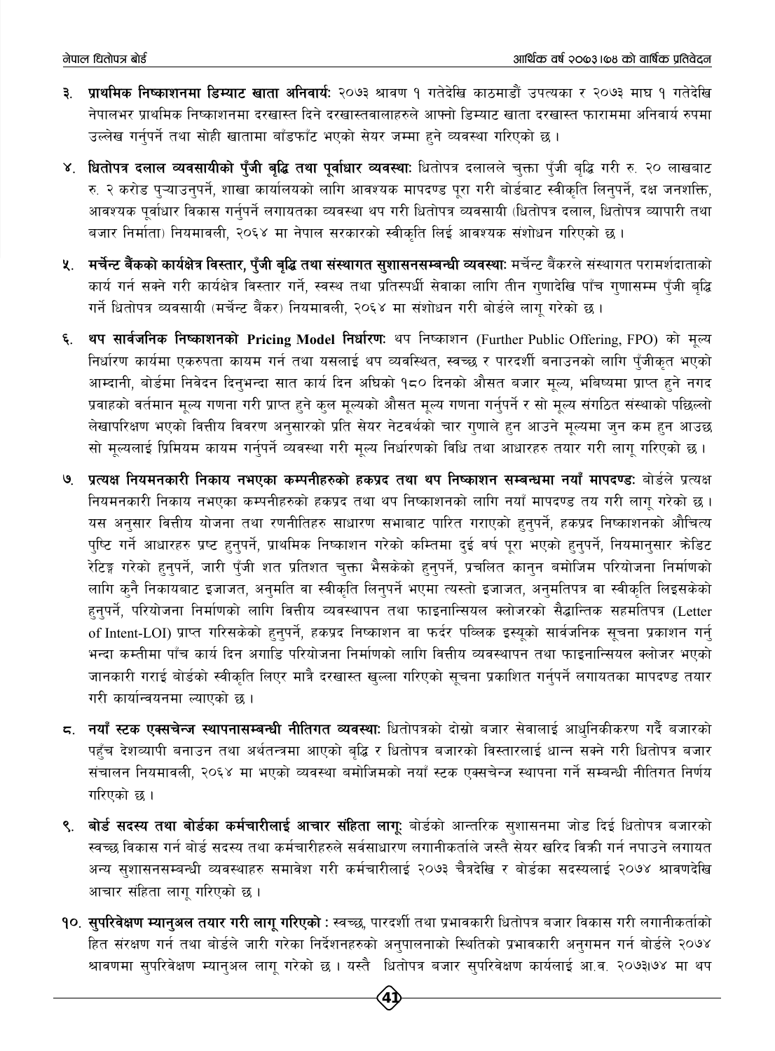३. **प्राथमिक निष्काशनमा डिम्याट खाता अनिवार्य:** २०७३ श्रावण १ गतेदेखि काठमाडौं उपत्यका र २०७३ माघ १ गतेदेखि नेपालभर प्राथमिक निष्काशनमा दरखास्त दिने दरखास्तवालाहरुले आफ्नो डिम्याट खाता दरखास्त फाराममा अनिवार्य रुपमा उल्लेख गर्नुपर्ने तथा सोही खातामा बाँडफाँट भएको सेयर जम्मा हुने व्यवस्था गरिएको छ ।

४. **धितोपत्र दलाल व्यवसायीको पुँजी बृद्धि तथा पूर्वाधार व्यवस्था:** धितोपत्र दलालले चुक्ता पुँजी बृद्धि गरी रु. २० लाखबाट रु. २ करोड पु¥याउनुपर्ने, शाखा कार्यालयको लागि आवश्यक मापदण्ड पूरा गरी बोर्डबाट स्वीकृति लिनुपर्ने, दक्ष जनशक्ति, आवश्यक पूर्वाधार विकास गर्नुपर्ने लगायतका व्यवस्था थप गरी धितोपत्र व्यवसायी (धितोपत्र दलाल, धितोपत्र व्यापारी तथा बजार निर्माता) नियमावली, २०६४ मा नेपाल सरकारको स्वीकृति लिई आवश्यक संशोधन गरिएको छ ।

५. **मर्चेन्ट बैंकको कार्यक्षेत्र विस्तार, पुँजी बृद्धि तथा संस्थागत सुशासनसम्बन्धी व्यवस्था:** मर्चेन्ट बैंकरले संस्थागत परामर्शदाताको कार्य गर्न सक्ने गरी कार्यक्षेत्र विस्तार गर्ने, स्वस्थ तथा प्रतिस्पर्धी सेवाका लागि तीन गुणादेखि पाँच गुणासम्म पुँजी बृद्धि गर्ने धितोपत्र व्यवसायी (मर्चेन्ट बैंकर) नियमावली, २०६४ मा संशोधन गरी बोर्डले लागू गरेको छ ।

६. **थप सार्वजनिक निष्काशनको Pricing Model निर्धारण:** थप निष्काशन (Further Public Offering, FPO) को मूल्य निर्धारण कार्यमा एकरुपता कायम गर्न तथा यसलाई थप व्यवस्थित, स्वच्छ र पारदर्शी बनाउनको लागि पुँजीकृत भएको आम्दानी, बोर्डमा निवेदन दिनुभन्दा सात कार्य दिन अघिको १८० दिनको औसत बजार मूल्य, भविष्यमा प्राप्त हुने नगद प्रवाहको वर्तमान मूल्य गणना गरी प्राप्त हुने कुल मूल्यको औसत मूल्य गणना गर्नुपर्ने र सो मूल्य संगठित संस्थाको पछिल्लो लेखापरिक्षण भएको वित्तीय विवरण अनुसारको प्रति सेयर नेटवर्थको चार गुणाले हुन आउने मूल्यमा जुन कम हुन आउछ सो मूल्यलाई प्रिमियम कायम गर्नुपर्ने व्यवस्था गरी मूल्य निर्धारणको विधि तथा आधारहरु तयार गरी लागू गरिएको छ ।

७. **प्रत्यक्ष नियमनकारी निकाय नभएका कम्पनीहरुको हकप्रद तथा थप निष्काशन सम्बन्धमा नयाँ मापदण्ड:** बोर्डले प्रत्यक्ष नियमनकारी निकाय नभएका कम्पनीहरुको हकप्रद तथा थप निष्काशनको लागि नयाँ मापदण्ड तय गरी लागू गरेको छ । यस अनुसार वित्तीय योजना तथा रणनीतिहरु साधारण सभाबाट पारित गराएको हुनुपर्ने, हकप्रद निष्काशनको औचित्य पुष्टि गर्ने आधारहरु प्रष्ट हुनुपर्ने, प्राथमिक निष्काशन गरेको कम्तिमा दुई वर्ष पूरा भएको हुनुपर्ने, नियमानुसार क्रेडिट रेटिङ्ग गरेको हुनुपर्ने, जारी पुँजी शत प्रतिशत चुक्ता भैसकेको हुनुपर्ने, प्रचलित कानुन बमोजिम परियोजना निर्माणको लागि कुनै निकायबाट इजाजत, अनुमति वा स्वीकृति लिनुपर्ने भएमा त्यस्तो इजाजत, अनुमतिपत्र वा स्वीकृति लिइसकेको हुनुपर्ने, परियोजना निर्माणको लागि वित्तीय व्यवस्थापन तथा फाइनान्सियल क्लोजरको सैद्धान्तिक सहमतिपत्र (Letter of Intent-LOI) प्राप्त गरिसकेको हुनुपर्ने, हकप्रद निष्काशन वा फर्दर पब्लिक इस्यूको सार्वजनिक सूचना प्रकाशन गर्नु भन्दा कम्तीमा पाँच कार्य दिन अगाडि परियोजना निर्माणको लागि वित्तीय व्यवस्थापन तथा फाइनान्सियल क्लोजर भएको जानकारी गराई बोर्डको स्वीकृति लिएर मात्रै दरखास्त खुल्ला गरिएको सूचना प्रकाशित गर्नुपर्ने लगायतका मापदण्ड तयार गरी कार्यान्वयनमा ल्याएको छ ।

८. **नयाँ स्टक एक्सचेन्ज स्थापनासम्बन्धी नीतिगत व्यवस्था:** धितोपत्रको दोस्रो बजार सेवालाई आधुनिकीकरण गर्दै बजारको पहुँच देशव्यापी बनाउन तथा अर्थतन्त्रमा आएको बृद्धि र धितोपत्र बजारको विस्तारलाई धान्न सक्ने गरी धितोपत्र बजार संचालन नियमावली, २०६४ मा भएको व्यवस्था बमोजिमको नयाँ स्टक एक्सचेन्ज स्थापना गर्ने सम्बन्धी नीतिगत निर्णय गरिएको छ ।

९. **बोर्ड सदस्य तथा बोर्डका कर्मचारीलाई आचार संहिता लागू:** बोर्डको आन्तरिक सुशासनमा जोड दिई धितोपत्र बजारको स्वच्छ विकास गर्न बोर्ड सदस्य तथा कर्मचारीहरुले सर्वसाधारण लगानीकर्ताले जस्तै सेयर खरिद बिक्री गर्न नपाउने लगायत अन्य सुशासनसम्बन्धी व्यवस्थाहरु समावेश गरी कर्मचारीलाई २०७३ चैत्रदेखि र बोर्डका सदस्यलाई २०७४ श्रावणदेखि आचार संहिता लागू गरिएको छ ।

१०. **सुपरिवेक्षण म्यानुअल तयार गरी लागू गरिएको :** स्वच्छ, पारदर्शी तथा प्रभावकारी धितोपत्र बजार विकास गरी लगानीकर्ताको हित संरक्षण गर्न तथा बोर्डले जारी गरेका निर्देशनहरुको अनुपालनाको स्थितिको प्रभावकारी अनुगमन गर्न बोर्डले २०७४ श्रावणमा सुपरिवेक्षण म्यानुअल लागू गरेको छ । यस्तै धितोपत्र बजार सुपरिवेक्षण कार्यलाई आ.व. २०७३।७४ मा थप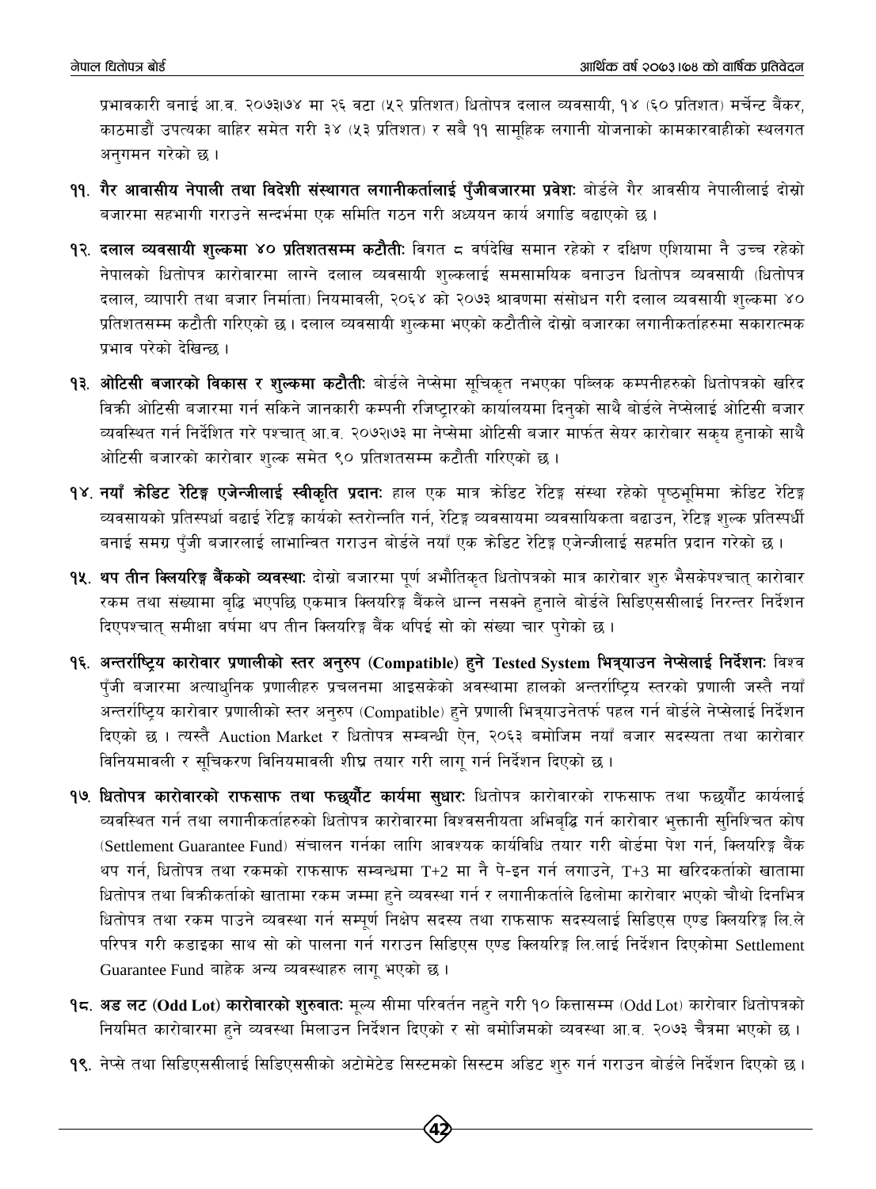प्रभावकारी बनाई आ.व. २०७३।७४ मा २६ वटा (५२ प्रतिशत) धितोपत्र दलाल व्यवसायी, १४ (६० प्रतिशत) मर्चेन्ट बैंकर, काठमाडौं उपत्यका बाहिर समेत गरी ३४ (५३ प्रतिशत) र सबै ११ सामूहिक लगानी योजनाको कामकारवाहीको स्थलगत अनुगमन गरेको छ ।

**११. गैर आवासीय नेपाली तथा विदेशी संस्थागत लगानीकर्तालाई पुँजीबजारमा प्रवेशः** बोर्डले गैर आवसीय नेपालीलाई दोस्रो बजारमा सहभागी गराउने सन्दर्भमा एक समिति गठन गरी अध्ययन कार्य अगाडि बढाएको छ ।

**१२. दलाल व्यवसायी शुल्कमा ४० प्रतिशतसम्म कटौतीः** विगत ८ वर्षदेखि समान रहेको र दक्षिण एशियामा नै उच्च रहेको नेपालको धितोपत्र कारोवारमा लाग्ने दलाल व्यवसायी शुल्कलाई समसामयिक बनाउन धितोपत्र व्यवसायी (धितोपत्र दलाल, व्यापारी तथा बजार निर्माता) नियमावली, २०६४ को २०७३ श्रावणमा संसोधन गरी दलाल व्यवसायी शुल्कमा ४० प्रतिशतसम्म कटौती गरिएको छ । दलाल व्यवसायी शुल्कमा भएको कटौतीले दोस्रो बजारका लगानीकर्ताहरुमा सकारात्मक प्रभाव परेको देखिन्छ ।

**१३. ओटिसी बजारको विकास र शुल्कमा कटौतीः** बोर्डले नेप्सेमा सूचिकृत नभएका पब्लिक कम्पनीहरुको धितोपत्रको खरिद बिक्री ओटिसी बजारमा गर्न सकिने जानकारी कम्पनी रजिष्ट्रारको कार्यालयमा दिनुको साथै बोर्डले नेप्सेलाई ओटिसी बजार व्यवस्थित गर्न निर्देशित गरे पश्चात् आ.व. २०७२।७३ मा नेप्सेमा ओटिसी बजार मार्फत सेयर कारोबार सकृय हुनाको साथै ओटिसी बजारको कारोवार शुल्क समेत ९० प्रतिशतसम्म कटौती गरिएको छ ।

**१४. नयाँ क्रेडिट रेटिङ्ग एजेन्जीलाई स्वीकृति प्रदानः** हाल एक मात्र क्रेडिट रेटिङ्ग संस्था रहेको पृष्ठभूमिमा क्रेडिट रेटिङ्ग व्यवसायको प्रतिस्पर्धा बढाई रेटिङ्ग कार्यको स्तरोन्नति गर्न, रेटिङ्ग व्यवसायमा व्यवसायिकता बढाउन, रेटिङ्ग शुल्क प्रतिस्पर्धी बनाई समग्र पुँजी बजारलाई लाभान्वित गराउन बोर्डले नयाँ एक क्रेडिट रेटिङ्ग एजेन्जीलाई सहमति प्रदान गरेको छ ।

**१५. थप तीन क्लियरिङ्ग बैंकको व्यवस्थाः** दोस्रो बजारमा पूर्ण अभौतिकृत धितोपत्रको मात्र कारोवार शुरु भैसकेपश्चात् कारोवार रकम तथा संख्यामा बृद्धि भएपछि एकमात्र क्लियरिङ्ग बैंकले धान्न नसक्ने हुनाले बोर्डले सिडिएससीलाई निरन्तर निर्देशन दिएपश्चात् समीक्षा वर्षमा थप तीन क्लियरिङ्ग बैंक थपिई सो को संख्या चार पुगेको छ ।

**१६. अन्तर्राष्ट्रिय कारोवार प्रणालीको स्तर अनुरुप (Compatible) हुने Tested System भित्र्याउन नेप्सेलाई निर्देशनः** विश्व पुँजी बजारमा अत्याधुनिक प्रणालीहरु प्रचलनमा आइसकेको अवस्थामा हालको अन्तर्राष्ट्रिय स्तरको प्रणाली जस्तै नयाँ अन्तर्राष्ट्रिय कारोवार प्रणालीको स्तर अनुरुप (Compatible) हुने प्रणाली भित्र्याउनेतर्फ पहल गर्न बोर्डले नेप्सेलाई निर्देशन दिएको छ । त्यस्तै Auction Market र धितोपत्र सम्बन्धी ऐन, २०६३ बमोजिम नयाँ बजार सदस्यता तथा कारोवार विनियमावली र सूचिकरण विनियमावली शीघ्र तयार गरी लागू गर्न निर्देशन दिएको छ ।

**१७. धितोपत्र कारोवारको राफसाफ तथा फछ्यौंट कार्यमा सुधारः** धितोपत्र कारोवारको राफसाफ तथा फछ्यौंट कार्यलाई व्यवस्थित गर्न तथा लगानीकर्ताहरुको धितोपत्र कारोवारमा विश्वसनीयता अभिबृद्धि गर्न कारोवार भुक्तानी सुनिश्चित कोष (Settlement Guarantee Fund) संचालन गर्नका लागि आवश्यक कार्यविधि तयार गरी बोर्डमा पेश गर्न, क्लियरिङ्ग बैंक थप गर्न, धितोपत्र तथा रकमको राफसाफ सम्बन्धमा T+2 मा नै पे-इन गर्न लगाउने, T+3 मा खरिदकर्ताको खातामा धितोपत्र तथा बिक्रीकर्ताको खातामा रकम जम्मा हुने व्यवस्था गर्न र लगानीकर्ताले ढिलोमा कारोबार भएको चौथो दिनभित्र धितोपत्र तथा रकम पाउने व्यवस्था गर्न सम्पूर्ण निक्षेप सदस्य तथा राफसाफ सदस्यलाई सिडिएस एण्ड क्लियरिङ्ग लि.ले परिपत्र गरी कडाइका साथ सो को पालना गर्न गराउन सिडिएस एण्ड क्लियरिङ्ग लि.लाई निर्देशन दिएकोमा Settlement Guarantee Fund बाहेक अन्य व्यवस्थाहरु लागू भएको छ ।

**१८. अड लट (Odd Lot) कारोवारको शुरुवातः** मूल्य सीमा परिवर्तन नहुने गरी १० कित्तासम्म (Odd Lot) कारोबार धितोपत्रको नियमित कारोबारमा हुने व्यवस्था मिलाउन निर्देशन दिएको र सो बमोजिमको व्यवस्था आ.व. २०७३ चैत्रमा भएको छ ।

**१९.** नेप्से तथा सिडिएससीलाई सिडिएससीको अटोमेटेड सिस्टमको सिस्टम अडिट शुरु गर्न गराउन बोर्डले निर्देशन दिएको छ ।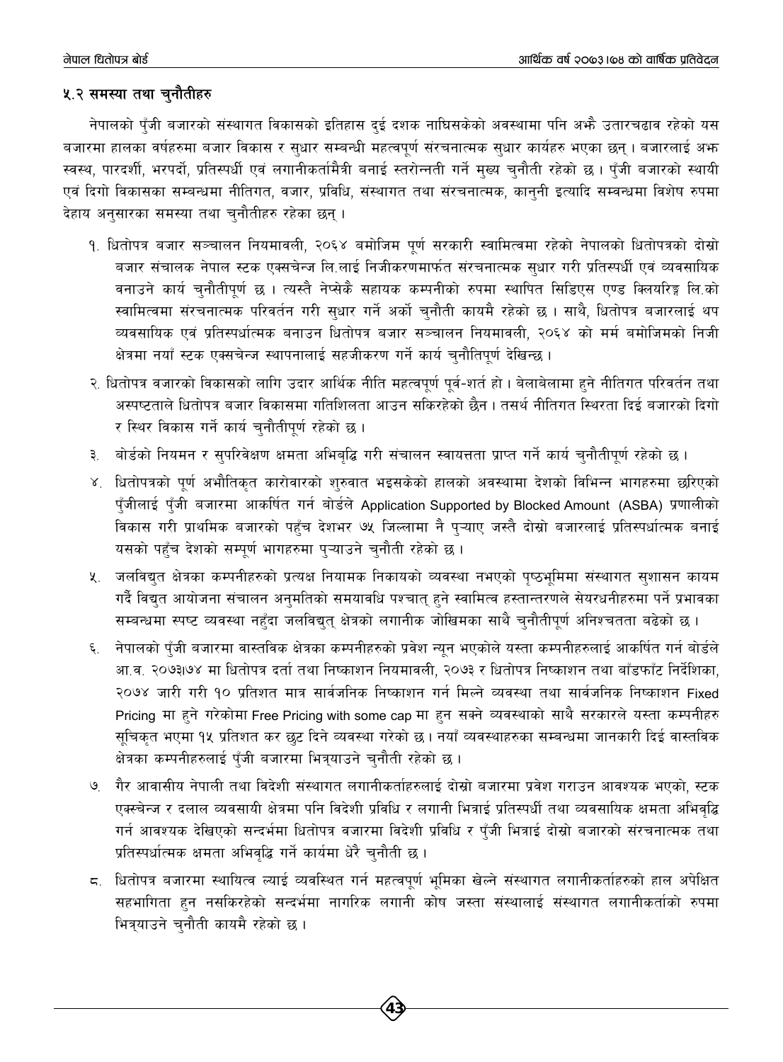### ५.२ समस्या तथा चुनौतीहरु

नेपालको पुँजी बजारको संस्थागत विकासको इतिहास दुई दशक नाघिसकेको अवस्थामा पनि अझै उतारचढाव रहेको यस बजारमा हालका वर्षहरुमा बजार विकास र सुधार सम्बन्धी महत्वपूर्ण संरचनात्मक सुधार कार्यहरु भएका छन् । बजारलाई अझ स्वस्थ, पारदर्शी, भरपर्दो, प्रतिस्पर्धी एवं लगानीकर्तामैत्री बनाई स्तरोन्नती गर्ने मुख्य चुनौती रहेको छ । पुँजी बजारको स्थायी एवं दिगो विकासका सम्बन्धमा नीतिगत, वजार, प्रविधि, संस्थागत तथा संरचनात्मक, कानुनी इत्यादि सम्वन्धमा विशेष रुपमा देहाय अनुसारका समस्या तथा चुनौतीहरु रहेका छन् ।

१. धितोपत्र बजार सञ्चालन नियमावली, २०६४ बमोजिम पूर्ण सरकारी स्वामित्वमा रहेको नेपालको धितोपत्रको दोस्रो बजार संचालक नेपाल स्टक एक्सचेन्ज लि.लाई निजीकरणमार्फत संरचनात्मक सुधार गरी प्रतिस्पर्धी एवं व्यवसायिक वनाउने कार्य चुनौतीपूर्ण छ । त्यस्तै नेप्सेकै सहायक कम्पनीको रुपमा स्थापित सिडिएस एण्ड क्लियरिङ्ग लि.को स्वामित्वमा संरचनात्मक परिवर्तन गरी सुधार गर्ने अर्को चुनौती कायमै रहेको छ । साथै, धितोपत्र बजारलाई थप व्यवसायिक एवं प्रतिस्पर्धात्मक बनाउन धितोपत्र बजार सञ्चालन नियमावली, २०६४ को मर्म बमोजिमको निजी क्षेत्रमा नयाँ स्टक एक्सचेन्ज स्थापनालाई सहजीकरण गर्ने कार्य चुनौतिपूर्ण देखिन्छ ।

२. धितोपत्र वजारको विकासको लागि उदार आर्थिक नीति महत्वपूर्ण पूर्व-शर्त हो । बेलाबेलामा हुने नीतिगत परिवर्तन तथा अस्पष्टताले धितोपत्र बजार विकासमा गतिशिलता आउन सकिरहेको छैन । तसर्थ नीतिगत स्थिरता दिई बजारको दिगो र स्थिर विकास गर्ने कार्य चुनौतीपूर्ण रहेको छ ।

३. बोर्डको नियमन र सुपरिवेक्षण क्षमता अभिबृद्धि गरी संचालन स्वायत्तता प्राप्त गर्ने कार्य चुनौतीपूर्ण रहेको छ ।

४. धितोपत्रको पूर्ण अभौतिकृत कारोवारको शुरुवात भइसकेको हालको अवस्थामा देशको विभिन्न भागहरुमा छरिएको पुँजीलाई पुँजी बजारमा आकर्षित गर्न बोर्डले Application Supported by Blocked Amount (ASBA) प्रणालीको विकास गरी प्राथमिक बजारको पहुँच देशभर ७५ जिल्लामा नै पुऱ्याए जस्तै दोस्रो बजारलाई प्रतिस्पर्धात्मक बनाई यसको पहुँच देशको सम्पूर्ण भागहरुमा पुऱ्याउने चुनौती रहेको छ ।

५. जलविद्युत क्षेत्रका कम्पनीहरुको प्रत्यक्ष नियामक निकायको व्यवस्था नभएको पृष्ठभूमिमा संस्थागत सुशासन कायम गर्दै विद्युत आयोजना संचालन अनुमतिको समयावधि पश्चात् हुने स्वामित्व हस्तान्तरणले सेयरधनीहरुमा पर्ने प्रभावका सम्बन्धमा स्पष्ट व्यवस्था नहुँदा जलविद्युत् क्षेत्रको लगानीक जोखिमका साथै चुनौतीपूर्ण अनिश्चतता बढेको छ ।

६. नेपालको पुँजी बजारमा वास्तविक क्षेत्रका कम्पनीहरुको प्रवेश न्यून भएकोले यस्ता कम्पनीहरुलाई आकर्षित गर्न बोर्डले आ.व. २०७३।७४ मा धितोपत्र दर्ता तथा निष्काशन नियमावली, २०७३ र धितोपत्र निष्काशन तथा बाँडफाँट निर्देशिका, २०७४ जारी गरी १० प्रतिशत मात्र सार्वजनिक निष्काशन गर्न मिल्ने व्यवस्था तथा सार्वजनिक निष्काशन Fixed Pricing मा हुने गरेकोमा Free Pricing with some cap मा हुन सक्ने व्यवस्थाको साथै सरकारले यस्ता कम्पनीहरु सूचिकृत भएमा १५ प्रतिशत कर छुट दिने व्यवस्था गरेको छ । नयाँ व्यवस्थाहरुका सम्बन्धमा जानकारी दिई वास्तविक क्षेत्रका कम्पनीहरुलाई पुँजी बजारमा भित्र्याउने चुनौती रहेको छ ।

७. गैर आवासीय नेपाली तथा विदेशी संस्थागत लगानीकर्ताहरुलाई दोस्रो बजारमा प्रवेश गराउन आवश्यक भएको, स्टक एक्स्चेन्ज र दलाल व्यवसायी क्षेत्रमा पनि विदेशी प्रविधि र लगानी भित्राई प्रतिस्पर्धी तथा व्यवसायिक क्षमता अभिवृद्धि गर्न आवश्यक देखिएको सन्दर्भमा धितोपत्र वजारमा विदेशी प्रविधि र पुँजी भित्राई दोस्रो बजारको संरचनात्मक तथा प्रतिस्पर्धात्मक क्षमता अभिवृद्धि गर्ने कार्यमा धेरै चुनौती छ ।

८. धितोपत्र बजारमा स्थायित्व ल्याई व्यवस्थित गर्न महत्वपूर्ण भूमिका खेल्ने संस्थागत लगानीकर्ताहरुको हाल अपेक्षित सहभागिता हुन नसकिरहेको सन्दर्भमा नागरिक लगानी कोष जस्ता संस्थालाई संस्थागत लगानीकर्ताको रुपमा भित्र्याउने चुनौती कायमै रहेको छ ।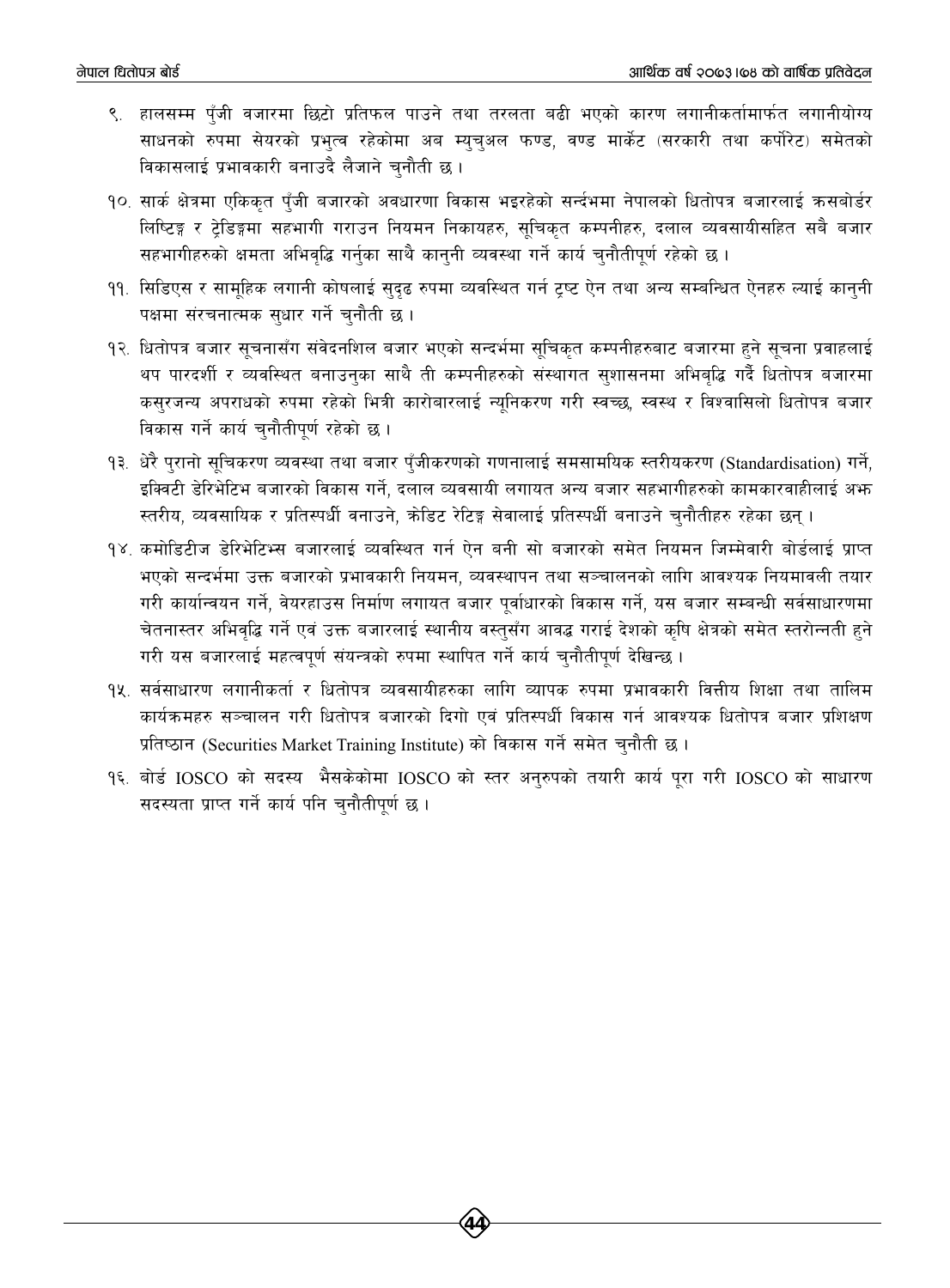९. हालसम्म पुँजी बजारमा छिटो प्रतिफल पाउने तथा तरलता बढी भएको कारण लगानीकर्तामार्फत लगानीयोग्य साधनको रुपमा सेयरको प्रभुत्व रहेकोमा अब म्युचुअल फण्ड, वण्ड मार्केट (सरकारी तथा कर्पोरेट) समेतको विकासलाई प्रभावकारी बनाउदै लैजाने चुनौती छ ।

१०. सार्क क्षेत्रमा एकिकृत पुँजी बजारको अवधारणा विकास भइरहेको सन्दर्भमा नेपालको धितोपत्र बजारलाई क्रसबोर्डर लिष्टिङ्ग र ट्रेडिङ्गमा सहभागी गराउन नियमन निकायहरु, सूचिकृत कम्पनीहरु, दलाल व्यवसायीसहित सबै बजार सहभागीहरुको क्षमता अभिवृद्धि गर्नुका साथै कानुनी व्यवस्था गर्ने कार्य चुनौतीपूर्ण रहेको छ ।

११. सिडिएस र सामूहिक लगानी कोषलाई सुदृढ रुपमा व्यवस्थित गर्न ट्रष्ट ऐन तथा अन्य सम्बन्धित ऐनहरु ल्याई कानुनी पक्षमा संरचनात्मक सुधार गर्ने चुनौती छ ।

१२. धितोपत्र बजार सूचनासँग संवेदनशिल बजार भएको सन्दर्भमा सूचिकृत कम्पनीहरुबाट बजारमा हुने सूचना प्रवाहलाई थप पारदर्शी र व्यवस्थित बनाउनुका साथै ती कम्पनीहरुको संस्थागत सुशासनमा अभिवृद्धि गर्दै धितोपत्र बजारमा कसुरजन्य अपराधको रुपमा रहेको भित्री कारोबारलाई न्यूनिकरण गरी स्वच्छ, स्वस्थ र विश्वासिलो धितोपत्र बजार विकास गर्ने कार्य चुनौतीपूर्ण रहेको छ ।

१३. धेरै पुरानो सूचिकरण व्यवस्था तथा बजार पुँजीकरणको गणनालाई समसामयिक स्तरीयकरण (Standardisation) गर्ने, इक्विटी डेरिभेटिभ बजारको विकास गर्ने, दलाल व्यवसायी लगायत अन्य बजार सहभागीहरुको कामकारवाहीलाई अझ स्तरीय, व्यवसायिक र प्रतिस्पर्धी वनाउने, क्रेडिट रेटिङ्ग सेवालाई प्रतिस्पर्धी बनाउने चुनौतीहरु रहेका छन् ।

१४. कमोडिटीज डेरिभेटिभ्स बजारलाई व्यवस्थित गर्न ऐन बनी सो बजारको समेत नियमन जिम्मेवारी बोर्डलाई प्राप्त भएको सन्दर्भमा उक्त बजारको प्रभावकारी नियमन, व्यवस्थापन तथा सञ्चालनको लागि आवश्यक नियमावली तयार गरी कार्यान्वयन गर्ने, वेयरहाउस निर्माण लगायत बजार पूर्वाधारको विकास गर्ने, यस बजार सम्बन्धी सर्वसाधारणमा चेतनास्तर अभिवृद्धि गर्ने एवं उक्त बजारलाई स्थानीय वस्तुसँग आवद्ध गराई देशको कृषि क्षेत्रको समेत स्तरोन्नती हुने गरी यस बजारलाई महत्वपूर्ण संयन्त्रको रुपमा स्थापित गर्ने कार्य चुनौतीपूर्ण देखिन्छ ।

१५. सर्वसाधारण लगानीकर्ता र धितोपत्र व्यवसायीहरुका लागि व्यापक रुपमा प्रभावकारी वित्तीय शिक्षा तथा तालिम कार्यक्रमहरु सञ्चालन गरी धितोपत्र बजारको दिगो एवं प्रतिस्पर्धी विकास गर्न आवश्यक धितोपत्र बजार प्रशिक्षण प्रतिष्ठान (Securities Market Training Institute) को विकास गर्ने समेत चुनौती छ ।

१६. बोर्ड IOSCO को सदस्य भैसकेकोमा IOSCO को स्तर अनुरुपको तयारी कार्य पूरा गरी IOSCO को साधारण सदस्यता प्राप्त गर्ने कार्य पनि चुनौतीपूर्ण छ ।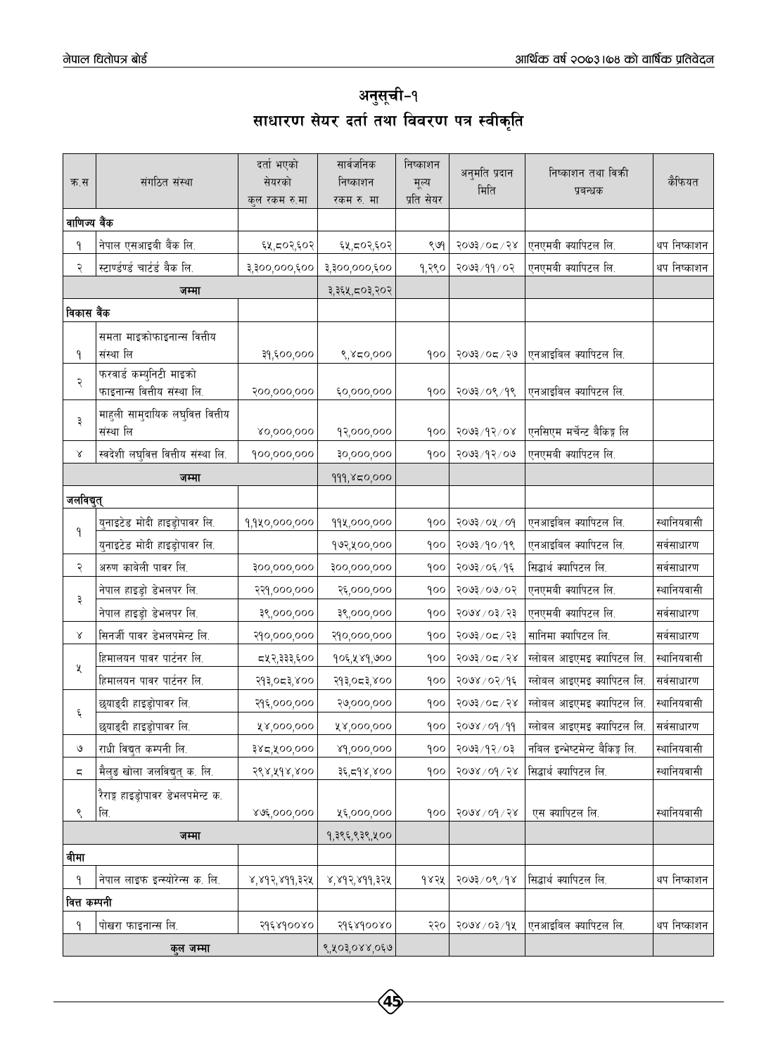# अनुसूची-१
## साधारण सेयर दर्ता तथा विवरण पत्र स्वीकृति

| क.स | संगठित संस्था | दर्ता भएको सेयरको कुल रकम रु.मा | सार्वजनिक निष्काशन रकम रु. मा | निष्काशन मूल्य प्रति सेयर | अनुमति प्रदान मिति | निष्काशन तथा बिक्री प्रबन्धक | कैफियत |
|---|---|---|---|---|---|---|---|
| **वाणिज्य बैंक** | | | | | | | |
| १ | नेपाल एसआइबी बैंक लि. | ६५,८०२,६०२ | ६५,८०२,६०२ | ९७१ | २०७३/०८/२४ | एनएमबी क्यापिटल लि. | थप निष्काशन |
| २ | स्टाण्डर्ड चार्टर्ड बैंक लि. | ३,३००,०००,६०० | ३,३००,०००,६०० | १,२९० | २०७३/११/०२ | एनएमबी क्यापिटल लि. | थप निष्काशन |
| **जम्मा** | | | ३,३६५,८०३,२०२ | | | | |
| **विकास बैंक** | | | | | | | |
| १ | समता माइक्रोफाइनान्स वित्तीय संस्था लि | ३१,६००,००० | ९,४८०,००० | १०० | २०७३/०८/२७ | एनआइबिल क्यापिटल लि. | |
| २ | फरवार्ड कम्युनिटी माइक्रो फाइनान्स वित्तीय संस्था लि. | २००,०००,००० | ६०,०००,००० | १०० | २०७३/०९/१९ | एनआइबिल क्यापिटल लि. | |
| ३ | माहुली सामुदायिक लघुवित्त वित्तीय संस्था लि | ४०,०००,००० | १२,०००,००० | १०० | २०७३/१२/०४ | एनसिएम मर्चेन्ट बैंकिङ्ग लि | |
| ४ | स्वदेशी लघुवित्त वित्तीय संस्था लि. | १००,०००,००० | ३०,०००,००० | १०० | २०७३/१२/०७ | एनएमबी क्यापिटल लि. | |
| **जम्मा** | | | १११,४८०,००० | | | | |
| **जलविद्युत्** | | | | | | | |
| १ | युनाइटेड मोदी हाइड्रोपावर लि. | १,१५०,०००,००० | ११५,०००,००० | १०० | २०७३/०५/०१ | एनआइबिल क्यापिटल लि. | स्थानियवासी |
| | युनाइटेड मोदी हाइड्रोपावर लि. | | १७२,५००,००० | १०० | २०७३/१०/१९ | एनआइबिल क्यापिटल लि. | सर्वसाधारण |
| २ | अरुण काबेली पावर लि. | ३००,०००,००० | ३००,०००,००० | १०० | २०७३/०६/१६ | सिद्धार्थ क्यापिटल लि. | सर्वसाधारण |
| ३ | नेपाल हाइड्रो डेभलपर लि. | २२१,०००,००० | २६,०००,००० | १०० | २०७३/०७/०२ | एनएमबी क्यापिटल लि. | स्थानियवासी |
| | नेपाल हाइड्रो डेभलपर लि. | ३९,०००,००० | ३९,०००,००० | १०० | २०७४/०३/२३ | एनएमबी क्यापिटल लि. | सर्वसाधारण |
| ४ | सिनर्जी पावर डेभलपमेन्ट लि. | २१०,०००,००० | २१०,०००,००० | १०० | २०७३/०८/२३ | सानिमा क्यापिटल लि. | सर्वसाधारण |
| ५ | हिमालयन पावर पार्टनर लि. | ८५२,३३३,६०० | १०६,५४१,७०० | १०० | २०७३/०८/२४ | ग्लोबल आइएमइ क्यापिटल लि. | स्थानियवासी |
| | हिमालयन पावर पार्टनर लि. | २१३,०८३,४०० | २१३,०८३,४०० | १०० | २०७४/०२/१६ | ग्लोबल आइएमइ क्यापिटल लि. | सर्वसाधारण |
| ६ | छ्याङदी हाइड्रोपावर लि. | २१६,०००,००० | २७,०००,००० | १०० | २०७३/०८/२४ | ग्लोबल आइएमइ क्यापिटल लि. | स्थानियवासी |
| | छ्याङदी हाइड्रोपावर लि. | ५४,०००,००० | ५४,०००,००० | १०० | २०७४/०१/११ | ग्लोबल आइएमइ क्यापिटल लि. | सर्वसाधारण |
| ७ | राधी विद्युत कम्पनी लि. | ३४८,५००,००० | ४१,०००,००० | १०० | २०७३/१२/०३ | नबिल इन्भेष्टमेन्ट बैंकिङ्ग लि. | स्थानियवासी |
| ८ | मैलुङ खोला जलविद्युत् क. लि. | २९४,५१४,४०० | ३६,८१४,४०० | १०० | २०७४/०१/२४ | सिद्धार्थ क्यापिटल लि. | स्थानियवासी |
| ९ | रैराङ्ग हाइड्रोपावर डेभलपमेन्ट क. लि. | ४७६,०००,००० | ५६,०००,००० | १०० | २०७४/०१/२४ | एस क्यापिटल लि. | स्थानियवासी |
| **जम्मा** | | | १,३९६,९३९,५०० | | | | |
| **बीमा** | | | | | | | |
| १ | नेपाल लाइफ इन्स्योरेन्स क. लि. | ४,४१२,४११,३२५ | ४,४१२,४११,३२५ | १४२५ | २०७३/०९/१४ | सिद्धार्थ क्यापिटल लि. | थप निष्काशन |
| **वित्त कम्पनी** | | | | | | | |
| १ | पोखरा फाइनान्स लि. | २१६४१००४० | २१६४१००४० | २२० | २०७४/०३/१५ | एनआइबिल क्यापिटल लि. | थप निष्काशन |
| **कुल जम्मा** | | | ९,५०३,०४४,०६७ | | | | |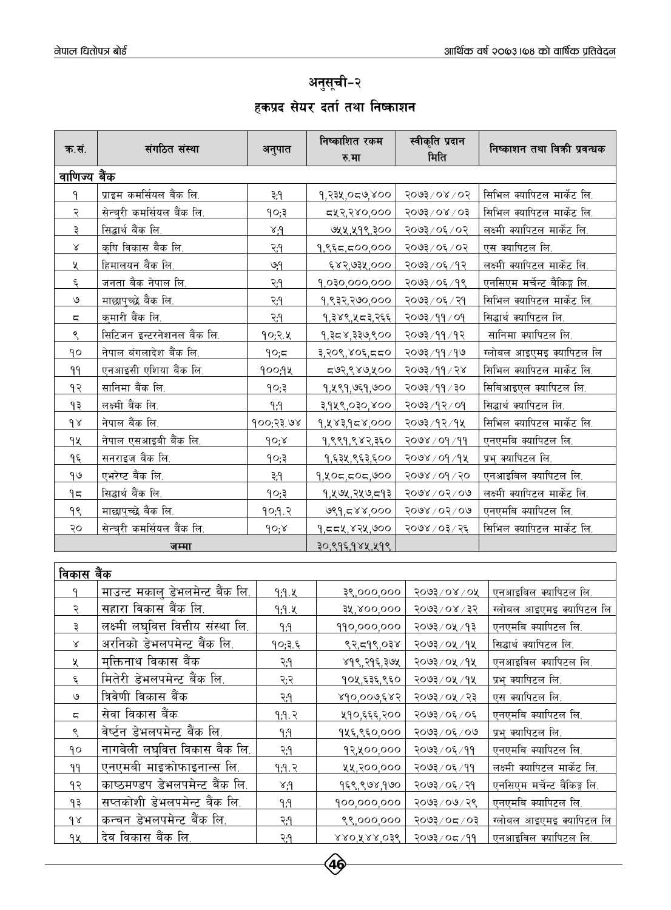## अनुसूची–२

## हकप्रद सेयर दर्ता तथा निष्काशन

| क्र.सं. | संगठित संस्था | अनुपात | निष्काशित रकम रु.मा | स्वीकृति प्रदान मिति | निष्काशन तथा विक्री प्रवन्धक |
|---|---|---|---|---|---|
| **वाणिज्य बैंक** | | | | | |
| १ | प्राइम कमर्सियल बैंक लि. | ३:१ | १,२३५,०८७,४०० | २०७३/०४/०२ | सिभिल क्यापिटल मार्केट लि. |
| २ | सेन्चुरी कमर्सियल बैंक लि. | १०:३ | ८५२,२४०,००० | २०७३/०४/०३ | सिभिल क्यापिटल मार्केट लि. |
| ३ | सिद्धार्थ बैंक लि. | ४:१ | ७५५,५१९,३०० | २०७३/०६/०२ | लक्ष्मी क्यापिटल मार्केट लि. |
| ४ | कृषि विकास बैक लि. | २:१ | १,९६८,८००,००० | २०७३/०६/०२ | एस क्यापिटल लि. |
| ५ | हिमालयन बैंक लि. | ७:१ | ६४२,७३५,००० | २०७३/०६/१२ | लक्ष्मी क्यापिटल मार्केट लि. |
| ६ | जनता बैंक नेपाल लि. | २:१ | १,०३०,०००,००० | २०७३/०६/१९ | एनसिएम मर्चेन्ट बैंकिङ्ग लि. |
| ७ | माछापुच्छ्रे बैंक लि. | २:१ | १,९३२,२७०,००० | २०७३/०६/२१ | सिभिल क्यापिटल मार्केट लि. |
| ८ | कुमारी बैंक लि. | २:१ | १,३४९,५८३,२६६ | २०७३/११/०१ | सिद्धार्थ क्यापिटल लि. |
| ९ | सिटिजन इन्टरनेशनल बैंक लि. | १०:२.५ | १,३८४,३३७,९०० | २०७३/११/१२ | सानिमा क्यापिटल लि. |
| १० | नेपाल बंगलादेश बैंक लि. | १०:८ | ३,२०९,४०६,८८० | २०७३/११/१७ | ग्लोबल आइएमइ क्यापिटल लि |
| ११ | एनआइसी एशिया बैंक लि. | १००:१५ | ८७२,९४७,५०० | २०७३/११/२४ | सिभिल क्यापिटल मार्केट लि. |
| १२ | सानिमा बैंक लि. | १०:३ | १,५९१,७६१,७०० | २०७३/११/३० | सिबिआइएल क्यापिटल लि. |
| १३ | लक्ष्मी बैंक लि. | १:१ | ३,१५९,०३०,४०० | २०७३/१२/०१ | सिद्धार्थ क्यापिटल लि. |
| १४ | नेपाल बैंक लि. | १००:२३.७४ | १,५४३,१८४,००० | २०७३/१२/१५ | सिभिल क्यापिटल मार्केट लि. |
| १५ | नेपाल एसआइबी बैंक लि. | १०:४ | १,९९१,९४२,३६० | २०७४/०१/११ | एनएमबि क्यापिटल लि. |
| १६ | सनराइज बैंक लि. | १०:३ | १,६३५,९६३,६०० | २०७४/०१/१५ | प्रभु क्यापिटल लि. |
| १७ | एभरेष्ट बैंक लि. | ३:१ | १,५०८,८०८,७०० | २०७४/०१/२० | एनआइबिल क्यापिटल लि. |
| १८ | सिद्धार्थ बैंक लि. | १०:३ | १,५७५,२५७,८१३ | २०७४/०२/०७ | लक्ष्मी क्यापिटल मार्केट लि. |
| १९ | माछापुच्छ्रे बैंक लि. | १०:१.२ | ७९१,८४४,००० | २०७४/०२/०७ | एनएमबि क्यापिटल लि. |
| २० | सेन्चुरी कमर्सियल बैंक लि. | १०:४ | १,८८५,४२५,७०० | २०७४/०३/२६ | सिभिल क्यापिटल मार्केट लि. |
| **जम्मा** | | | ३०,९१६,१४५,५१९ | | |
| **विकास बैंक** | | | | | |
| १ | माउन्ट मकालु डेभलमेन्ट बैंक लि. | १:१.५ | ३९,०००,००० | २०७३/०४/०५ | एनआइबिल क्यापिटल लि. |
| २ | सहारा विकास बैंक लि. | १:१.५ | ३५,४००,००० | २०७३/०४/३२ | ग्लोबल आइएमइ क्यापिटल लि |
| ३ | लक्ष्मी लघुवित्त वित्तीय संस्था लि. | १:१ | ११०,०००,००० | २०७३/०५/१३ | एनएमबि क्यापिटल लि. |
| ४ | अरनिको डेभलपमेन्ट बैंक लि. | १०:३.६ | ९२,८१९,०३४ | २०७३/०५/१५ | सिद्धार्थ क्यापिटल लि. |
| ५ | मुक्तिनाथ विकास बैंक | २:१ | ४१९,२१६,३७५ | २०७३/०५/१५ | एनआइबिल क्यापिटल लि. |
| ६ | मितेरी डेभलपमेन्ट बैंक लि. | २:२ | १०५,६३६,९६० | २०७३/०५/१५ | प्रभु क्यापिटल लि. |
| ७ | त्रिवेणी विकास बैंक | २:१ | ४१०,००७,६४२ | २०७३/०५/२३ | एस क्यापिटल लि. |
| ८ | सेवा विकास बैंक | १:१.२ | ५१०,६६६,२०० | २०७३/०६/०६ | एनएमबि क्यापिटल लि. |
| ९ | वेर्ष्टन डेभलपमेन्ट बैंक लि. | १:१ | १५६,९६०,००० | २०७३/०६/०७ | प्रभु क्यापिटल लि. |
| १० | नागबेली लघुवित्त विकास बैक लि. | २:१ | १२,५००,००० | २०७३/०६/११ | एनएमबि क्यापिटल लि. |
| ११ | एनएमबी माइक्रोफाइनान्स लि. | १:१.२ | ५५,२००,००० | २०७३/०६/११ | लक्ष्मी क्यापिटल मार्केट लि. |
| १२ | काष्ठमण्डप डेभलपमेन्ट बैंक लि. | ४:१ | १६९,९७४,१७० | २०७३/०६/२१ | एनसिएम मर्चेन्ट बैंकिङ्ग लि. |
| १३ | सप्तकोशी डेभलपमेन्ट बैंक लि. | १:१ | १००,०००,००० | २०७३/०७/२९ | एनएमबि क्यापिटल लि. |
| १४ | कन्चन डेभलपमेन्ट बैंक लि. | २:१ | ९९,०००,००० | २०७३/०८/०३ | ग्लोबल आइएमइ क्यापिटल लि |
| १५ | देव विकास बैंक लि. | २:१ | ४४०,५४४,०३९ | २०७३/०८/११ | एनआइबिल क्यापिटल लि. |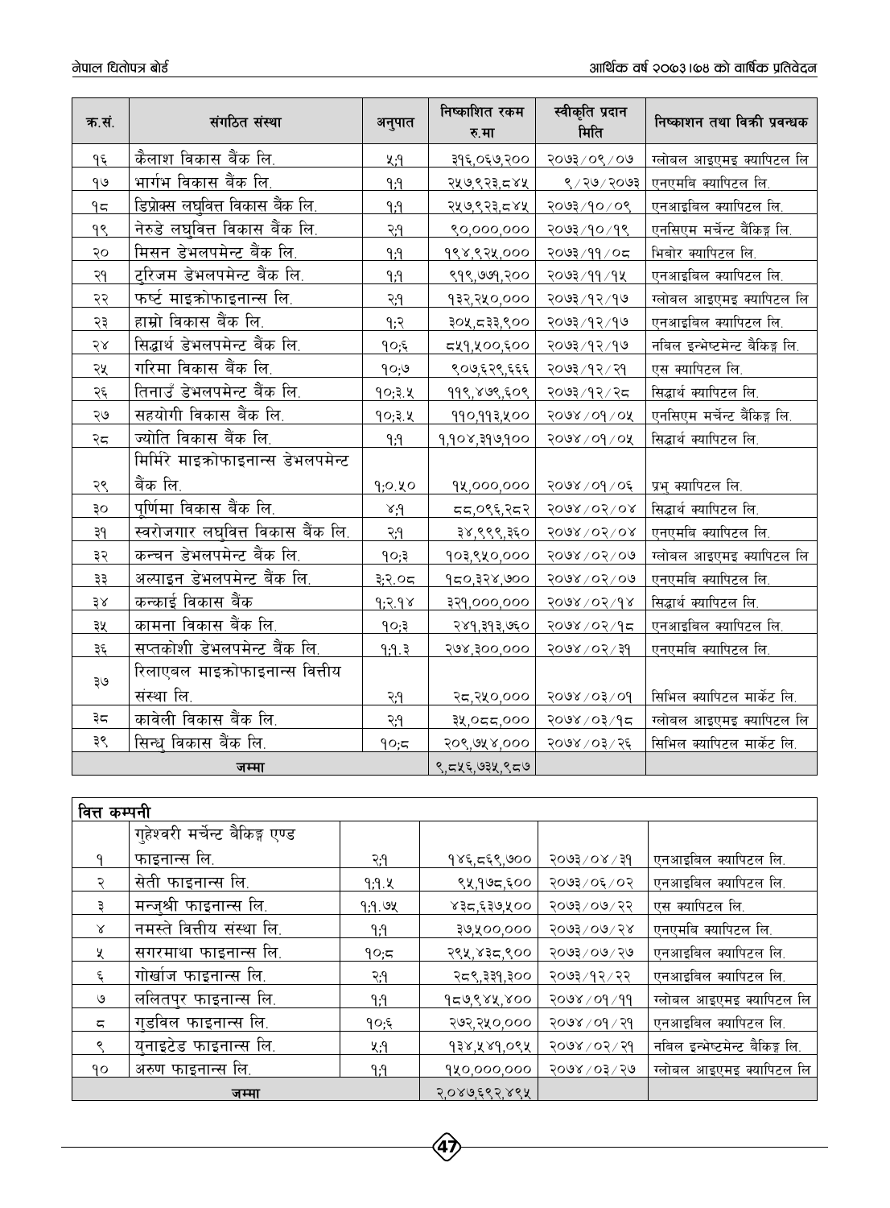| क्र.सं. | संगठित संस्था | अनुपात | निष्काशित रकम रु.मा | स्वीकृति प्रदान मिति | निष्काशन तथा बिक्री प्रवन्धक |
|---|---|---|---|---|---|
| १६ | कैलाश विकास बैंक लि. | ५:१ | ३१६,०६७,२०० | २०७३/०९/०७ | ग्लोबल आइएमइ क्यापिटल लि |
| १७ | भार्गभ विकास बैंक लि. | १:१ | २५७,९२३,८४५ | ९/२७/२०७३ | एनएमबि क्यापिटल लि. |
| १८ | डिप्रोक्स लघुवित्त विकास बैंक लि. | १:१ | २५७,९२३,८४५ | २०७३/१०/०९ | एनआइबिल क्यापिटल लि. |
| १९ | नेरुडे लघुवित्त विकास बैंक लि. | २:१ | ९०,०००,००० | २०७३/१०/१९ | एनसिएम मर्चेन्ट बैंकिङ्ग लि. |
| २० | मिसन डेभलपमेन्ट बैंक लि. | १:१ | १९४,९२५,००० | २०७३/११/०८ | भिबोर क्यापिटल लि. |
| २१ | टुरिजम डेभलपमेन्ट बैंक लि. | १:१ | ९१९,७७१,२०० | २०७३/११/१५ | एनआइबिल क्यापिटल लि. |
| २२ | फर्ष्ट माइक्रोफाइनान्स लि. | २:१ | १३२,२५०,००० | २०७३/१२/१७ | ग्लोबल आइएमइ क्यापिटल लि |
| २३ | हाम्रो विकास बैंक लि. | १:२ | ३०५,८३३,९०० | २०७३/१२/१७ | एनआइबिल क्यापिटल लि. |
| २४ | सिद्धार्थ डेभलपमेन्ट बैंक लि. | १०:६ | ८५१,५००,६०० | २०७३/१२/१७ | नबिल इन्भेष्टमेन्ट बैकिङ्ग लि. |
| २५ | गरिमा विकास बैंक लि. | १०:७ | ९०७,६२९,६६६ | २०७३/१२/२१ | एस क्यापिटल लि. |
| २६ | तिनाउँ डेभलपमेन्ट बैंक लि. | १०:३.५ | ११९,४७९,६०९ | २०७३/१२/२८ | सिद्धार्थ क्यापिटल लि. |
| २७ | सहयोगी विकास बैंक लि. | १०:३.५ | ११०,११३,५०० | २०७४/०१/०५ | एनसिएम मर्चेन्ट बैंकिङ्ग लि. |
| २८ | ज्योति विकास बैंक लि. | १:१ | १,१०४,३१७,१०० | २०७४/०१/०५ | सिद्धार्थ क्यापिटल लि. |
| २९ | मिर्मिरे माइक्रोफाइनान्स डेभलपमेन्ट बैंक लि. | १:०.५० | १५,०००,००० | २०७४/०१/०६ | प्रभु क्यापिटल लि. |
| ३० | पूर्णिमा विकास बैंक लि. | ४:१ | ८८,०९६,२८२ | २०७४/०२/०४ | सिद्धार्थ क्यापिटल लि. |
| ३१ | स्वरोजगार लघुवित्त विकास बैंक लि. | २:१ | ३४,९९९,३६० | २०७४/०२/०४ | एनएमबि क्यापिटल लि. |
| ३२ | कन्चन डेभलपमेन्ट बैंक लि. | १०:३ | १०३,९५०,००० | २०७४/०२/०७ | ग्लोबल आइएमइ क्यापिटल लि |
| ३३ | अल्पाइन डेभलपमेन्ट बैंक लि. | ३:२.०८ | १८०,३२४,७०० | २०७४/०२/०७ | एनएमबि क्यापिटल लि. |
| ३४ | कन्काई विकास बैंक | १:२.१४ | ३२१,०००,००० | २०७४/०२/१४ | सिद्धार्थ क्यापिटल लि. |
| ३५ | कामना विकास बैंक लि. | १०:३ | २४१,३१३,७६० | २०७४/०२/१८ | एनआइबिल क्यापिटल लि. |
| ३६ | सप्तकोशी डेभलपमेन्ट बैंक लि. | १:१.३ | २७४,३००,००० | २०७४/०२/३१ | एनएमबि क्यापिटल लि. |
| ३७ | रिलाएबल माइक्रोफाइनान्स वित्तीय संस्था लि. | २:१ | २८,२५०,००० | २०७४/०३/०१ | सिभिल क्यापिटल मार्केट लि. |
| ३८ | कावेली विकास बैंक लि. | २:१ | ३५,०८८,००० | २०७४/०३/१८ | ग्लोबल आइएमइ क्यापिटल लि |
| ३९ | सिन्धु विकास बैंक लि. | १०:८ | २०९,७५४,००० | २०७४/०३/२६ | सिभिल क्यापिटल मार्केट लि. |
| **जम्मा** | | | ९,८५६,७३५,९८७ | | |

| वित्त कम्पनी | | | | | |
|---|---|---|---|---|---|
| १ | गुहेश्वरी मर्चेन्ट बैंकिङ्ग एण्ड फाइनान्स लि. | २:१ | १४६,८६९,७०० | २०७३/०४/३१ | एनआइबिल क्यापिटल लि. |
| २ | सेती फाइनान्स लि. | १:१.५ | ९५,१७८,६०० | २०७३/०६/०२ | एनआइबिल क्यापिटल लि. |
| ३ | मन्जुश्री फाइनान्स लि. | १:१.७५ | ४३८,६३७,५०० | २०७३/०७/२२ | एस क्यापिटल लि. |
| ४ | नमस्ते वित्तीय संस्था लि. | १:१ | ३७,५००,००० | २०७३/०७/२४ | एनएमबि क्यापिटल लि. |
| ५ | सगरमाथा फाइनान्स लि. | १०:८ | २९५,४३८,९०० | २०७३/०७/२७ | एनआइबिल क्यापिटल लि. |
| ६ | गोर्खाज फाइनान्स लि. | २:१ | २८९,३३१,३०० | २०७३/१२/२२ | एनआइबिल क्यापिटल लि. |
| ७ | ललितपुर फाइनान्स लि. | १:१ | १८७,९४५,४०० | २०७४/०१/११ | ग्लोबल आइएमइ क्यापिटल लि |
| ८ | गुडविल फाइनान्स लि. | १०:६ | २७२,२५०,००० | २०७४/०१/२१ | एनआइबिल क्यापिटल लि. |
| ९ | युनाइटेड फाइनान्स लि. | ५:१ | १३४,५४१,०९५ | २०७४/०२/२१ | नबिल इन्भेष्टमेन्ट बैंकिङ्ग लि. |
| १० | अरुण फाइनान्स लि. | १:१ | १५०,०००,००० | २०७४/०३/२७ | ग्लोबल आइएमइ क्यापिटल लि |
| **जम्मा** | | | २,०४७,६९२,४९५ | | |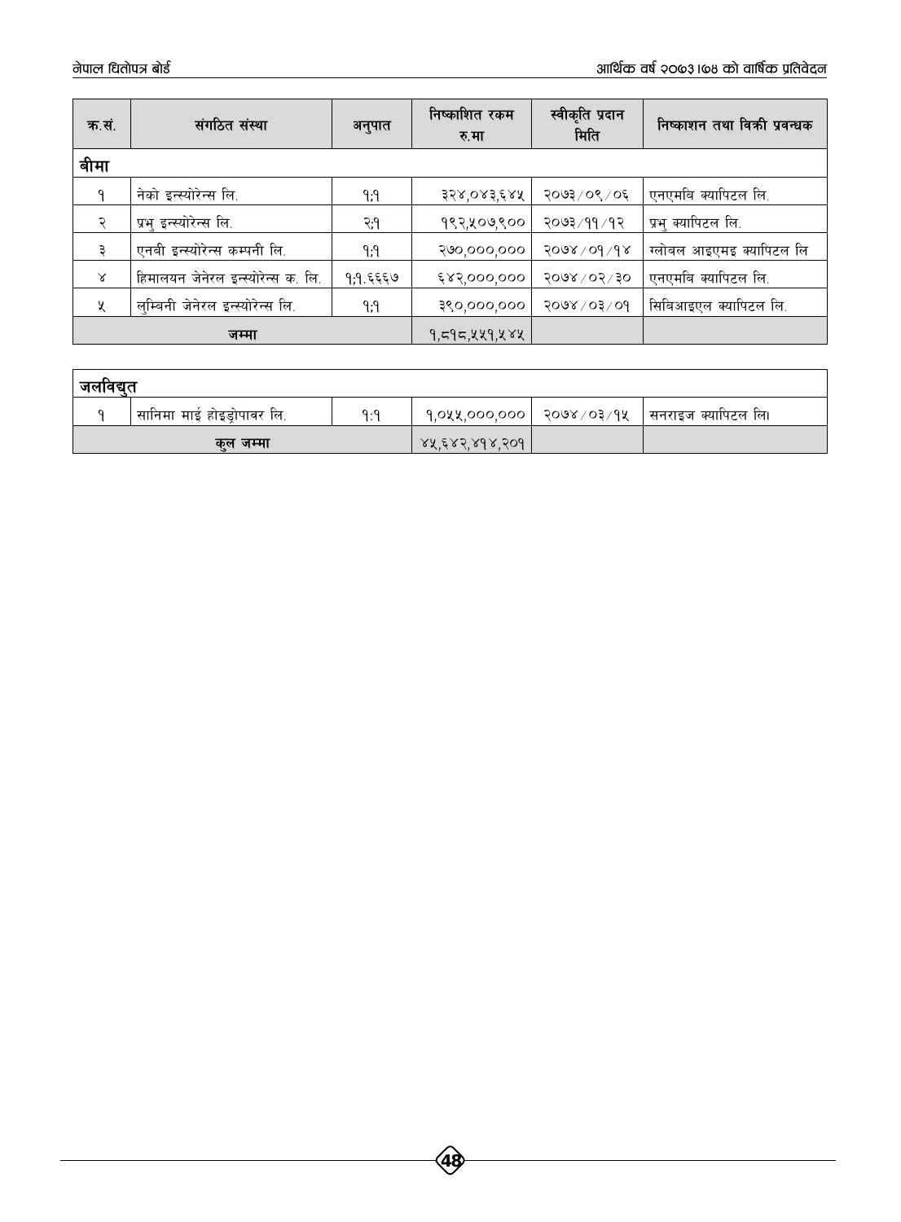| क्र.सं. | संगठित संस्था | अनुपात | निष्काशित रकम रु.मा | स्वीकृति प्रदान मिति | निष्काशन तथा विक्री प्रवन्धक |
|---|---|---|---|---|---|
| **बीमा** | | | | | |
| १ | नेको इन्स्योरेन्स लि. | १;१ | ३२४,०४३,६४५ | २०७३/०९/०६ | एनएमबि क्यापिटल लि. |
| २ | प्रभु इन्स्योरेन्स लि. | २;१ | १९२,५०७,९०० | २०७३/११/१२ | प्रभु क्यापिटल लि. |
| ३ | एनबी इन्स्योरेन्स कम्पनी लि. | १;१ | २७०,०००,००० | २०७४/०१/१४ | ग्लोबल आइएमइ क्यापिटल लि |
| ४ | हिमालयन जेनेरल इन्स्योरेन्स क. लि. | १;१.६६६७ | ६४२,०००,००० | २०७४/०२/३० | एनएमबि क्यापिटल लि. |
| ५ | लुम्बिनी जेनेरल इन्स्योरेन्स लि. | १;१ | ३९०,०००,००० | २०७४/०३/०१ | सिबिआइएल क्यापिटल लि. |
| | जम्मा | | १,८१८,५५१,५४५ | | |

| क्र.सं. | संगठित संस्था | अनुपात | निष्काशित रकम रु.मा | स्वीकृति प्रदान मिति | निष्काशन तथा विक्री प्रवन्धक |
|---|---|---|---|---|---|
| **जलविद्युत** | | | | | |
| १ | सानिमा माई होइड्रोपावर लि. | १:१ | १,०५५,०००,००० | २०७४/०३/१५ | सनराइज क्यापिटल लि। |
| | कुल जम्मा | | ४५,६४२,४१४,२०१ | | |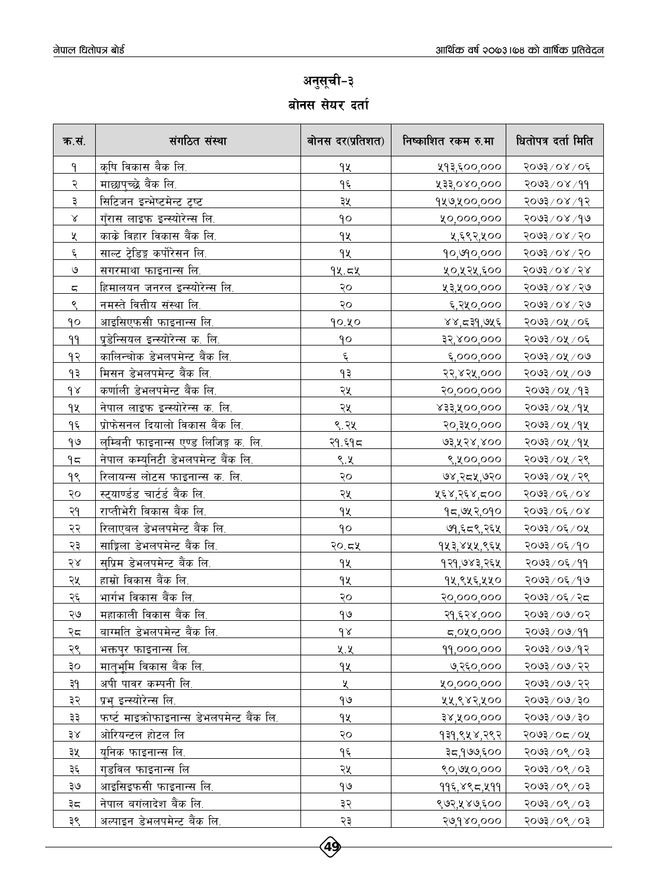# अनुसूची-३

## बोनस सेयर दर्ता

| क्र.सं. | संगठित संस्था | बोनस दर(प्रतिशत) | निष्काशित रकम रु.मा | धितोपत्र दर्ता मिति |
|---|---|---|---|---|
| १ | कृषि विकास बैंक लि. | १५ | ५१३,६००,००० | २०७३/०४/०६ |
| २ | माछापुच्छ्रे बैंक लि. | १६ | ५३३,०४०,००० | २०७३/०४/११ |
| ३ | सिटिजन इन्भेष्टमेन्ट ट्रष्ट | ३५ | १५७,५००,००० | २०७३/०४/१२ |
| ४ | गुँरास लाइफ इन्स्योरेन्स लि. | १० | ५०,०००,००० | २०७३/०४/१७ |
| ५ | काके विहार विकास बैंक लि. | १५ | ५,६९२,५०० | २०७३/०४/२० |
| ६ | साल्ट ट्रेडिङ्ग कर्पोरेसन लि. | १५ | १०,७१०,००० | २०७३/०४/२० |
| ७ | सगरमाथा फाइनान्स लि. | १५.८५ | ५०,५२५,६०० | २०७३/०४/२४ |
| ८ | हिमालयन जनरल इन्स्योरेन्स लि. | २० | ५३,५००,००० | २०७३/०४/२७ |
| ९ | नमस्ते वित्तीय संस्था लि. | २० | ६,२५०,००० | २०७३/०४/२७ |
| १० | आइसिएफसी फाइनान्स लि. | १०.५० | ४४,८३१,७५६ | २०७३/०५/०६ |
| ११ | प्रुडेन्सियल इन्स्योरेन्स क. लि. | १० | ३२,४००,००० | २०७३/०५/०६ |
| १२ | कालिन्चोक डेभलपमेन्ट बैंक लि. | ६ | ६,०००,००० | २०७३/०५/०७ |
| १३ | मिसन डेभलपमेन्ट बैंक लि. | १३ | २२,४२५,००० | २०७३/०५/०७ |
| १४ | कर्णाली डेभलपमेन्ट बैंक लि. | २५ | २०,०००,००० | २०७३/०५/१३ |
| १५ | नेपाल लाइफ इन्स्योरेन्स क. लि. | २५ | ४३३,५००,००० | २०७३/०५/१५ |
| १६ | प्रोफेसनल दियालो विकास बैंक लि. | ९.२५ | २०,३५०,००० | २०७३/०५/१५ |
| १७ | लुम्बिनी फाइनान्स एण्ड लिजिङ्ग क. लि. | २१.६१८ | ७३,५२४,४०० | २०७३/०५/१५ |
| १८ | नेपाल कम्युनिटी डेभलपमेन्ट बैंक लि. | ९.५ | ९,५००,००० | २०७३/०५/२९ |
| १९ | रिलायन्स लोटस फाइनान्स क. लि. | २० | ७४,२८५,७२० | २०७३/०५/२९ |
| २० | स्ट्यार्ण्डड चार्टर्ड बैंक लि. | २५ | ५६४,२६४,८०० | २०७३/०६/०४ |
| २१ | राप्तीभेरी विकास बैंक लि. | १५ | १८,७५२,०१० | २०७३/०६/०४ |
| २२ | रिलाएबल डेभलपमेन्ट बैंक लि. | १० | ७१,६८९,२६५ | २०७३/०६/०५ |
| २३ | साङ्गिला डेभलपमेन्ट बैंक लि. | २०.८५ | १५३,४५५,९६५ | २०७३/०६/१० |
| २४ | सुप्रिम डेभलपमेन्ट बैंक लि. | १५ | १२१,७४३,२६५ | २०७३/०६/११ |
| २५ | हाम्रो विकास बैंक लि. | १५ | १५,९५६,५५० | २०७३/०६/१७ |
| २६ | भार्गभ विकास बैंक लि. | २० | २०,०००,००० | २०७३/०६/२८ |
| २७ | महाकाली विकास बैंक लि. | १७ | २१,६२४,००० | २०७३/०७/०२ |
| २८ | बाग्मति डेभलपमेन्ट बैंक लि. | १४ | ८,०५०,००० | २०७३/०७/११ |
| २९ | भक्तपुर फाइनान्स लि. | ५.५ | ११,०००,००० | २०७३/०७/१२ |
| ३० | मातृभूमि विकास बैंक लि. | १५ | ७,२६०,००० | २०७३/०७/२२ |
| ३१ | अपी पावर कम्पनी लि. | ५ | ५०,०००,००० | २०७३/०७/२२ |
| ३२ | प्रभु इन्स्योरेन्स लि. | १७ | ५५,९४२,५०० | २०७३/०७/३० |
| ३३ | फर्ष्ट माइक्रोफाइनान्स डेभलपमेन्ट बैंक लि. | १५ | ३४,५००,००० | २०७३/०७/३० |
| ३४ | ओरियन्टल होटल लि | २० | १३१,९५४,२९२ | २०७३/०८/०५ |
| ३५ | युनिक फाइनान्स लि. | १६ | ३८,१७७,६०० | २०७३/०९/०३ |
| ३६ | गुडविल फाइनान्स लि | २५ | ९०,७५०,००० | २०७३/०९/०३ |
| ३७ | आइसिइफसी फाइनान्स लि. | १७ | ११६,४९८,५११ | २०७३/०९/०३ |
| ३८ | नेपाल बगंलादेश बैंक लि. | ३२ | ९७२,५४७,६०० | २०७३/०९/०३ |
| ३९ | अल्पाइन डेभलपमेन्ट बैंक लि. | २३ | २७,१४०,००० | २०७३/०९/०३ |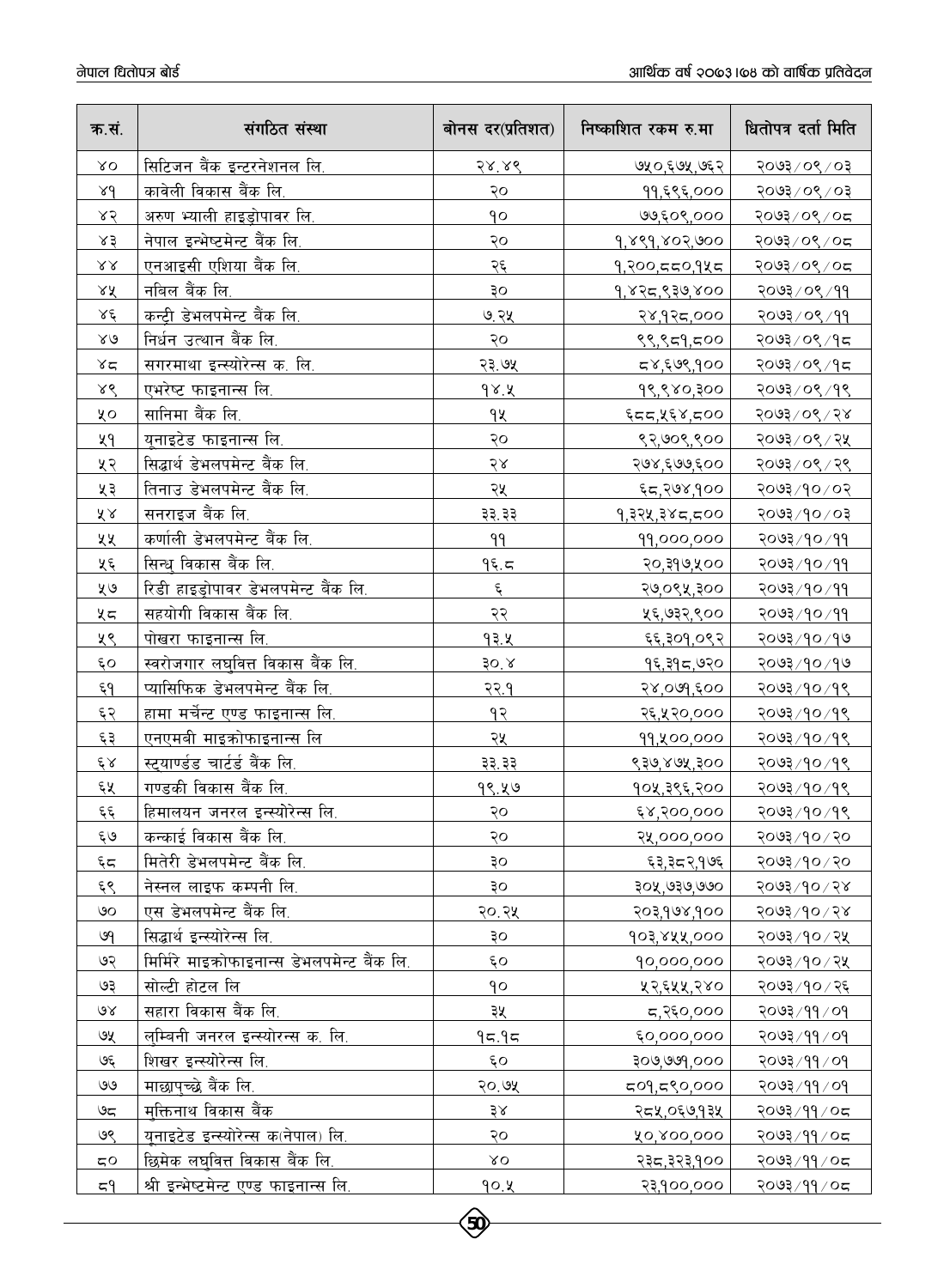| क्र.सं. | संगठित संस्था | बोनस दर(प्रतिशत) | निष्काशित रकम रु.मा | धितोपत्र दर्ता मिति |
|---|---|---|---|---|
| ४० | सिटिजन बैंक इन्टरनेशनल लि. | २४.४९ | ७५०,६७५,७६२ | २०७३/०९/०३ |
| ४१ | कावेली विकास बैंक लि. | २० | ११,६९६,००० | २०७३/०९/०३ |
| ४२ | अरुण भ्याली हाइड्रोपावर लि. | १० | ७७,६०९,००० | २०७३/०९/०८ |
| ४३ | नेपाल इन्भेष्टमेन्ट बैंक लि. | २० | १,४९१,४०२,७०० | २०७३/०९/०८ |
| ४४ | एनआइसी एशिया बैंक लि. | २६ | १,२००,८८०,१५८ | २०७३/०९/०८ |
| ४५ | नबिल बैंक लि. | ३० | १,४२८,९३७,४०० | २०७३/०९/११ |
| ४६ | कन्ट्री डेभलपमेन्ट बैंक लि. | ७.२५ | २४,१२८,००० | २०७३/०९/११ |
| ४७ | निर्धन उत्थान बैंक लि. | २० | ९९,९८१,८०० | २०७३/०९/१८ |
| ४८ | सगरमाथा इन्स्योरेन्स क. लि. | २३.७५ | ८४,६७९,१०० | २०७३/०९/१८ |
| ४९ | एभरेष्ट फाइनान्स लि. | १४.५ | १९,९४०,३०० | २०७३/०९/१९ |
| ५० | सानिमा बैंक लि. | १५ | ६८८,५६४,८०० | २०७३/०९/२४ |
| ५१ | यूनाइटेड फाइनान्स लि. | २० | ९२,७०९,९०० | २०७३/०९/२५ |
| ५२ | सिद्धार्थ डेभलपमेन्ट बैंक लि. | २४ | २७४,६७७,६०० | २०७३/०९/२९ |
| ५३ | तिनाउ डेभलपमेन्ट बैंक लि. | २५ | ६८,२७४,१०० | २०७३/१०/०२ |
| ५४ | सनराइज बैंक लि. | ३३.३३ | १,३२५,३४८,८०० | २०७३/१०/०३ |
| ५५ | कर्णाली डेभलपमेन्ट बैंक लि. | ११ | ११,०००,००० | २०७३/१०/११ |
| ५६ | सिन्धु विकास बैंक लि. | १६.८ | २०,३१७,५०० | २०७३/१०/११ |
| ५७ | रिडी हाइड्रोपावर डेभलपमेन्ट बैंक लि. | ६ | २७,०९५,३०० | २०७३/१०/११ |
| ५८ | सहयोगी विकास बैंक लि. | २२ | ५६,७३२,९०० | २०७३/१०/११ |
| ५९ | पोखरा फाइनान्स लि. | १३.५ | ६६,३०१,०९२ | २०७३/१०/१७ |
| ६० | स्वरोजगार लघुवित्त विकास बैंक लि. | ३०.४ | १६,३१८,७२० | २०७३/१०/१७ |
| ६१ | प्यासिफिक डेभलपमेन्ट बैंक लि. | २२.१ | २४,०७१,६०० | २०७३/१०/१९ |
| ६२ | हामा मर्चेन्ट एण्ड फाइनान्स लि. | १२ | २६,५२०,००० | २०७३/१०/१९ |
| ६३ | एनएमबी माइक्रोफाइनान्स लि | २५ | ११,५००,००० | २०७३/१०/१९ |
| ६४ | स्ट्याण्डर्ड चार्टर्ड बैंक लि. | ३३.३३ | ९३७,४७५,३०० | २०७३/१०/१९ |
| ६५ | गण्डकी विकास बैंक लि. | १९.५७ | १०५,३९६,२०० | २०७३/१०/१९ |
| ६६ | हिमालयन जनरल इन्स्योरेन्स लि. | २० | ६४,२००,००० | २०७३/१०/१९ |
| ६७ | कन्काई विकास बैंक लि. | २० | २५,०००,००० | २०७३/१०/२० |
| ६८ | मितेरी डेभलपमेन्ट बैंक लि. | ३० | ६३,३८२,१७६ | २०७३/१०/२० |
| ६९ | नेस्नल लाइफ कम्पनी लि. | ३० | ३०५,७३७,७७० | २०७३/१०/२४ |
| ७० | एस डेभलपमेन्ट बैंक लि. | २०.२५ | २०३,१७४,१०० | २०७३/१०/२४ |
| ७१ | सिद्धार्थ इन्स्योरेन्स लि. | ३० | १०३,४५५,००० | २०७३/१०/२५ |
| ७२ | मिर्मिरे माइक्रोफाइनान्स डेभलपमेन्ट बैंक लि. | ६० | १०,०००,००० | २०७३/१०/२५ |
| ७३ | सोल्टी होटल लि | १० | ५२,६५५,२४० | २०७३/१०/२६ |
| ७४ | सहारा विकास बैंक लि. | ३५ | ८,२६०,००० | २०७३/११/०१ |
| ७५ | लुम्बिनी जनरल इन्स्योरन्स क. लि. | १८.१८ | ६०,०००,००० | २०७३/११/०१ |
| ७६ | शिखर इन्स्योरेन्स लि. | ६० | ३०७,७७१,००० | २०७३/११/०१ |
| ७७ | माछापुच्छ्रे बैंक लि. | २०.७५ | ८०१,८९०,००० | २०७३/११/०१ |
| ७८ | मुक्तिनाथ विकास बैंक | ३४ | २८५,०६७,१३५ | २०७३/११/०८ |
| ७९ | यूनाइटेड इन्स्योरेन्स क(नेपाल) लि. | २० | ५०,४००,००० | २०७३/११/०८ |
| ८० | छिमेक लघुवित्त विकास बैंक लि. | ४० | २३८,३२३,१०० | २०७३/११/०८ |
| ८१ | श्री इन्भेष्टमेन्ट एण्ड फाइनान्स लि. | १०.५ | २३,१००,००० | २०७३/११/०८ |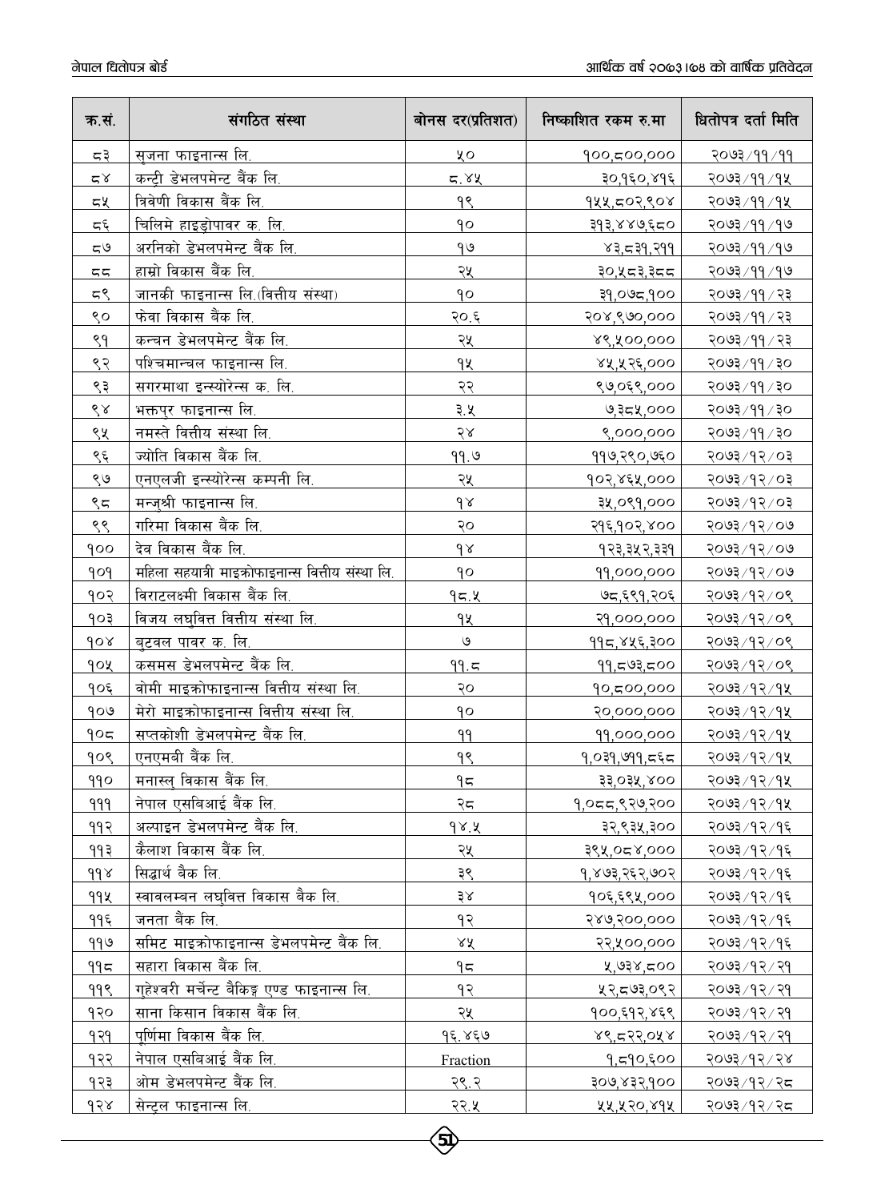| क्र.सं. | संगठित संस्था | बोनस दर(प्रतिशत) | निष्काशित रकम रु.मा | धितोपत्र दर्ता मिति |
|---|---|---|---|---|
| ८३ | सुजना फाइनान्स लि. | ५० | १००,८००,००० | २०७३/११/११ |
| ८४ | कन्ट्री डेभलपमेन्ट बैंक लि. | ८.४५ | ३०,१६०,४१६ | २०७३/११/१५ |
| ८५ | त्रिवेणी विकास बैंक लि. | १९ | १५५,८०२,९०४ | २०७३/११/१५ |
| ८६ | चिलिमे हाइड्रोपावर क. लि. | १० | ३१३,४४७,६८० | २०७३/११/१७ |
| ८७ | अरनिको डेभलपमेन्ट बैंक लि. | १७ | ४३,८३१,२११ | २०७३/११/१७ |
| ८८ | हाम्रो विकास बैंक लि. | २५ | ३०,५८३,३८८ | २०७३/११/१७ |
| ८९ | जानकी फाइनान्स लि.(वित्तीय संस्था) | १० | ३१,०७८,१०० | २०७३/११/२३ |
| ९० | फेवा विकास बैंक लि. | २०.६ | २०४,९७०,००० | २०७३/११/२३ |
| ९१ | कन्चन डेभलपमेन्ट बैंक लि. | २५ | ४९,५००,००० | २०७३/११/२३ |
| ९२ | पश्चिमान्चल फाइनान्स लि. | १५ | ४५,५२६,००० | २०७३/११/३० |
| ९३ | सगरमाथा इन्स्योरेन्स क. लि. | २२ | ९७,०६९,००० | २०७३/११/३० |
| ९४ | भक्तपुर फाइनान्स लि. | ३.५ | ७,३८५,००० | २०७३/११/३० |
| ९५ | नमस्ते वित्तीय संस्था लि. | २४ | ९,०००,००० | २०७३/११/३० |
| ९६ | ज्योति विकास बैंक लि. | ११.७ | ११७,२९०,७६० | २०७३/१२/०३ |
| ९७ | एनएलजी इन्स्योरेन्स कम्पनी लि. | २५ | १०२,४६५,००० | २०७३/१२/०३ |
| ९८ | मन्जुश्री फाइनान्स लि. | १४ | ३५,०९१,००० | २०७३/१२/०३ |
| ९९ | गरिमा विकास बैंक लि. | २० | २१६,१०२,४०० | २०७३/१२/०७ |
| १०० | देव विकास बैंक लि. | १४ | १२३,३५२,३३१ | २०७३/१२/०७ |
| १०१ | महिला सहयात्री माइक्रोफाइनान्स वित्तीय संस्था लि. | १० | ११,०००,००० | २०७३/१२/०७ |
| १०२ | विराटलक्ष्मी विकास बैंक लि. | १८.५ | ७८,६९१,२०६ | २०७३/१२/०९ |
| १०३ | विजय लघुवित्त वित्तीय संस्था लि. | १५ | २१,०००,००० | २०७३/१२/०९ |
| १०४ | बुटवल पावर क. लि. | ७ | ११८,४५६,३०० | २०७३/१२/०९ |
| १०५ | कसमस डेभलपमेन्ट बैंक लि. | ११.८ | ११,८७३,८०० | २०७३/१२/०९ |
| १०६ | वोमी माइक्रोफाइनान्स वित्तीय संस्था लि. | २० | १०,८००,००० | २०७३/१२/१५ |
| १०७ | मेरो माइक्रोफाइनान्स वित्तीय संस्था लि. | १० | २०,०००,००० | २०७३/१२/१५ |
| १०८ | सप्तकोशी डेभलपमेन्ट बैंक लि. | ११ | ११,०००,००० | २०७३/१२/१५ |
| १०९ | एनएमबी बैंक लि. | १९ | १,०३१,७११,८६८ | २०७३/१२/१५ |
| ११० | मनास्लु विकास बैंक लि. | १८ | ३३,०३५,४०० | २०७३/१२/१५ |
| १११ | नेपाल एसबिआई बैंक लि. | २८ | १,०८८,९२७,२०० | २०७३/१२/१५ |
| ११२ | अल्पाइन डेभलपमेन्ट बैंक लि. | १४.५ | ३२,९३५,३०० | २०७३/१२/१६ |
| ११३ | कैलाश विकास बैंक लि. | २५ | ३९५,०८४,००० | २०७३/१२/१६ |
| ११४ | सिद्धार्थ बैंक लि. | ३९ | १,४७३,२६२,७०२ | २०७३/१२/१६ |
| ११५ | स्वावलम्बन लघुवित्त विकास बैंक लि. | ३४ | १०६,६९५,००० | २०७३/१२/१६ |
| ११६ | जनता बैंक लि. | १२ | २४७,२००,००० | २०७३/१२/१६ |
| ११७ | समिट माइक्रोफाइनान्स डेभलपमेन्ट बैंक लि. | ४५ | २२,५००,००० | २०७३/१२/१६ |
| ११८ | सहारा विकास बैंक लि. | १८ | ५,७३४,८०० | २०७३/१२/२१ |
| ११९ | गुहेश्वरी मर्चेन्ट बैंकिङ्ग एण्ड फाइनान्स लि. | १२ | ५२,८७३,०९२ | २०७३/१२/२१ |
| १२० | साना किसान विकास बैंक लि. | २५ | १००,६१२,४६९ | २०७३/१२/२१ |
| १२१ | पूर्णिमा विकास बैंक लि. | १६.४६७ | ४९,८२२,०५४ | २०७३/१२/२१ |
| १२२ | नेपाल एसबिआई बैंक लि. | Fraction | १,८१०,६०० | २०७३/१२/२४ |
| १२३ | ओम डेभलपमेन्ट बैंक लि. | २९.२ | ३०७,४३२,१०० | २०७३/१२/२८ |
| १२४ | सेन्ट्रल फाइनान्स लि. | २२.५ | ५५,५२०,४१५ | २०७३/१२/२८ |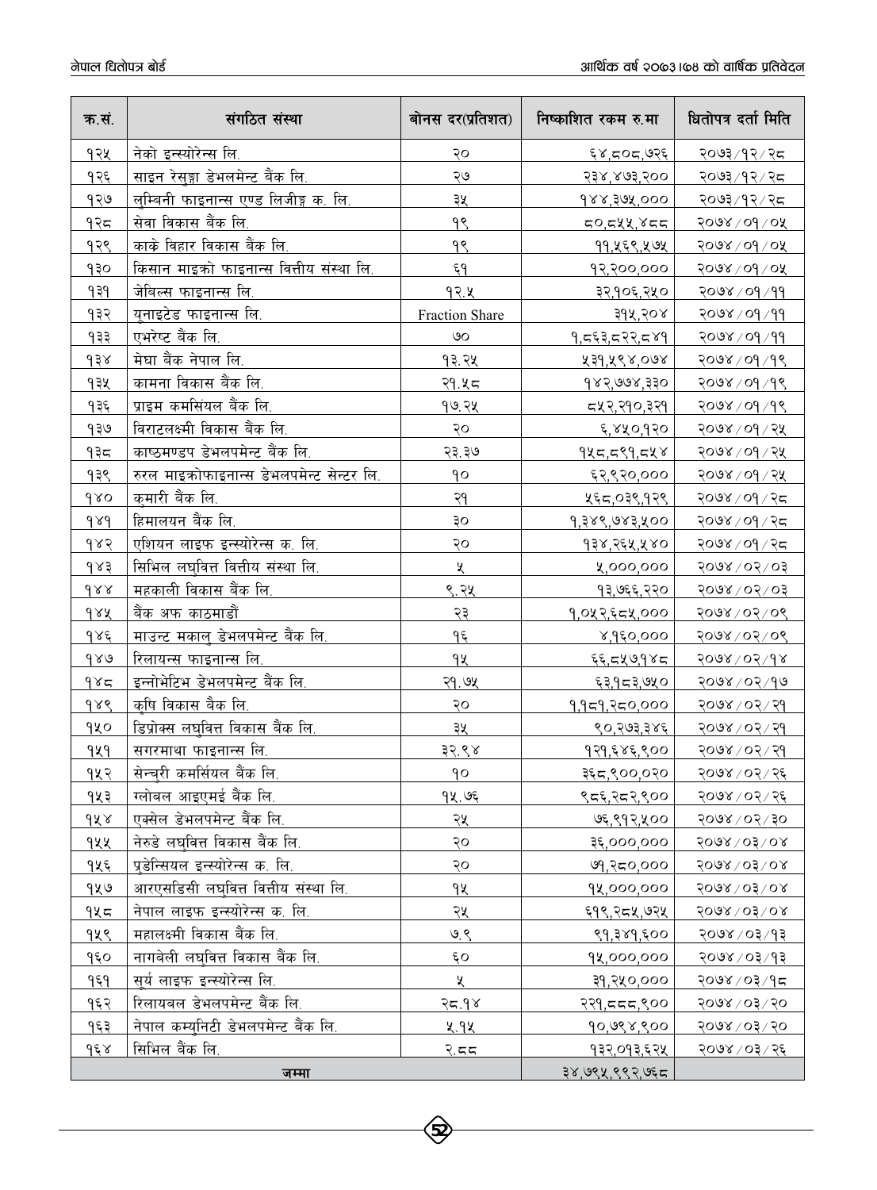| क्र.सं. | संगठित संस्था | बोनस दर(प्रतिशत) | निष्काशित रकम रु.मा | धितोपत्र दर्ता मिति |
|---|---|---|---|---|
| १२५ | नेको इन्स्योरेन्स लि. | २० | ६४,८०८,७२६ | २०७३/१२/२८ |
| १२६ | साइन रेसुङ्गा डेभलमेन्ट बैंक लि. | २७ | २३४,४७३,२०० | २०७३/१२/२८ |
| १२७ | लुम्बिनी फाइनान्स एण्ड लिजीङ्ग क. लि. | ३५ | १४४,३७५,००० | २०७३/१२/२८ |
| १२८ | सेवा विकास बैंक लि. | १९ | ८०,८५५,४८८ | २०७४/०१/०५ |
| १२९ | काके विहार विकास बैंक लि. | १९ | ११,५६९,५७५ | २०७४/०१/०५ |
| १३० | किसान माइक्रो फाइनान्स वित्तीय संस्था लि. | ६१ | १२,२००,००० | २०७४/०१/०५ |
| १३१ | जेबिल्स फाइनान्स लि. | १२.५ | ३२,१०६,२५० | २०७४/०१/११ |
| १३२ | युनाइटेड फाइनान्स लि. | Fraction Share | ३१५,२०४ | २०७४/०१/११ |
| १३३ | एभरेष्ट बैंक लि. | ७० | १,८६३,८२२,८४१ | २०७४/०१/११ |
| १३४ | मेघा बैंक नेपाल लि. | १३.२५ | ५३१,५९४,०७४ | २०७४/०१/१९ |
| १३५ | कामना विकास बैंक लि. | २१.५८ | १४२,७७४,३३० | २०७४/०१/१९ |
| १३६ | प्राइम कमर्सियल बैंक लि. | १७.२५ | ८५२,२१०,३२१ | २०७४/०१/१९ |
| १३७ | विराटलक्ष्मी विकास बैंक लि. | २० | ६,४५०,१२० | २०७४/०१/२५ |
| १३८ | काष्ठमण्डप डेभलपमेन्ट बैंक लि. | २३.३७ | १५८,८९१,८५४ | २०७४/०१/२५ |
| १३९ | रुरल माइक्रोफाइनान्स डेभलपमेन्ट सेन्टर लि. | १० | ६२,९२०,००० | २०७४/०१/२५ |
| १४० | कुमारी बैंक लि. | २१ | ५६८,०३९,१२९ | २०७४/०१/२८ |
| १४१ | हिमालयन बैंक लि. | ३० | १,३४९,७४३,५०० | २०७४/०१/२८ |
| १४२ | एशियन लाइफ इन्स्योरेन्स क. लि. | २० | १३४,२६५,५४० | २०७४/०१/२८ |
| १४३ | सिभिल लघुवित्त वित्तीय संस्था लि. | ५ | ५,०००,००० | २०७४/०२/०३ |
| १४४ | महकाली विकास बैंक लि. | ९.२५ | १३,७६६,२२० | २०७४/०२/०३ |
| १४५ | बैंक अफ काठमाडौं | २३ | १,०५२,६८५,००० | २०७४/०२/०९ |
| १४६ | माउन्ट मकालु डेभलपमेन्ट बैंक लि. | १६ | ४,१६०,००० | २०७४/०२/०९ |
| १४७ | रिलायन्स फाइनान्स लि. | १५ | ६६,८५७,१४८ | २०७४/०२/१४ |
| १४८ | इन्नोभेटिभ डेभलपमेन्ट बैंक लि. | २१.७५ | ६३,१८३,७५० | २०७४/०२/१७ |
| १४९ | कृषि विकास बैंक लि. | २० | १,१८१,२८०,००० | २०७४/०२/२१ |
| १५० | डिप्रोक्स लघुवित्त विकास बैंक लि. | ३५ | ९०,२७३,३४६ | २०७४/०२/२१ |
| १५१ | सगरमाथा फाइनान्स लि. | ३२.९४ | १२१,६४६,९०० | २०७४/०२/२१ |
| १५२ | सेन्चुरी कमर्सियल बैंक लि. | १० | ३६८,९००,०२० | २०७४/०२/२६ |
| १५३ | ग्लोबल आइएमई बैंक लि. | १५.७६ | ९८६,२८२,९०० | २०७४/०२/२६ |
| १५४ | एक्सेल डेभलपमेन्ट बैंक लि. | २५ | ७६,९१२,५०० | २०७४/०२/३० |
| १५५ | नेरुडे लघुवित्त विकास बैंक लि. | २० | ३६,०००,००० | २०७४/०३/०४ |
| १५६ | प्रुडेन्सियल इन्स्योरेन्स क. लि. | २० | ७१,२८०,००० | २०७४/०३/०४ |
| १५७ | आरएसडिसी लघुवित्त वित्तीय संस्था लि. | १५ | १५,०००,००० | २०७४/०३/०४ |
| १५८ | नेपाल लाइफ इन्स्योरेन्स क. लि. | २५ | ६१९,२८५,७२५ | २०७४/०३/०४ |
| १५९ | महालक्ष्मी विकास बैंक लि. | ७.९ | ९१,३४१,६०० | २०७४/०३/१३ |
| १६० | नागबेली लघुवित्त विकास बैंक लि. | ६० | १५,०००,००० | २०७४/०३/१३ |
| १६१ | सूर्य लाइफ इन्स्योरेन्स लि. | ५ | ३१,२५०,००० | २०७४/०३/१८ |
| १६२ | रिलायबल डेभलपमेन्ट बैंक लि. | २८.१४ | २२१,८८८,९०० | २०७४/०३/२० |
| १६३ | नेपाल कम्युनिटी डेभलपमेन्ट बैंक लि. | ५.१५ | १०,७९४,९०० | २०७४/०३/२० |
| १६४ | सिभिल बैंक लि. | २.८८ | १३२,०१३,६२५ | २०७४/०३/२६ |
| जम्मा | | | ३४,७९५,९९२,७६८ | |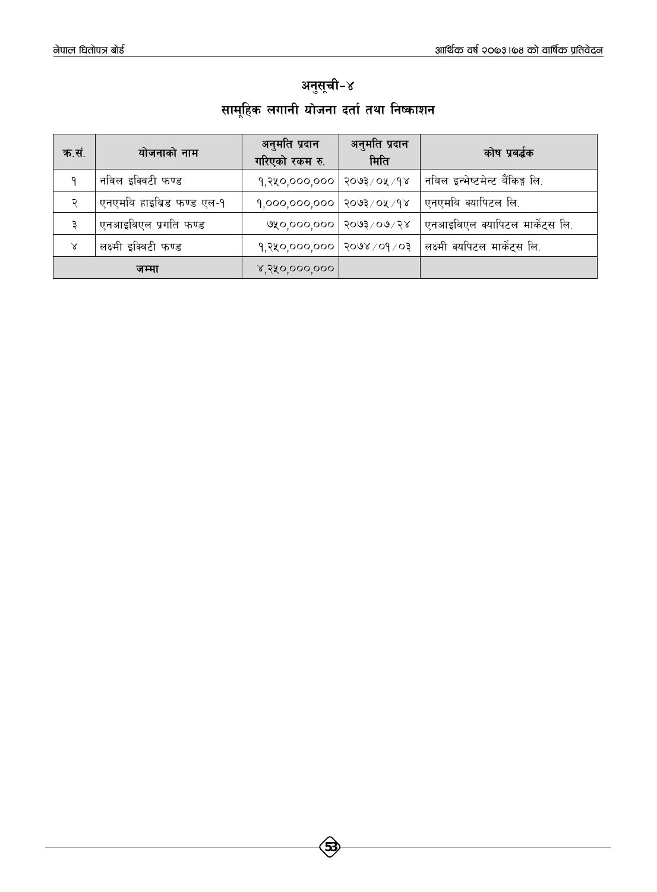# अनुसूची-४

## सामूहिक लगानी योजना दर्ता तथा निष्काशन

| क्र.सं. | योजनाको नाम | अनुमति प्रदान गरिएको रकम रु. | अनुमति प्रदान मिति | कोष प्रवर्द्धक |
|---|---|---|---|---|
| १ | नबिल इक्विटी फण्ड | १,२५०,०००,००० | २०७३/०५/१४ | नबिल इन्भेष्टमेन्ट बैंकिङ्ग लि. |
| २ | एनएमबि हाइब्रिड फण्ड एल-१ | १,०००,०००,००० | २०७३/०५/१४ | एनएमबि क्यापिटल लि. |
| ३ | एनआइबिएल प्रगति फण्ड | ७५०,०००,००० | २०७३/०७/२४ | एनआइबिएल क्यापिटल मार्केट्स लि. |
| ४ | लक्ष्मी इक्विटी फण्ड | १,२५०,०००,००० | २०७४/०१/०३ | लक्ष्मी क्यपिटल मार्केट्स लि. |
| जम्मा | | ४,२५०,०००,००० | | |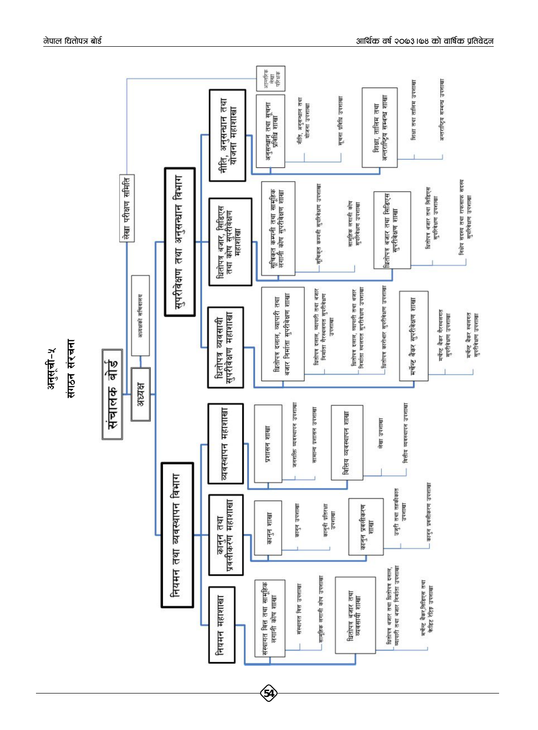# अनुसूची-५

## संगठन संरचना

- **संचालक बोर्ड**
  - लेखा परीक्षण समिति
    - आन्तरिक लेखा परीक्षक
  - **अध्यक्ष**
    - अध्यक्षको सचिवालय
    - **नियमन तथा व्यवस्थापन विभाग**
      - **नियमन महाशाखा**
        - संस्थागत वित्त तथा सामूहिक लगानी कोष शाखा
          - संस्थागत वित्त उपशाखा
          - सामूहिक लगानी कोष उपशाखा
        - धितोपत्र बजार तथा व्यवसायी शाखा
          - धितोपत्र बजार तथा धितोपत्र दलाल, व्यापारी तथा बजार निर्माता उपशाखा
          - मर्चेन्ट बैंकर,सिडिएस तथा क्रेडिट रेटिङ उपशाखा
      - **कानून तथा प्रवलीकरण महाशाखा**
        - कानून शाखा
          - कानून उपशाखा
          - कानूनी प्रतिरक्षा उपशाखा
        - कानून प्रवलीकरण शाखा
          - उजुरी तथा तहकीकात उपशाखा
          - कानून प्रवलीकरण उपशाखा
      - **व्यवस्थापन महाशाखा**
        - प्रशासन शाखा
          - जनशक्ति व्यवस्थापन उपशाखा
          - सामान्य प्रशासन उपशाखा
        - वित्तिय व्यवस्थापन शाखा
          - लेखा उपशाखा
          - वित्तिय व्यवस्थापन उपशाखा
    - **सुपरीवेक्षण तथा अनुसन्धान विभाग**
      - **धितोपत्र व्यवसायी सुपरीवेक्षण महाशाखा**
        - धितोपत्र दलाल, व्यापारी तथा बजार निर्माता सुपरीवेक्षण शाखा
          - धितोपत्र दलाल, व्यापारी तथा बजार निर्माता गैरस्थलगत सुपरीवेक्षण उपशाखा
          - धितोपत्र दलाल, व्यापारी तथा बजार निर्माता स्थलगत सुपरीवेक्षण उपशाखा
          - धितोपत्र कारोबार सुपरीवेक्षण उपशाखा
        - मर्चेन्ट बैंकर सुपरीवेक्षण शाखा
          - मर्चेन्ट बैंकर गैरस्थलगत सुपरीवेक्षण उपशाखा
          - मर्चेन्ट बैंकर स्थलगत सुपरीवेक्षण उपशाखा
      - **धितोपत्र बजार, सिडिएस तथा कोष सुपरीवेक्षण महाशाखा**
        - सूचिकृत कम्पनी तथा सामूहिक लगानी कोष सुपरीवेक्षण शाखा
          - सूचिकृत कम्पनी सुपरीवेक्षण उपशाखा
          - सामूहिक लगानी कोष सुपरीवेक्षण उपशाखा
        - धितोपत्र बजार तथा सिडिएस सुपरीवेक्षण शाखा
          - धितोपत्र बजार तथा सिडिएस सुपरीवेक्षण उपशाखा
          - निक्षेप सदस्य तथा राफसाफ सदस्य सुपरीवेक्षण उपशाखा
      - **नीति, अनुसन्धान तथा योजना महाशाखा**
        - अनुसन्धान तथा सूचना प्रविधि शाखा
          - नीति, अनुसन्धान तथा योजना उपशाखा
          - सूचना प्रविधि उपशाखा
        - शिक्षा, तालिम तथा अन्तर्राष्ट्रिय सम्बन्ध शाखा
          - शिक्षा तथा तालिम उपशाखा
          - अन्तर्राष्ट्रिय सम्बन्ध उपशाखा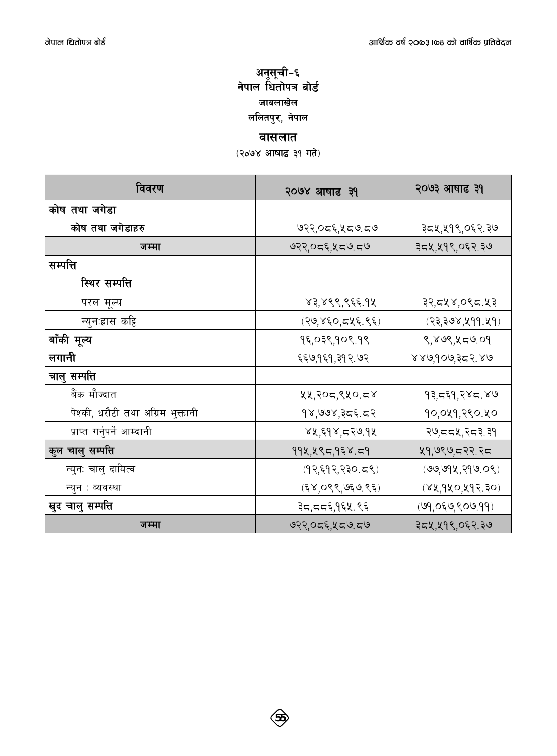# अनुसूची-६
## नेपाल धितोपत्र बोर्ड
### जावलाखेल
### ललितपुर, नेपाल

## वासलात
(२०७४ आषाढ ३१ गते)

| विवरण | २०७४ आषाढ ३१ | २०७३ आषाढ ३१ |
|---|---|---|
| **कोष तथा जगेडा** | | |
| **कोष तथा जगेडाहरु** | ७२२,०८६,५८७.८७ | ३८५,५१९,०६२.३७ |
| **जम्मा** | ७२२,०८६,५८७.८७ | ३८५,५१९,०६२.३७ |
| **सम्पत्ति** | | |
| **स्थिर सम्पत्ति** | | |
| परल मूल्य | ४३,४९९,९६६.१५ | ३२,८५४,०९८.५३ |
| न्युनःह्रास कट्टि | (२७,४६०,८५६.९६) | (२३,३७४,५११.५१) |
| **बाँकी मूल्य** | १६,०३९,१०९.१९ | ९,४७९,५८७.०१ |
| **लगानी** | ६६७,१६१,३१२.७२ | ४४७,१०७,३८२.४७ |
| **चालु सम्पत्ति** | | |
| बैंक मौज्दात | ५५,२०८,९५०.८४ | १३,८६१,२४८.४७ |
| पेश्की, धरौटी तथा अग्रिम भुक्तानी | १४,७७४,३८६.८२ | १०,०५१,२९०.५० |
| प्राप्त गर्नुपर्ने आम्दानी | ४५,६१४,८२७.१५ | २७,८८५,२८३.३१ |
| **कुल चालु सम्पत्ति** | ११५,५९८,१६४.८१ | ५१,७९७,८२२.२८ |
| न्युनः चालु दायित्व | (१२,६१२,२३०.८९) | (७७,७१५,२१७.०९) |
| न्युन : व्यवस्था | (६४,०९९,७६७.९६) | (४५,१५०,५१२.३०) |
| **खुद चालु सम्पत्ति** | ३८,८८६,१६५.९६ | (७१,०६७,९०७.११) |
| **जम्मा** | ७२२,०८६,५८७.८७ | ३८५,५१९,०६२.३७ |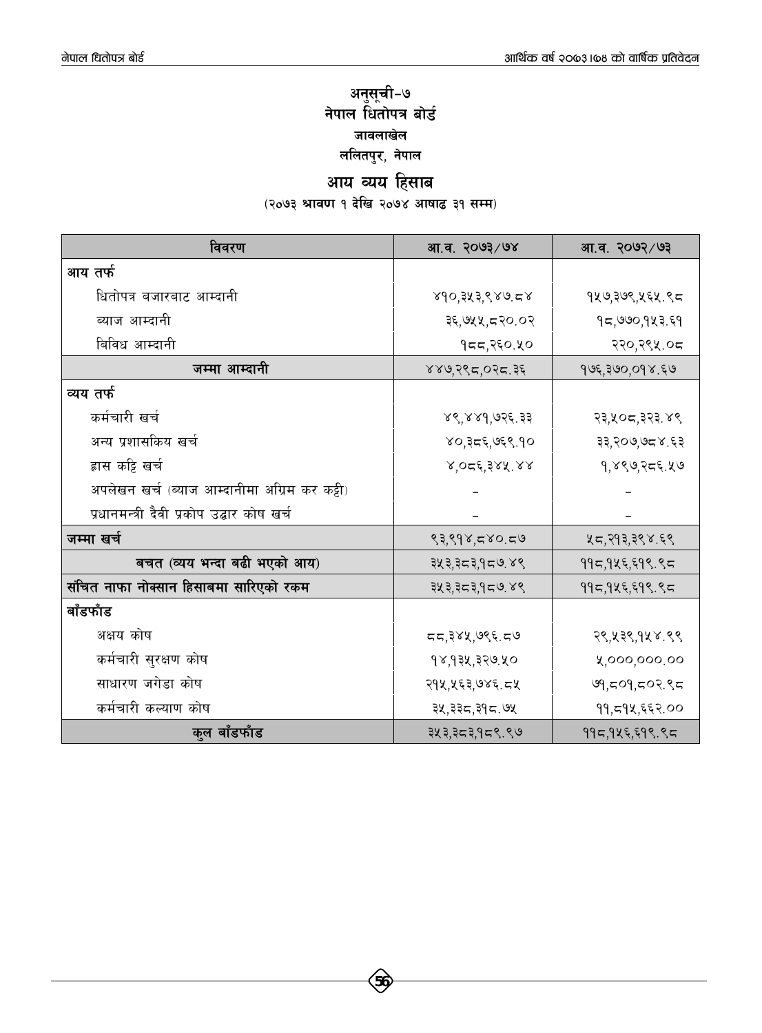# अनुसूची-७

## नेपाल धितोपत्र बोर्ड

### जावलाखेल

### ललितपुर, नेपाल

## आय व्यय हिसाब

(२०७३ श्रावण १ देखि २०७४ आषाढ ३१ सम्म)

| विवरण | आ.व. २०७३/७४ | आ.व. २०७२/७३ |
|---|---|---|
| **आय तर्फ** | | |
| धितोपत्र बजारबाट आम्दानी | ४१०,३५३,९४७.८४ | १५७,३७९,५६५.९८ |
| ब्याज आम्दानी | ३६,७५५,८२०.०२ | १८,७७०,१५३.६१ |
| बिविध आम्दानी | १८८,२६०.५० | २२०,२९५.०८ |
| **जम्मा आम्दानी** | ४४७,२९८,०२८.३६ | १७६,३७०,०१४.६७ |
| **व्यय तर्फ** | | |
| कर्मचारी खर्च | ४९,४४१,७२६.३३ | २३,५०८,३२३.४९ |
| अन्य प्रशासकिय खर्च | ४०,३८६,७६९.१० | ३३,२०७,७८४.६३ |
| ह्रास कट्टि खर्च | ४,०८६,३४५.४४ | १,४९७,२८६.५७ |
| अपलेखन खर्च (ब्याज आम्दानीमा अग्रिम कर कट्टी) | - | - |
| प्रधानमन्त्री दैवी प्रकोप उद्धार कोष खर्च | - | - |
| **जम्मा खर्च** | ९३,९१४,८४०.८७ | ५८,२१३,३९४.६९ |
| **बचत (व्यय भन्दा बढी भएको आय)** | ३५३,३८३,१८७.४९ | ११८,१५६,६१९.९८ |
| **संचित नाफा नोक्सान हिसाबमा सारिएको रकम** | ३५३,३८३,१८७.४९ | ११८,१५६,६१९.९८ |
| **बाँडफाँड** | | |
| अक्षय कोष | ८८,३४५,७९६.८७ | २९,५३९,१५४.९९ |
| कर्मचारी सुरक्षण कोष | १४,१३५,३२७.५० | ५,०००,०००.०० |
| साधारण जगेडा कोष | २१५,५६३,७४६.८५ | ७१,८०१,८०२.९८ |
| कर्मचारी कल्याण कोष | ३५,३३८,३१८.७५ | ११,८१५,६६२.०० |
| **कुल बाँडफाँड** | ३५३,३८३,१८९.९७ | ११८,१५६,६१९.९८ |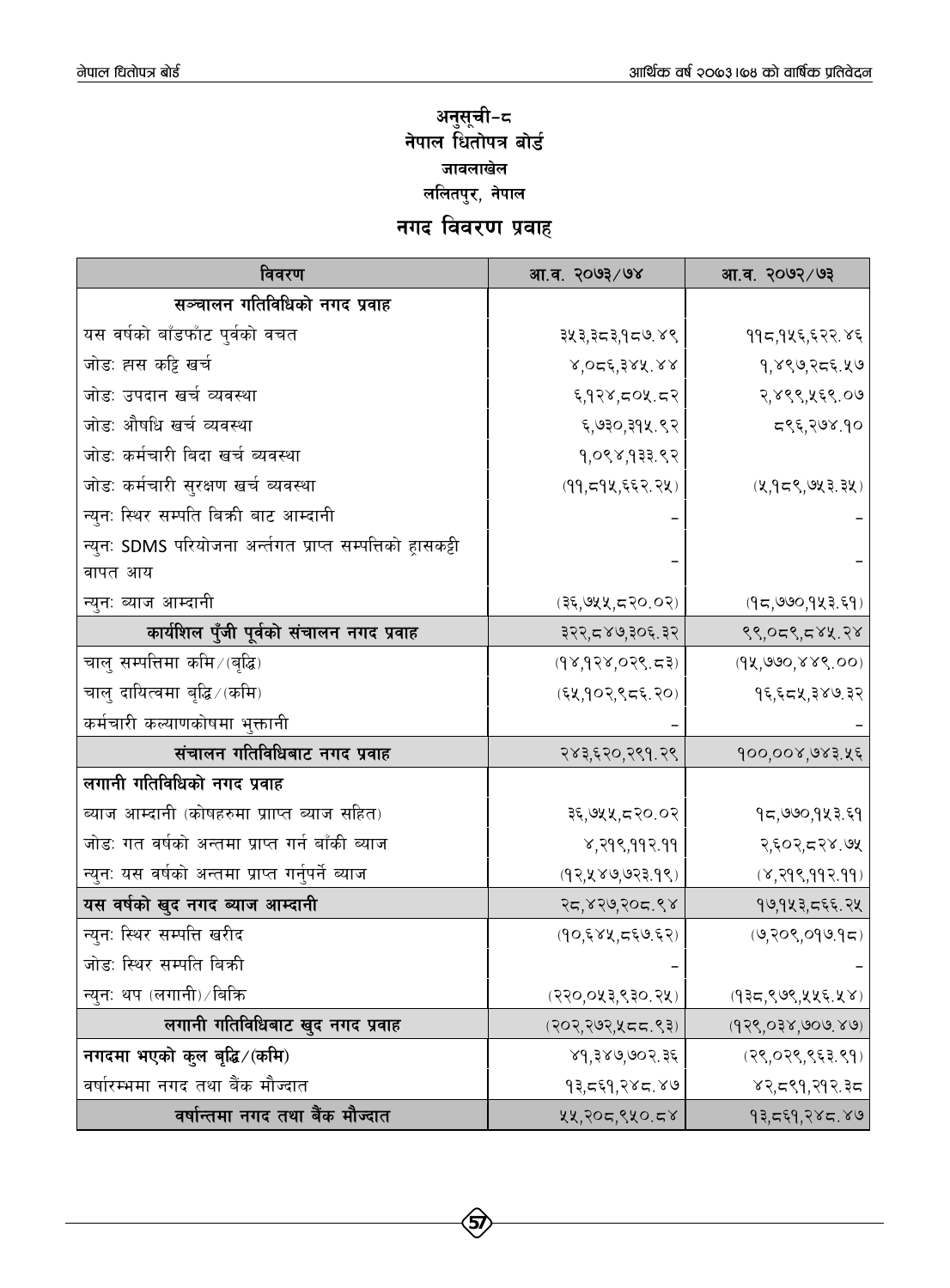# अनुसूची-८
# नेपाल धितोपत्र बोर्ड
### जावलाखेल
### ललितपुर, नेपाल

## नगद विवरण प्रवाह

| विवरण | आ.व. २०७३/७४ | आ.व. २०७२/७३ |
|---|---|---|
| **सञ्चालन गतिविधिको नगद प्रवाह** | | |
| यस वर्षको बाँडफाँट पुर्वको वचत | ३५३,३८३,१८७.४९ | ११८,१५६,६२२.४६ |
| जोडः ह्रास कट्टि खर्च | ४,०८६,३४५.४४ | १,४९७,२८६.५७ |
| जोडः उपदान खर्च व्यवस्था | ६,१२४,८०५.८२ | २,४९९,५६९.०७ |
| जोडः औषधि खर्च व्यवस्था | ६,७३०,३१५.९२ | ८९६,२७४.१० |
| जोडः कर्मचारी बिदा खर्च व्यवस्था | १,०९४,१३३.९२ | |
| जोडः कर्मचारी सुरक्षण खर्च व्यवस्था | (११,८१५,६६२.२५) | (५,१८९,७५३.३५) |
| न्युनः स्थिर सम्पति बिक्री बाट आम्दानी | - | - |
| न्युनः SDMS परियोजना अर्न्तगत प्राप्त सम्पत्तिको ह्रासकट्टी वापत आय | - | - |
| न्युनः ब्याज आम्दानी | (३६,७५५,८२०.०२) | (१८,७७०,१५३.६१) |
| **कार्यशिल पुँजी पूर्वको संचालन नगद प्रवाह** | ३२२,८४७,३०६.३२ | ९९,०८९,८४५.२४ |
| चालु सम्पत्तिमा कमि/(बृद्धि) | (१४,१२४,०२९.८३) | (१५,७७०,४४९.००) |
| चालु दायित्वमा बृद्धि/(कमि) | (६५,१०२,९८६.२०) | १६,६८५,३४७.३२ |
| कर्मचारी कल्याणकोषमा भुक्तानी | - | - |
| **संचालन गतिविधिबाट नगद प्रवाह** | २४३,६२०,२९१.२९ | १००,००४,७४३.५६ |
| **लगानी गतिविधिको नगद प्रवाह** | | |
| ब्याज आम्दानी (कोषहरुमा प्राप्त ब्याज सहित) | ३६,७५५,८२०.०२ | १८,७७०,१५३.६१ |
| जोडः गत वर्षको अन्तमा प्राप्त गर्न बाँकी ब्याज | ४,२१९,११२.११ | २,६०२,८२४.७५ |
| न्युनः यस वर्षको अन्तमा प्राप्त गर्नुपर्ने ब्याज | (१२,५४७,७२३.१९) | (४,२१९,११२.११) |
| **यस वर्षको खुद नगद ब्याज आम्दानी** | २८,४२७,२०८.९४ | १७,१५३,८६६.२५ |
| न्युनः स्थिर सम्पत्ति खरीद | (१०,६४५,८६७.६२) | (७,२०९,०१७.१८) |
| जोडः स्थिर सम्पति बिक्री | - | - |
| न्युनः थप (लगानी)/बिक्रि | (२२०,०५३,९३०.२५) | (१३८,९७९,५५६.५४) |
| **लगानी गतिविधिबाट खुद नगद प्रवाह** | (२०२,२७२,५८८.९३) | (१२९,०३४,७०७.४७) |
| **नगदमा भएको कुल बृद्धि/(कमि)** | ४१,३४७,७०२.३६ | (२९,०२९,९६३.९१) |
| वर्षारम्भमा नगद तथा बैंक मौज्दात | १३,८६१,२४८.४७ | ४२,८९१,२१२.३८ |
| **वर्षान्तमा नगद तथा बैंक मौज्दात** | ५५,२०८,९५०.८४ | १३,८६१,२४८.४७ |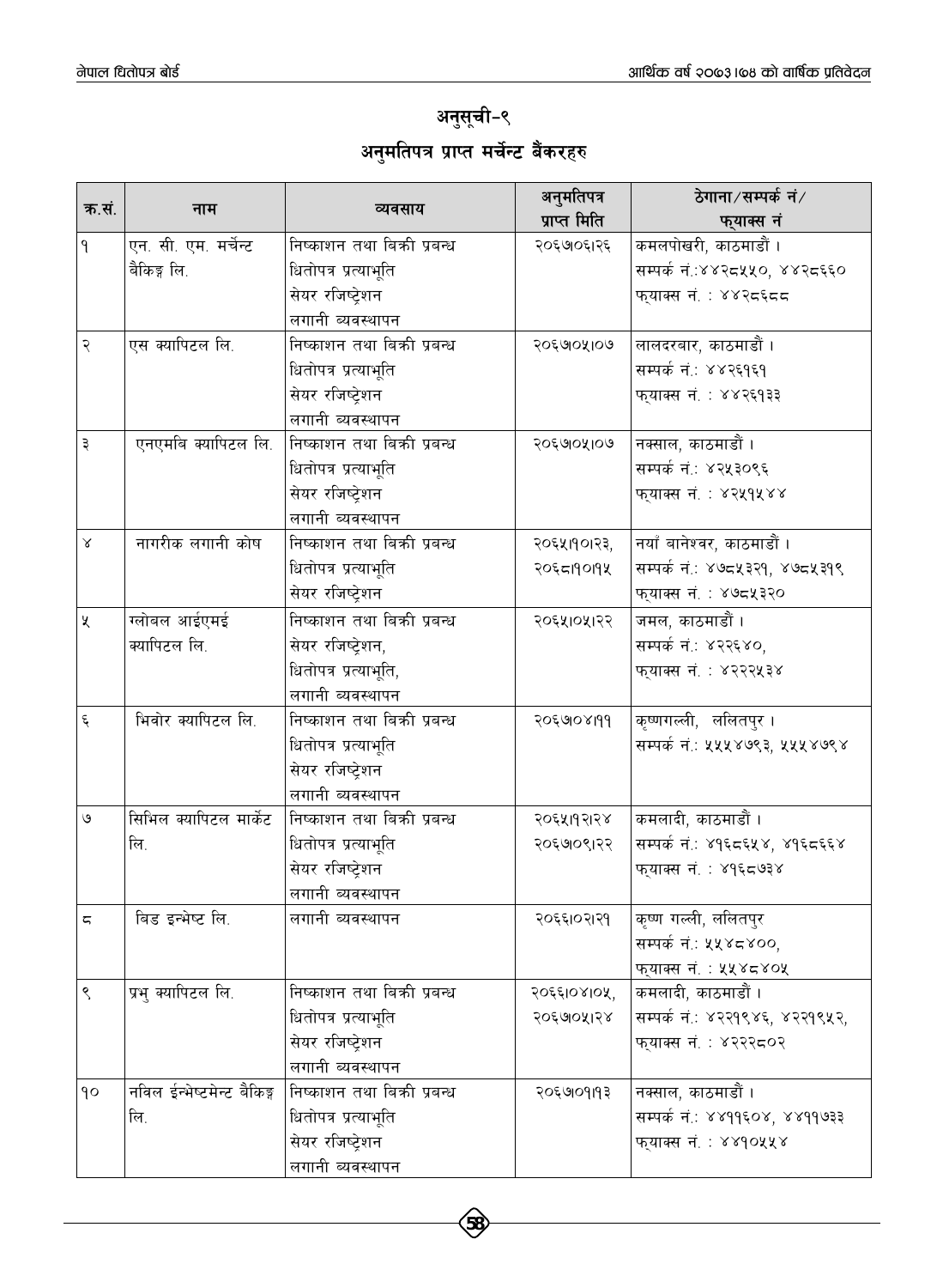## अनुसूची-९

## अनुमतिपत्र प्राप्त मर्चेन्ट बैंकरहरु

| क्र.सं. | नाम | व्यवसाय | अनुमतिपत्र प्राप्त मिति | ठेगाना/सम्पर्क नं/ फ्याक्स नं |
|---|---|---|---|---|
| १ | एन. सी. एम. मर्चेन्ट बैंकिङ्ग लि. | निष्काशन तथा बिक्री प्रबन्ध<br>धितोपत्र प्रत्याभूति<br>सेयर रजिष्ट्रेशन<br>लगानी व्यवस्थापन | २०६७।०६।२६ | कमलपोखरी, काठमाडौं ।<br>सम्पर्क नं.:४४२८५५०, ४४२८६६०<br>फ्याक्स नं. : ४४२८६८८ |
| २ | एस क्यापिटल लि. | निष्काशन तथा बिक्री प्रबन्ध<br>धितोपत्र प्रत्याभूति<br>सेयर रजिष्ट्रेशन<br>लगानी व्यवस्थापन | २०६७।०५।०७ | लालदरबार, काठमाडौं ।<br>सम्पर्क नं.: ४४२६१६१<br>फ्याक्स नं. : ४४२६१३३ |
| ३ | एनएमबि क्यापिटल लि. | निष्काशन तथा बिक्री प्रबन्ध<br>धितोपत्र प्रत्याभूति<br>सेयर रजिष्ट्रेशन<br>लगानी व्यवस्थापन | २०६७।०५।०७ | नक्साल, काठमाडौं ।<br>सम्पर्क नं.: ४२५३०९६<br>फ्याक्स नं. : ४२५१५४४ |
| ४ | नागरीक लगानी कोष | निष्काशन तथा बिक्री प्रबन्ध<br>धितोपत्र प्रत्याभूति<br>सेयर रजिष्ट्रेशन | २०६५।१०।२३,<br>२०६८।१०।१५ | नयाँ बानेश्वर, काठमाडौं ।<br>सम्पर्क नं.: ४७८५३२१, ४७८५३१९<br>फ्याक्स नं. : ४७८५३२० |
| ५ | ग्लोबल आईएमई क्यापिटल लि. | निष्काशन तथा बिक्री प्रबन्ध<br>सेयर रजिष्ट्रेशन,<br>धितोपत्र प्रत्याभूति,<br>लगानी व्यवस्थापन | २०६५।०५।२२ | जमल, काठमाडौं ।<br>सम्पर्क नं.: ४२२६४०,<br>फ्याक्स नं. : ४२२२५३४ |
| ६ | भिवोर क्यापिटल लि. | निष्काशन तथा बिक्री प्रबन्ध<br>धितोपत्र प्रत्याभूति<br>सेयर रजिष्ट्रेशन<br>लगानी व्यवस्थापन | २०६७।०४।११ | कृष्णगल्ली, ललितपुर ।<br>सम्पर्क नं.: ५५५४७९३, ५५५४७९४ |
| ७ | सिभिल क्यापिटल मार्केट लि. | निष्काशन तथा बिक्री प्रबन्ध<br>धितोपत्र प्रत्याभूति<br>सेयर रजिष्ट्रेशन<br>लगानी व्यवस्थापन | २०६५।१२।२४<br>२०६७।०९।२२ | कमलादी, काठमाडौं ।<br>सम्पर्क नं.: ४१६८६५४, ४१६८६६४<br>फ्याक्स नं. : ४१६८७३४ |
| ८ | बिड इन्भेष्ट लि. | लगानी व्यवस्थापन | २०६६।०२।२१ | कृष्ण गल्ली, ललितपुर<br>सम्पर्क नं.: ५५४८४००,<br>फ्याक्स नं. : ५५४८४०५ |
| ९ | प्रभु क्यापिटल लि. | निष्काशन तथा बिक्री प्रबन्ध<br>धितोपत्र प्रत्याभूति<br>सेयर रजिष्ट्रेशन<br>लगानी व्यवस्थापन | २०६६।०४।०५,<br>२०६७।०५।२४ | कमलादी, काठमाडौं ।<br>सम्पर्क नं.: ४२२१९४६, ४२२१९५२,<br>फ्याक्स नं. : ४२२२८०२ |
| १० | नबिल ईन्भेष्टमेन्ट बैंकिङ्ग लि. | निष्काशन तथा बिक्री प्रबन्ध<br>धितोपत्र प्रत्याभूति<br>सेयर रजिष्ट्रेशन<br>लगानी व्यवस्थापन | २०६७।०१।१३ | नक्साल, काठमाडौं ।<br>सम्पर्क नं.: ४४११६०४, ४४११७३३<br>फ्याक्स नं. : ४४१०५५४ |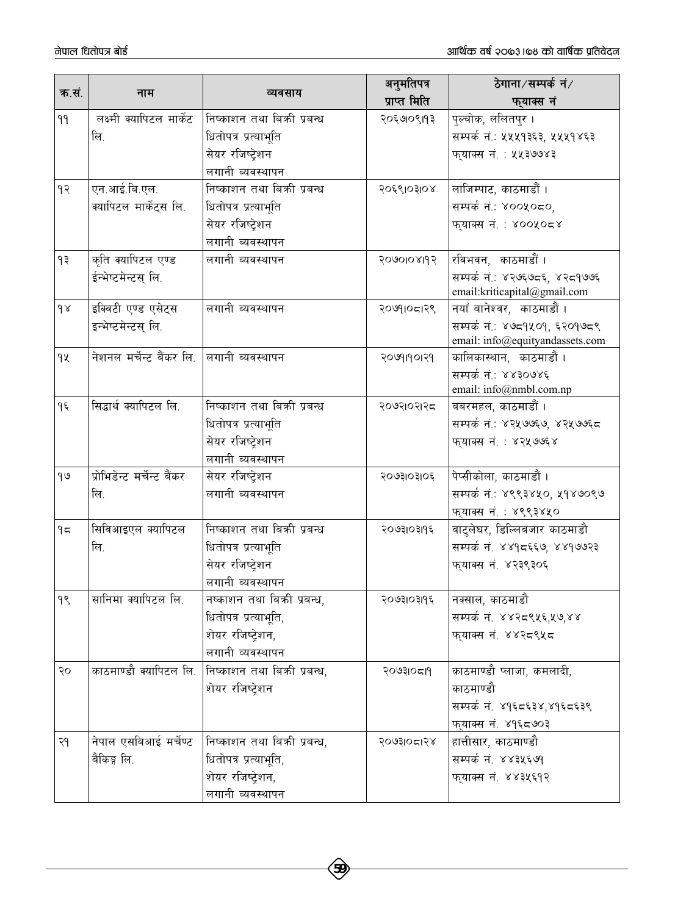| क्र.सं. | नाम | व्यवसाय | अनुमतिपत्र प्राप्त मिति | ठेगाना/सम्पर्क नं/ फ्याक्स नं |
|---|---|---|---|---|
| ११ | लक्ष्मी क्यापिटल मार्केट लि. | निष्काशन तथा बिक्री प्रबन्ध<br>धितोपत्र प्रत्याभूति<br>सेयर रजिष्ट्रेशन<br>लगानी व्यवस्थापन | २०६७।०९।१३ | पुल्चोक, ललितपुर ।<br>सम्पर्क नं.: ५५५१३६३, ५५५१४६३<br>फ्याक्स नं. : ५५३७७४३ |
| १२ | एन.आई.बि.एल. क्यापिटल मार्केट्स लि. | निष्काशन तथा बिक्री प्रबन्ध<br>धितोपत्र प्रत्याभूति<br>सेयर रजिष्ट्रेशन<br>लगानी व्यवस्थापन | २०६९।०३।०४ | लाजिम्पाट, काठमाडौं ।<br>सम्पर्क नं.: ४००५०८०,<br>फ्याक्स नं. : ४००५०८४ |
| १३ | कृति क्यापिटल एण्ड ईन्भेष्टमेन्टस् लि. | लगानी व्यवस्थापन | २०७०।०४।१२ | रविभवन, काठमाडौं ।<br>सम्पर्क नं.: ४२७६७८६, ४२८१७७६<br>email:kriticapital@gmail.com |
| १४ | इक्विटी एण्ड एसेट्स इन्भेष्टमेन्टस् लि. | लगानी व्यवस्थापन | २०७१।०८।२९ | नयाँ बानेश्वर, काठमाडौं ।<br>सम्पर्क नं.: ४७८१५०१, ६२०१७८९<br>email: info@equityandassets.com |
| १५ | नेशनल मर्चेन्ट बैंकर लि. | लगानी व्यवस्थापन | २०७१।१०।२१ | कालिकास्थान, काठमाडौं ।<br>सम्पर्क नं.: ४४३०७४६<br>email: info@nmbl.com.np |
| १६ | सिद्धार्थ क्यापिटल लि. | निष्काशन तथा बिक्री प्रबन्ध<br>धितोपत्र प्रत्याभूति<br>सेयर रजिष्ट्रेशन<br>लगानी व्यवस्थापन | २०७२।०२।२८ | बबरमहल, काठमाडौं ।<br>सम्पर्क नं.: ४२५७७६७, ४२५७७६८<br>फ्याक्स नं. : ४२५७७६४ |
| १७ | प्रोभिडेन्ट मर्चेन्ट बैंकर लि. | सेयर रजिष्ट्रेशन<br>लगानी व्यवस्थापन | २०७३।०३।०६ | पेप्सीकोला, काठमाडौं ।<br>सम्पर्क नं.: ४९९३४५०, ५१४७०९७<br>फ्याक्स नं. : ४९९३४५० |
| १८ | सिविआइएल क्यापिटल लि. | निष्काशन तथा बिक्री प्रबन्ध<br>धितोपत्र प्रत्याभूति<br>सेयर रजिष्ट्रेशन<br>लगानी व्यवस्थापन | २०७३।०३।१६ | बाटुलेघर, डिल्लिबजार काठमाडौ<br>सम्पर्क नं. ४४१८६६७, ४४१७७२३<br>फ्याक्स नं. ४२३९३०६ |
| १९ | सानिमा क्यापिटल लि. | नष्काशन तथा बिक्री प्रबन्ध,<br>धितोपत्र प्रत्याभूति,<br>शेयर रजिष्ट्रेशन,<br>लगानी व्यवस्थापन | २०७३।०३।१६ | नक्साल, काठमाडौ<br>सम्पर्क नं. ४४२८९५६,५७,४४<br>फ्याक्स नं. ४४२८९५८ |
| २० | काठमाण्डौ क्यापिटल लि. | निष्काशन तथा बिक्री प्रबन्ध,<br>शेयर रजिष्ट्रेशन | २०७३।०८।१ | काठमाण्डौ प्लाजा, कमलादी,<br>काठमाण्डौ<br>सम्पर्क नं. ४१६८६३४,४१६८६३९<br>फ्याक्स नं. ४१६८७०३ |
| २१ | नेपाल एसबिआई मर्चेण्ट बैंकिङ्ग लि. | निष्काशन तथा बिक्री प्रबन्ध,<br>धितोपत्र प्रत्याभूति,<br>शेयर रजिष्ट्रेशन,<br>लगानी व्यवस्थापन | २०७३।०८।२४ | हात्तीसार, काठमाण्डौ<br>सम्पर्क नं. ४४३५६७१<br>फ्याक्स नं. ४४३५६१२ |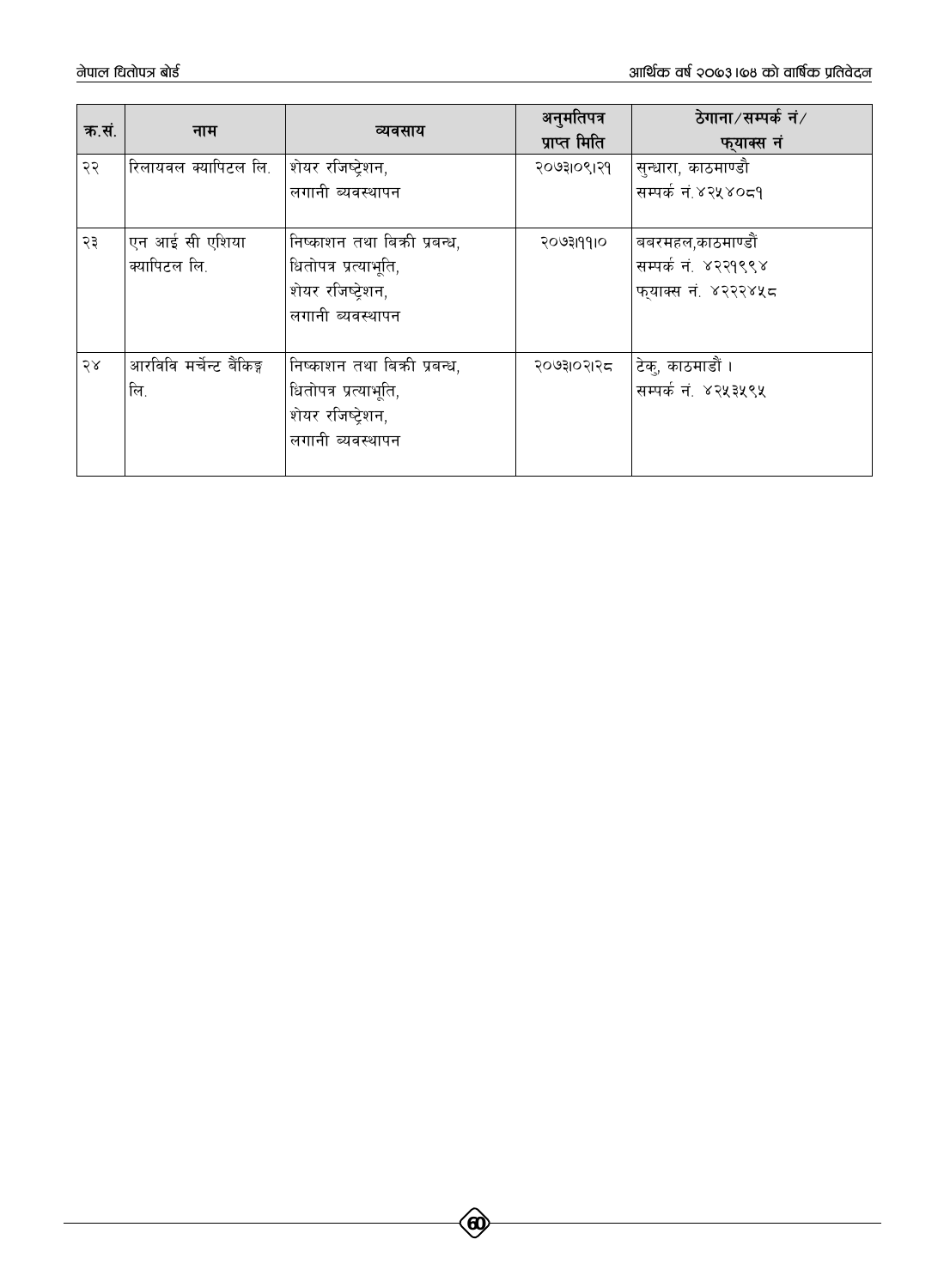| क्र.सं. | नाम | व्यवसाय | अनुमतिपत्र प्राप्त मिति | ठेगाना/सम्पर्क नं/ फ्याक्स नं |
|---|---|---|---|---|
| २२ | रिलायवल क्यापिटल लि. | शेयर रजिष्ट्रेशन, लगानी व्यवस्थापन | २०७३।०९।२१ | सुन्धारा, काठमाण्डौ सम्पर्क नं.४२५४०८१ |
| २३ | एन आई सी एशिया क्यापिटल लि. | निष्काशन तथा बिक्री प्रबन्ध, धितोपत्र प्रत्याभूति, शेयर रजिष्ट्रेशन, लगानी व्यवस्थापन | २०७३।११।० | बबरमहल,काठमाण्डौं सम्पर्क नं. ४२२१९९४ फ्याक्स नं. ४२२२४५८ |
| २४ | आरबिबि मर्चेन्ट बैंकिङ्ग लि. | निष्काशन तथा बिक्री प्रबन्ध, धितोपत्र प्रत्याभूति, शेयर रजिष्ट्रेशन, लगानी व्यवस्थापन | २०७३।०२।२८ | टेकु, काठमाडौं । सम्पर्क नं. ४२५३५९५ |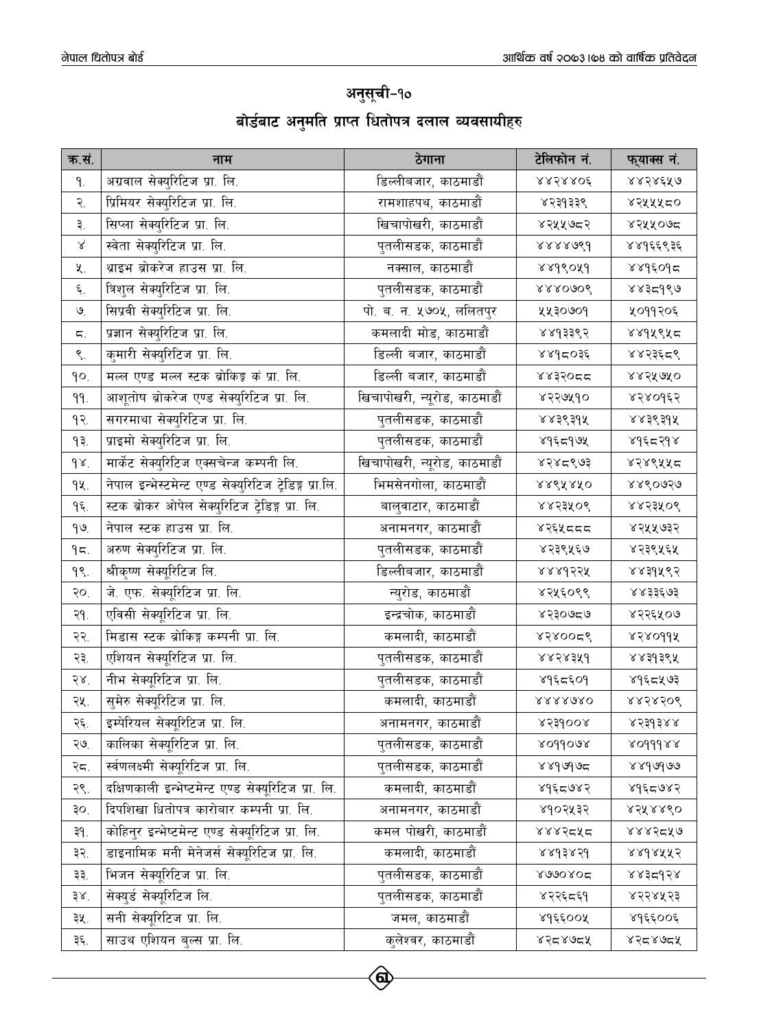## अनुसूची-१०

## बोर्डबाट अनुमति प्राप्त धितोपत्र दलाल व्यवसायीहरु

| क्र.सं. | नाम | ठेगाना | टेलिफोन नं. | फ्याक्स नं. |
|---|---|---|---|---|
| १. | अग्रवाल सेक्युरिटिज प्रा. लि. | डिल्लीबजार, काठमाडौं | ४४२४४०६ | ४४२४६५७ |
| २. | प्रिमियर सेक्युरिटिज प्रा. लि. | रामशाहपथ, काठमाडौं | ४२३१३३९ | ४२५५५८० |
| ३. | सिप्ला सेक्युरिटिज प्रा. लि. | खिचापोखरी, काठमाडौं | ४२५५७८२ | ४२५५०७८ |
| ४ | स्वेता सेक्युरिटिज प्रा. लि. | पुतलीसडक, काठमाडौं | ४४४४७९१ | ४४१६६९३६ |
| ५. | थ्राइभ ब्रोकरेज हाउस प्रा. लि. | नक्साल, काठमाडौं | ४४१९०५१ | ४४१६०१८ |
| ६. | त्रिशुल सेक्युरिटिज प्रा. लि. | पुतलीसडक, काठमाडौं | ४४४०७०९ | ४४३८१९७ |
| ७. | सिप्रवी सेक्युरिटिज प्रा. लि. | पो. ब. न. ५७०५, ललितपुर | ५५३०७०१ | ५०११२०६ |
| ८. | प्रज्ञान सेक्युरिटिज प्रा. लि. | कमलादी मोड, काठमाडौं | ४४१३३९२ | ४४१५९५८ |
| ९. | कुमारी सेक्युरिटिज प्रा. लि. | डिल्ली बजार, काठमाडौं | ४४१८०३६ | ४४२३६८९ |
| १०. | मल्ल एण्ड मल्ल स्टक ब्रोकिङ्ग कं प्रा. लि. | डिल्ली बजार, काठमाडौं | ४४३२०८८ | ४४२५७५० |
| ११. | आशुतोष ब्रोकरेज एण्ड सेक्युरिटिज प्रा. लि. | खिचापोखरी, न्यूरोड, काठमाडौं | ४२२७५१० | ४२४०१६२ |
| १२. | सगरमाथा सेक्युरिटिज प्रा. लि. | पुतलीसडक, काठमाडौं | ४४३९३१५ | ४४३९३१५ |
| १३. | प्राइमो सेक्युरिटिज प्रा. लि. | पुतलीसडक, काठमाडौं | ४१६८१७५ | ४१६८२१४ |
| १४. | मार्केट सेक्युरिटिज एक्सचेन्ज कम्पनी लि. | खिचापोखरी, न्यूरोड, काठमाडौं | ४२४८९७३ | ४२४९५५८ |
| १५. | नेपाल इन्भेस्टमेन्ट एण्ड सेक्युरिटिज ट्रेडिङ्ग प्रा.लि. | भिमसेनगोला, काठमाडौं | ४४९५४५० | ४४९०७२७ |
| १६. | स्टक ब्रोकर ओपेल सेक्युरिटिज ट्रेडिङ्ग प्रा. लि. | बालुवाटार, काठमाडौं | ४४२३५०९ | ४४२३५०९ |
| १७. | नेपाल स्टक हाउस प्रा. लि. | अनामनगर, काठमाडौं | ४२६५८८८ | ४२५५७३२ |
| १८. | अरुण सेक्युरिटिज प्रा. लि. | पुतलीसडक, काठमाडौं | ४२३९५६७ | ४२३९५६५ |
| १९. | श्रीकृष्ण सेक्यूरिटिज लि. | डिल्लीबजार, काठमाडौं | ४४४१२२५ | ४४३१५९२ |
| २०. | जे. एफ. सेक्यूरिटिज प्रा. लि. | न्युरोड, काठमाडौं | ४२५६०९९ | ४४३३६७३ |
| २१. | एबिसी सेक्यूरिटिज प्रा. लि. | इन्द्रचोक, काठमाडौं | ४२३०७८७ | ४२२६५०७ |
| २२. | मिडास स्टक ब्रोकिङ्ग कम्पनी प्रा. लि. | कमलादी, काठमाडौं | ४२४००८९ | ४२४०११५ |
| २३. | एशियन सेक्यूरिटिज प्रा. लि. | पुतलीसडक, काठमाडौं | ४४२४३५१ | ४४३१३९५ |
| २४. | नीभ सेक्यूरिटिज प्रा. लि. | पुतलीसडक, काठमाडौं | ४१६८६०१ | ४१६८५७३ |
| २५. | सुमेरु सेक्यूरिटिज प्रा. लि. | कमलादी, काठमाडौं | ४४४४७४० | ४४२४२०९ |
| २६. | इम्पेरियल सेक्यूरिटिज प्रा. लि. | अनामनगर, काठमाडौं | ४२३१००४ | ४२३१३४४ |
| २७. | कालिका सेक्यूरिटिज प्रा. लि. | पुतलीसडक, काठमाडौं | ४०११०७४ | ४०१११४४ |
| २८. | स्वर्णलक्ष्मी सेक्यूरिटिज प्रा. लि. | पुतलीसडक, काठमाडौं | ४४१७१७८ | ४४१७१७७ |
| २९. | दक्षिणकाली इन्भेष्टमेन्ट एण्ड सेक्यूरिटिज प्रा. लि. | कमलादी, काठमाडौं | ४१६८७४२ | ४१६८७४२ |
| ३०. | दिपशिखा धितोपत्र कारोबार कम्पनी प्रा. लि. | अनामनगर, काठमाडौं | ४१०२५३२ | ४२५४४९० |
| ३१. | कोहिनुर इन्भेष्टमेन्ट एण्ड सेक्यूरिटिज प्रा. लि. | कमल पोखरी, काठमाडौं | ४४४२८५८ | ४४४२८५७ |
| ३२. | डाइनामिक मनी मेनेजर्स सेक्यूरिटिज प्रा. लि. | कमलादी, काठमाडौं | ४४१३४२१ | ४४१४५५२ |
| ३३. | भिजन सेक्यूरिटिज प्रा. लि. | पुतलीसडक, काठमाडौं | ४७७०४०८ | ४४३८१२४ |
| ३४. | सेक्युर्ड सेक्यूरिटिज लि. | पुतलीसडक, काठमाडौं | ४२२६८६१ | ४२२४५२३ |
| ३५. | सनी सेक्यूरिटिज प्रा. लि. | जमल, काठमाडौं | ४१६६००५ | ४१६६००६ |
| ३६. | साउथ एशियन बुल्स प्रा. लि. | कुलेश्वर, काठमाडौं | ४२८४७८५ | ४२८४७८५ |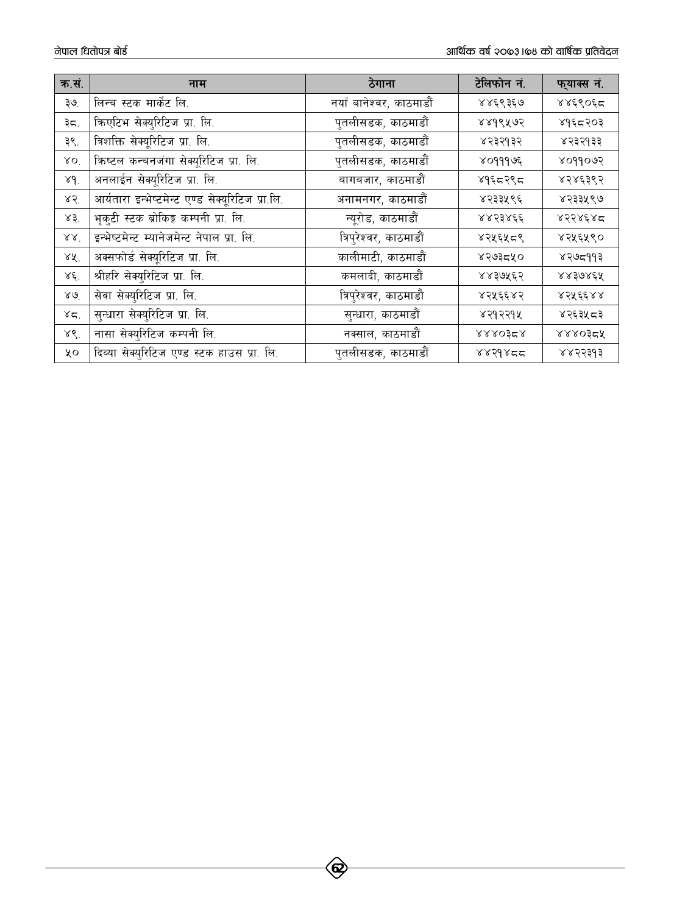| क्र.सं. | नाम | ठेगाना | टेलिफोन नं. | फ्याक्स नं. |
|---|---|---|---|---|
| ३७. | लिन्च स्टक मार्केट लि. | नयाँ बानेश्वर, काठमाडौं | ४४६९३६७ | ४४६९०६८ |
| ३८. | क्रिएटिभ सेक्युरिटिज प्रा. लि. | पुतलीसडक, काठमाडौं | ४४१९५७२ | ४१६८२०३ |
| ३९. | त्रिशक्ति सेक्यूरिटिज प्रा. लि. | पुतलीसडक, काठमाडौं | ४२३२१३२ | ४२३२१३३ |
| ४०. | क्रिष्टल कन्चनजंगा सेक्यूरिटिज प्रा. लि. | पुतलीसडक, काठमाडौं | ४०११७६ | ४०११०७२ |
| ४१. | अनलाईन सेक्यूरिटिज प्रा. लि. | बागबजार, काठमाडौं | ४१६८२९८ | ४२४६३९२ |
| ४२. | आर्यतारा इन्भेष्टमेन्ट एण्ड सेक्यूरिटिज प्रा.लि. | अनामनगर, काठमाडौं | ४२३३५९६ | ४२३३५९७ |
| ४३. | भृकुटी स्टक ब्रोकिङ्ग कम्पनी प्रा. लि. | न्यूरोड, काठमाडौं | ४४२३४६६ | ४२२४६४८ |
| ४४. | इन्भेष्टमेन्ट म्यानेजमेन्ट नेपाल प्रा. लि. | त्रिपुरेश्वर, काठमाडौं | ४२५६५८९ | ४२५६५९० |
| ४५. | अक्सफोर्ड सेक्यूरिटिज प्रा. लि. | कालीमाटी, काठमाडौं | ४२७३८५० | ४२७८११३ |
| ४६. | श्रीहरि सेक्युरिटिज प्रा. लि. | कमलादी, काठमाडौं | ४४३७५६२ | ४४३७४६५ |
| ४७. | सेवा सेक्युरिटिज प्रा. लि. | त्रिपुरेश्वर, काठमाडौं | ४२५६६४२ | ४२५६६४४ |
| ४८. | सुन्धारा सेक्युरिटिज प्रा. लि. | सुन्धारा, काठमाडौं | ४२१२२१५ | ४२६३५८३ |
| ४९. | नासा सेक्युरिटिज कम्पनी लि. | नक्साल, काठमाडौं | ४४४०३८४ | ४४४०३८५ |
| ५० | दिब्या सेक्युरिटिज एण्ड स्टक हाउस प्रा. लि. | पुतलीसडक, काठमाडौं | ४४२१४८८ | ४४२२३१३ |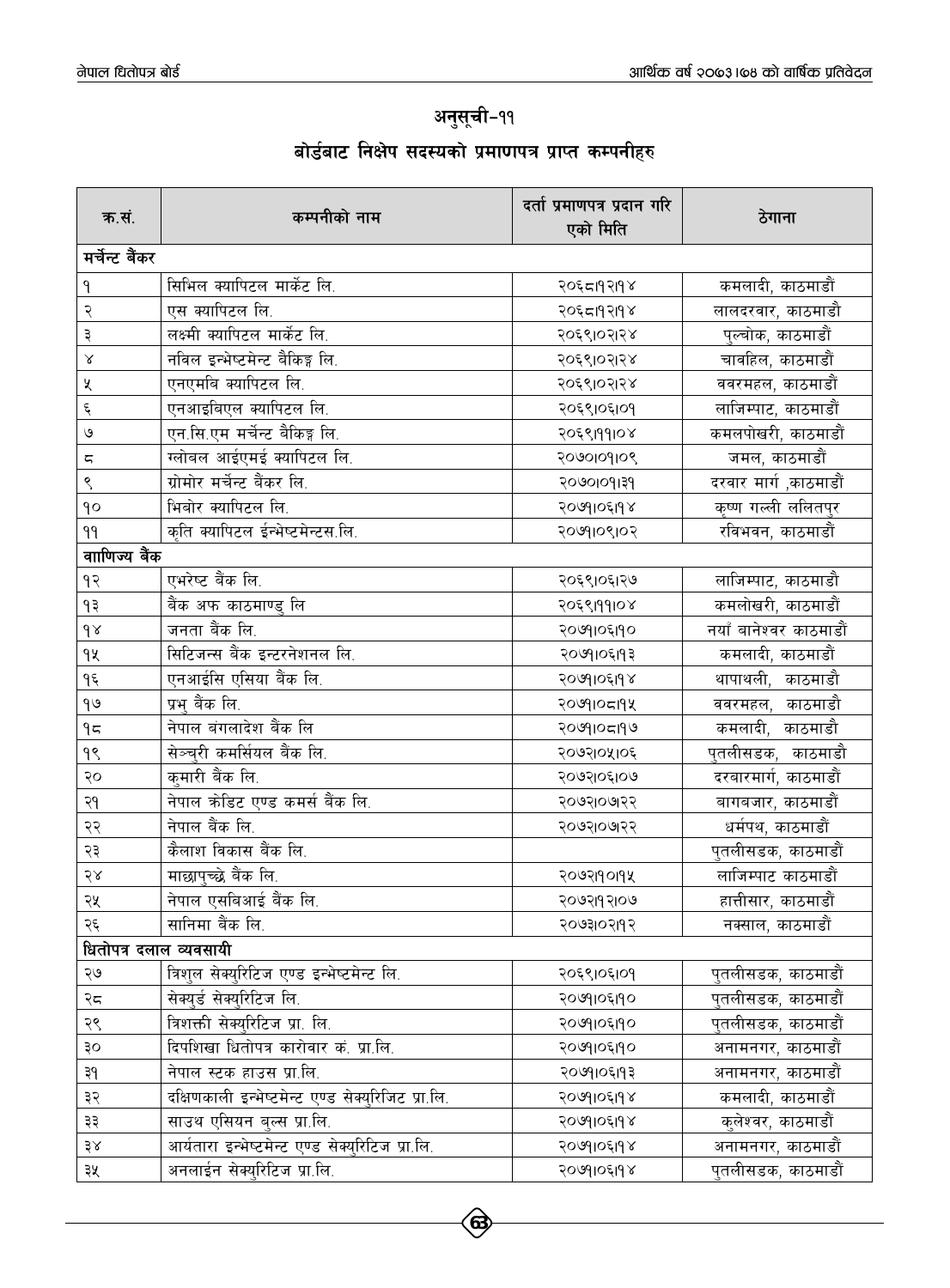# अनुसूची-११

## बोर्डबाट निक्षेप सदस्यको प्रमाणपत्र प्राप्त कम्पनीहरु

| क्र.सं. | कम्पनीको नाम | दर्ता प्रमाणपत्र प्रदान गरिएको मिति | ठेगाना |
|---|---|---|---|
| **मर्चेन्ट बैंकर** | | | |
| १ | सिभिल क्यापिटल मार्केट लि. | २०६८।१२।१४ | कमलादी, काठमाडौं |
| २ | एस क्यापिटल लि. | २०६८।१२।१४ | लालदरवार, काठमाडौ |
| ३ | लक्ष्मी क्यापिटल मार्केट लि. | २०६९।०२।२४ | पुल्चोक, काठमाडौं |
| ४ | नविल इन्भेष्टमेन्ट बैकिङ्ग लि. | २०६९।०२।२४ | चावहिल, काठमाडौं |
| ५ | एनएमबि क्यापिटल लि. | २०६९।०२।२४ | ववरमहल, काठमाडौं |
| ६ | एनआइबिएल क्यापिटल लि. | २०६९।०६।०१ | लाजिम्पाट, काठमाडौं |
| ७ | एन.सि.एम मर्चेन्ट बैकिङ्ग लि. | २०६९।११।०४ | कमलपोखरी, काठमाडौं |
| ८ | ग्लोबल आईएमई क्यापिटल लि. | २०७०।०१।०९ | जमल, काठमाडौं |
| ९ | ग्रोमोर मर्चेन्ट बैंकर लि. | २०७०।०१।३१ | दरवार मार्ग ,काठमाडौं |
| १० | भिबोर क्यापिटल लि. | २०७१।०६।१४ | कृष्ण गल्ली ललितपुर |
| ११ | कृति क्यापिटल ईन्भेष्टमेन्टस.लि. | २०७१।०९।०२ | रविभवन, काठमाडौं |
| **वाणिज्य बैंक** | | | |
| १२ | एभरेष्ट बैंक लि. | २०६९।०६।२७ | लाजिम्पाट, काठमाडौ |
| १३ | बैंक अफ काठमाण्डु लि | २०६९।११।०४ | कमलोखरी, काठमाडौं |
| १४ | जनता बैंक लि. | २०७१।०६।१० | नयाँ बानेश्वर काठमाडौं |
| १५ | सिटिजन्स बैंक इन्टरनेशनल लि. | २०७१।०६।१३ | कमलादी, काठमाडौं |
| १६ | एनआईसि एसिया बैंक लि. | २०७१।०६।१४ | थापाथली, काठमाडौ |
| १७ | प्रभु बैंक लि. | २०७१।०८।१५ | ववरमहल, काठमाडौ |
| १८ | नेपाल बंगलादेश बैंक लि | २०७१।०८।१७ | कमलादी, काठमाडौ |
| १९ | सेञ्चुरी कमर्सियल बैंक लि. | २०७२।०५।०६ | पुतलीसडक, काठमाडौं |
| २० | कुमारी बैंक लि. | २०७२।०६।०७ | दरबारमार्ग, काठमाडौं |
| २१ | नेपाल क्रेडिट एण्ड कमर्स बैंक लि. | २०७२।०७।२२ | बागबजार, काठमाडौं |
| २२ | नेपाल बैंक लि. | २०७२।०७।२२ | धर्मपथ, काठमाडौं |
| २३ | कैलाश विकास बैंक लि. | | पुतलीसडक, काठमाडौं |
| २४ | माछापुच्छे बैंक लि. | २०७२।१०।१५ | लाजिम्पाट काठमाडौं |
| २५ | नेपाल एसबिआई बैंक लि. | २०७२।१२।०७ | हात्तीसार, काठमाडौं |
| २६ | सानिमा बैंक लि. | २०७३।०२।१२ | नक्साल, काठमाडौं |
| **धितोपत्र दलाल व्यवसायी** | | | |
| २७ | त्रिशुल सेक्युरिटिज एण्ड इन्भेष्टमेन्ट लि. | २०६९।०६।०१ | पुतलीसडक, काठमाडौं |
| २८ | सेक्युर्ड सेक्युरिटिज लि. | २०७१।०६।१० | पुतलीसडक, काठमाडौं |
| २९ | त्रिशक्ती सेक्युरिटिज प्रा. लि. | २०७१।०६।१० | पुतलीसडक, काठमाडौं |
| ३० | दिपशिखा धितोपत्र कारोवार कं. प्रा.लि. | २०७१।०६।१० | अनामनगर, काठमाडौं |
| ३१ | नेपाल स्टक हाउस प्रा.लि. | २०७१।०६।१३ | अनामनगर, काठमाडौं |
| ३२ | दक्षिणकाली इन्भेष्टमेन्ट एण्ड सेक्युरिजिट प्रा.लि. | २०७१।०६।१४ | कमलादी, काठमाडौं |
| ३३ | साउथ एसियन बुल्स प्रा.लि. | २०७१।०६।१४ | कुलेश्वर, काठमाडौं |
| ३४ | आर्यतारा इन्भेष्टमेन्ट एण्ड सेक्युरिटिज प्रा.लि. | २०७१।०६।१४ | अनामनगर, काठमाडौं |
| ३५ | अनलाईन सेक्युरिटिज प्रा.लि. | २०७१।०६।१४ | पुतलीसडक, काठमाडौं |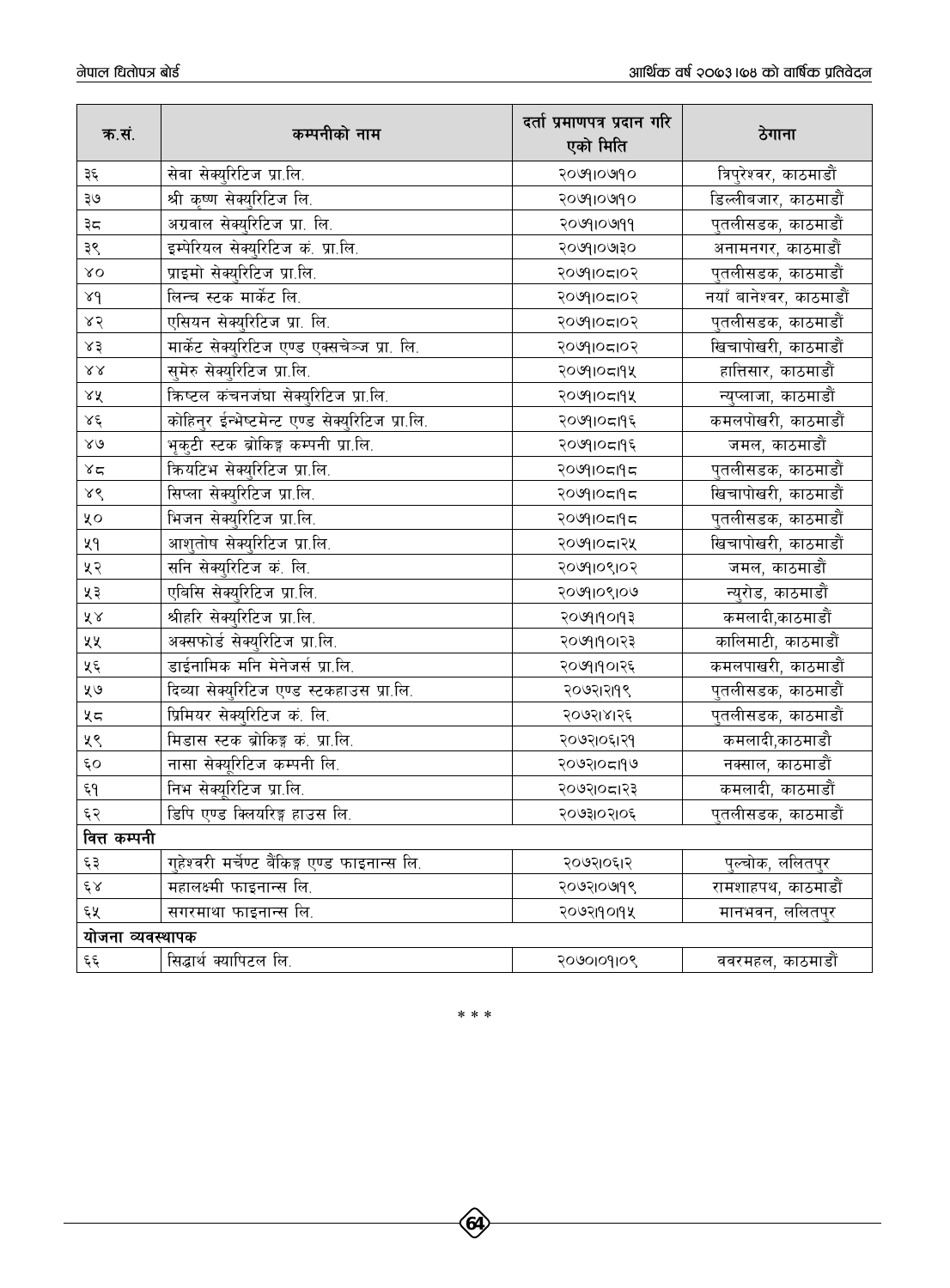| क्र.सं. | कम्पनीको नाम | दर्ता प्रमाणपत्र प्रदान गरिएको मिति | ठेगाना |
|---|---|---|---|
| ३६ | सेवा सेक्युरिटिज प्रा.लि. | २०७१।०७।१० | त्रिपुरेश्वर, काठमाडौं |
| ३७ | श्री कृष्ण सेक्युरिटिज लि. | २०७१।०७।१० | डिल्लीबजार, काठमाडौं |
| ३८ | अग्रवाल सेक्युरिटिज प्रा. लि. | २०७१।०७।११ | पुतलीसडक, काठमाडौं |
| ३९ | इम्पेरियल सेक्युरिटिज कं. प्रा.लि. | २०७१।०७।३० | अनामनगर, काठमाडौं |
| ४० | प्राइमो सेक्युरिटिज प्रा.लि. | २०७१।०८।०२ | पुतलीसडक, काठमाडौं |
| ४१ | लिन्च स्टक मार्केट लि. | २०७१।०८।०२ | नयाँ बानेश्वर, काठमाडौं |
| ४२ | एसियन सेक्युरिटिज प्रा. लि. | २०७१।०८।०२ | पुतलीसडक, काठमाडौं |
| ४३ | मार्केट सेक्युरिटिज एण्ड एक्सचेन्ज प्रा. लि. | २०७१।०८।०२ | खिचापोखरी, काठमाडौं |
| ४४ | सुमेरु सेक्युरिटिज प्रा.लि. | २०७१।०८।१५ | हात्तिसार, काठमाडौं |
| ४५ | क्रिष्टल कंचनजंघा सेक्युरिटिज प्रा.लि. | २०७१।०८।१५ | न्युप्लाजा, काठमाडौं |
| ४६ | कोहिनुर ईन्भेष्टमेन्ट एण्ड सेक्युरिटिज प्रा.लि. | २०७१।०८।१६ | कमलपोखरी, काठमाडौं |
| ४७ | भृकुटी स्टक ब्रोकिङ्ग कम्पनी प्रा.लि. | २०७१।०८।१६ | जमल, काठमाडौं |
| ४८ | क्रियटिभ सेक्युरिटिज प्रा.लि. | २०७१।०८।१८ | पुतलीसडक, काठमाडौं |
| ४९ | सिप्ला सेक्युरिटिज प्रा.लि. | २०७१।०८।१८ | खिचापोखरी, काठमाडौं |
| ५० | भिजन सेक्युरिटिज प्रा.लि. | २०७१।०८।१८ | पुतलीसडक, काठमाडौं |
| ५१ | आशुतोष सेक्युरिटिज प्रा.लि. | २०७१।०८।२५ | खिचापोखरी, काठमाडौं |
| ५२ | सनि सेक्युरिटिज कं. लि. | २०७१।०९।०२ | जमल, काठमाडौं |
| ५३ | एबिसि सेक्युरिटिज प्रा.लि. | २०७१।०९।०७ | न्युरोड, काठमाडौं |
| ५४ | श्रीहरि सेक्युरिटिज प्रा.लि. | २०७१।१०।१३ | कमलादी,काठमाडौं |
| ५५ | अक्सफोर्ड सेक्युरिटिज प्रा.लि. | २०७१।१०।२३ | कालिमाटी, काठमाडौं |
| ५६ | डाईनामिक मनि मेनेजर्स प्रा.लि. | २०७१।१०।२६ | कमलपाखरी, काठमाडौं |
| ५७ | दिव्या सेक्युरिटिज एण्ड स्टकहाउस प्रा.लि. | २०७२।२।१९ | पुतलीसडक, काठमाडौं |
| ५८ | प्रिमियर सेक्युरिटिज कं. लि. | २०७२।४।२६ | पुतलीसडक, काठमाडौं |
| ५९ | मिडास स्टक ब्रोकिङ्ग कं. प्रा.लि. | २०७२।०६।२१ | कमलादी,काठमाडौ |
| ६० | नासा सेक्यूरिटिज कम्पनी लि. | २०७२।०८।१७ | नक्साल, काठमाडौं |
| ६१ | निभ सेक्यूरिटिज प्रा.लि. | २०७२।०८।२३ | कमलादी, काठमाडौं |
| ६२ | डिपि एण्ड क्लियरिङ्ग हाउस लि. | २०७३।०२।०६ | पुतलीसडक, काठमाडौं |
| **वित्त कम्पनी** | | | |
| ६३ | गुहेश्वरी मर्चेण्ट बैंकिङ्ग एण्ड फाइनान्स लि. | २०७२।०६।२ | पुल्चोक, ललितपुर |
| ६४ | महालक्ष्मी फाइनान्स लि. | २०७२।०७।१९ | रामशाहपथ, काठमाडौं |
| ६५ | सगरमाथा फाइनान्स लि. | २०७२।१०।१५ | मानभवन, ललितपुर |
| **योजना व्यवस्थापक** | | | |
| ६६ | सिद्धार्थ क्यापिटल लि. | २०७०।०१।०९ | ववरमहल, काठमाडौं |

\* \* \*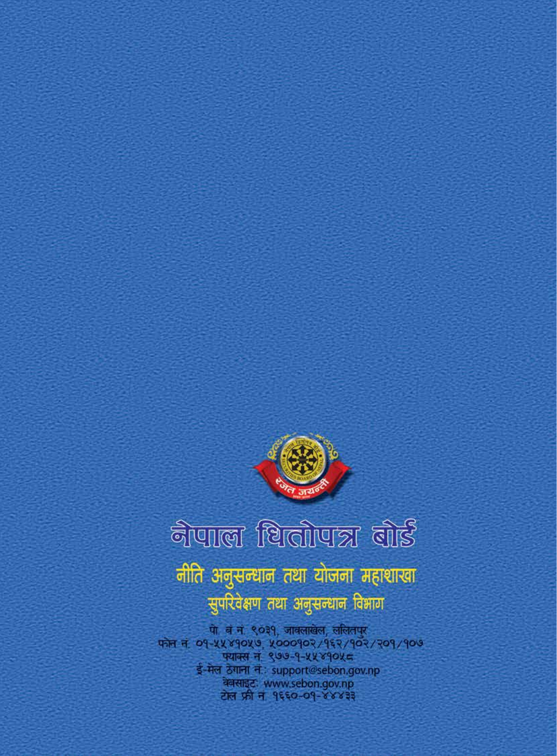# नेपाल धितोपत्र बोर्ड

## नीति अनुसन्धान तथा योजना महाशाखा

### सुपरिवेक्षण तथा अनुसन्धान विभाग

पो. ब. नं. ९०३१, जावलाखेल, ललितपुर
फोन नं. ०१-५५४१०५७, ५०००१०२/१६२/१०२/२०१/१०७
फ्याक्स नं. ९७७-१-५५४१०५८
ई-मेल ठेगाना नं.: support@sebon.gov.np
वेबसाइट: www.sebon.gov.np
टोल फ्री नं. १६६०-०१-४४४३३